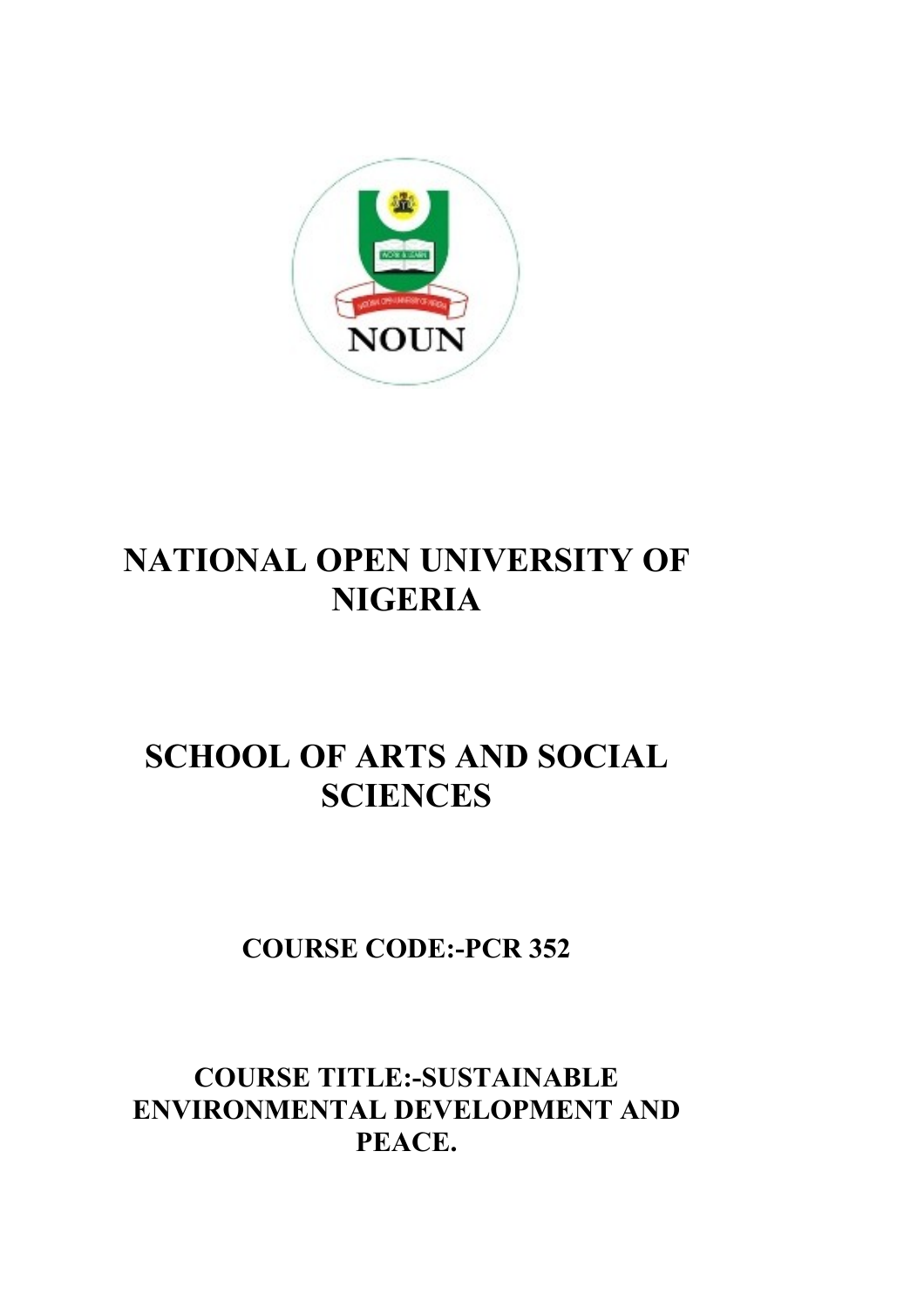# NATIONAL OPEN UNIVERSITY OF NIGERIA

# SCHOOL OF ARTS AND SOCIAL SCIENCES

**COURSE CODE:-PCR 352**

**COURSE TITLE:-SUSTAINABLE ENVIRONMENTAL DEVELOPMENT AND PEACE.**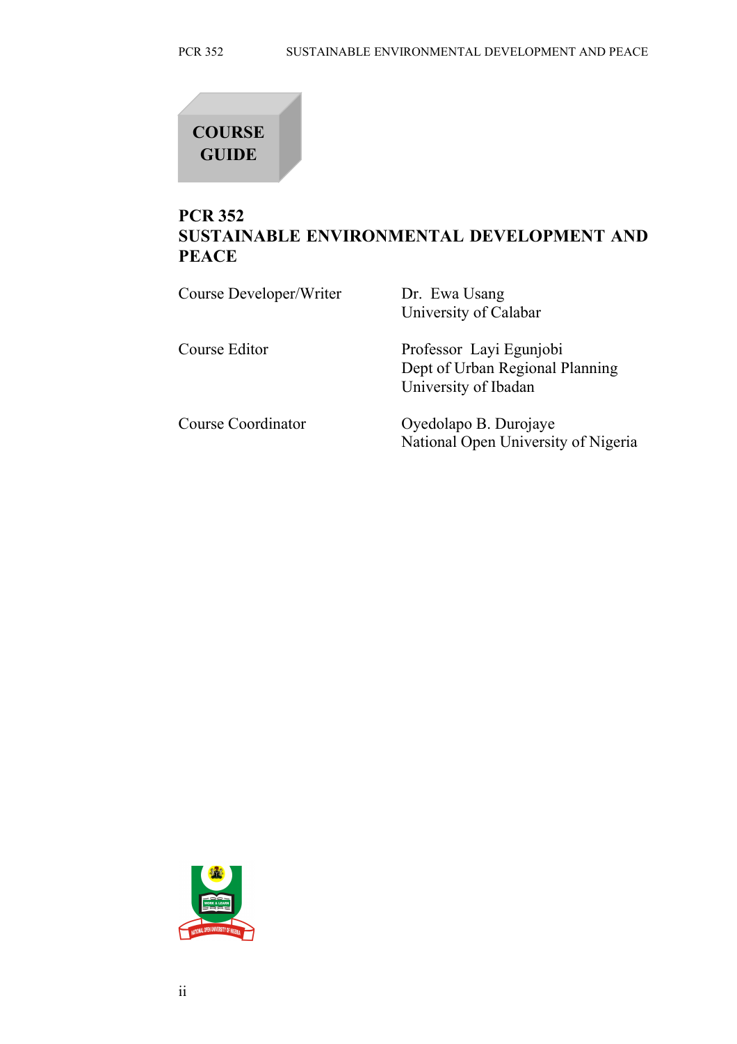COURSE GUIDE

# PCR 352
# SUSTAINABLE ENVIRONMENTAL DEVELOPMENT AND PEACE

| | |
|---|---|
| Course Developer/Writer | Dr. Ewa Usang<br>University of Calabar |
| Course Editor | Professor Layi Egunjobi<br>Dept of Urban Regional Planning<br>University of Ibadan |
| Course Coordinator | Oyedolapo B. Durojaye<br>National Open University of Nigeria |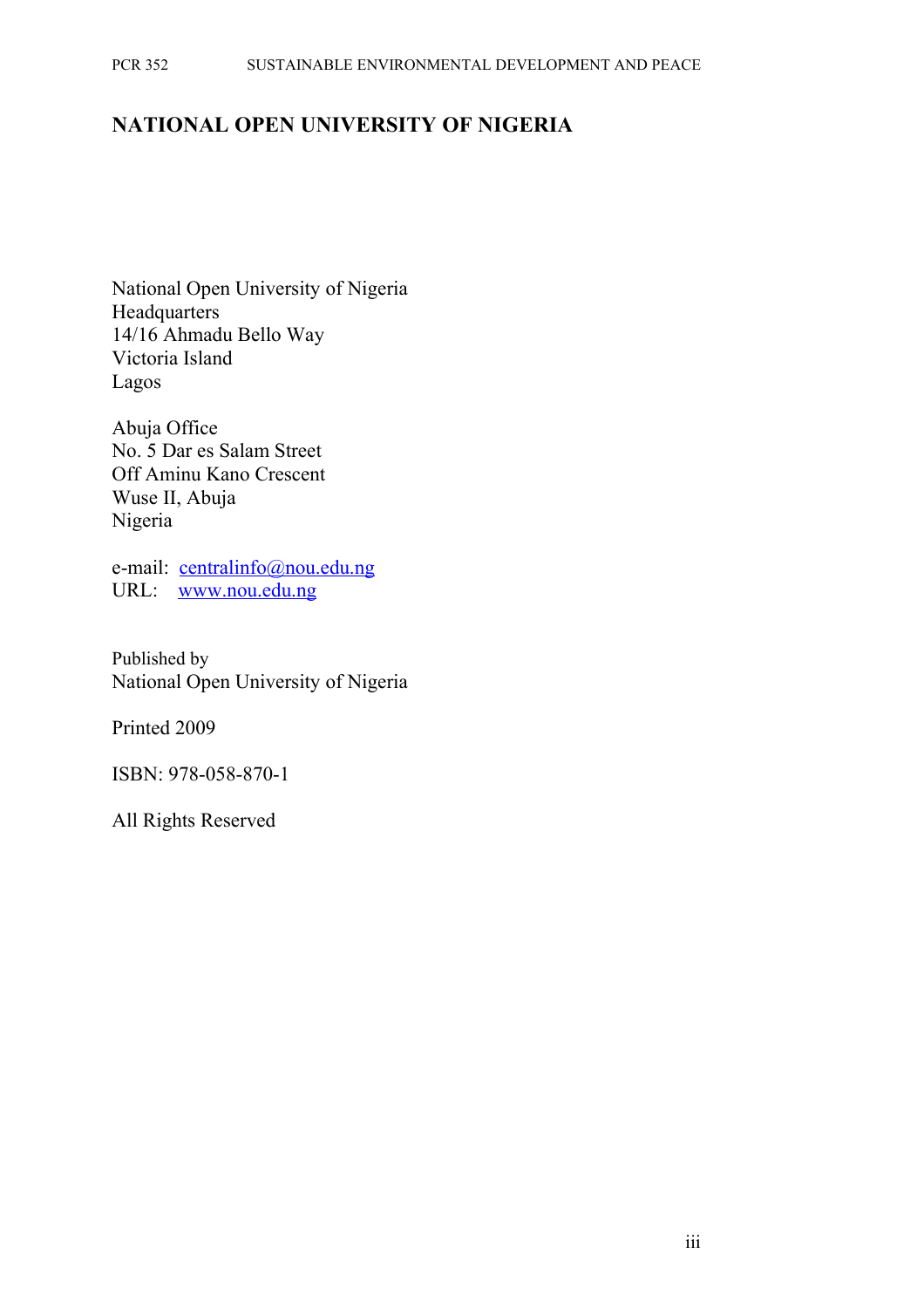# NATIONAL OPEN UNIVERSITY OF NIGERIA

National Open University of Nigeria
Headquarters
14/16 Ahmadu Bello Way
Victoria Island
Lagos

Abuja Office
No. 5 Dar es Salam Street
Off Aminu Kano Crescent
Wuse II, Abuja
Nigeria

e-mail: centralinfo@nou.edu.ng
URL: www.nou.edu.ng

Published by
National Open University of Nigeria

Printed 2009

ISBN: 978-058-870-1

All Rights Reserved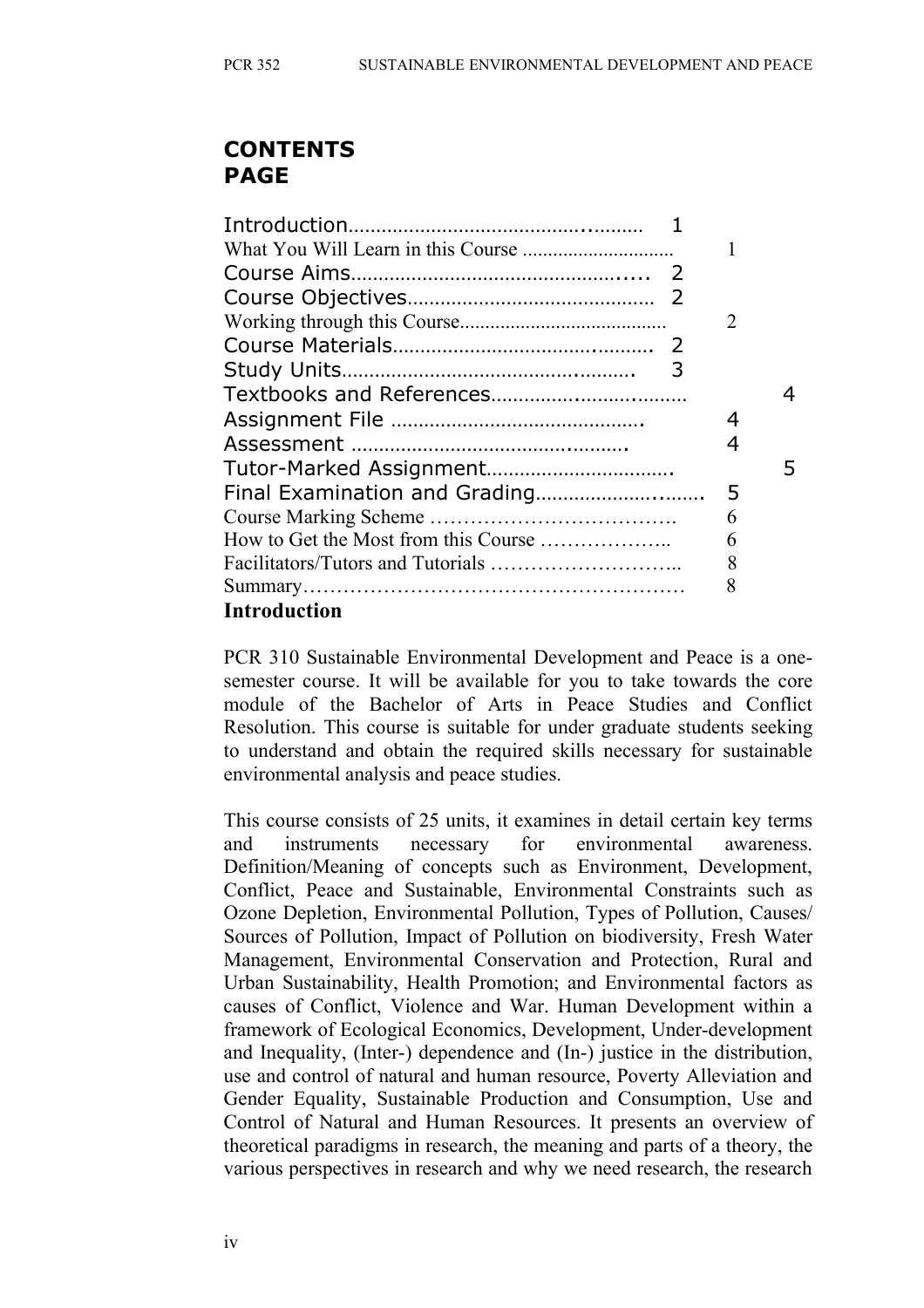## CONTENTS
## PAGE

| | |
|---|---|
| Introduction | 1 |
| What You Will Learn in this Course | 1 |
| Course Aims | 2 |
| Course Objectives | 2 |
| Working through this Course | 2 |
| Course Materials | 2 |
| Study Units | 3 |
| Textbooks and References | 4 |
| Assignment File | 4 |
| Assessment | 4 |
| Tutor-Marked Assignment | 5 |
| Final Examination and Grading | 5 |
| Course Marking Scheme | 6 |
| How to Get the Most from this Course | 6 |
| Facilitators/Tutors and Tutorials | 8 |
| Summary | 8 |

**Introduction**

PCR 310 Sustainable Environmental Development and Peace is a one-semester course. It will be available for you to take towards the core module of the Bachelor of Arts in Peace Studies and Conflict Resolution. This course is suitable for under graduate students seeking to understand and obtain the required skills necessary for sustainable environmental analysis and peace studies.

This course consists of 25 units, it examines in detail certain key terms and instruments necessary for environmental awareness. Definition/Meaning of concepts such as Environment, Development, Conflict, Peace and Sustainable, Environmental Constraints such as Ozone Depletion, Environmental Pollution, Types of Pollution, Causes/ Sources of Pollution, Impact of Pollution on biodiversity, Fresh Water Management, Environmental Conservation and Protection, Rural and Urban Sustainability, Health Promotion; and Environmental factors as causes of Conflict, Violence and War. Human Development within a framework of Ecological Economics, Development, Under-development and Inequality, (Inter-) dependence and (In-) justice in the distribution, use and control of natural and human resource, Poverty Alleviation and Gender Equality, Sustainable Production and Consumption, Use and Control of Natural and Human Resources. It presents an overview of theoretical paradigms in research, the meaning and parts of a theory, the various perspectives in research and why we need research, the research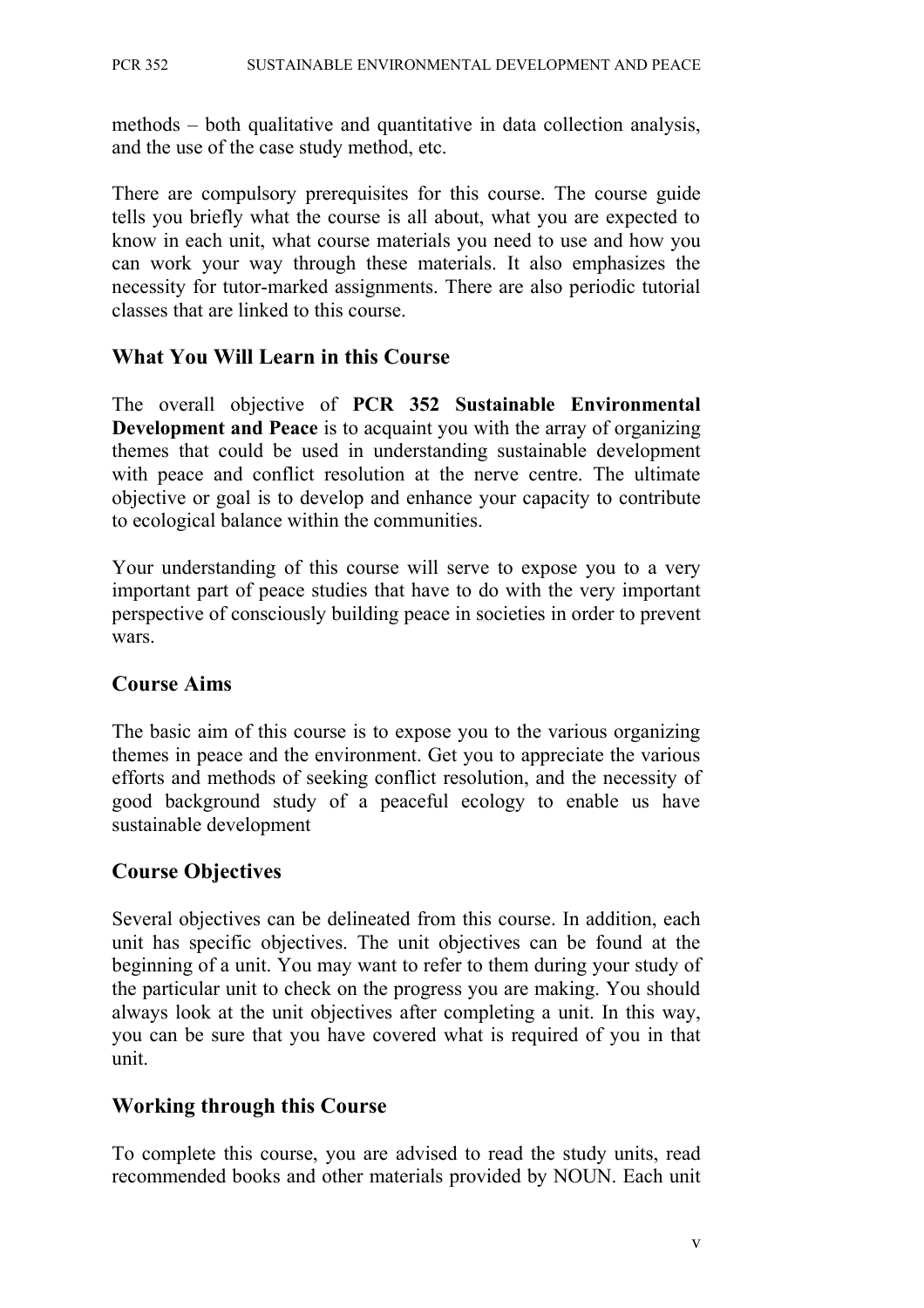methods – both qualitative and quantitative in data collection analysis, and the use of the case study method, etc.

There are compulsory prerequisites for this course. The course guide tells you briefly what the course is all about, what you are expected to know in each unit, what course materials you need to use and how you can work your way through these materials. It also emphasizes the necessity for tutor-marked assignments. There are also periodic tutorial classes that are linked to this course.

## What You Will Learn in this Course

The overall objective of **PCR 352 Sustainable Environmental Development and Peace** is to acquaint you with the array of organizing themes that could be used in understanding sustainable development with peace and conflict resolution at the nerve centre. The ultimate objective or goal is to develop and enhance your capacity to contribute to ecological balance within the communities.

Your understanding of this course will serve to expose you to a very important part of peace studies that have to do with the very important perspective of consciously building peace in societies in order to prevent wars.

## Course Aims

The basic aim of this course is to expose you to the various organizing themes in peace and the environment. Get you to appreciate the various efforts and methods of seeking conflict resolution, and the necessity of good background study of a peaceful ecology to enable us have sustainable development

## Course Objectives

Several objectives can be delineated from this course. In addition, each unit has specific objectives. The unit objectives can be found at the beginning of a unit. You may want to refer to them during your study of the particular unit to check on the progress you are making. You should always look at the unit objectives after completing a unit. In this way, you can be sure that you have covered what is required of you in that unit.

## Working through this Course

To complete this course, you are advised to read the study units, read recommended books and other materials provided by NOUN. Each unit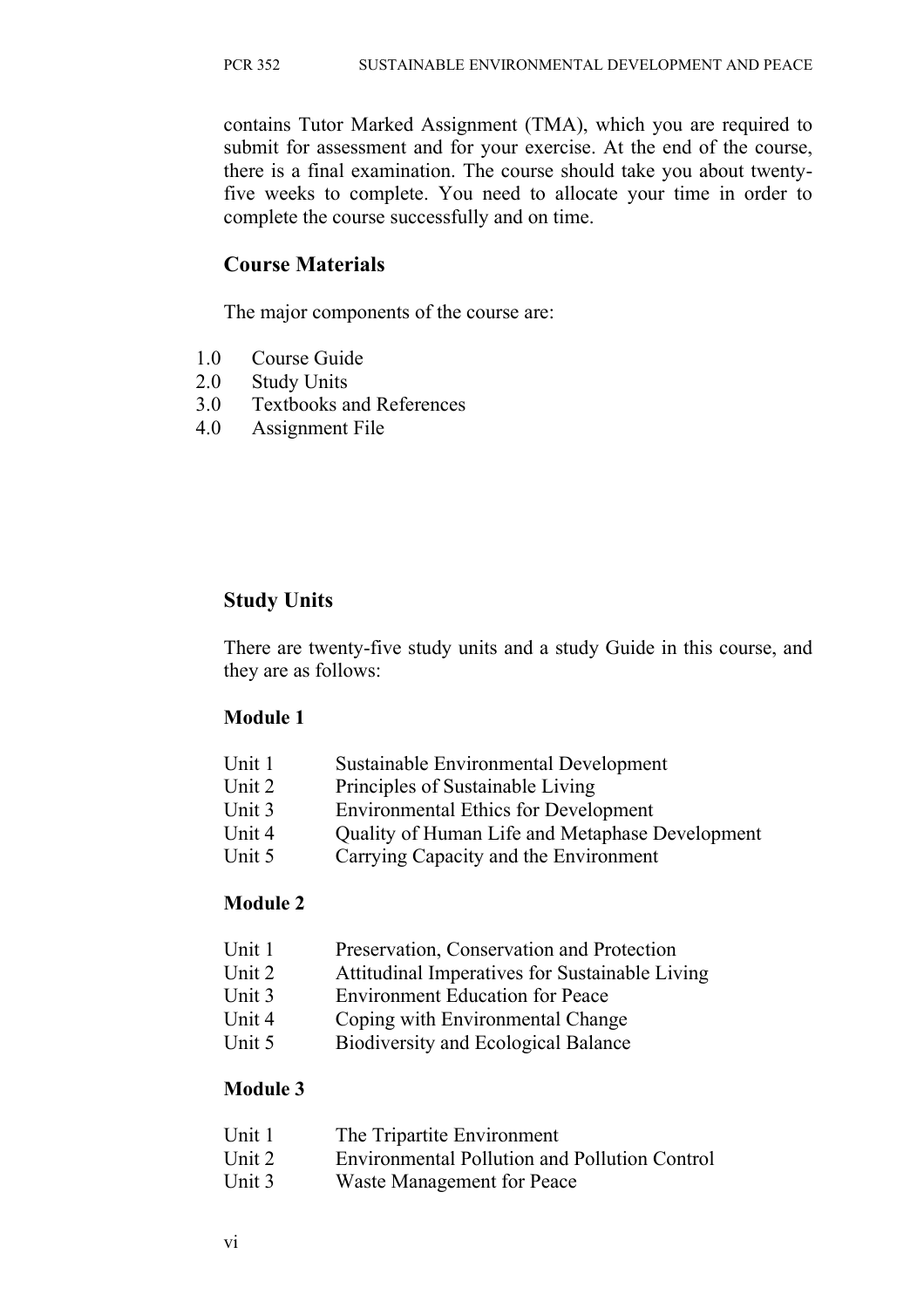contains Tutor Marked Assignment (TMA), which you are required to submit for assessment and for your exercise. At the end of the course, there is a final examination. The course should take you about twenty-five weeks to complete. You need to allocate your time in order to complete the course successfully and on time.

## Course Materials

The major components of the course are:

1.0 Course Guide
2.0 Study Units
3.0 Textbooks and References
4.0 Assignment File

## Study Units

There are twenty-five study units and a study Guide in this course, and they are as follows:

### Module 1

Unit 1 Sustainable Environmental Development
Unit 2 Principles of Sustainable Living
Unit 3 Environmental Ethics for Development
Unit 4 Quality of Human Life and Metaphase Development
Unit 5 Carrying Capacity and the Environment

### Module 2

Unit 1 Preservation, Conservation and Protection
Unit 2 Attitudinal Imperatives for Sustainable Living
Unit 3 Environment Education for Peace
Unit 4 Coping with Environmental Change
Unit 5 Biodiversity and Ecological Balance

### Module 3

Unit 1 The Tripartite Environment
Unit 2 Environmental Pollution and Pollution Control
Unit 3 Waste Management for Peace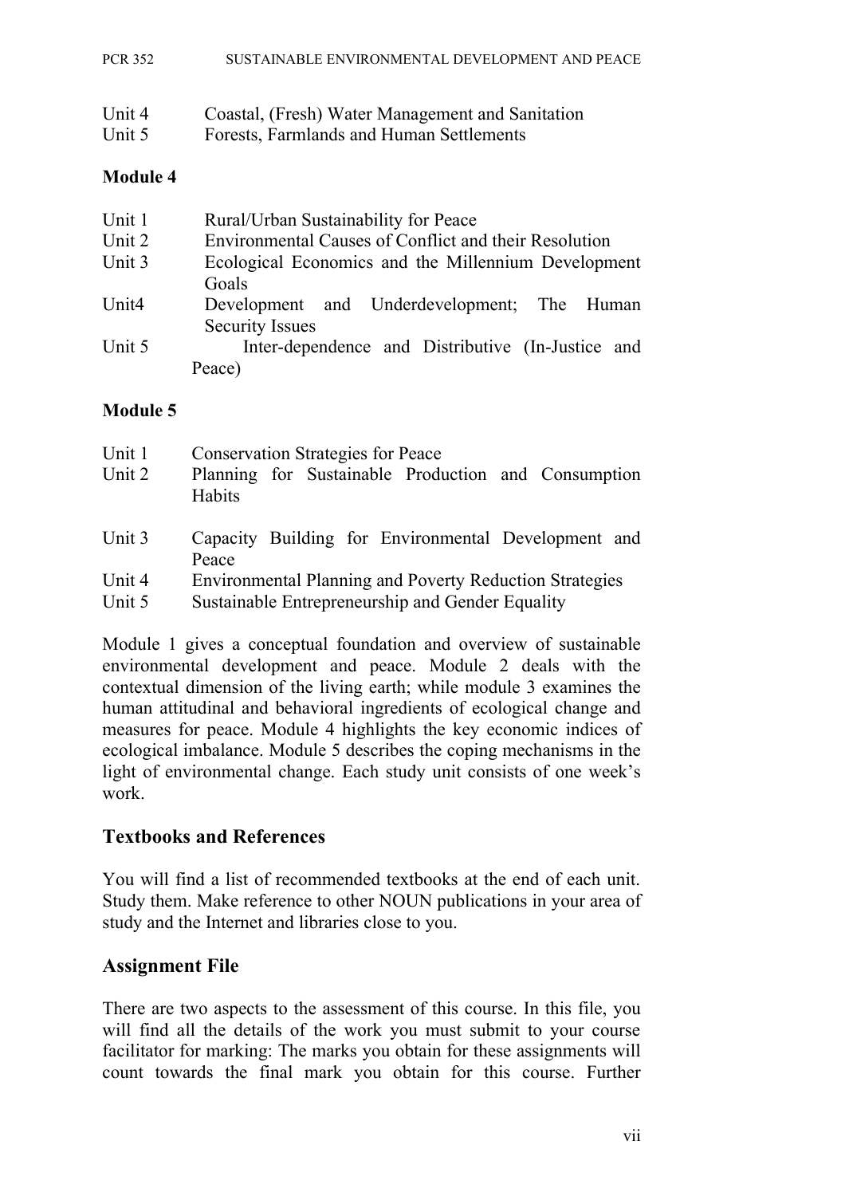Unit 4 Coastal, (Fresh) Water Management and Sanitation
Unit 5 Forests, Farmlands and Human Settlements

**Module 4**

Unit 1 Rural/Urban Sustainability for Peace
Unit 2 Environmental Causes of Conflict and their Resolution
Unit 3 Ecological Economics and the Millennium Development Goals
Unit4 Development and Underdevelopment; The Human Security Issues
Unit 5 Inter-dependence and Distributive (In-Justice and Peace)

**Module 5**

Unit 1 Conservation Strategies for Peace
Unit 2 Planning for Sustainable Production and Consumption Habits
Unit 3 Capacity Building for Environmental Development and Peace
Unit 4 Environmental Planning and Poverty Reduction Strategies
Unit 5 Sustainable Entrepreneurship and Gender Equality

Module 1 gives a conceptual foundation and overview of sustainable environmental development and peace. Module 2 deals with the contextual dimension of the living earth; while module 3 examines the human attitudinal and behavioral ingredients of ecological change and measures for peace. Module 4 highlights the key economic indices of ecological imbalance. Module 5 describes the coping mechanisms in the light of environmental change. Each study unit consists of one week's work.

## Textbooks and References

You will find a list of recommended textbooks at the end of each unit. Study them. Make reference to other NOUN publications in your area of study and the Internet and libraries close to you.

## Assignment File

There are two aspects to the assessment of this course. In this file, you will find all the details of the work you must submit to your course facilitator for marking: The marks you obtain for these assignments will count towards the final mark you obtain for this course. Further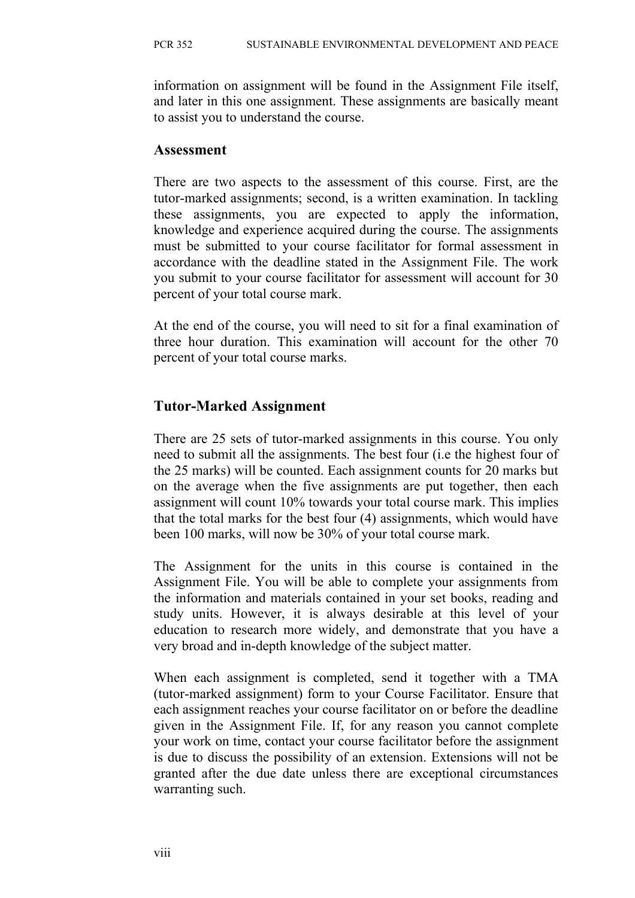information on assignment will be found in the Assignment File itself, and later in this one assignment. These assignments are basically meant to assist you to understand the course.

## Assessment

There are two aspects to the assessment of this course. First, are the tutor-marked assignments; second, is a written examination. In tackling these assignments, you are expected to apply the information, knowledge and experience acquired during the course. The assignments must be submitted to your course facilitator for formal assessment in accordance with the deadline stated in the Assignment File. The work you submit to your course facilitator for assessment will account for 30 percent of your total course mark.

At the end of the course, you will need to sit for a final examination of three hour duration. This examination will account for the other 70 percent of your total course marks.

## Tutor-Marked Assignment

There are 25 sets of tutor-marked assignments in this course. You only need to submit all the assignments. The best four (i.e the highest four of the 25 marks) will be counted. Each assignment counts for 20 marks but on the average when the five assignments are put together, then each assignment will count 10% towards your total course mark. This implies that the total marks for the best four (4) assignments, which would have been 100 marks, will now be 30% of your total course mark.

The Assignment for the units in this course is contained in the Assignment File. You will be able to complete your assignments from the information and materials contained in your set books, reading and study units. However, it is always desirable at this level of your education to research more widely, and demonstrate that you have a very broad and in-depth knowledge of the subject matter.

When each assignment is completed, send it together with a TMA (tutor-marked assignment) form to your Course Facilitator. Ensure that each assignment reaches your course facilitator on or before the deadline given in the Assignment File. If, for any reason you cannot complete your work on time, contact your course facilitator before the assignment is due to discuss the possibility of an extension. Extensions will not be granted after the due date unless there are exceptional circumstances warranting such.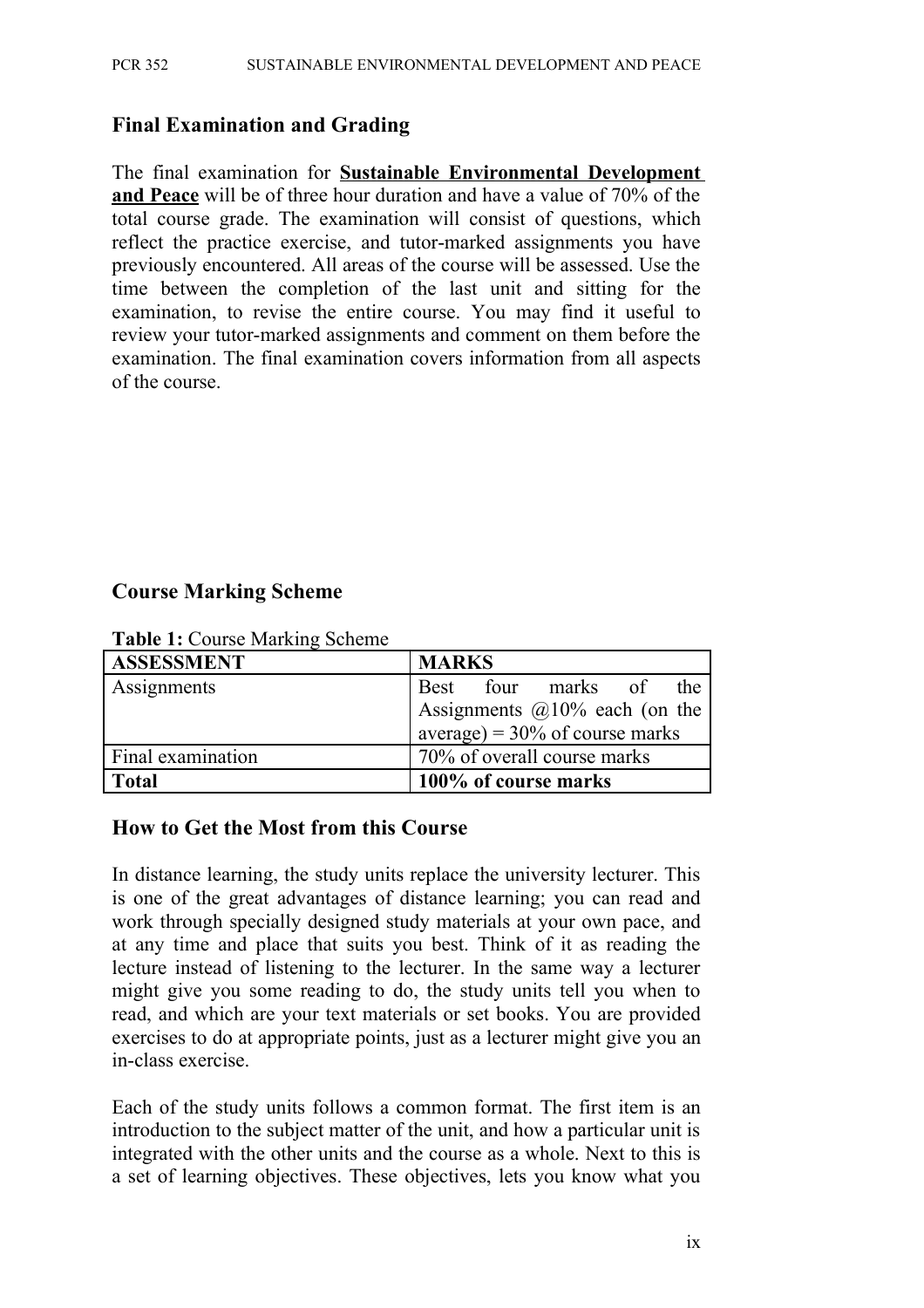## Final Examination and Grading

The final examination for **Sustainable Environmental Development and Peace** will be of three hour duration and have a value of 70% of the total course grade. The examination will consist of questions, which reflect the practice exercise, and tutor-marked assignments you have previously encountered. All areas of the course will be assessed. Use the time between the completion of the last unit and sitting for the examination, to revise the entire course. You may find it useful to review your tutor-marked assignments and comment on them before the examination. The final examination covers information from all aspects of the course.

## Course Marking Scheme

**Table 1:** Course Marking Scheme

| ASSESSMENT | MARKS |
|---|---|
| Assignments | Best four marks of the Assignments @10% each (on the average) = 30% of course marks |
| Final examination | 70% of overall course marks |
| **Total** | **100% of course marks** |

## How to Get the Most from this Course

In distance learning, the study units replace the university lecturer. This is one of the great advantages of distance learning; you can read and work through specially designed study materials at your own pace, and at any time and place that suits you best. Think of it as reading the lecture instead of listening to the lecturer. In the same way a lecturer might give you some reading to do, the study units tell you when to read, and which are your text materials or set books. You are provided exercises to do at appropriate points, just as a lecturer might give you an in-class exercise.

Each of the study units follows a common format. The first item is an introduction to the subject matter of the unit, and how a particular unit is integrated with the other units and the course as a whole. Next to this is a set of learning objectives. These objectives, lets you know what you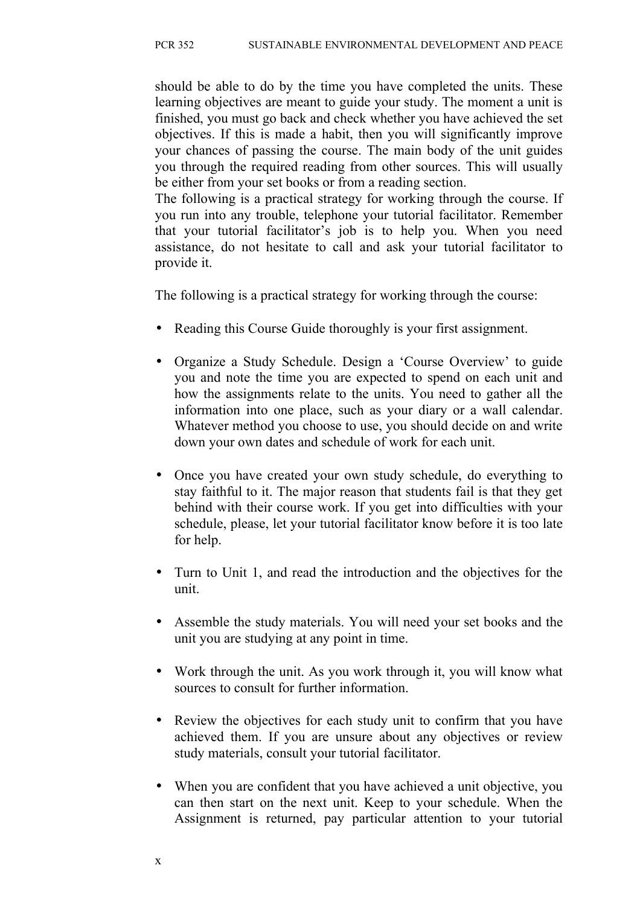should be able to do by the time you have completed the units. These learning objectives are meant to guide your study. The moment a unit is finished, you must go back and check whether you have achieved the set objectives. If this is made a habit, then you will significantly improve your chances of passing the course. The main body of the unit guides you through the required reading from other sources. This will usually be either from your set books or from a reading section.
The following is a practical strategy for working through the course. If you run into any trouble, telephone your tutorial facilitator. Remember that your tutorial facilitator's job is to help you. When you need assistance, do not hesitate to call and ask your tutorial facilitator to provide it.

The following is a practical strategy for working through the course:

- Reading this Course Guide thoroughly is your first assignment.
- Organize a Study Schedule. Design a 'Course Overview' to guide you and note the time you are expected to spend on each unit and how the assignments relate to the units. You need to gather all the information into one place, such as your diary or a wall calendar. Whatever method you choose to use, you should decide on and write down your own dates and schedule of work for each unit.
- Once you have created your own study schedule, do everything to stay faithful to it. The major reason that students fail is that they get behind with their course work. If you get into difficulties with your schedule, please, let your tutorial facilitator know before it is too late for help.
- Turn to Unit 1, and read the introduction and the objectives for the unit.
- Assemble the study materials. You will need your set books and the unit you are studying at any point in time.
- Work through the unit. As you work through it, you will know what sources to consult for further information.
- Review the objectives for each study unit to confirm that you have achieved them. If you are unsure about any objectives or review study materials, consult your tutorial facilitator.
- When you are confident that you have achieved a unit objective, you can then start on the next unit. Keep to your schedule. When the Assignment is returned, pay particular attention to your tutorial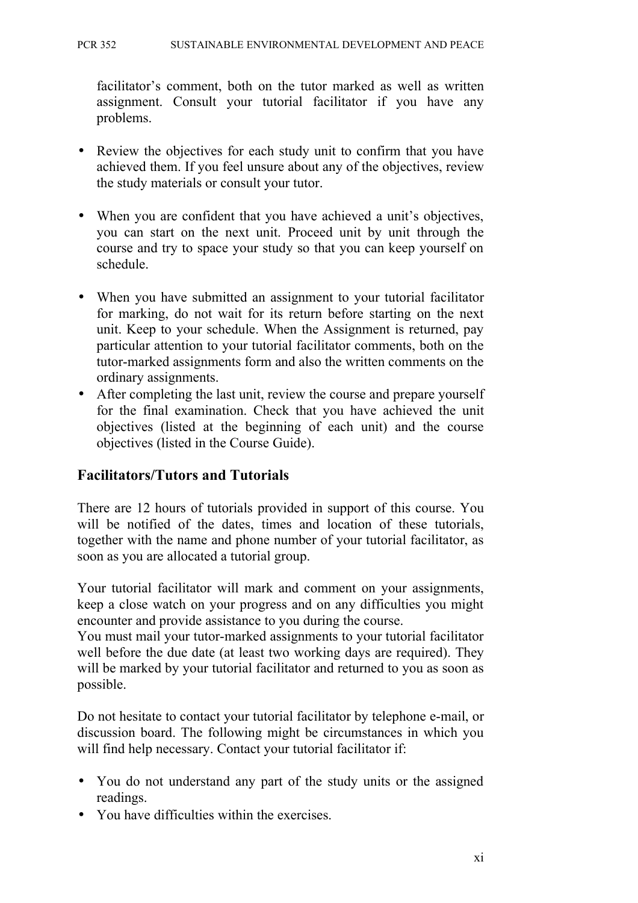facilitator's comment, both on the tutor marked as well as written assignment. Consult your tutorial facilitator if you have any problems.

- Review the objectives for each study unit to confirm that you have achieved them. If you feel unsure about any of the objectives, review the study materials or consult your tutor.

- When you are confident that you have achieved a unit's objectives, you can start on the next unit. Proceed unit by unit through the course and try to space your study so that you can keep yourself on schedule.

- When you have submitted an assignment to your tutorial facilitator for marking, do not wait for its return before starting on the next unit. Keep to your schedule. When the Assignment is returned, pay particular attention to your tutorial facilitator comments, both on the tutor-marked assignments form and also the written comments on the ordinary assignments.
- After completing the last unit, review the course and prepare yourself for the final examination. Check that you have achieved the unit objectives (listed at the beginning of each unit) and the course objectives (listed in the Course Guide).

## Facilitators/Tutors and Tutorials

There are 12 hours of tutorials provided in support of this course. You will be notified of the dates, times and location of these tutorials, together with the name and phone number of your tutorial facilitator, as soon as you are allocated a tutorial group.

Your tutorial facilitator will mark and comment on your assignments, keep a close watch on your progress and on any difficulties you might encounter and provide assistance to you during the course.
You must mail your tutor-marked assignments to your tutorial facilitator well before the due date (at least two working days are required). They will be marked by your tutorial facilitator and returned to you as soon as possible.

Do not hesitate to contact your tutorial facilitator by telephone e-mail, or discussion board. The following might be circumstances in which you will find help necessary. Contact your tutorial facilitator if:

- You do not understand any part of the study units or the assigned readings.
- You have difficulties within the exercises.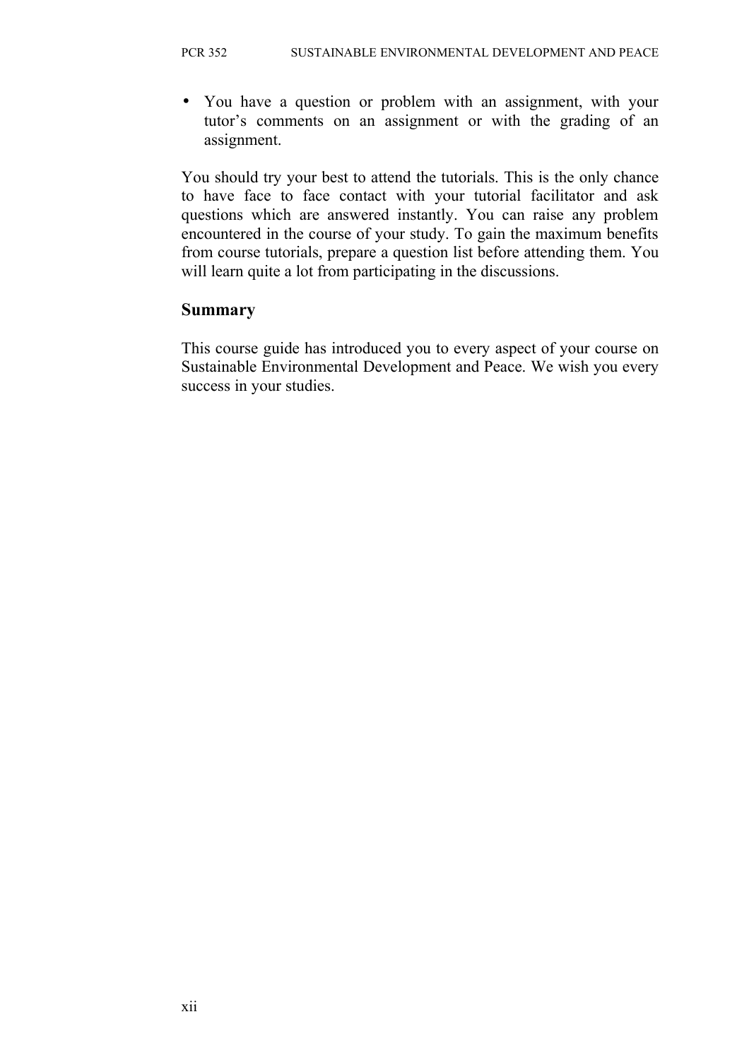- You have a question or problem with an assignment, with your tutor's comments on an assignment or with the grading of an assignment.

You should try your best to attend the tutorials. This is the only chance to have face to face contact with your tutorial facilitator and ask questions which are answered instantly. You can raise any problem encountered in the course of your study. To gain the maximum benefits from course tutorials, prepare a question list before attending them. You will learn quite a lot from participating in the discussions.

## Summary

This course guide has introduced you to every aspect of your course on Sustainable Environmental Development and Peace. We wish you every success in your studies.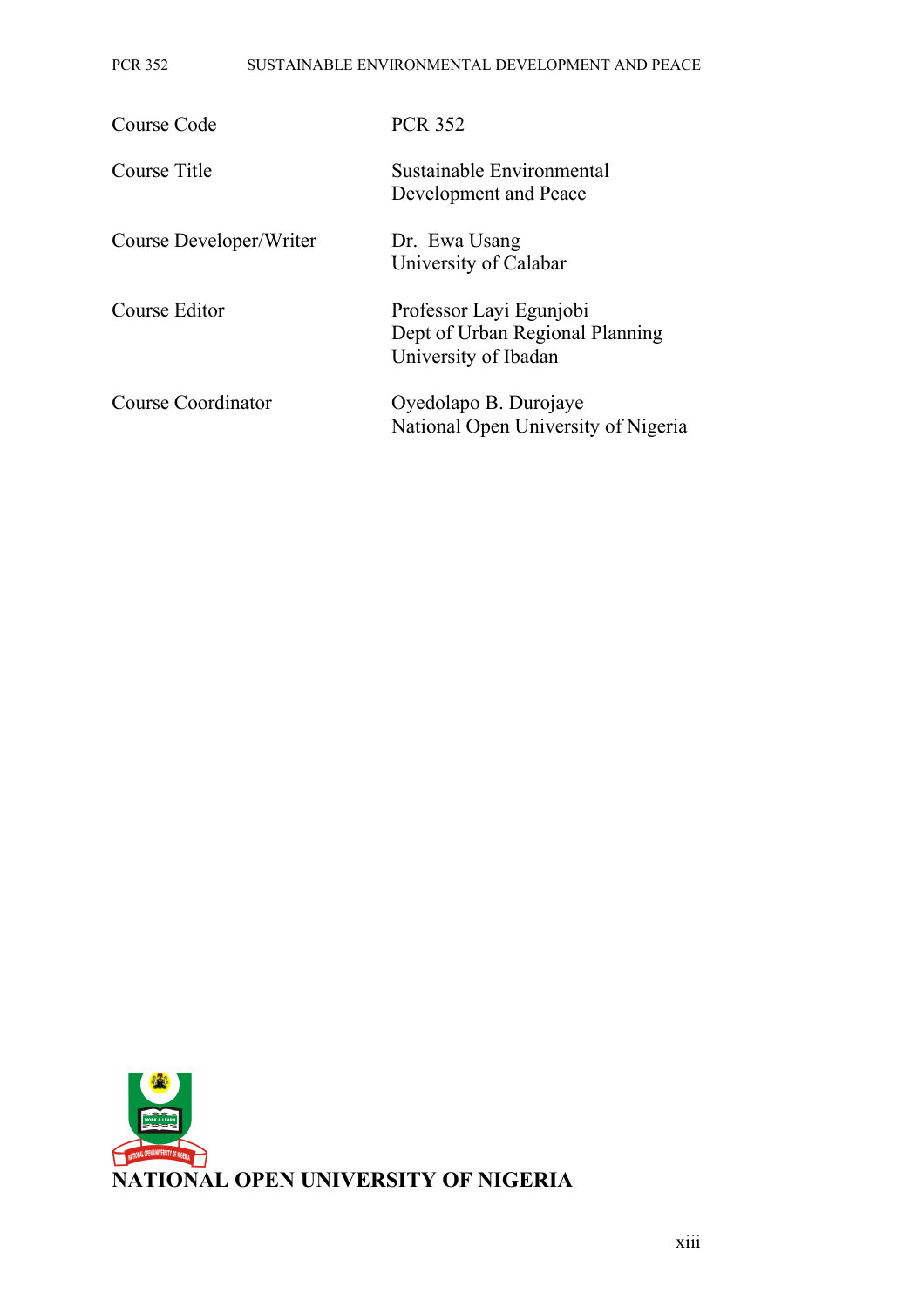| | |
|---|---|
| Course Code | PCR 352 |
| Course Title | Sustainable Environmental Development and Peace |
| Course Developer/Writer | Dr. Ewa Usang<br>University of Calabar |
| Course Editor | Professor Layi Egunjobi<br>Dept of Urban Regional Planning<br>University of Ibadan |
| Course Coordinator | Oyedolapo B. Durojaye<br>National Open University of Nigeria |

**NATIONAL OPEN UNIVERSITY OF NIGERIA**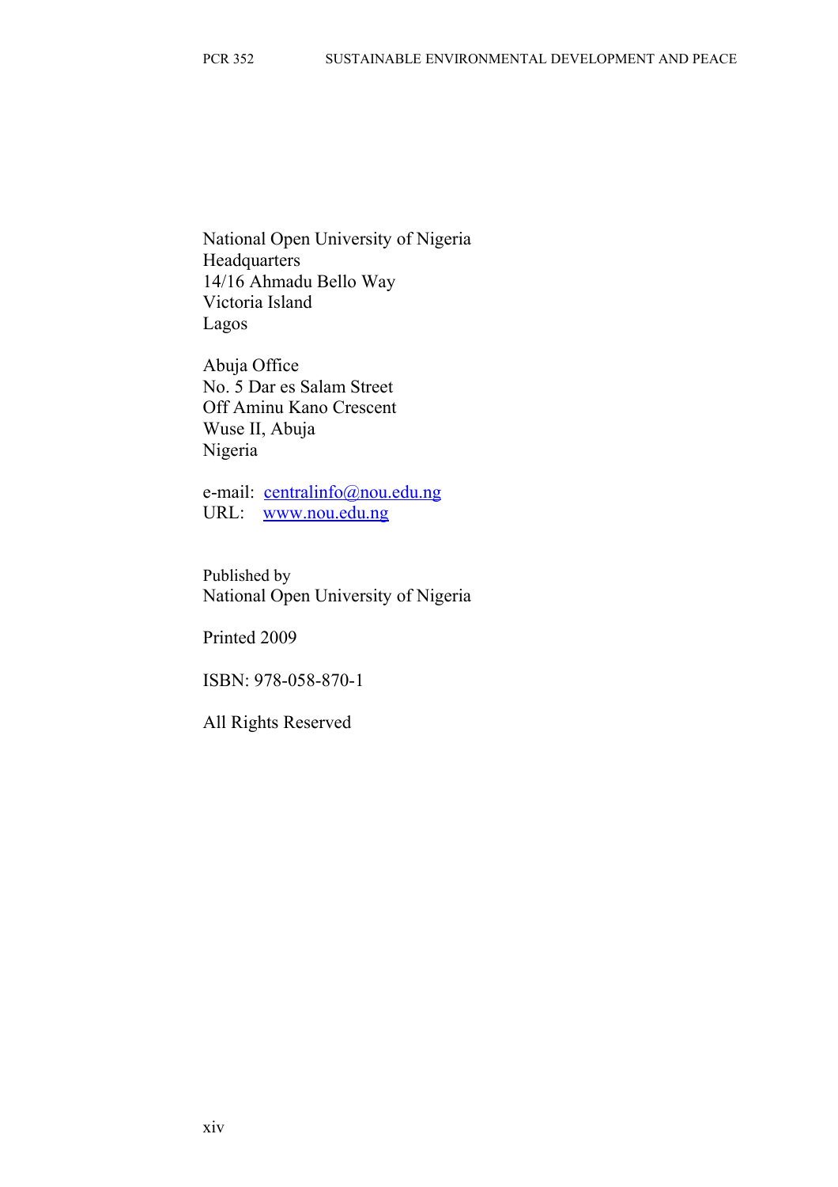National Open University of Nigeria
Headquarters
14/16 Ahmadu Bello Way
Victoria Island
Lagos

Abuja Office
No. 5 Dar es Salam Street
Off Aminu Kano Crescent
Wuse II, Abuja
Nigeria

e-mail: centralinfo@nou.edu.ng
URL: www.nou.edu.ng

Published by
National Open University of Nigeria

Printed 2009

ISBN: 978-058-870-1

All Rights Reserved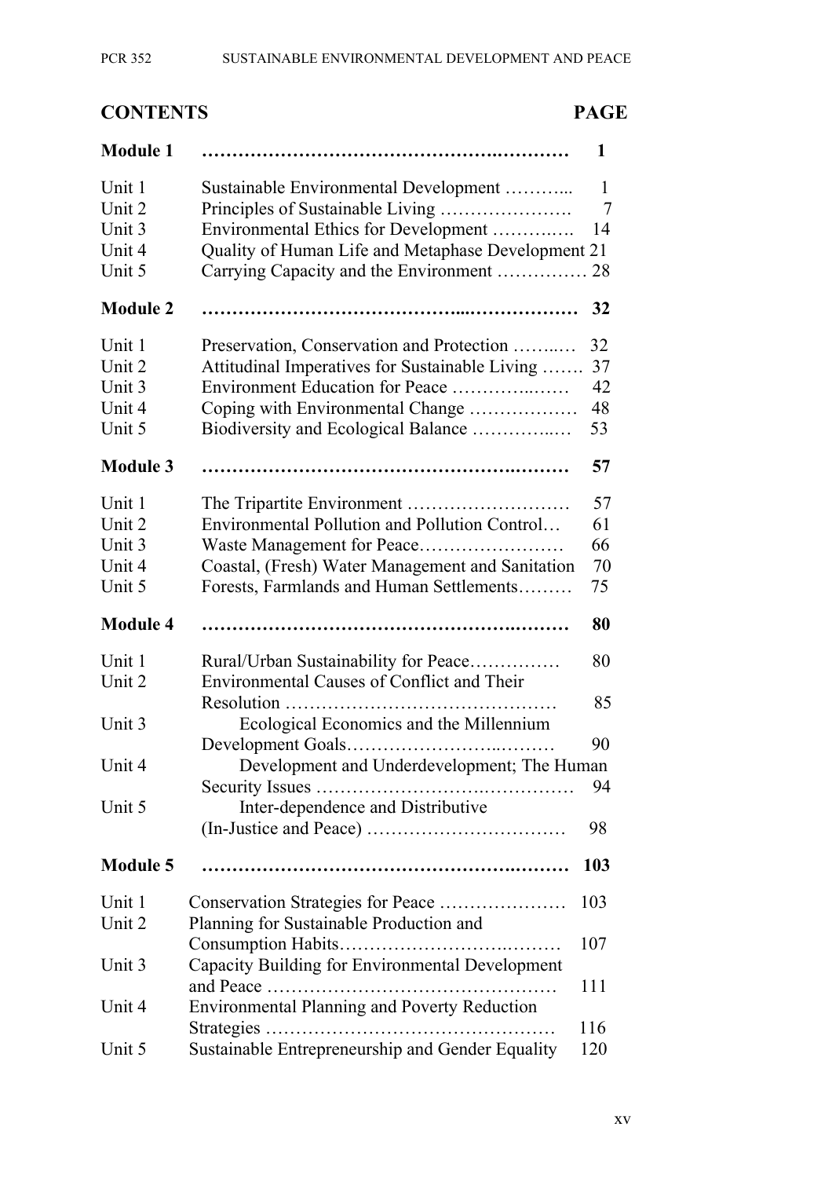## CONTENTS PAGE

| | | |
|---|---|---|
| **Module 1** | | **1** |
| Unit 1 | Sustainable Environmental Development | 1 |
| Unit 2 | Principles of Sustainable Living | 7 |
| Unit 3 | Environmental Ethics for Development | 14 |
| Unit 4 | Quality of Human Life and Metaphase Development | 21 |
| Unit 5 | Carrying Capacity and the Environment | 28 |
| **Module 2** | | **32** |
| Unit 1 | Preservation, Conservation and Protection | 32 |
| Unit 2 | Attitudinal Imperatives for Sustainable Living | 37 |
| Unit 3 | Environment Education for Peace | 42 |
| Unit 4 | Coping with Environmental Change | 48 |
| Unit 5 | Biodiversity and Ecological Balance | 53 |
| **Module 3** | | **57** |
| Unit 1 | The Tripartite Environment | 57 |
| Unit 2 | Environmental Pollution and Pollution Control | 61 |
| Unit 3 | Waste Management for Peace | 66 |
| Unit 4 | Coastal, (Fresh) Water Management and Sanitation | 70 |
| Unit 5 | Forests, Farmlands and Human Settlements | 75 |
| **Module 4** | | **80** |
| Unit 1 | Rural/Urban Sustainability for Peace | 80 |
| Unit 2 | Environmental Causes of Conflict and Their Resolution | 85 |
| Unit 3 | Ecological Economics and the Millennium Development Goals | 90 |
| Unit 4 | Development and Underdevelopment; The Human Security Issues | 94 |
| Unit 5 | Inter-dependence and Distributive (In-Justice and Peace) | 98 |
| **Module 5** | | **103** |
| Unit 1 | Conservation Strategies for Peace | 103 |
| Unit 2 | Planning for Sustainable Production and Consumption Habits | 107 |
| Unit 3 | Capacity Building for Environmental Development and Peace | 111 |
| Unit 4 | Environmental Planning and Poverty Reduction Strategies | 116 |
| Unit 5 | Sustainable Entrepreneurship and Gender Equality | 120 |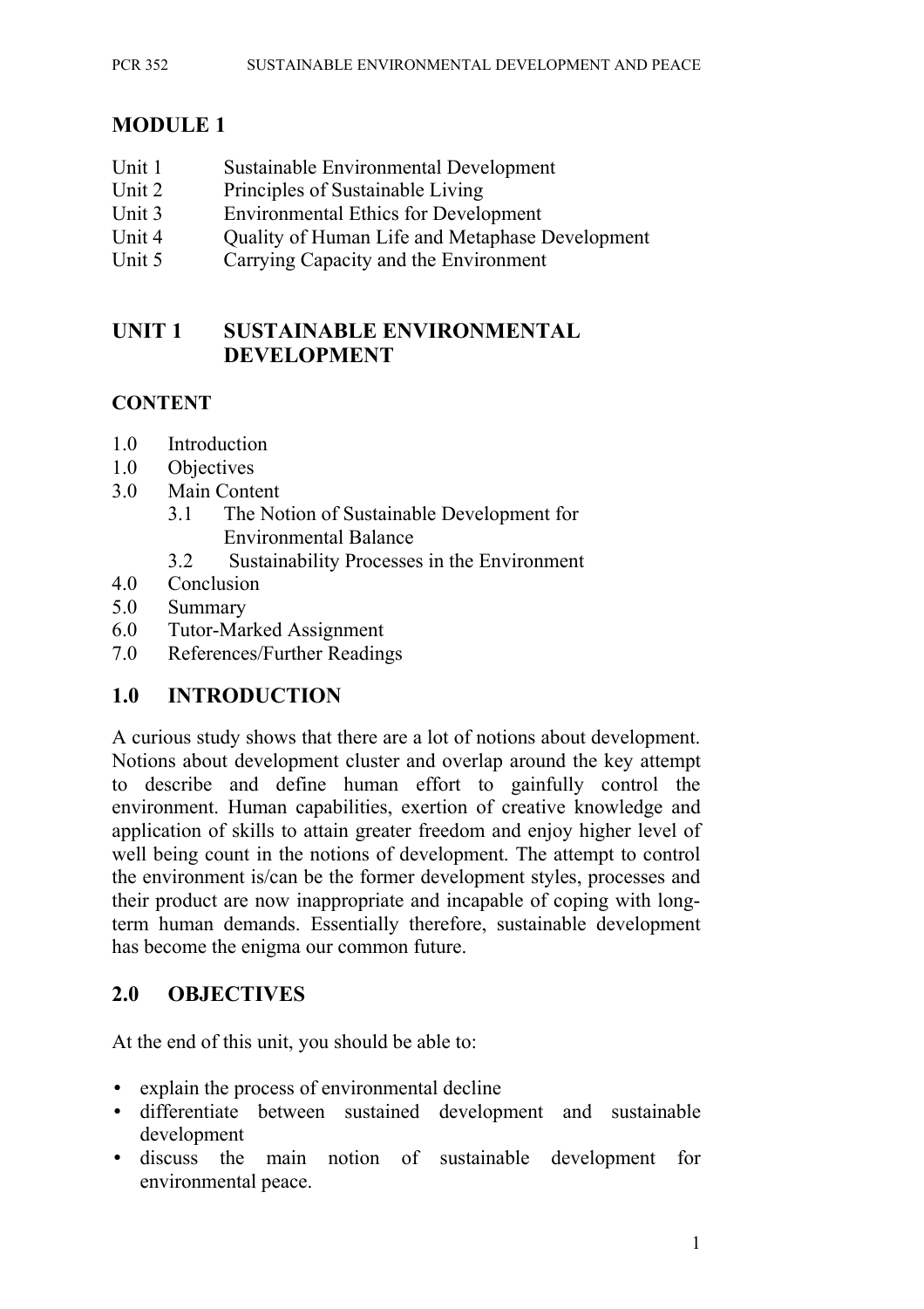# MODULE 1

Unit 1 Sustainable Environmental Development
Unit 2 Principles of Sustainable Living
Unit 3 Environmental Ethics for Development
Unit 4 Quality of Human Life and Metaphase Development
Unit 5 Carrying Capacity and the Environment

## UNIT 1 SUSTAINABLE ENVIRONMENTAL DEVELOPMENT

**CONTENT**

1.0 Introduction
1.0 Objectives
3.0 Main Content
  3.1 The Notion of Sustainable Development for Environmental Balance
  3.2 Sustainability Processes in the Environment
4.0 Conclusion
5.0 Summary
6.0 Tutor-Marked Assignment
7.0 References/Further Readings

## 1.0 INTRODUCTION

A curious study shows that there are a lot of notions about development. Notions about development cluster and overlap around the key attempt to describe and define human effort to gainfully control the environment. Human capabilities, exertion of creative knowledge and application of skills to attain greater freedom and enjoy higher level of well being count in the notions of development. The attempt to control the environment is/can be the former development styles, processes and their product are now inappropriate and incapable of coping with long-term human demands. Essentially therefore, sustainable development has become the enigma our common future.

## 2.0 OBJECTIVES

At the end of this unit, you should be able to:

- explain the process of environmental decline
- differentiate between sustained development and sustainable development
- discuss the main notion of sustainable development for environmental peace.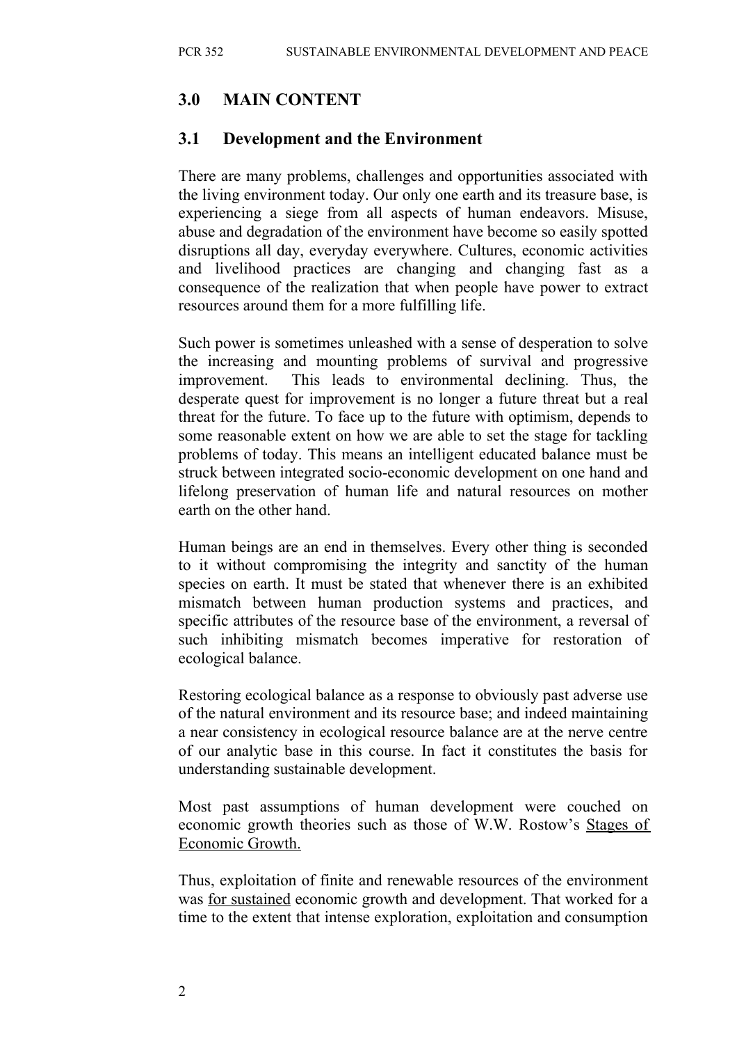## 3.0 MAIN CONTENT

### 3.1 Development and the Environment

There are many problems, challenges and opportunities associated with the living environment today. Our only one earth and its treasure base, is experiencing a siege from all aspects of human endeavors. Misuse, abuse and degradation of the environment have become so easily spotted disruptions all day, everyday everywhere. Cultures, economic activities and livelihood practices are changing and changing fast as a consequence of the realization that when people have power to extract resources around them for a more fulfilling life.

Such power is sometimes unleashed with a sense of desperation to solve the increasing and mounting problems of survival and progressive improvement. This leads to environmental declining. Thus, the desperate quest for improvement is no longer a future threat but a real threat for the future. To face up to the future with optimism, depends to some reasonable extent on how we are able to set the stage for tackling problems of today. This means an intelligent educated balance must be struck between integrated socio-economic development on one hand and lifelong preservation of human life and natural resources on mother earth on the other hand.

Human beings are an end in themselves. Every other thing is seconded to it without compromising the integrity and sanctity of the human species on earth. It must be stated that whenever there is an exhibited mismatch between human production systems and practices, and specific attributes of the resource base of the environment, a reversal of such inhibiting mismatch becomes imperative for restoration of ecological balance.

Restoring ecological balance as a response to obviously past adverse use of the natural environment and its resource base; and indeed maintaining a near consistency in ecological resource balance are at the nerve centre of our analytic base in this course. In fact it constitutes the basis for understanding sustainable development.

Most past assumptions of human development were couched on economic growth theories such as those of W.W. Rostow's Stages of Economic Growth.

Thus, exploitation of finite and renewable resources of the environment was for sustained economic growth and development. That worked for a time to the extent that intense exploration, exploitation and consumption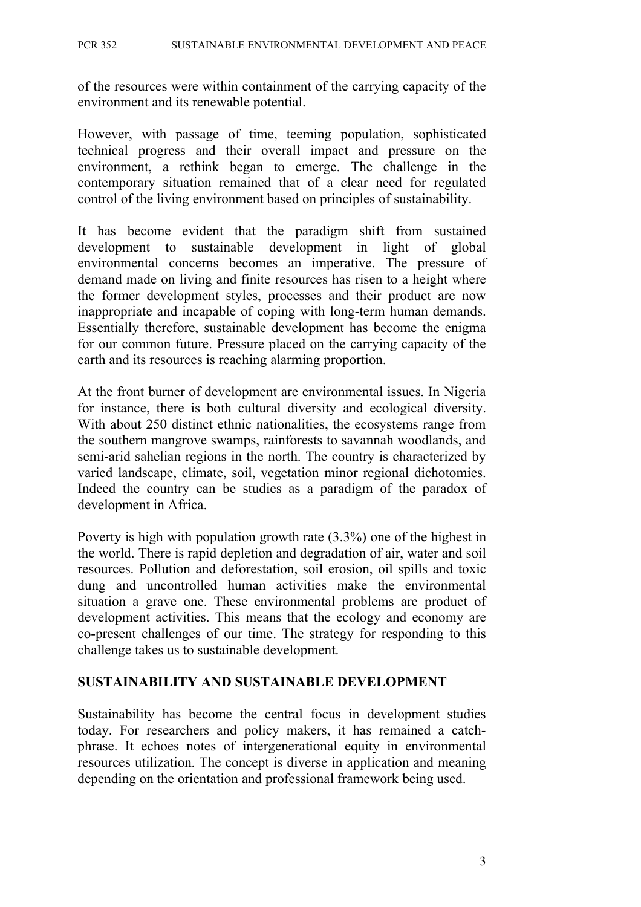of the resources were within containment of the carrying capacity of the environment and its renewable potential.

However, with passage of time, teeming population, sophisticated technical progress and their overall impact and pressure on the environment, a rethink began to emerge. The challenge in the contemporary situation remained that of a clear need for regulated control of the living environment based on principles of sustainability.

It has become evident that the paradigm shift from sustained development to sustainable development in light of global environmental concerns becomes an imperative. The pressure of demand made on living and finite resources has risen to a height where the former development styles, processes and their product are now inappropriate and incapable of coping with long-term human demands. Essentially therefore, sustainable development has become the enigma for our common future. Pressure placed on the carrying capacity of the earth and its resources is reaching alarming proportion.

At the front burner of development are environmental issues. In Nigeria for instance, there is both cultural diversity and ecological diversity. With about 250 distinct ethnic nationalities, the ecosystems range from the southern mangrove swamps, rainforests to savannah woodlands, and semi-arid sahelian regions in the north. The country is characterized by varied landscape, climate, soil, vegetation minor regional dichotomies. Indeed the country can be studies as a paradigm of the paradox of development in Africa.

Poverty is high with population growth rate (3.3%) one of the highest in the world. There is rapid depletion and degradation of air, water and soil resources. Pollution and deforestation, soil erosion, oil spills and toxic dung and uncontrolled human activities make the environmental situation a grave one. These environmental problems are product of development activities. This means that the ecology and economy are co-present challenges of our time. The strategy for responding to this challenge takes us to sustainable development.

## SUSTAINABILITY AND SUSTAINABLE DEVELOPMENT

Sustainability has become the central focus in development studies today. For researchers and policy makers, it has remained a catch-phrase. It echoes notes of intergenerational equity in environmental resources utilization. The concept is diverse in application and meaning depending on the orientation and professional framework being used.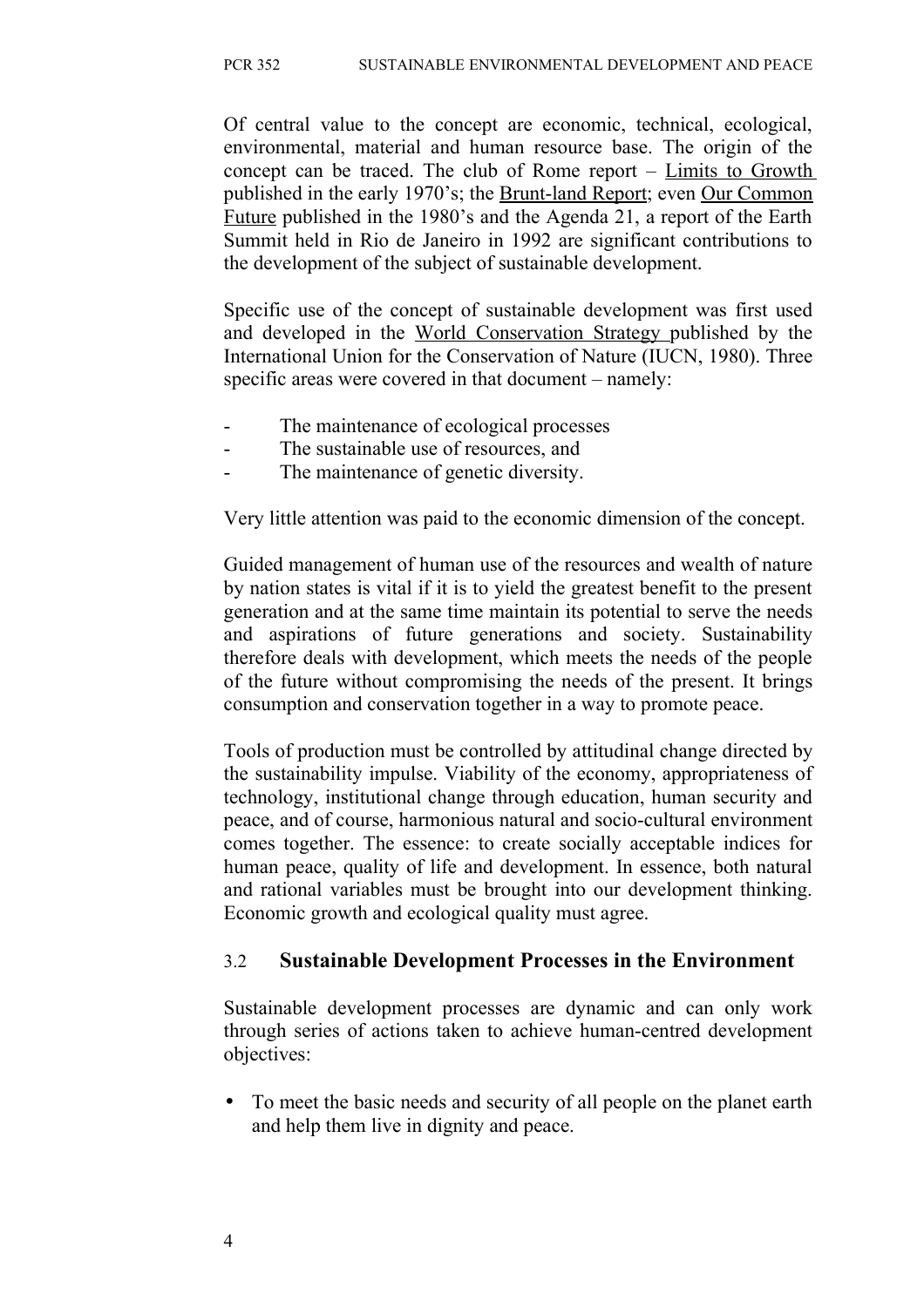Of central value to the concept are economic, technical, ecological, environmental, material and human resource base. The origin of the concept can be traced. The club of Rome report – Limits to Growth published in the early 1970's; the Brunt-land Report; even Our Common Future published in the 1980's and the Agenda 21, a report of the Earth Summit held in Rio de Janeiro in 1992 are significant contributions to the development of the subject of sustainable development.

Specific use of the concept of sustainable development was first used and developed in the World Conservation Strategy published by the International Union for the Conservation of Nature (IUCN, 1980). Three specific areas were covered in that document – namely:

- The maintenance of ecological processes
- The sustainable use of resources, and
- The maintenance of genetic diversity.

Very little attention was paid to the economic dimension of the concept.

Guided management of human use of the resources and wealth of nature by nation states is vital if it is to yield the greatest benefit to the present generation and at the same time maintain its potential to serve the needs and aspirations of future generations and society. Sustainability therefore deals with development, which meets the needs of the people of the future without compromising the needs of the present. It brings consumption and conservation together in a way to promote peace.

Tools of production must be controlled by attitudinal change directed by the sustainability impulse. Viability of the economy, appropriateness of technology, institutional change through education, human security and peace, and of course, harmonious natural and socio-cultural environment comes together. The essence: to create socially acceptable indices for human peace, quality of life and development. In essence, both natural and rational variables must be brought into our development thinking. Economic growth and ecological quality must agree.

### 3.2 Sustainable Development Processes in the Environment

Sustainable development processes are dynamic and can only work through series of actions taken to achieve human-centred development objectives:

- To meet the basic needs and security of all people on the planet earth and help them live in dignity and peace.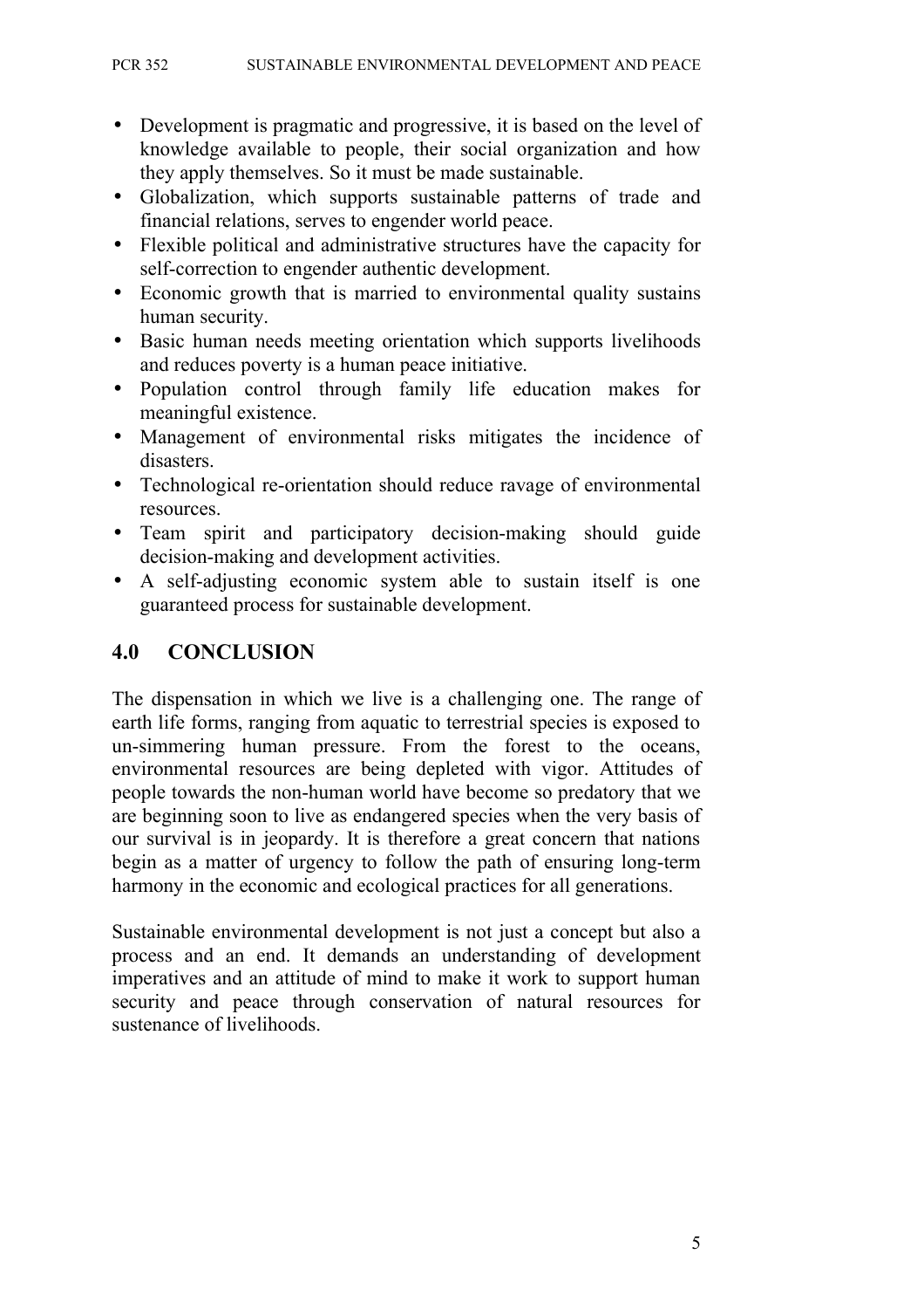- Development is pragmatic and progressive, it is based on the level of knowledge available to people, their social organization and how they apply themselves. So it must be made sustainable.
- Globalization, which supports sustainable patterns of trade and financial relations, serves to engender world peace.
- Flexible political and administrative structures have the capacity for self-correction to engender authentic development.
- Economic growth that is married to environmental quality sustains human security.
- Basic human needs meeting orientation which supports livelihoods and reduces poverty is a human peace initiative.
- Population control through family life education makes for meaningful existence.
- Management of environmental risks mitigates the incidence of disasters.
- Technological re-orientation should reduce ravage of environmental resources.
- Team spirit and participatory decision-making should guide decision-making and development activities.
- A self-adjusting economic system able to sustain itself is one guaranteed process for sustainable development.

## 4.0 CONCLUSION

The dispensation in which we live is a challenging one. The range of earth life forms, ranging from aquatic to terrestrial species is exposed to un-simmering human pressure. From the forest to the oceans, environmental resources are being depleted with vigor. Attitudes of people towards the non-human world have become so predatory that we are beginning soon to live as endangered species when the very basis of our survival is in jeopardy. It is therefore a great concern that nations begin as a matter of urgency to follow the path of ensuring long-term harmony in the economic and ecological practices for all generations.

Sustainable environmental development is not just a concept but also a process and an end. It demands an understanding of development imperatives and an attitude of mind to make it work to support human security and peace through conservation of natural resources for sustenance of livelihoods.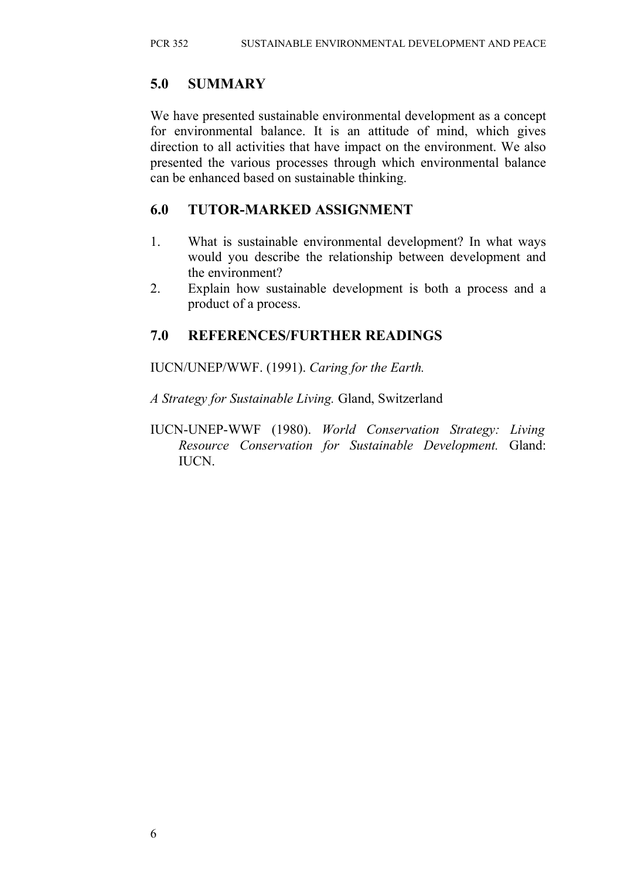## 5.0 SUMMARY

We have presented sustainable environmental development as a concept for environmental balance. It is an attitude of mind, which gives direction to all activities that have impact on the environment. We also presented the various processes through which environmental balance can be enhanced based on sustainable thinking.

## 6.0 TUTOR-MARKED ASSIGNMENT

1. What is sustainable environmental development? In what ways would you describe the relationship between development and the environment?
2. Explain how sustainable development is both a process and a product of a process.

## 7.0 REFERENCES/FURTHER READINGS

IUCN/UNEP/WWF. (1991). *Caring for the Earth.*

*A Strategy for Sustainable Living.* Gland, Switzerland

IUCN-UNEP-WWF (1980). *World Conservation Strategy: Living Resource Conservation for Sustainable Development.* Gland: IUCN.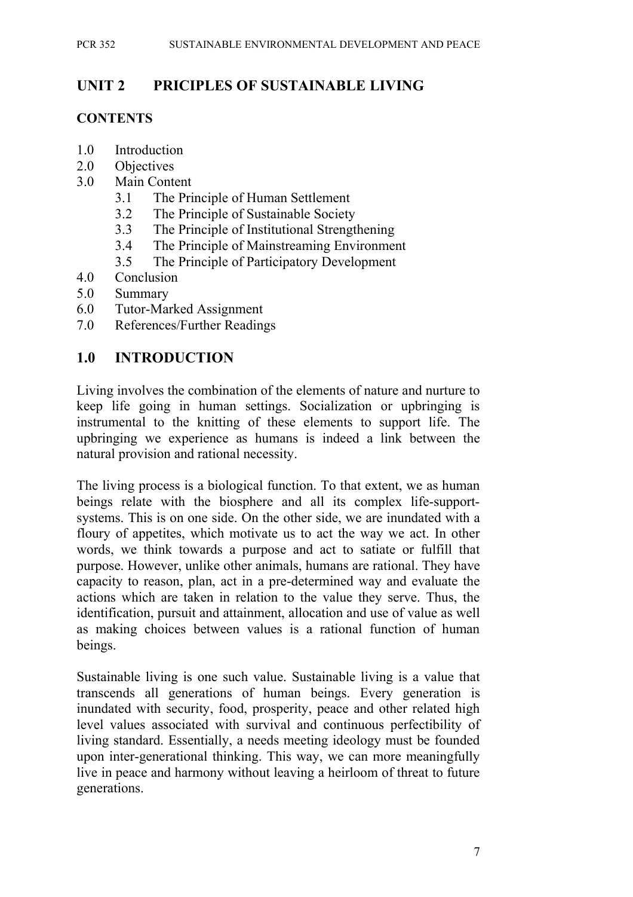## UNIT 2 PRICIPLES OF SUSTAINABLE LIVING

### CONTENTS

- 1.0 Introduction
- 2.0 Objectives
- 3.0 Main Content
  - 3.1 The Principle of Human Settlement
  - 3.2 The Principle of Sustainable Society
  - 3.3 The Principle of Institutional Strengthening
  - 3.4 The Principle of Mainstreaming Environment
  - 3.5 The Principle of Participatory Development
- 4.0 Conclusion
- 5.0 Summary
- 6.0 Tutor-Marked Assignment
- 7.0 References/Further Readings

## 1.0 INTRODUCTION

Living involves the combination of the elements of nature and nurture to keep life going in human settings. Socialization or upbringing is instrumental to the knitting of these elements to support life. The upbringing we experience as humans is indeed a link between the natural provision and rational necessity.

The living process is a biological function. To that extent, we as human beings relate with the biosphere and all its complex life-support-systems. This is on one side. On the other side, we are inundated with a floury of appetites, which motivate us to act the way we act. In other words, we think towards a purpose and act to satiate or fulfill that purpose. However, unlike other animals, humans are rational. They have capacity to reason, plan, act in a pre-determined way and evaluate the actions which are taken in relation to the value they serve. Thus, the identification, pursuit and attainment, allocation and use of value as well as making choices between values is a rational function of human beings.

Sustainable living is one such value. Sustainable living is a value that transcends all generations of human beings. Every generation is inundated with security, food, prosperity, peace and other related high level values associated with survival and continuous perfectibility of living standard. Essentially, a needs meeting ideology must be founded upon inter-generational thinking. This way, we can more meaningfully live in peace and harmony without leaving a heirloom of threat to future generations.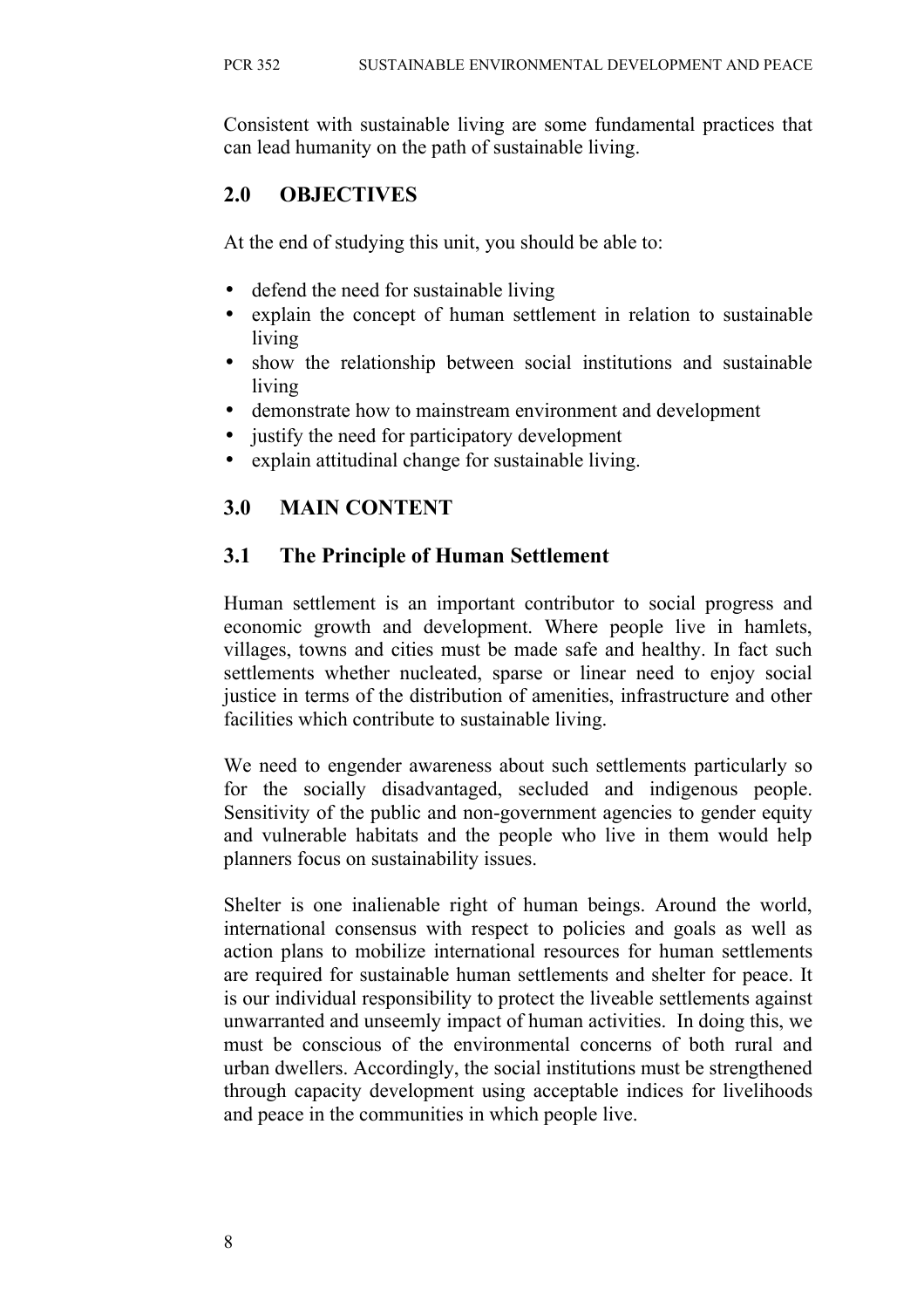Consistent with sustainable living are some fundamental practices that can lead humanity on the path of sustainable living.

## 2.0 OBJECTIVES

At the end of studying this unit, you should be able to:

- defend the need for sustainable living
- explain the concept of human settlement in relation to sustainable living
- show the relationship between social institutions and sustainable living
- demonstrate how to mainstream environment and development
- justify the need for participatory development
- explain attitudinal change for sustainable living.

## 3.0 MAIN CONTENT

### 3.1 The Principle of Human Settlement

Human settlement is an important contributor to social progress and economic growth and development. Where people live in hamlets, villages, towns and cities must be made safe and healthy. In fact such settlements whether nucleated, sparse or linear need to enjoy social justice in terms of the distribution of amenities, infrastructure and other facilities which contribute to sustainable living.

We need to engender awareness about such settlements particularly so for the socially disadvantaged, secluded and indigenous people. Sensitivity of the public and non-government agencies to gender equity and vulnerable habitats and the people who live in them would help planners focus on sustainability issues.

Shelter is one inalienable right of human beings. Around the world, international consensus with respect to policies and goals as well as action plans to mobilize international resources for human settlements are required for sustainable human settlements and shelter for peace. It is our individual responsibility to protect the liveable settlements against unwarranted and unseemly impact of human activities. In doing this, we must be conscious of the environmental concerns of both rural and urban dwellers. Accordingly, the social institutions must be strengthened through capacity development using acceptable indices for livelihoods and peace in the communities in which people live.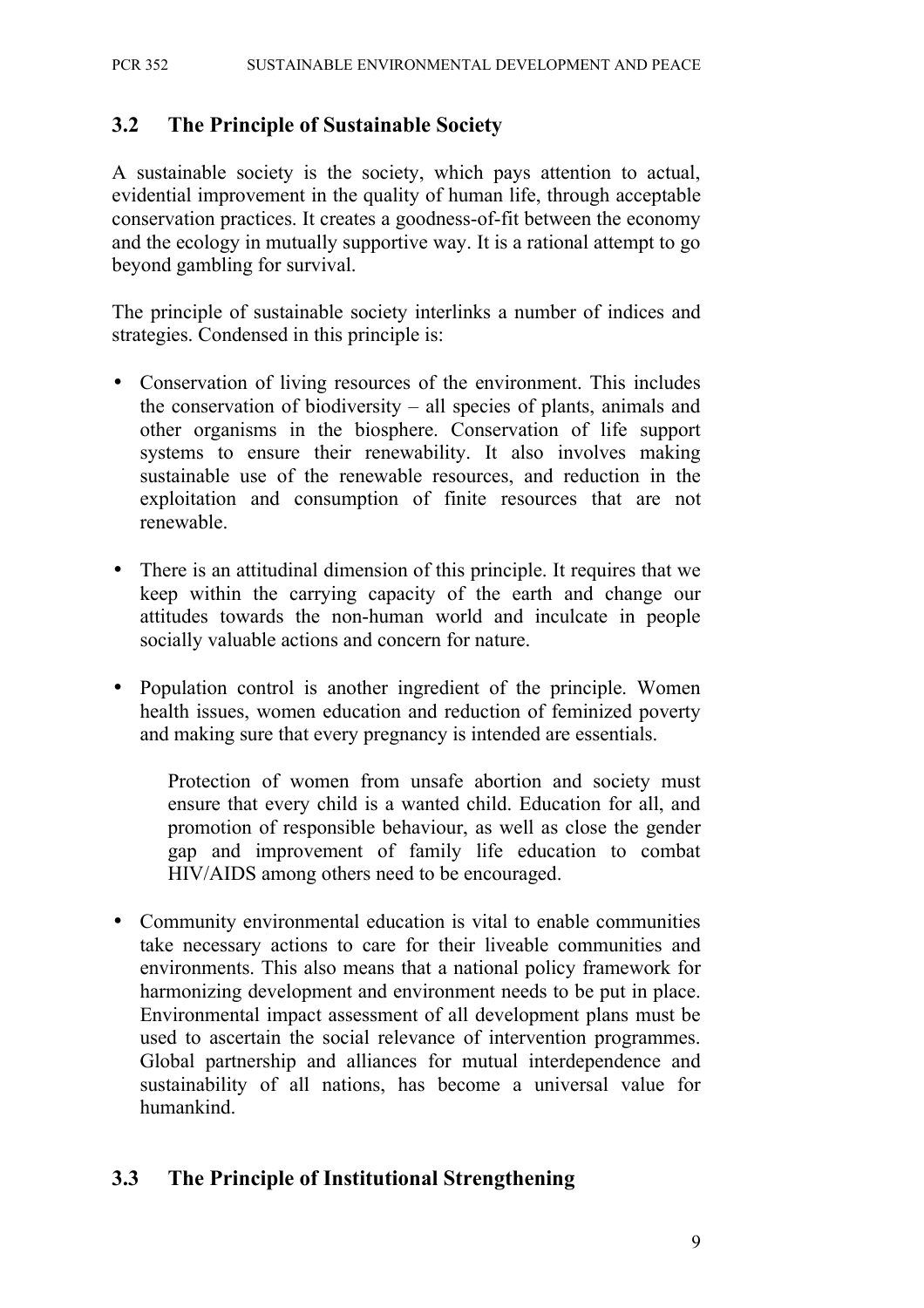### 3.2 The Principle of Sustainable Society

A sustainable society is the society, which pays attention to actual, evidential improvement in the quality of human life, through acceptable conservation practices. It creates a goodness-of-fit between the economy and the ecology in mutually supportive way. It is a rational attempt to go beyond gambling for survival.

The principle of sustainable society interlinks a number of indices and strategies. Condensed in this principle is:

- Conservation of living resources of the environment. This includes the conservation of biodiversity – all species of plants, animals and other organisms in the biosphere. Conservation of life support systems to ensure their renewability. It also involves making sustainable use of the renewable resources, and reduction in the exploitation and consumption of finite resources that are not renewable.

- There is an attitudinal dimension of this principle. It requires that we keep within the carrying capacity of the earth and change our attitudes towards the non-human world and inculcate in people socially valuable actions and concern for nature.

- Population control is another ingredient of the principle. Women health issues, women education and reduction of feminized poverty and making sure that every pregnancy is intended are essentials.

  Protection of women from unsafe abortion and society must ensure that every child is a wanted child. Education for all, and promotion of responsible behaviour, as well as close the gender gap and improvement of family life education to combat HIV/AIDS among others need to be encouraged.

- Community environmental education is vital to enable communities take necessary actions to care for their liveable communities and environments. This also means that a national policy framework for harmonizing development and environment needs to be put in place. Environmental impact assessment of all development plans must be used to ascertain the social relevance of intervention programmes. Global partnership and alliances for mutual interdependence and sustainability of all nations, has become a universal value for humankind.

### 3.3 The Principle of Institutional Strengthening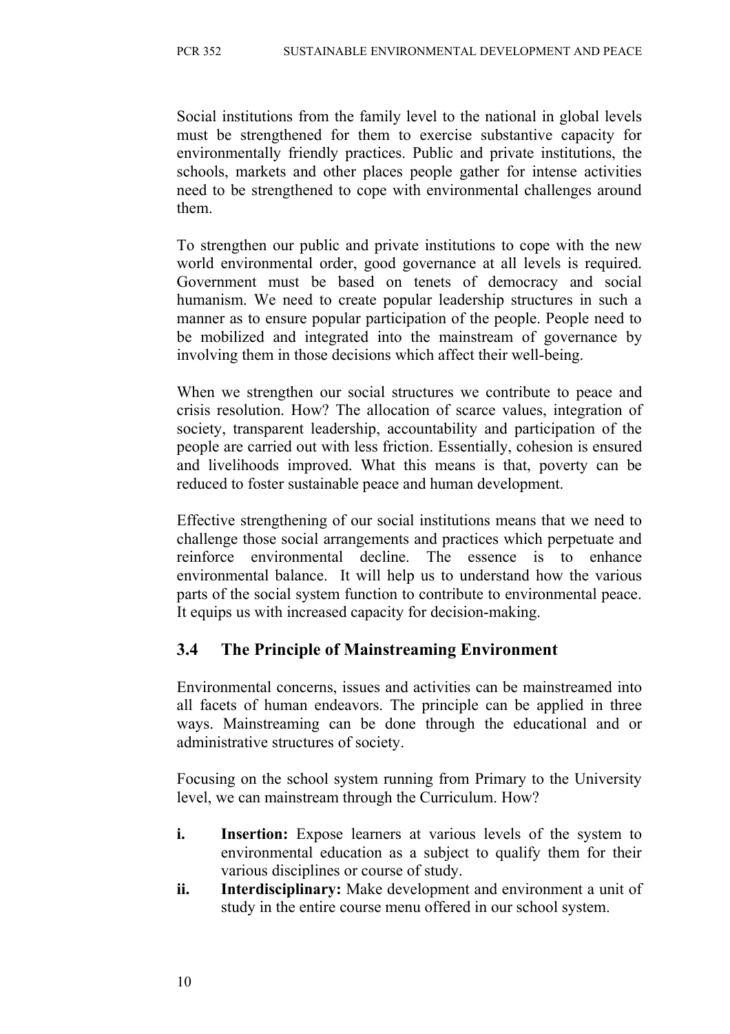Social institutions from the family level to the national in global levels must be strengthened for them to exercise substantive capacity for environmentally friendly practices. Public and private institutions, the schools, markets and other places people gather for intense activities need to be strengthened to cope with environmental challenges around them.

To strengthen our public and private institutions to cope with the new world environmental order, good governance at all levels is required. Government must be based on tenets of democracy and social humanism. We need to create popular leadership structures in such a manner as to ensure popular participation of the people. People need to be mobilized and integrated into the mainstream of governance by involving them in those decisions which affect their well-being.

When we strengthen our social structures we contribute to peace and crisis resolution. How? The allocation of scarce values, integration of society, transparent leadership, accountability and participation of the people are carried out with less friction. Essentially, cohesion is ensured and livelihoods improved. What this means is that, poverty can be reduced to foster sustainable peace and human development.

Effective strengthening of our social institutions means that we need to challenge those social arrangements and practices which perpetuate and reinforce environmental decline. The essence is to enhance environmental balance. It will help us to understand how the various parts of the social system function to contribute to environmental peace. It equips us with increased capacity for decision-making.

## 3.4 The Principle of Mainstreaming Environment

Environmental concerns, issues and activities can be mainstreamed into all facets of human endeavors. The principle can be applied in three ways. Mainstreaming can be done through the educational and or administrative structures of society.

Focusing on the school system running from Primary to the University level, we can mainstream through the Curriculum. How?

- **i. Insertion:** Expose learners at various levels of the system to environmental education as a subject to qualify them for their various disciplines or course of study.
- **ii. Interdisciplinary:** Make development and environment a unit of study in the entire course menu offered in our school system.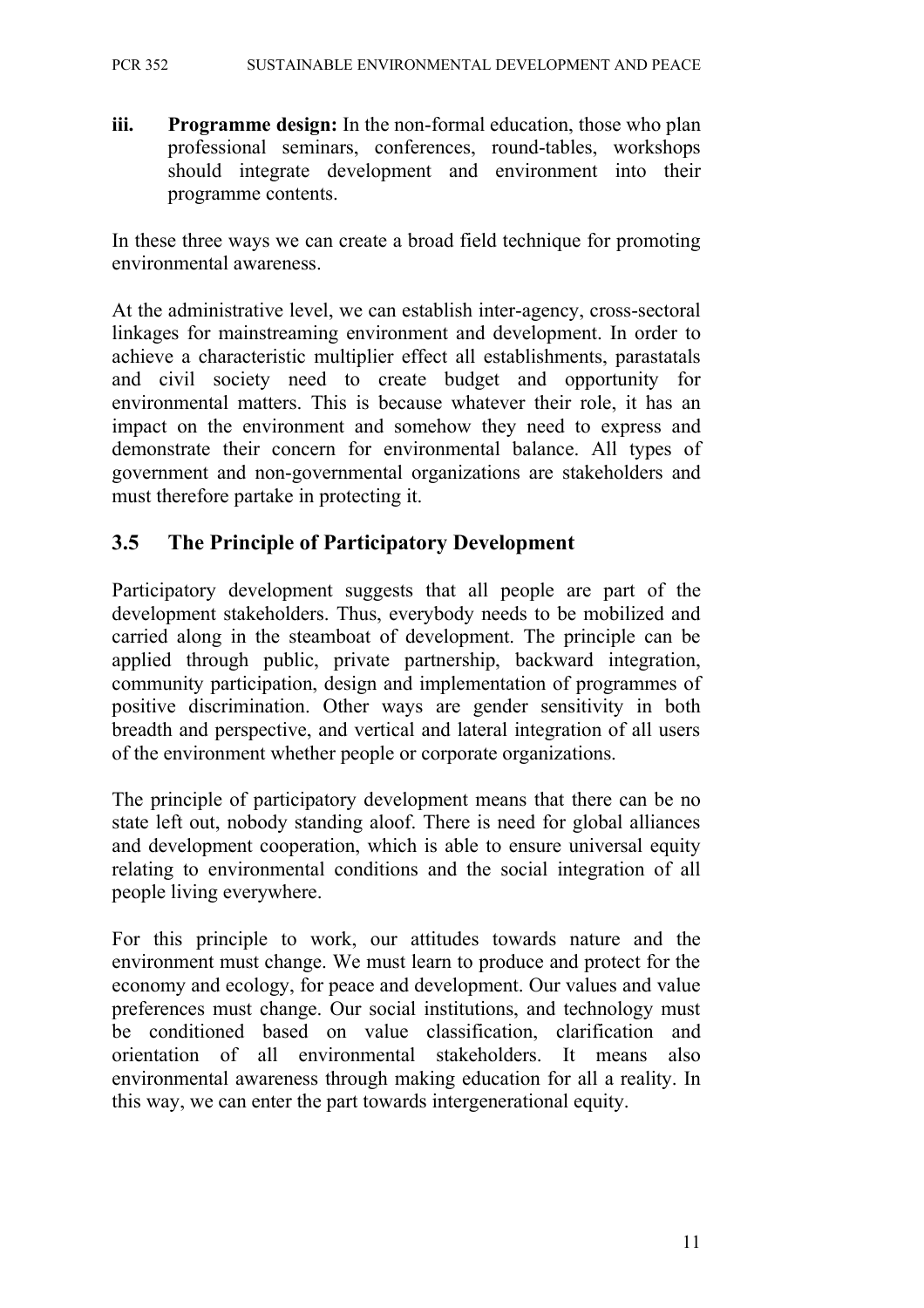iii. **Programme design:** In the non-formal education, those who plan professional seminars, conferences, round-tables, workshops should integrate development and environment into their programme contents.

In these three ways we can create a broad field technique for promoting environmental awareness.

At the administrative level, we can establish inter-agency, cross-sectoral linkages for mainstreaming environment and development. In order to achieve a characteristic multiplier effect all establishments, parastatals and civil society need to create budget and opportunity for environmental matters. This is because whatever their role, it has an impact on the environment and somehow they need to express and demonstrate their concern for environmental balance. All types of government and non-governmental organizations are stakeholders and must therefore partake in protecting it.

## 3.5 The Principle of Participatory Development

Participatory development suggests that all people are part of the development stakeholders. Thus, everybody needs to be mobilized and carried along in the steamboat of development. The principle can be applied through public, private partnership, backward integration, community participation, design and implementation of programmes of positive discrimination. Other ways are gender sensitivity in both breadth and perspective, and vertical and lateral integration of all users of the environment whether people or corporate organizations.

The principle of participatory development means that there can be no state left out, nobody standing aloof. There is need for global alliances and development cooperation, which is able to ensure universal equity relating to environmental conditions and the social integration of all people living everywhere.

For this principle to work, our attitudes towards nature and the environment must change. We must learn to produce and protect for the economy and ecology, for peace and development. Our values and value preferences must change. Our social institutions, and technology must be conditioned based on value classification, clarification and orientation of all environmental stakeholders. It means also environmental awareness through making education for all a reality. In this way, we can enter the part towards intergenerational equity.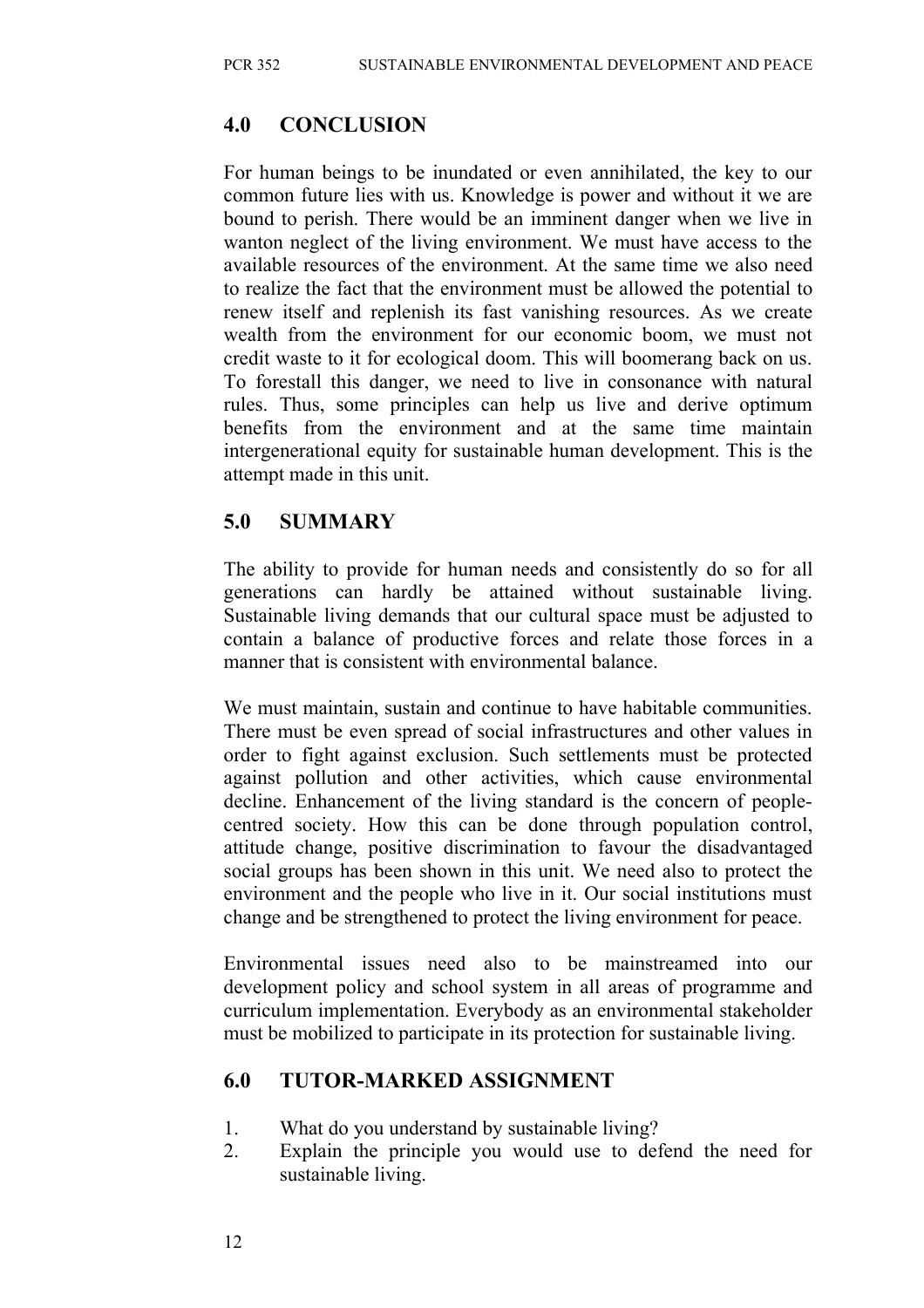## 4.0 CONCLUSION

For human beings to be inundated or even annihilated, the key to our common future lies with us. Knowledge is power and without it we are bound to perish. There would be an imminent danger when we live in wanton neglect of the living environment. We must have access to the available resources of the environment. At the same time we also need to realize the fact that the environment must be allowed the potential to renew itself and replenish its fast vanishing resources. As we create wealth from the environment for our economic boom, we must not credit waste to it for ecological doom. This will boomerang back on us. To forestall this danger, we need to live in consonance with natural rules. Thus, some principles can help us live and derive optimum benefits from the environment and at the same time maintain intergenerational equity for sustainable human development. This is the attempt made in this unit.

## 5.0 SUMMARY

The ability to provide for human needs and consistently do so for all generations can hardly be attained without sustainable living. Sustainable living demands that our cultural space must be adjusted to contain a balance of productive forces and relate those forces in a manner that is consistent with environmental balance.

We must maintain, sustain and continue to have habitable communities. There must be even spread of social infrastructures and other values in order to fight against exclusion. Such settlements must be protected against pollution and other activities, which cause environmental decline. Enhancement of the living standard is the concern of people-centred society. How this can be done through population control, attitude change, positive discrimination to favour the disadvantaged social groups has been shown in this unit. We need also to protect the environment and the people who live in it. Our social institutions must change and be strengthened to protect the living environment for peace.

Environmental issues need also to be mainstreamed into our development policy and school system in all areas of programme and curriculum implementation. Everybody as an environmental stakeholder must be mobilized to participate in its protection for sustainable living.

## 6.0 TUTOR-MARKED ASSIGNMENT

1. What do you understand by sustainable living?
2. Explain the principle you would use to defend the need for sustainable living.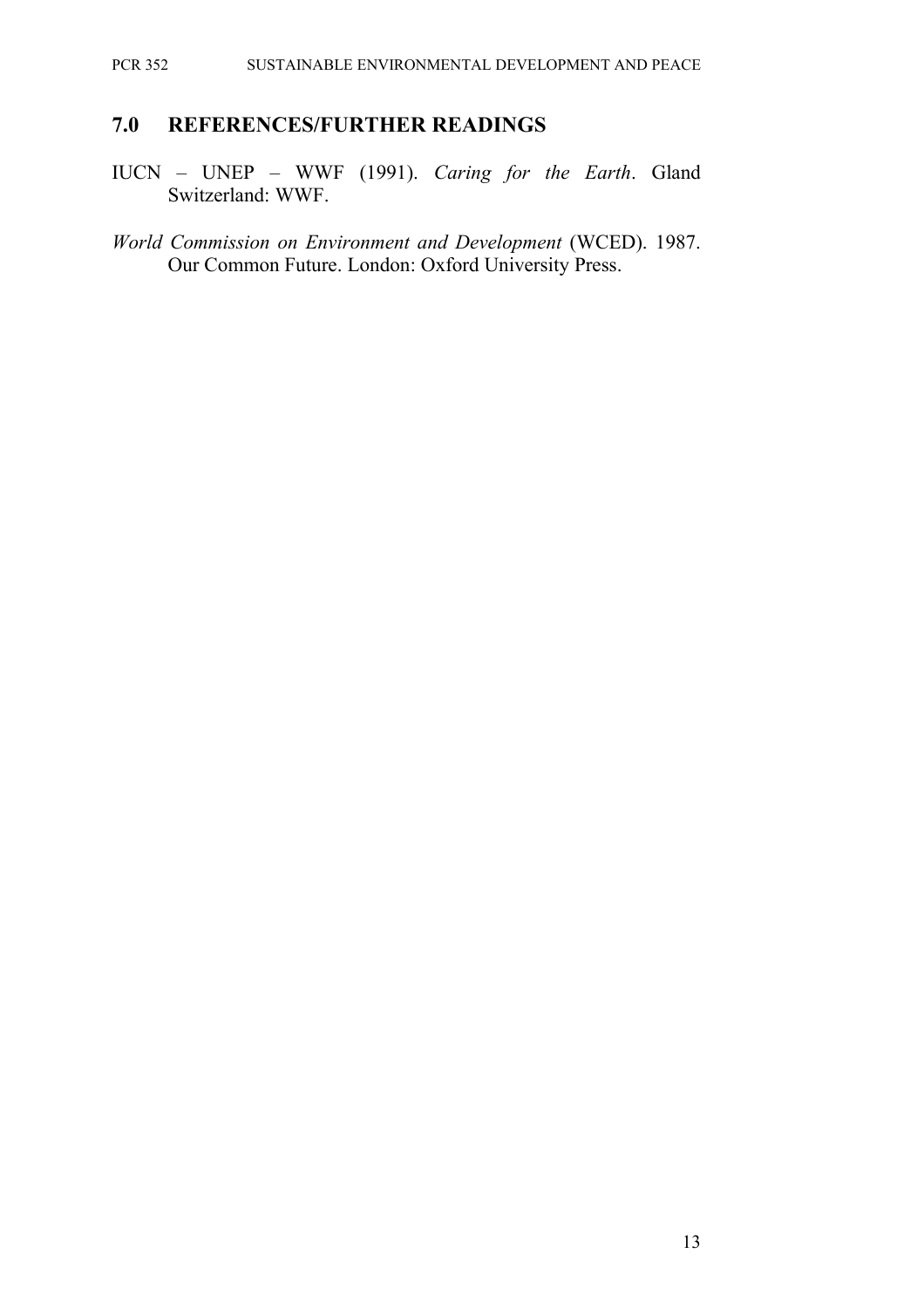## 7.0 REFERENCES/FURTHER READINGS

IUCN – UNEP – WWF (1991). *Caring for the Earth*. Gland Switzerland: WWF.

*World Commission on Environment and Development* (WCED). 1987. Our Common Future. London: Oxford University Press.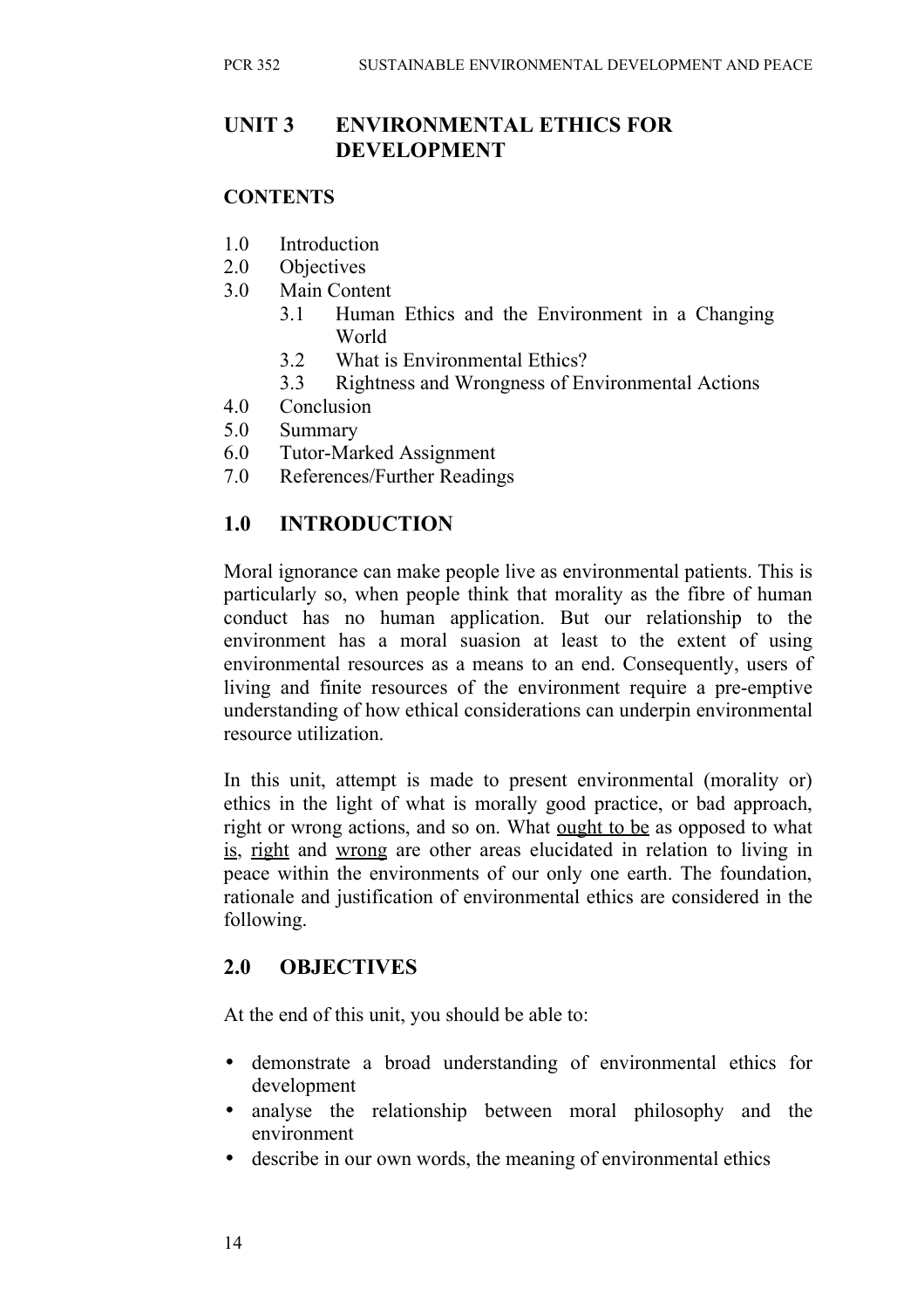## UNIT 3 ENVIRONMENTAL ETHICS FOR DEVELOPMENT

### CONTENTS

- 1.0 Introduction
- 2.0 Objectives
- 3.0 Main Content
  - 3.1 Human Ethics and the Environment in a Changing World
  - 3.2 What is Environmental Ethics?
  - 3.3 Rightness and Wrongness of Environmental Actions
- 4.0 Conclusion
- 5.0 Summary
- 6.0 Tutor-Marked Assignment
- 7.0 References/Further Readings

## 1.0 INTRODUCTION

Moral ignorance can make people live as environmental patients. This is particularly so, when people think that morality as the fibre of human conduct has no human application. But our relationship to the environment has a moral suasion at least to the extent of using environmental resources as a means to an end. Consequently, users of living and finite resources of the environment require a pre-emptive understanding of how ethical considerations can underpin environmental resource utilization.

In this unit, attempt is made to present environmental (morality or) ethics in the light of what is morally good practice, or bad approach, right or wrong actions, and so on. What <u>ought to be</u> as opposed to what <u>is</u>, <u>right</u> and <u>wrong</u> are other areas elucidated in relation to living in peace within the environments of our only one earth. The foundation, rationale and justification of environmental ethics are considered in the following.

## 2.0 OBJECTIVES

At the end of this unit, you should be able to:

- demonstrate a broad understanding of environmental ethics for development
- analyse the relationship between moral philosophy and the environment
- describe in our own words, the meaning of environmental ethics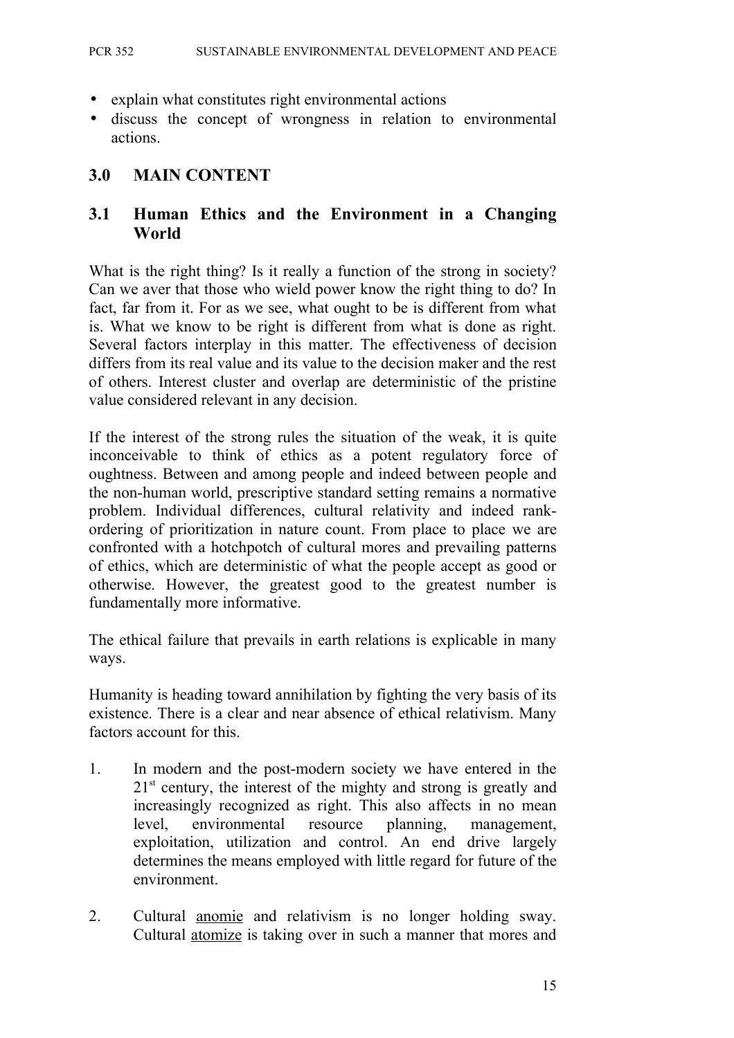- explain what constitutes right environmental actions
- discuss the concept of wrongness in relation to environmental actions.

## 3.0 MAIN CONTENT

### 3.1 Human Ethics and the Environment in a Changing World

What is the right thing? Is it really a function of the strong in society? Can we aver that those who wield power know the right thing to do? In fact, far from it. For as we see, what ought to be is different from what is. What we know to be right is different from what is done as right. Several factors interplay in this matter. The effectiveness of decision differs from its real value and its value to the decision maker and the rest of others. Interest cluster and overlap are deterministic of the pristine value considered relevant in any decision.

If the interest of the strong rules the situation of the weak, it is quite inconceivable to think of ethics as a potent regulatory force of oughtness. Between and among people and indeed between people and the non-human world, prescriptive standard setting remains a normative problem. Individual differences, cultural relativity and indeed rank-ordering of prioritization in nature count. From place to place we are confronted with a hotchpotch of cultural mores and prevailing patterns of ethics, which are deterministic of what the people accept as good or otherwise. However, the greatest good to the greatest number is fundamentally more informative.

The ethical failure that prevails in earth relations is explicable in many ways.

Humanity is heading toward annihilation by fighting the very basis of its existence. There is a clear and near absence of ethical relativism. Many factors account for this.

1. In modern and the post-modern society we have entered in the 21st century, the interest of the mighty and strong is greatly and increasingly recognized as right. This also affects in no mean level, environmental resource planning, management, exploitation, utilization and control. An end drive largely determines the means employed with little regard for future of the environment.

2. Cultural <u>anomie</u> and relativism is no longer holding sway. Cultural <u>atomize</u> is taking over in such a manner that mores and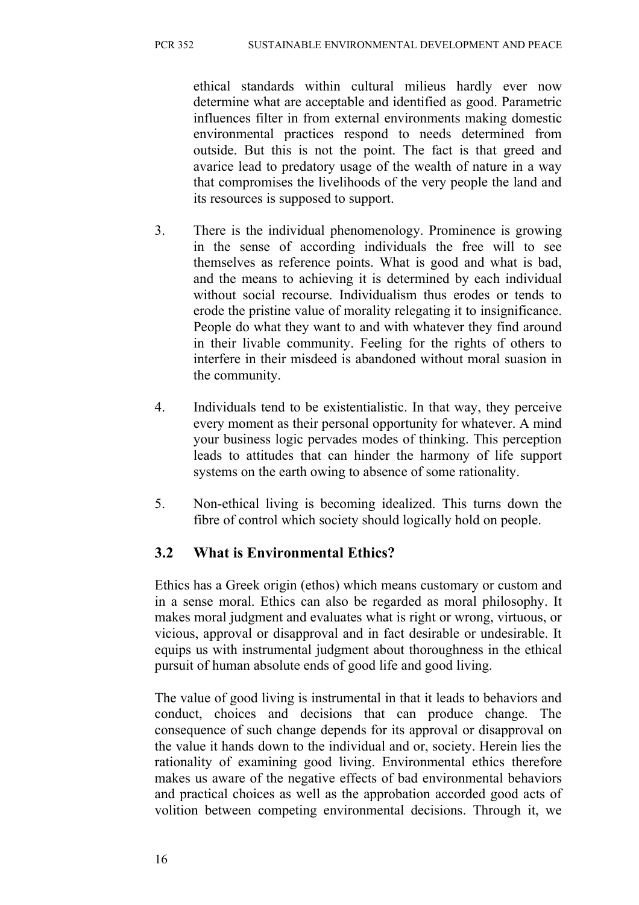ethical standards within cultural milieus hardly ever now determine what are acceptable and identified as good. Parametric influences filter in from external environments making domestic environmental practices respond to needs determined from outside. But this is not the point. The fact is that greed and avarice lead to predatory usage of the wealth of nature in a way that compromises the livelihoods of the very people the land and its resources is supposed to support.

3. There is the individual phenomenology. Prominence is growing in the sense of according individuals the free will to see themselves as reference points. What is good and what is bad, and the means to achieving it is determined by each individual without social recourse. Individualism thus erodes or tends to erode the pristine value of morality relegating it to insignificance. People do what they want to and with whatever they find around in their livable community. Feeling for the rights of others to interfere in their misdeed is abandoned without moral suasion in the community.

4. Individuals tend to be existentialistic. In that way, they perceive every moment as their personal opportunity for whatever. A mind your business logic pervades modes of thinking. This perception leads to attitudes that can hinder the harmony of life support systems on the earth owing to absence of some rationality.

5. Non-ethical living is becoming idealized. This turns down the fibre of control which society should logically hold on people.

## 3.2 What is Environmental Ethics?

Ethics has a Greek origin (ethos) which means customary or custom and in a sense moral. Ethics can also be regarded as moral philosophy. It makes moral judgment and evaluates what is right or wrong, virtuous, or vicious, approval or disapproval and in fact desirable or undesirable. It equips us with instrumental judgment about thoroughness in the ethical pursuit of human absolute ends of good life and good living.

The value of good living is instrumental in that it leads to behaviors and conduct, choices and decisions that can produce change. The consequence of such change depends for its approval or disapproval on the value it hands down to the individual and or, society. Herein lies the rationality of examining good living. Environmental ethics therefore makes us aware of the negative effects of bad environmental behaviors and practical choices as well as the approbation accorded good acts of volition between competing environmental decisions. Through it, we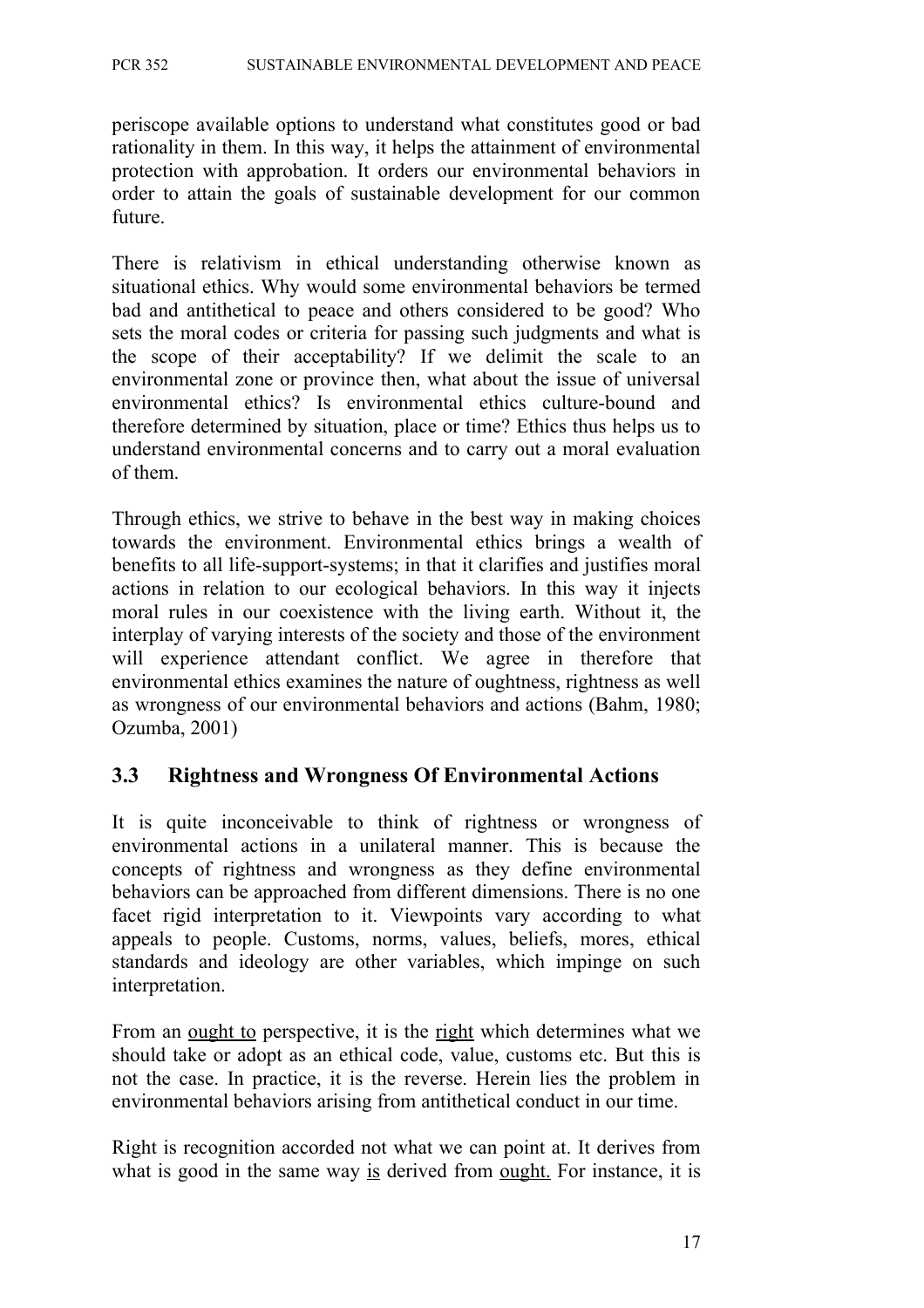periscope available options to understand what constitutes good or bad rationality in them. In this way, it helps the attainment of environmental protection with approbation. It orders our environmental behaviors in order to attain the goals of sustainable development for our common future.

There is relativism in ethical understanding otherwise known as situational ethics. Why would some environmental behaviors be termed bad and antithetical to peace and others considered to be good? Who sets the moral codes or criteria for passing such judgments and what is the scope of their acceptability? If we delimit the scale to an environmental zone or province then, what about the issue of universal environmental ethics? Is environmental ethics culture-bound and therefore determined by situation, place or time? Ethics thus helps us to understand environmental concerns and to carry out a moral evaluation of them.

Through ethics, we strive to behave in the best way in making choices towards the environment. Environmental ethics brings a wealth of benefits to all life-support-systems; in that it clarifies and justifies moral actions in relation to our ecological behaviors. In this way it injects moral rules in our coexistence with the living earth. Without it, the interplay of varying interests of the society and those of the environment will experience attendant conflict. We agree in therefore that environmental ethics examines the nature of oughtness, rightness as well as wrongness of our environmental behaviors and actions (Bahm, 1980; Ozumba, 2001)

## 3.3 Rightness and Wrongness Of Environmental Actions

It is quite inconceivable to think of rightness or wrongness of environmental actions in a unilateral manner. This is because the concepts of rightness and wrongness as they define environmental behaviors can be approached from different dimensions. There is no one facet rigid interpretation to it. Viewpoints vary according to what appeals to people. Customs, norms, values, beliefs, mores, ethical standards and ideology are other variables, which impinge on such interpretation.

From an <u>ought to</u> perspective, it is the <u>right</u> which determines what we should take or adopt as an ethical code, value, customs etc. But this is not the case. In practice, it is the reverse. Herein lies the problem in environmental behaviors arising from antithetical conduct in our time.

Right is recognition accorded not what we can point at. It derives from what is good in the same way <u>is</u> derived from <u>ought.</u> For instance, it is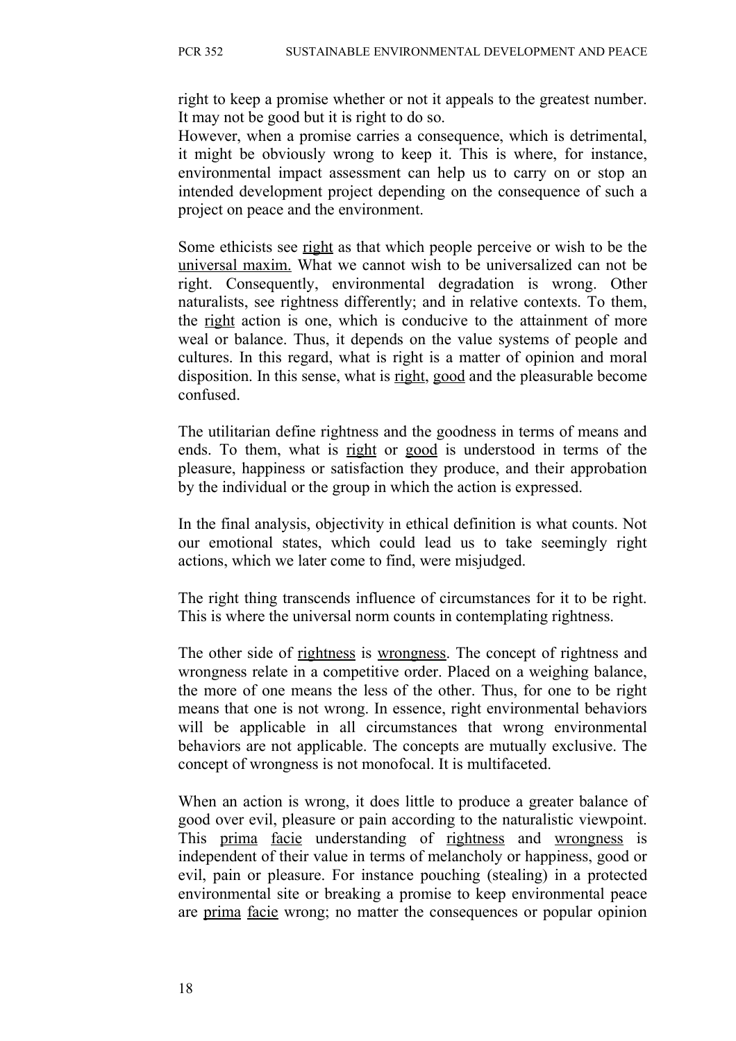right to keep a promise whether or not it appeals to the greatest number. It may not be good but it is right to do so.
However, when a promise carries a consequence, which is detrimental, it might be obviously wrong to keep it. This is where, for instance, environmental impact assessment can help us to carry on or stop an intended development project depending on the consequence of such a project on peace and the environment.

Some ethicists see <u>right</u> as that which people perceive or wish to be the <u>universal maxim.</u> What we cannot wish to be universalized can not be right. Consequently, environmental degradation is wrong. Other naturalists, see rightness differently; and in relative contexts. To them, the <u>right</u> action is one, which is conducive to the attainment of more weal or balance. Thus, it depends on the value systems of people and cultures. In this regard, what is right is a matter of opinion and moral disposition. In this sense, what is <u>right</u>, <u>good</u> and the pleasurable become confused.

The utilitarian define rightness and the goodness in terms of means and ends. To them, what is <u>right</u> or <u>good</u> is understood in terms of the pleasure, happiness or satisfaction they produce, and their approbation by the individual or the group in which the action is expressed.

In the final analysis, objectivity in ethical definition is what counts. Not our emotional states, which could lead us to take seemingly right actions, which we later come to find, were misjudged.

The right thing transcends influence of circumstances for it to be right. This is where the universal norm counts in contemplating rightness.

The other side of <u>rightness</u> is <u>wrongness</u>. The concept of rightness and wrongness relate in a competitive order. Placed on a weighing balance, the more of one means the less of the other. Thus, for one to be right means that one is not wrong. In essence, right environmental behaviors will be applicable in all circumstances that wrong environmental behaviors are not applicable. The concepts are mutually exclusive. The concept of wrongness is not monofocal. It is multifaceted.

When an action is wrong, it does little to produce a greater balance of good over evil, pleasure or pain according to the naturalistic viewpoint. This <u>prima</u> <u>facie</u> understanding of <u>rightness</u> and <u>wrongness</u> is independent of their value in terms of melancholy or happiness, good or evil, pain or pleasure. For instance pouching (stealing) in a protected environmental site or breaking a promise to keep environmental peace are <u>prima</u> <u>facie</u> wrong; no matter the consequences or popular opinion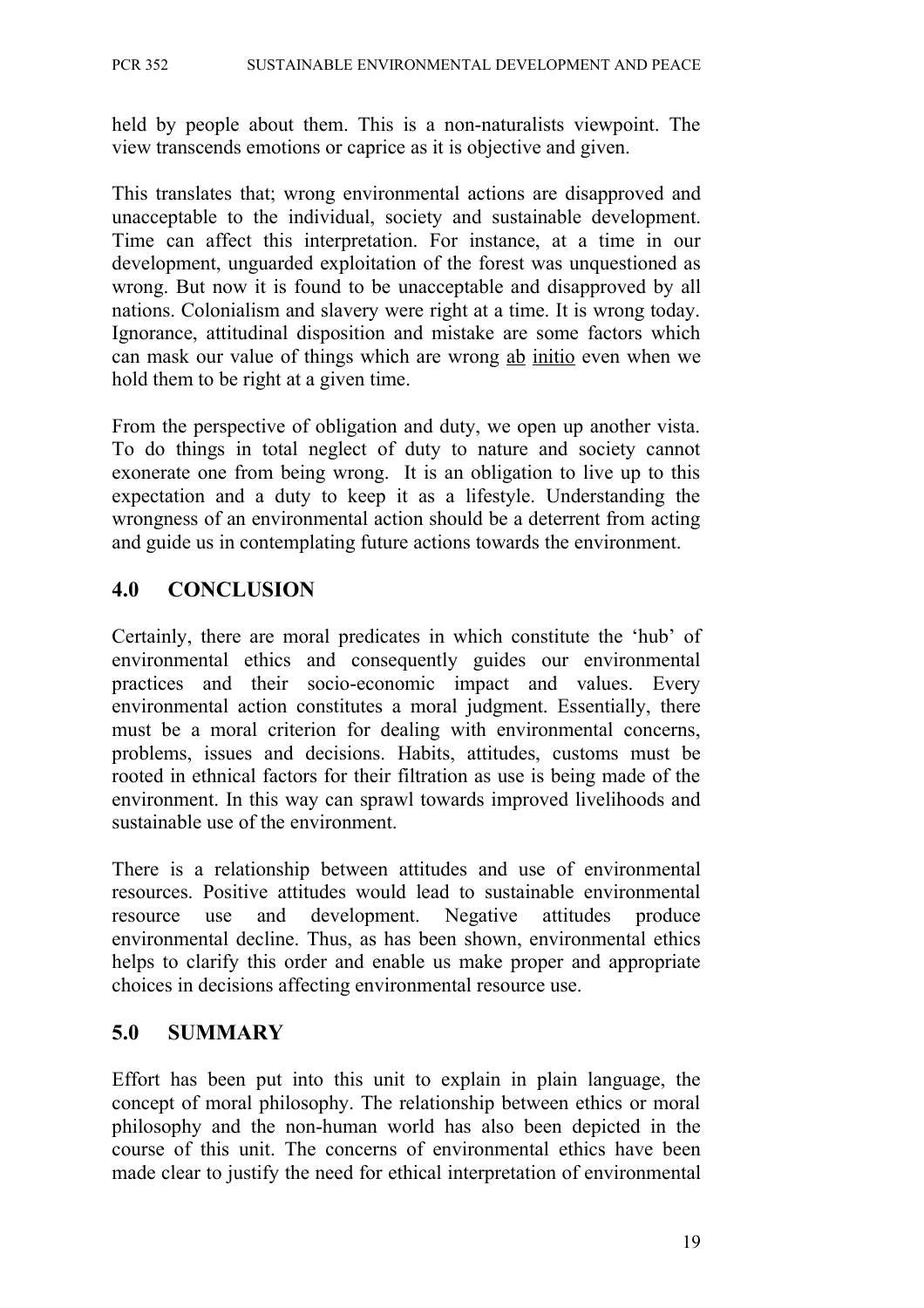held by people about them. This is a non-naturalists viewpoint. The view transcends emotions or caprice as it is objective and given.

This translates that; wrong environmental actions are disapproved and unacceptable to the individual, society and sustainable development. Time can affect this interpretation. For instance, at a time in our development, unguarded exploitation of the forest was unquestioned as wrong. But now it is found to be unacceptable and disapproved by all nations. Colonialism and slavery were right at a time. It is wrong today. Ignorance, attitudinal disposition and mistake are some factors which can mask our value of things which are wrong ab initio even when we hold them to be right at a given time.

From the perspective of obligation and duty, we open up another vista. To do things in total neglect of duty to nature and society cannot exonerate one from being wrong. It is an obligation to live up to this expectation and a duty to keep it as a lifestyle. Understanding the wrongness of an environmental action should be a deterrent from acting and guide us in contemplating future actions towards the environment.

## 4.0 CONCLUSION

Certainly, there are moral predicates in which constitute the 'hub' of environmental ethics and consequently guides our environmental practices and their socio-economic impact and values. Every environmental action constitutes a moral judgment. Essentially, there must be a moral criterion for dealing with environmental concerns, problems, issues and decisions. Habits, attitudes, customs must be rooted in ethnical factors for their filtration as use is being made of the environment. In this way can sprawl towards improved livelihoods and sustainable use of the environment.

There is a relationship between attitudes and use of environmental resources. Positive attitudes would lead to sustainable environmental resource use and development. Negative attitudes produce environmental decline. Thus, as has been shown, environmental ethics helps to clarify this order and enable us make proper and appropriate choices in decisions affecting environmental resource use.

## 5.0 SUMMARY

Effort has been put into this unit to explain in plain language, the concept of moral philosophy. The relationship between ethics or moral philosophy and the non-human world has also been depicted in the course of this unit. The concerns of environmental ethics have been made clear to justify the need for ethical interpretation of environmental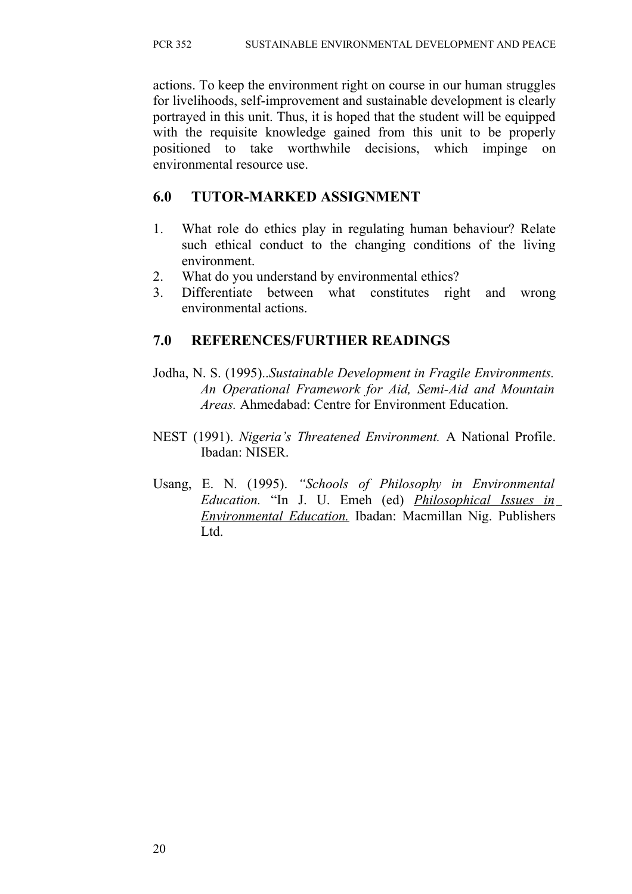actions. To keep the environment right on course in our human struggles for livelihoods, self-improvement and sustainable development is clearly portrayed in this unit. Thus, it is hoped that the student will be equipped with the requisite knowledge gained from this unit to be properly positioned to take worthwhile decisions, which impinge on environmental resource use.

## 6.0 TUTOR-MARKED ASSIGNMENT

1. What role do ethics play in regulating human behaviour? Relate such ethical conduct to the changing conditions of the living environment.
2. What do you understand by environmental ethics?
3. Differentiate between what constitutes right and wrong environmental actions.

## 7.0 REFERENCES/FURTHER READINGS

Jodha, N. S. (1995)..*Sustainable Development in Fragile Environments. An Operational Framework for Aid, Semi-Aid and Mountain Areas.* Ahmedabad: Centre for Environment Education.

NEST (1991). *Nigeria's Threatened Environment.* A National Profile. Ibadan: NISER.

Usang, E. N. (1995). *"Schools of Philosophy in Environmental Education.* "In J. U. Emeh (ed) <u>*Philosophical Issues in Environmental Education.*</u> Ibadan: Macmillan Nig. Publishers Ltd.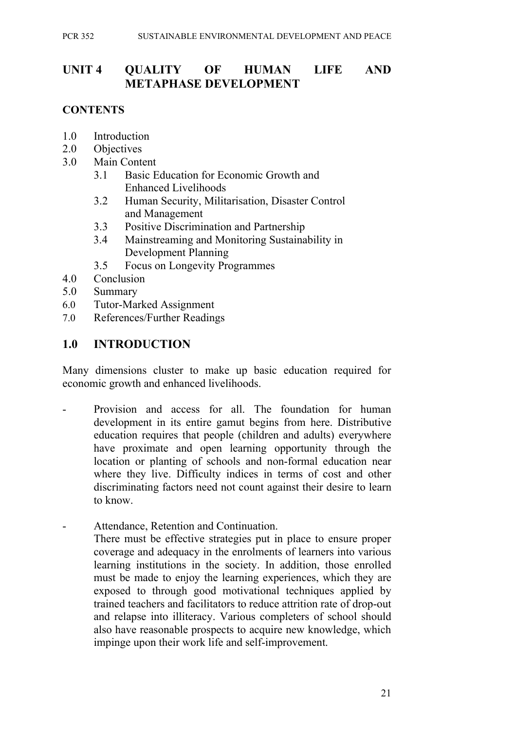# UNIT 4 QUALITY OF HUMAN LIFE AND METAPHASE DEVELOPMENT

**CONTENTS**

- 1.0 Introduction
- 2.0 Objectives
- 3.0 Main Content
    - 3.1 Basic Education for Economic Growth and Enhanced Livelihoods
    - 3.2 Human Security, Militarisation, Disaster Control and Management
    - 3.3 Positive Discrimination and Partnership
    - 3.4 Mainstreaming and Monitoring Sustainability in Development Planning
    - 3.5 Focus on Longevity Programmes
- 4.0 Conclusion
- 5.0 Summary
- 6.0 Tutor-Marked Assignment
- 7.0 References/Further Readings

## 1.0 INTRODUCTION

Many dimensions cluster to make up basic education required for economic growth and enhanced livelihoods.

- Provision and access for all. The foundation for human development in its entire gamut begins from here. Distributive education requires that people (children and adults) everywhere have proximate and open learning opportunity through the location or planting of schools and non-formal education near where they live. Difficulty indices in terms of cost and other discriminating factors need not count against their desire to learn to know.

- Attendance, Retention and Continuation.
  There must be effective strategies put in place to ensure proper coverage and adequacy in the enrolments of learners into various learning institutions in the society. In addition, those enrolled must be made to enjoy the learning experiences, which they are exposed to through good motivational techniques applied by trained teachers and facilitators to reduce attrition rate of drop-out and relapse into illiteracy. Various completers of school should also have reasonable prospects to acquire new knowledge, which impinge upon their work life and self-improvement.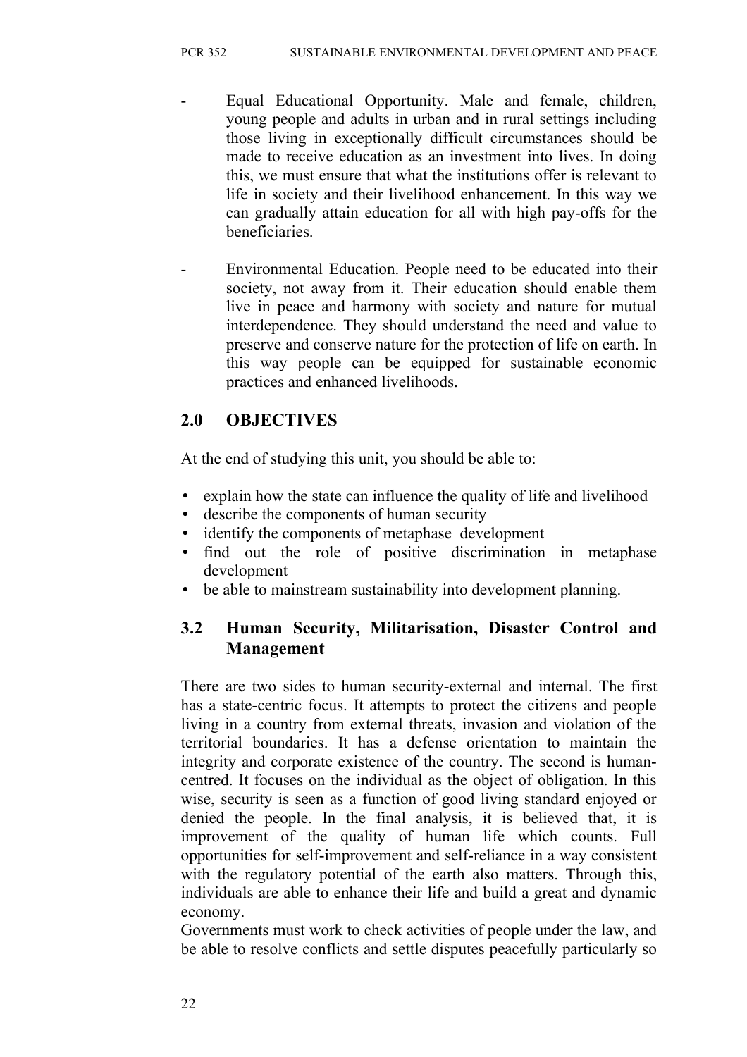- Equal Educational Opportunity. Male and female, children, young people and adults in urban and in rural settings including those living in exceptionally difficult circumstances should be made to receive education as an investment into lives. In doing this, we must ensure that what the institutions offer is relevant to life in society and their livelihood enhancement. In this way we can gradually attain education for all with high pay-offs for the beneficiaries.

- Environmental Education. People need to be educated into their society, not away from it. Their education should enable them live in peace and harmony with society and nature for mutual interdependence. They should understand the need and value to preserve and conserve nature for the protection of life on earth. In this way people can be equipped for sustainable economic practices and enhanced livelihoods.

## 2.0 OBJECTIVES

At the end of studying this unit, you should be able to:

- explain how the state can influence the quality of life and livelihood
- describe the components of human security
- identify the components of metaphase development
- find out the role of positive discrimination in metaphase development
- be able to mainstream sustainability into development planning.

## 3.2 Human Security, Militarisation, Disaster Control and Management

There are two sides to human security-external and internal. The first has a state-centric focus. It attempts to protect the citizens and people living in a country from external threats, invasion and violation of the territorial boundaries. It has a defense orientation to maintain the integrity and corporate existence of the country. The second is human-centred. It focuses on the individual as the object of obligation. In this wise, security is seen as a function of good living standard enjoyed or denied the people. In the final analysis, it is believed that, it is improvement of the quality of human life which counts. Full opportunities for self-improvement and self-reliance in a way consistent with the regulatory potential of the earth also matters. Through this, individuals are able to enhance their life and build a great and dynamic economy.

Governments must work to check activities of people under the law, and be able to resolve conflicts and settle disputes peacefully particularly so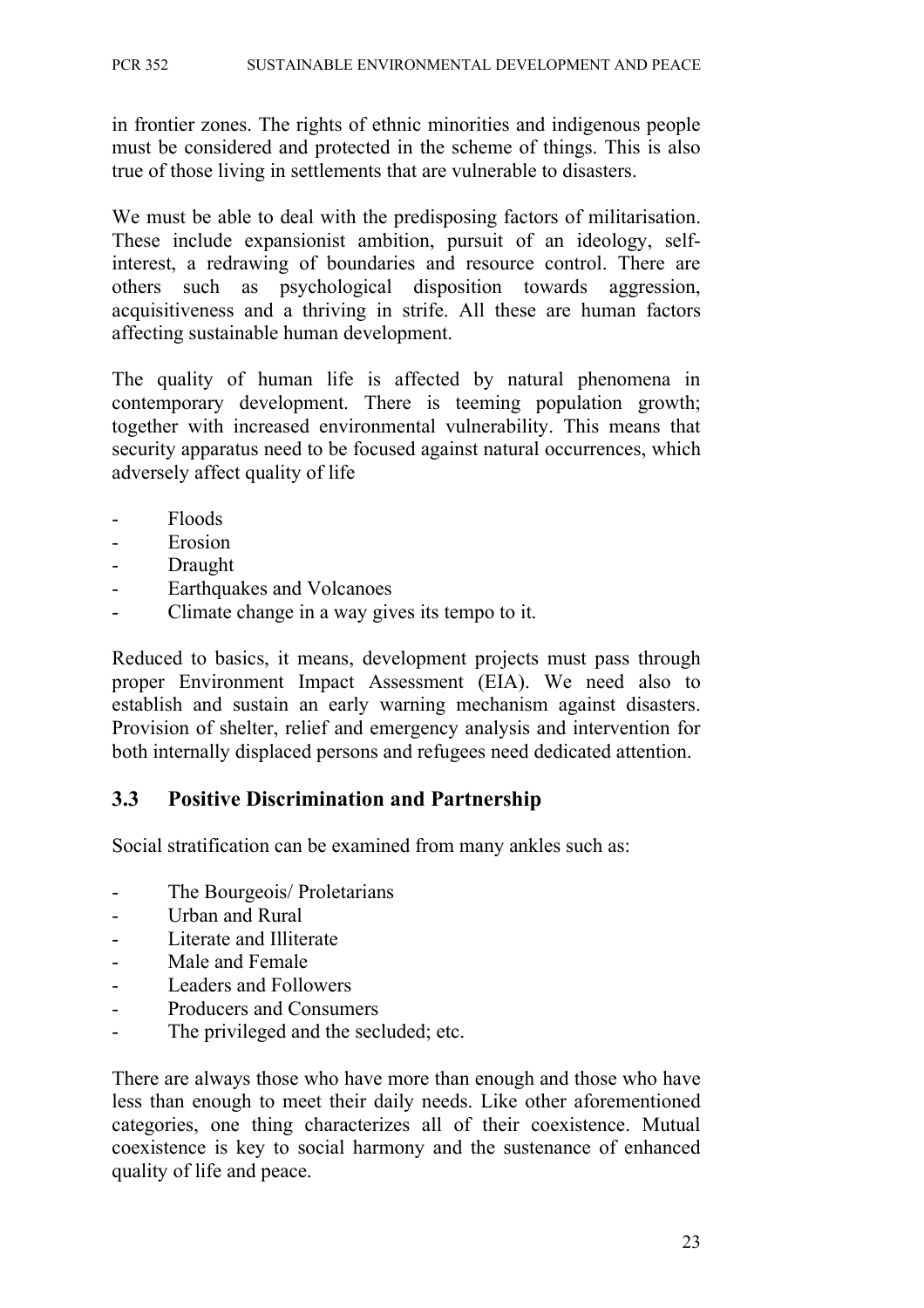in frontier zones. The rights of ethnic minorities and indigenous people must be considered and protected in the scheme of things. This is also true of those living in settlements that are vulnerable to disasters.

We must be able to deal with the predisposing factors of militarisation. These include expansionist ambition, pursuit of an ideology, self-interest, a redrawing of boundaries and resource control. There are others such as psychological disposition towards aggression, acquisitiveness and a thriving in strife. All these are human factors affecting sustainable human development.

The quality of human life is affected by natural phenomena in contemporary development. There is teeming population growth; together with increased environmental vulnerability. This means that security apparatus need to be focused against natural occurrences, which adversely affect quality of life

- Floods
- Erosion
- Draught
- Earthquakes and Volcanoes
- Climate change in a way gives its tempo to it.

Reduced to basics, it means, development projects must pass through proper Environment Impact Assessment (EIA). We need also to establish and sustain an early warning mechanism against disasters. Provision of shelter, relief and emergency analysis and intervention for both internally displaced persons and refugees need dedicated attention.

### 3.3 Positive Discrimination and Partnership

Social stratification can be examined from many ankles such as:

- The Bourgeois/ Proletarians
- Urban and Rural
- Literate and Illiterate
- Male and Female
- Leaders and Followers
- Producers and Consumers
- The privileged and the secluded; etc.

There are always those who have more than enough and those who have less than enough to meet their daily needs. Like other aforementioned categories, one thing characterizes all of their coexistence. Mutual coexistence is key to social harmony and the sustenance of enhanced quality of life and peace.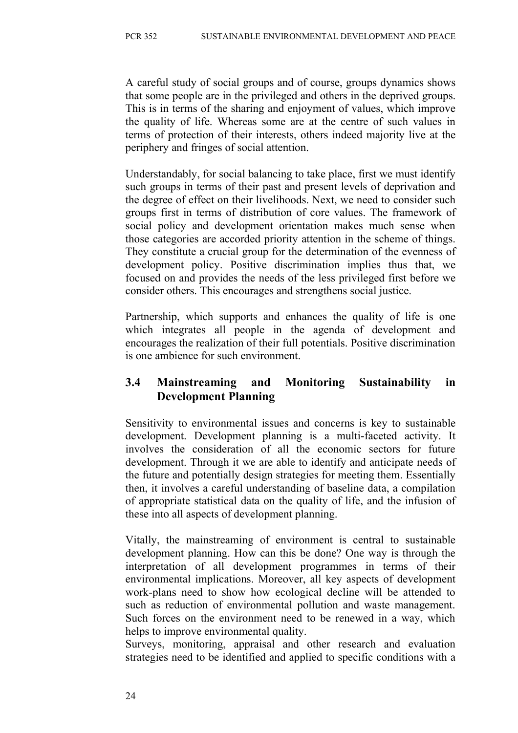A careful study of social groups and of course, groups dynamics shows that some people are in the privileged and others in the deprived groups. This is in terms of the sharing and enjoyment of values, which improve the quality of life. Whereas some are at the centre of such values in terms of protection of their interests, others indeed majority live at the periphery and fringes of social attention.

Understandably, for social balancing to take place, first we must identify such groups in terms of their past and present levels of deprivation and the degree of effect on their livelihoods. Next, we need to consider such groups first in terms of distribution of core values. The framework of social policy and development orientation makes much sense when those categories are accorded priority attention in the scheme of things. They constitute a crucial group for the determination of the evenness of development policy. Positive discrimination implies thus that, we focused on and provides the needs of the less privileged first before we consider others. This encourages and strengthens social justice.

Partnership, which supports and enhances the quality of life is one which integrates all people in the agenda of development and encourages the realization of their full potentials. Positive discrimination is one ambience for such environment.

## 3.4 Mainstreaming and Monitoring Sustainability in Development Planning

Sensitivity to environmental issues and concerns is key to sustainable development. Development planning is a multi-faceted activity. It involves the consideration of all the economic sectors for future development. Through it we are able to identify and anticipate needs of the future and potentially design strategies for meeting them. Essentially then, it involves a careful understanding of baseline data, a compilation of appropriate statistical data on the quality of life, and the infusion of these into all aspects of development planning.

Vitally, the mainstreaming of environment is central to sustainable development planning. How can this be done? One way is through the interpretation of all development programmes in terms of their environmental implications. Moreover, all key aspects of development work-plans need to show how ecological decline will be attended to such as reduction of environmental pollution and waste management. Such forces on the environment need to be renewed in a way, which helps to improve environmental quality.

Surveys, monitoring, appraisal and other research and evaluation strategies need to be identified and applied to specific conditions with a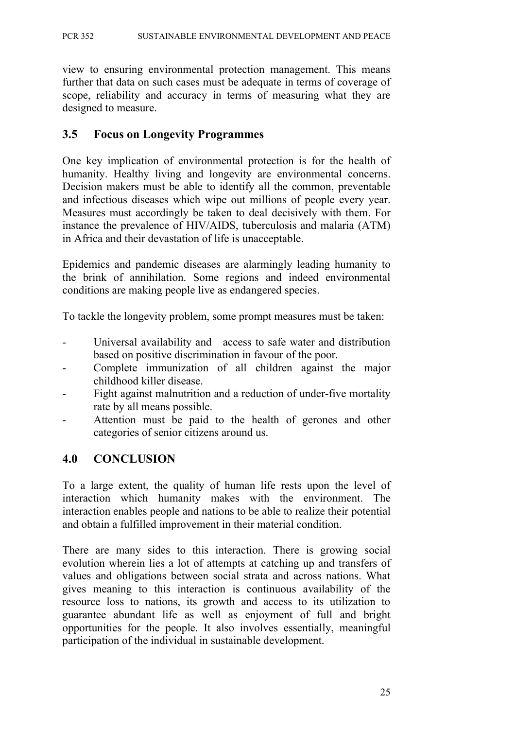view to ensuring environmental protection management. This means further that data on such cases must be adequate in terms of coverage of scope, reliability and accuracy in terms of measuring what they are designed to measure.

## 3.5 Focus on Longevity Programmes

One key implication of environmental protection is for the health of humanity. Healthy living and longevity are environmental concerns. Decision makers must be able to identify all the common, preventable and infectious diseases which wipe out millions of people every year. Measures must accordingly be taken to deal decisively with them. For instance the prevalence of HIV/AIDS, tuberculosis and malaria (ATM) in Africa and their devastation of life is unacceptable.

Epidemics and pandemic diseases are alarmingly leading humanity to the brink of annihilation. Some regions and indeed environmental conditions are making people live as endangered species.

To tackle the longevity problem, some prompt measures must be taken:

- Universal availability and access to safe water and distribution based on positive discrimination in favour of the poor.
- Complete immunization of all children against the major childhood killer disease.
- Fight against malnutrition and a reduction of under-five mortality rate by all means possible.
- Attention must be paid to the health of gerones and other categories of senior citizens around us.

# 4.0 CONCLUSION

To a large extent, the quality of human life rests upon the level of interaction which humanity makes with the environment. The interaction enables people and nations to be able to realize their potential and obtain a fulfilled improvement in their material condition.

There are many sides to this interaction. There is growing social evolution wherein lies a lot of attempts at catching up and transfers of values and obligations between social strata and across nations. What gives meaning to this interaction is continuous availability of the resource loss to nations, its growth and access to its utilization to guarantee abundant life as well as enjoyment of full and bright opportunities for the people. It also involves essentially, meaningful participation of the individual in sustainable development.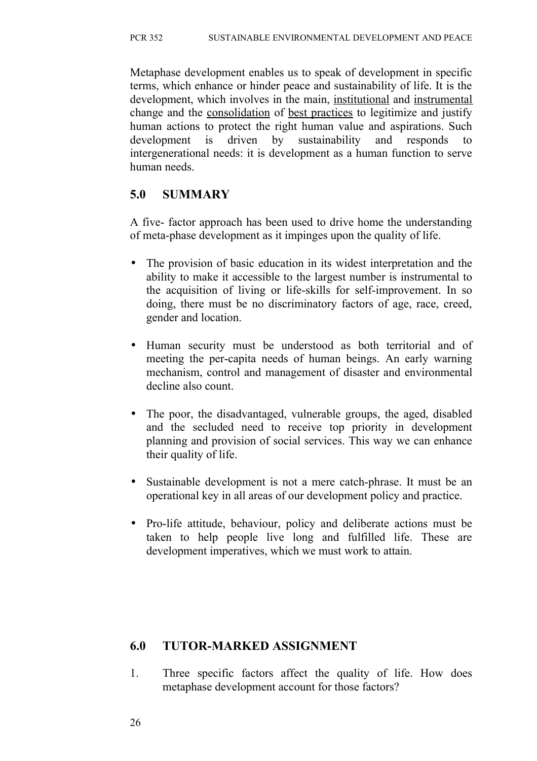Metaphase development enables us to speak of development in specific terms, which enhance or hinder peace and sustainability of life. It is the development, which involves in the main, <u>institutional</u> and <u>instrumental</u> change and the <u>consolidation</u> of <u>best practices</u> to legitimize and justify human actions to protect the right human value and aspirations. Such development is driven by sustainability and responds to intergenerational needs: it is development as a human function to serve human needs.

## 5.0 SUMMARY

A five- factor approach has been used to drive home the understanding of meta-phase development as it impinges upon the quality of life.

- The provision of basic education in its widest interpretation and the ability to make it accessible to the largest number is instrumental to the acquisition of living or life-skills for self-improvement. In so doing, there must be no discriminatory factors of age, race, creed, gender and location.
- Human security must be understood as both territorial and of meeting the per-capita needs of human beings. An early warning mechanism, control and management of disaster and environmental decline also count.
- The poor, the disadvantaged, vulnerable groups, the aged, disabled and the secluded need to receive top priority in development planning and provision of social services. This way we can enhance their quality of life.
- Sustainable development is not a mere catch-phrase. It must be an operational key in all areas of our development policy and practice.
- Pro-life attitude, behaviour, policy and deliberate actions must be taken to help people live long and fulfilled life. These are development imperatives, which we must work to attain.

## 6.0 TUTOR-MARKED ASSIGNMENT

1. Three specific factors affect the quality of life. How does metaphase development account for those factors?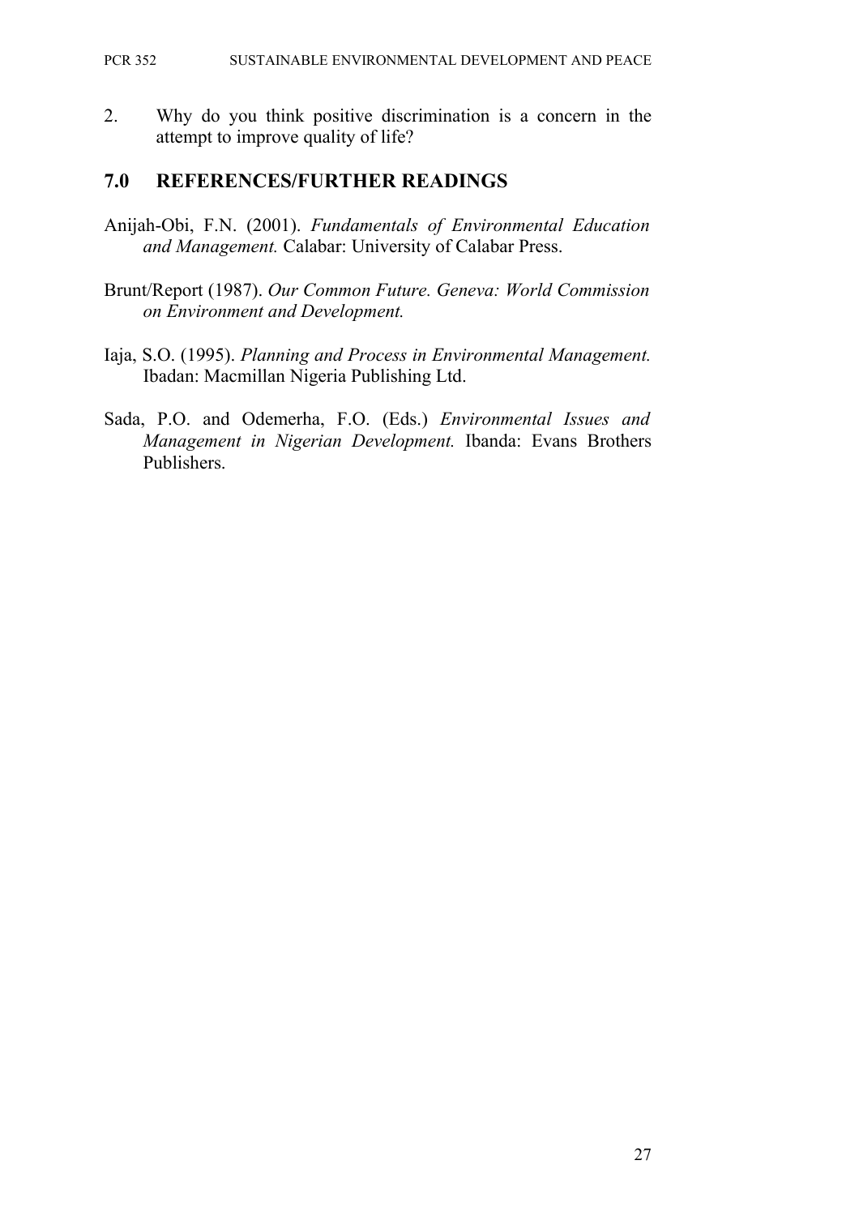2. Why do you think positive discrimination is a concern in the attempt to improve quality of life?

## 7.0 REFERENCES/FURTHER READINGS

Anijah-Obi, F.N. (2001). *Fundamentals of Environmental Education and Management.* Calabar: University of Calabar Press.

Brunt/Report (1987). *Our Common Future. Geneva: World Commission on Environment and Development.*

Iaja, S.O. (1995). *Planning and Process in Environmental Management.* Ibadan: Macmillan Nigeria Publishing Ltd.

Sada, P.O. and Odemerha, F.O. (Eds.) *Environmental Issues and Management in Nigerian Development.* Ibanda: Evans Brothers Publishers.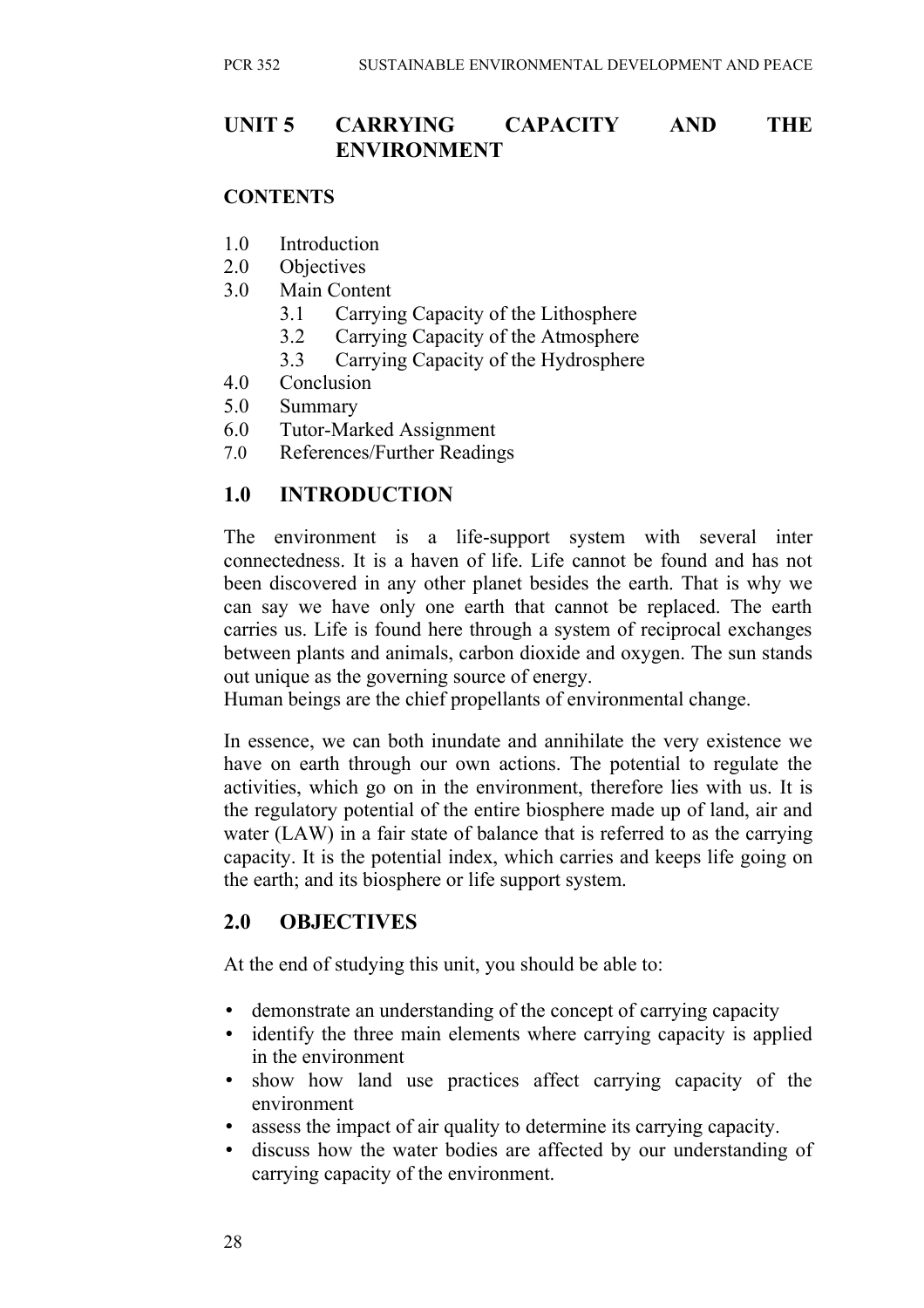## UNIT 5 CARRYING CAPACITY AND THE ENVIRONMENT

**CONTENTS**

1.0 Introduction
2.0 Objectives
3.0 Main Content
   3.1 Carrying Capacity of the Lithosphere
   3.2 Carrying Capacity of the Atmosphere
   3.3 Carrying Capacity of the Hydrosphere
4.0 Conclusion
5.0 Summary
6.0 Tutor-Marked Assignment
7.0 References/Further Readings

## 1.0 INTRODUCTION

The environment is a life-support system with several inter connectedness. It is a haven of life. Life cannot be found and has not been discovered in any other planet besides the earth. That is why we can say we have only one earth that cannot be replaced. The earth carries us. Life is found here through a system of reciprocal exchanges between plants and animals, carbon dioxide and oxygen. The sun stands out unique as the governing source of energy.
Human beings are the chief propellants of environmental change.

In essence, we can both inundate and annihilate the very existence we have on earth through our own actions. The potential to regulate the activities, which go on in the environment, therefore lies with us. It is the regulatory potential of the entire biosphere made up of land, air and water (LAW) in a fair state of balance that is referred to as the carrying capacity. It is the potential index, which carries and keeps life going on the earth; and its biosphere or life support system.

## 2.0 OBJECTIVES

At the end of studying this unit, you should be able to:

- demonstrate an understanding of the concept of carrying capacity
- identify the three main elements where carrying capacity is applied in the environment
- show how land use practices affect carrying capacity of the environment
- assess the impact of air quality to determine its carrying capacity.
- discuss how the water bodies are affected by our understanding of carrying capacity of the environment.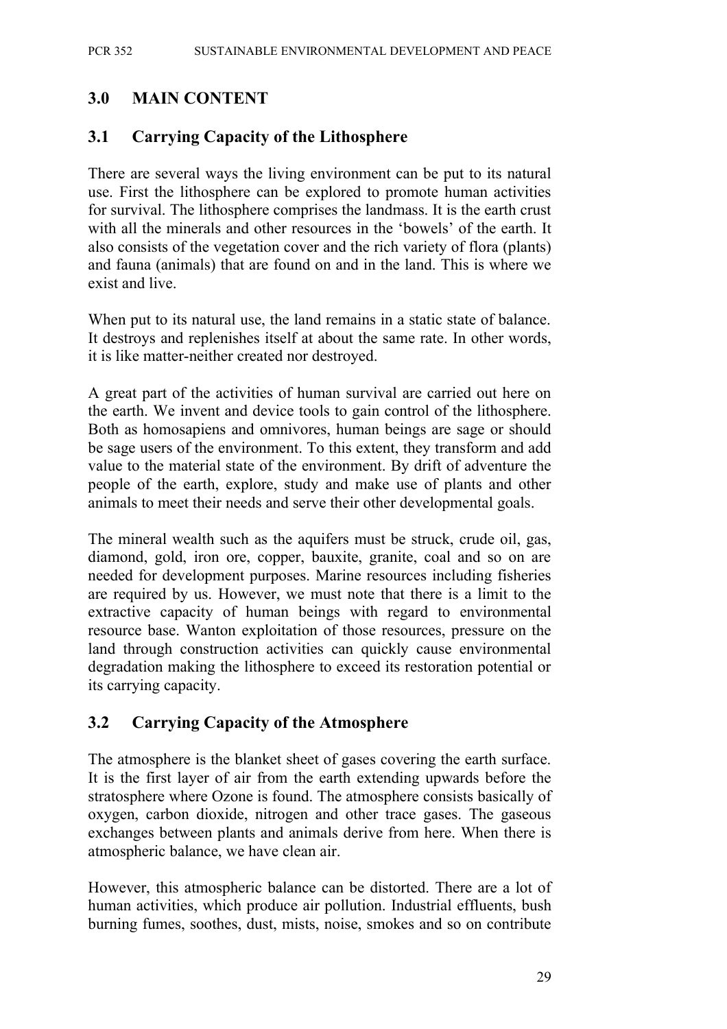## 3.0 MAIN CONTENT

### 3.1 Carrying Capacity of the Lithosphere

There are several ways the living environment can be put to its natural use. First the lithosphere can be explored to promote human activities for survival. The lithosphere comprises the landmass. It is the earth crust with all the minerals and other resources in the 'bowels' of the earth. It also consists of the vegetation cover and the rich variety of flora (plants) and fauna (animals) that are found on and in the land. This is where we exist and live.

When put to its natural use, the land remains in a static state of balance. It destroys and replenishes itself at about the same rate. In other words, it is like matter-neither created nor destroyed.

A great part of the activities of human survival are carried out here on the earth. We invent and device tools to gain control of the lithosphere. Both as homosapiens and omnivores, human beings are sage or should be sage users of the environment. To this extent, they transform and add value to the material state of the environment. By drift of adventure the people of the earth, explore, study and make use of plants and other animals to meet their needs and serve their other developmental goals.

The mineral wealth such as the aquifers must be struck, crude oil, gas, diamond, gold, iron ore, copper, bauxite, granite, coal and so on are needed for development purposes. Marine resources including fisheries are required by us. However, we must note that there is a limit to the extractive capacity of human beings with regard to environmental resource base. Wanton exploitation of those resources, pressure on the land through construction activities can quickly cause environmental degradation making the lithosphere to exceed its restoration potential or its carrying capacity.

### 3.2 Carrying Capacity of the Atmosphere

The atmosphere is the blanket sheet of gases covering the earth surface. It is the first layer of air from the earth extending upwards before the stratosphere where Ozone is found. The atmosphere consists basically of oxygen, carbon dioxide, nitrogen and other trace gases. The gaseous exchanges between plants and animals derive from here. When there is atmospheric balance, we have clean air.

However, this atmospheric balance can be distorted. There are a lot of human activities, which produce air pollution. Industrial effluents, bush burning fumes, soothes, dust, mists, noise, smokes and so on contribute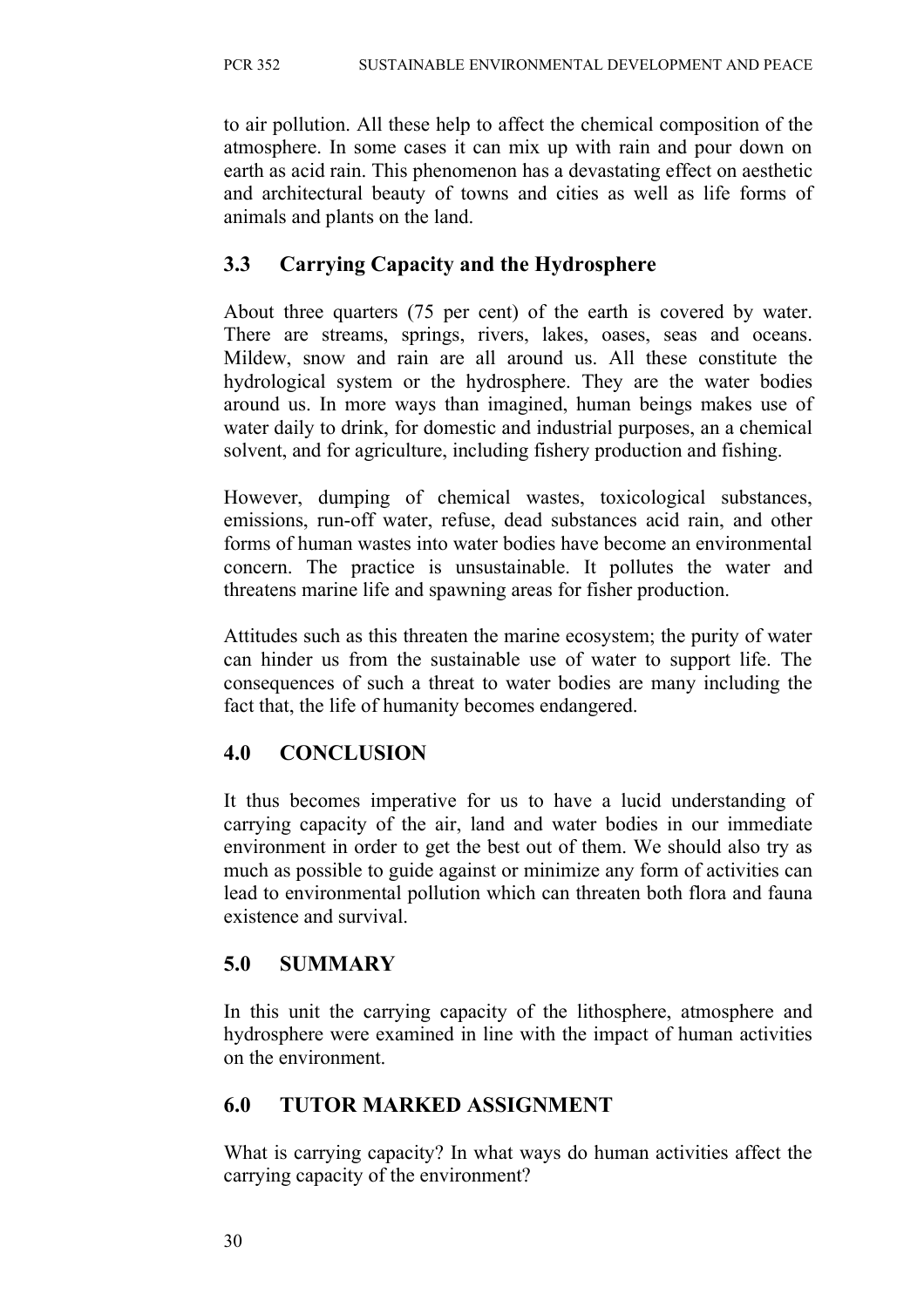to air pollution. All these help to affect the chemical composition of the atmosphere. In some cases it can mix up with rain and pour down on earth as acid rain. This phenomenon has a devastating effect on aesthetic and architectural beauty of towns and cities as well as life forms of animals and plants on the land.

## 3.3 Carrying Capacity and the Hydrosphere

About three quarters (75 per cent) of the earth is covered by water. There are streams, springs, rivers, lakes, oases, seas and oceans. Mildew, snow and rain are all around us. All these constitute the hydrological system or the hydrosphere. They are the water bodies around us. In more ways than imagined, human beings makes use of water daily to drink, for domestic and industrial purposes, an a chemical solvent, and for agriculture, including fishery production and fishing.

However, dumping of chemical wastes, toxicological substances, emissions, run-off water, refuse, dead substances acid rain, and other forms of human wastes into water bodies have become an environmental concern. The practice is unsustainable. It pollutes the water and threatens marine life and spawning areas for fisher production.

Attitudes such as this threaten the marine ecosystem; the purity of water can hinder us from the sustainable use of water to support life. The consequences of such a threat to water bodies are many including the fact that, the life of humanity becomes endangered.

## 4.0 CONCLUSION

It thus becomes imperative for us to have a lucid understanding of carrying capacity of the air, land and water bodies in our immediate environment in order to get the best out of them. We should also try as much as possible to guide against or minimize any form of activities can lead to environmental pollution which can threaten both flora and fauna existence and survival.

## 5.0 SUMMARY

In this unit the carrying capacity of the lithosphere, atmosphere and hydrosphere were examined in line with the impact of human activities on the environment.

## 6.0 TUTOR MARKED ASSIGNMENT

What is carrying capacity? In what ways do human activities affect the carrying capacity of the environment?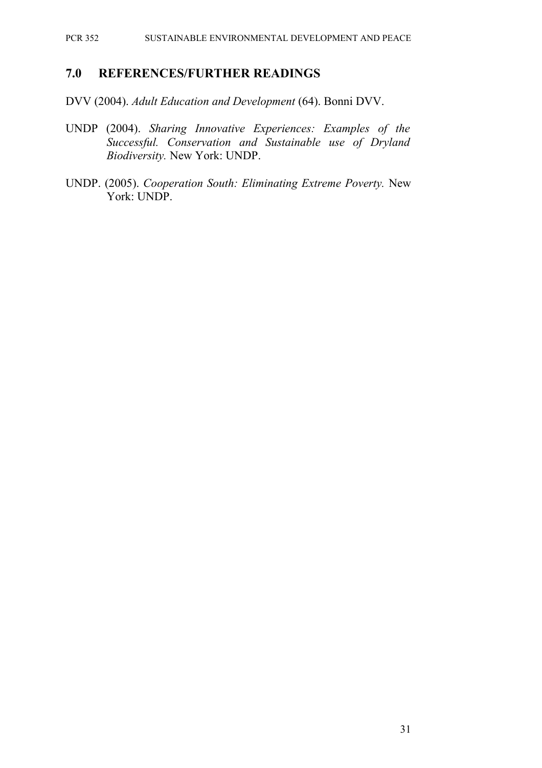## 7.0 REFERENCES/FURTHER READINGS

DVV (2004). *Adult Education and Development* (64). Bonni DVV.

UNDP (2004). *Sharing Innovative Experiences: Examples of the Successful. Conservation and Sustainable use of Dryland Biodiversity.* New York: UNDP.

UNDP. (2005). *Cooperation South: Eliminating Extreme Poverty.* New York: UNDP.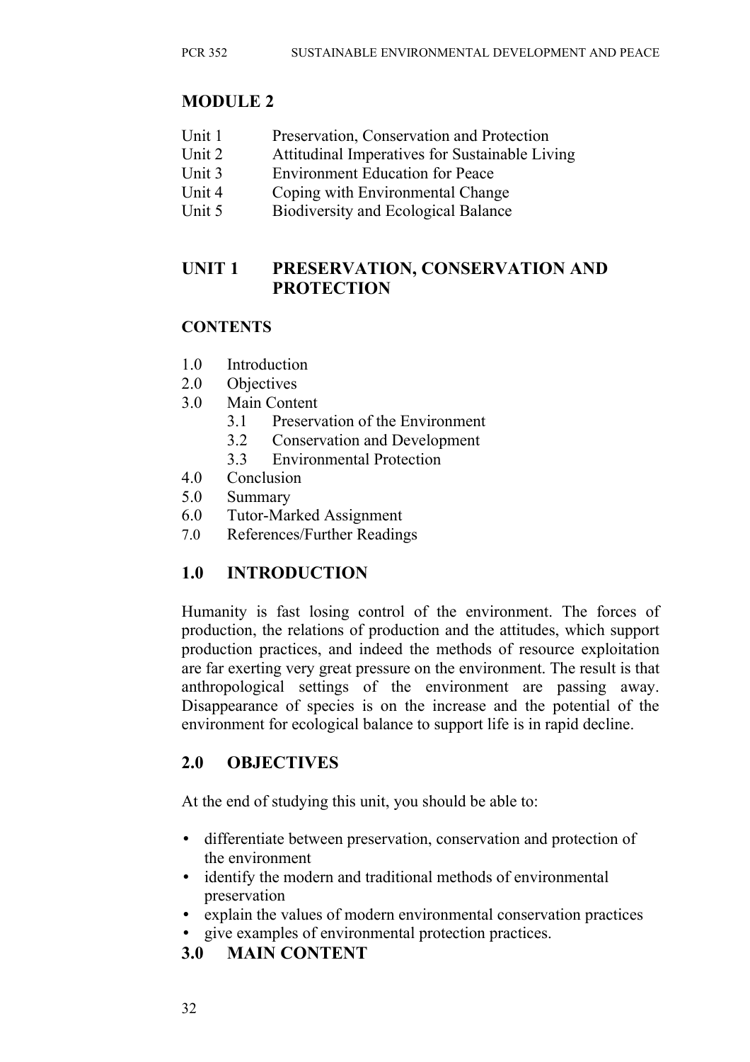# MODULE 2

| | |
|---|---|
| Unit 1 | Preservation, Conservation and Protection |
| Unit 2 | Attitudinal Imperatives for Sustainable Living |
| Unit 3 | Environment Education for Peace |
| Unit 4 | Coping with Environmental Change |
| Unit 5 | Biodiversity and Ecological Balance |

## UNIT 1 PRESERVATION, CONSERVATION AND PROTECTION

### CONTENTS

1.0 Introduction
2.0 Objectives
3.0 Main Content
  3.1 Preservation of the Environment
  3.2 Conservation and Development
  3.3 Environmental Protection
4.0 Conclusion
5.0 Summary
6.0 Tutor-Marked Assignment
7.0 References/Further Readings

## 1.0 INTRODUCTION

Humanity is fast losing control of the environment. The forces of production, the relations of production and the attitudes, which support production practices, and indeed the methods of resource exploitation are far exerting very great pressure on the environment. The result is that anthropological settings of the environment are passing away. Disappearance of species is on the increase and the potential of the environment for ecological balance to support life is in rapid decline.

## 2.0 OBJECTIVES

At the end of studying this unit, you should be able to:

- differentiate between preservation, conservation and protection of the environment
- identify the modern and traditional methods of environmental preservation
- explain the values of modern environmental conservation practices
- give examples of environmental protection practices.

## 3.0 MAIN CONTENT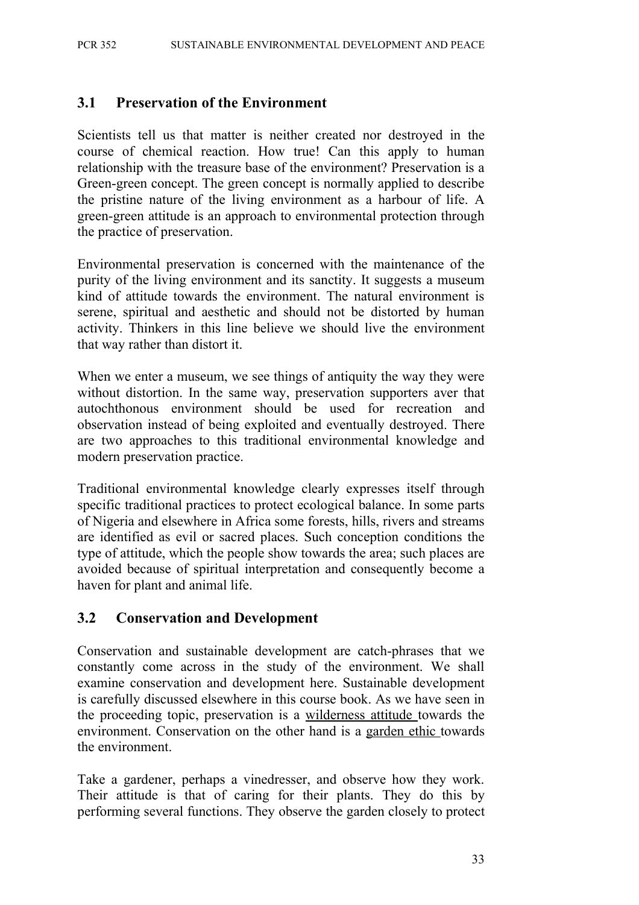## 3.1 Preservation of the Environment

Scientists tell us that matter is neither created nor destroyed in the course of chemical reaction. How true! Can this apply to human relationship with the treasure base of the environment? Preservation is a Green-green concept. The green concept is normally applied to describe the pristine nature of the living environment as a harbour of life. A green-green attitude is an approach to environmental protection through the practice of preservation.

Environmental preservation is concerned with the maintenance of the purity of the living environment and its sanctity. It suggests a museum kind of attitude towards the environment. The natural environment is serene, spiritual and aesthetic and should not be distorted by human activity. Thinkers in this line believe we should live the environment that way rather than distort it.

When we enter a museum, we see things of antiquity the way they were without distortion. In the same way, preservation supporters aver that autochthonous environment should be used for recreation and observation instead of being exploited and eventually destroyed. There are two approaches to this traditional environmental knowledge and modern preservation practice.

Traditional environmental knowledge clearly expresses itself through specific traditional practices to protect ecological balance. In some parts of Nigeria and elsewhere in Africa some forests, hills, rivers and streams are identified as evil or sacred places. Such conception conditions the type of attitude, which the people show towards the area; such places are avoided because of spiritual interpretation and consequently become a haven for plant and animal life.

## 3.2 Conservation and Development

Conservation and sustainable development are catch-phrases that we constantly come across in the study of the environment. We shall examine conservation and development here. Sustainable development is carefully discussed elsewhere in this course book. As we have seen in the proceeding topic, preservation is a <u>wilderness attitude</u> towards the environment. Conservation on the other hand is a <u>garden ethic</u> towards the environment.

Take a gardener, perhaps a vinedresser, and observe how they work. Their attitude is that of caring for their plants. They do this by performing several functions. They observe the garden closely to protect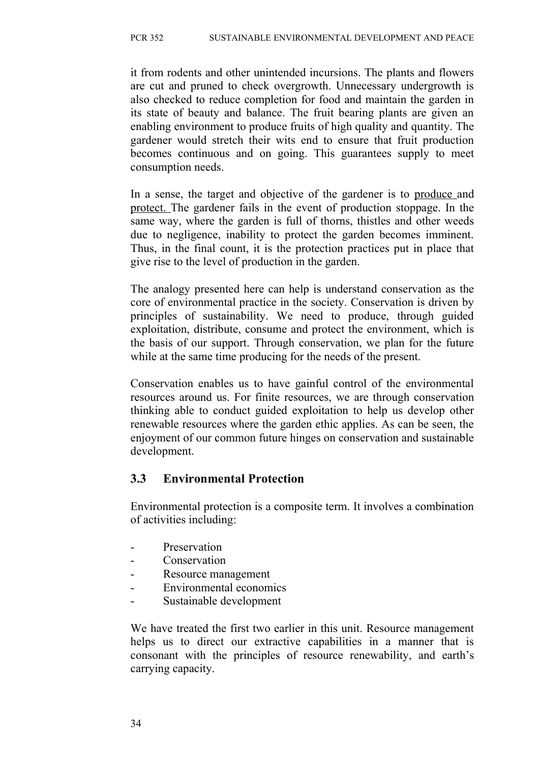it from rodents and other unintended incursions. The plants and flowers are cut and pruned to check overgrowth. Unnecessary undergrowth is also checked to reduce completion for food and maintain the garden in its state of beauty and balance. The fruit bearing plants are given an enabling environment to produce fruits of high quality and quantity. The gardener would stretch their wits end to ensure that fruit production becomes continuous and on going. This guarantees supply to meet consumption needs.

In a sense, the target and objective of the gardener is to <u>produce</u> and <u>protect.</u> The gardener fails in the event of production stoppage. In the same way, where the garden is full of thorns, thistles and other weeds due to negligence, inability to protect the garden becomes imminent. Thus, in the final count, it is the protection practices put in place that give rise to the level of production in the garden.

The analogy presented here can help is understand conservation as the core of environmental practice in the society. Conservation is driven by principles of sustainability. We need to produce, through guided exploitation, distribute, consume and protect the environment, which is the basis of our support. Through conservation, we plan for the future while at the same time producing for the needs of the present.

Conservation enables us to have gainful control of the environmental resources around us. For finite resources, we are through conservation thinking able to conduct guided exploitation to help us develop other renewable resources where the garden ethic applies. As can be seen, the enjoyment of our common future hinges on conservation and sustainable development.

### 3.3 Environmental Protection

Environmental protection is a composite term. It involves a combination of activities including:

- Preservation
- Conservation
- Resource management
- Environmental economics
- Sustainable development

We have treated the first two earlier in this unit. Resource management helps us to direct our extractive capabilities in a manner that is consonant with the principles of resource renewability, and earth's carrying capacity.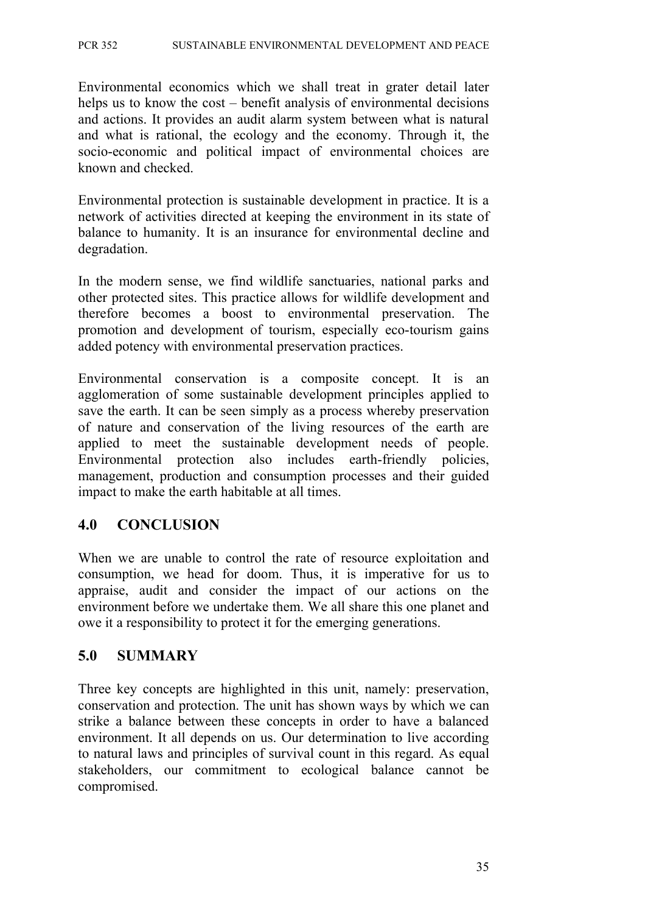Environmental economics which we shall treat in grater detail later helps us to know the cost – benefit analysis of environmental decisions and actions. It provides an audit alarm system between what is natural and what is rational, the ecology and the economy. Through it, the socio-economic and political impact of environmental choices are known and checked.

Environmental protection is sustainable development in practice. It is a network of activities directed at keeping the environment in its state of balance to humanity. It is an insurance for environmental decline and degradation.

In the modern sense, we find wildlife sanctuaries, national parks and other protected sites. This practice allows for wildlife development and therefore becomes a boost to environmental preservation. The promotion and development of tourism, especially eco-tourism gains added potency with environmental preservation practices.

Environmental conservation is a composite concept. It is an agglomeration of some sustainable development principles applied to save the earth. It can be seen simply as a process whereby preservation of nature and conservation of the living resources of the earth are applied to meet the sustainable development needs of people. Environmental protection also includes earth-friendly policies, management, production and consumption processes and their guided impact to make the earth habitable at all times.

## 4.0 CONCLUSION

When we are unable to control the rate of resource exploitation and consumption, we head for doom. Thus, it is imperative for us to appraise, audit and consider the impact of our actions on the environment before we undertake them. We all share this one planet and owe it a responsibility to protect it for the emerging generations.

## 5.0 SUMMARY

Three key concepts are highlighted in this unit, namely: preservation, conservation and protection. The unit has shown ways by which we can strike a balance between these concepts in order to have a balanced environment. It all depends on us. Our determination to live according to natural laws and principles of survival count in this regard. As equal stakeholders, our commitment to ecological balance cannot be compromised.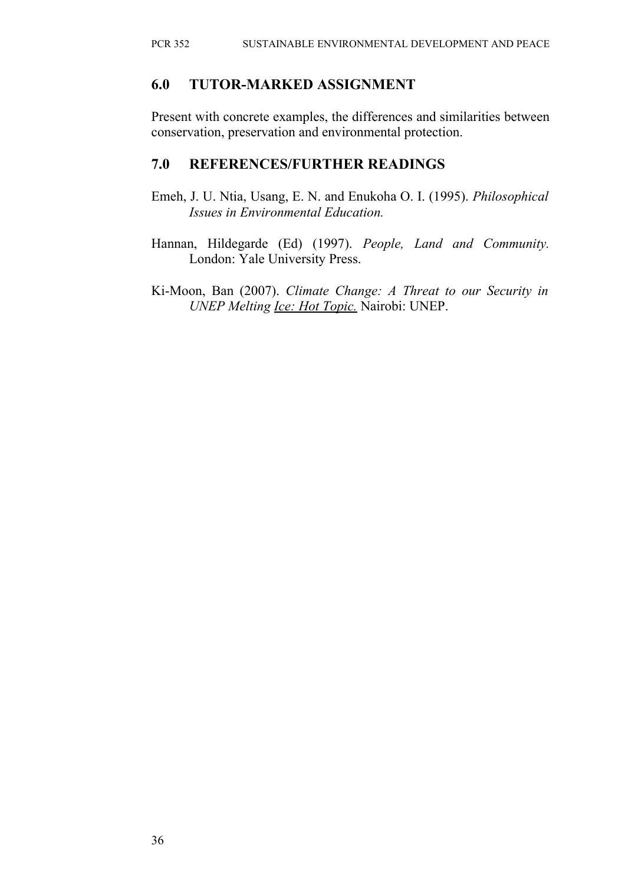## 6.0 TUTOR-MARKED ASSIGNMENT

Present with concrete examples, the differences and similarities between conservation, preservation and environmental protection.

## 7.0 REFERENCES/FURTHER READINGS

Emeh, J. U. Ntia, Usang, E. N. and Enukoha O. I. (1995). *Philosophical Issues in Environmental Education.*

Hannan, Hildegarde (Ed) (1997). *People, Land and Community.* London: Yale University Press.

Ki-Moon, Ban (2007). *Climate Change: A Threat to our Security in UNEP Melting Ice: Hot Topic.* Nairobi: UNEP.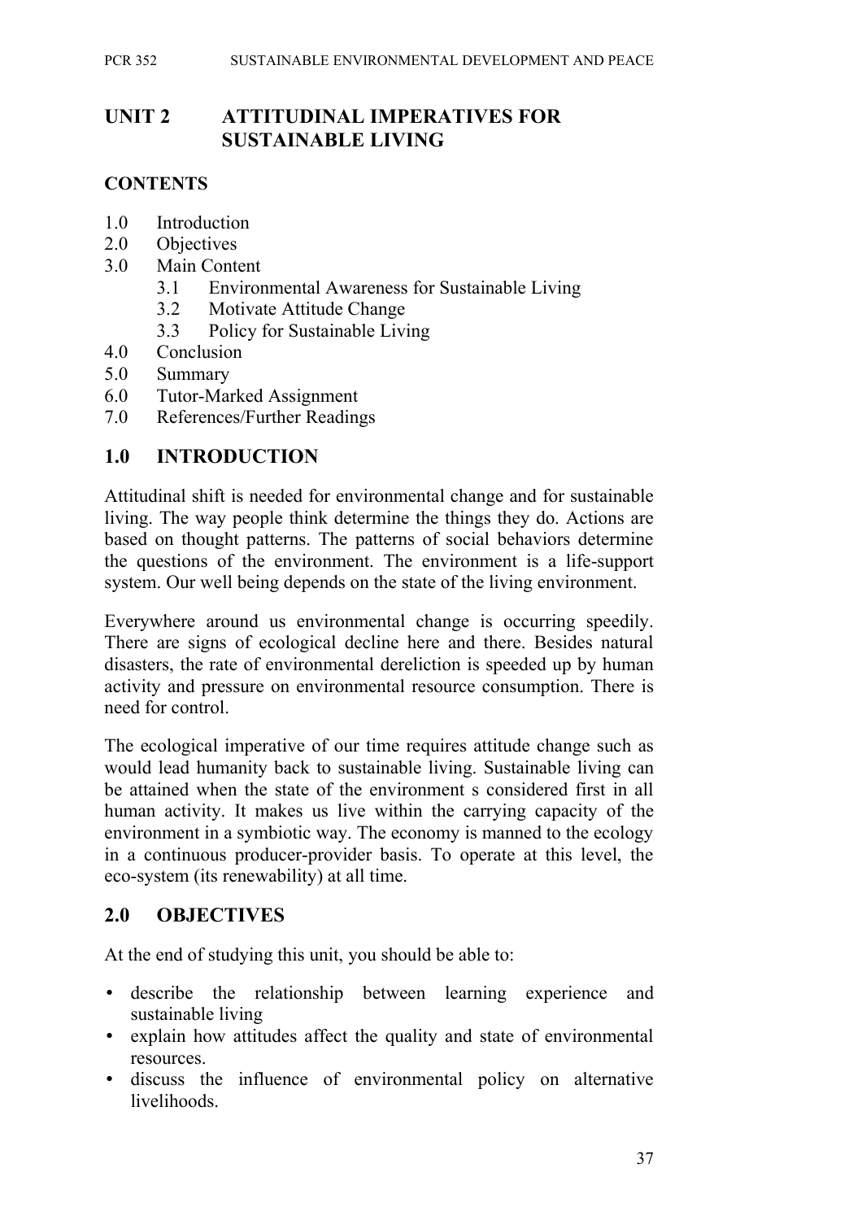# UNIT 2 ATTITUDINAL IMPERATIVES FOR SUSTAINABLE LIVING

## CONTENTS

- 1.0 Introduction
- 2.0 Objectives
- 3.0 Main Content
  - 3.1 Environmental Awareness for Sustainable Living
  - 3.2 Motivate Attitude Change
  - 3.3 Policy for Sustainable Living
- 4.0 Conclusion
- 5.0 Summary
- 6.0 Tutor-Marked Assignment
- 7.0 References/Further Readings

## 1.0 INTRODUCTION

Attitudinal shift is needed for environmental change and for sustainable living. The way people think determine the things they do. Actions are based on thought patterns. The patterns of social behaviors determine the questions of the environment. The environment is a life-support system. Our well being depends on the state of the living environment.

Everywhere around us environmental change is occurring speedily. There are signs of ecological decline here and there. Besides natural disasters, the rate of environmental dereliction is speeded up by human activity and pressure on environmental resource consumption. There is need for control.

The ecological imperative of our time requires attitude change such as would lead humanity back to sustainable living. Sustainable living can be attained when the state of the environment s considered first in all human activity. It makes us live within the carrying capacity of the environment in a symbiotic way. The economy is manned to the ecology in a continuous producer-provider basis. To operate at this level, the eco-system (its renewability) at all time.

## 2.0 OBJECTIVES

At the end of studying this unit, you should be able to:

- describe the relationship between learning experience and sustainable living
- explain how attitudes affect the quality and state of environmental resources.
- discuss the influence of environmental policy on alternative livelihoods.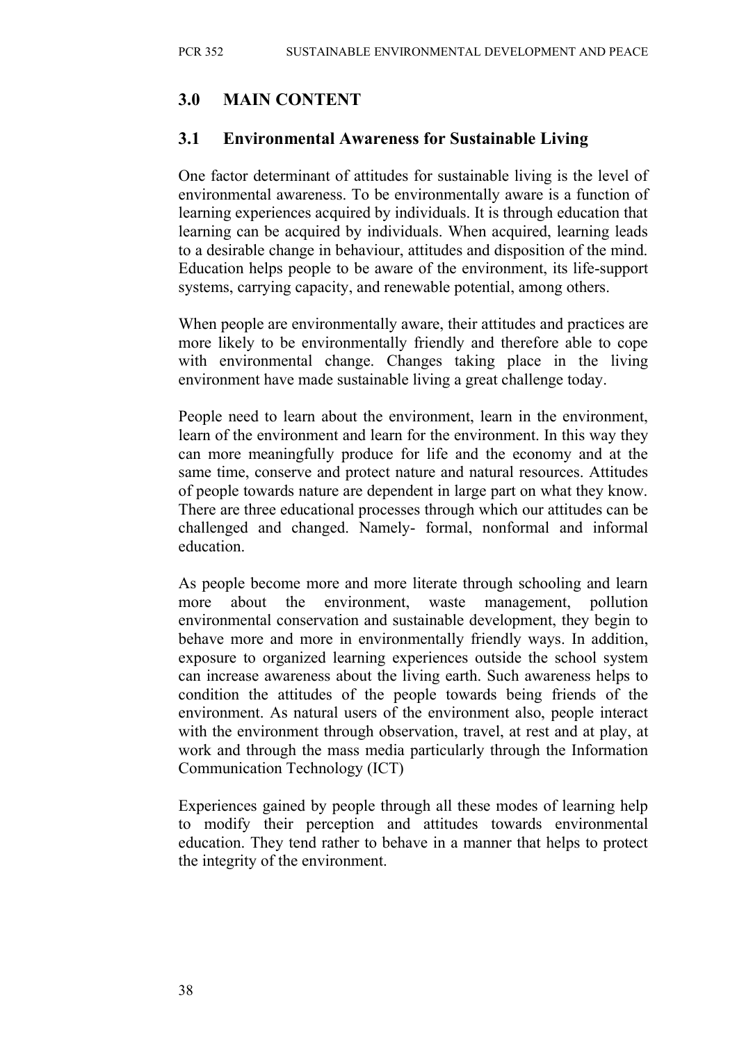## 3.0 MAIN CONTENT

### 3.1 Environmental Awareness for Sustainable Living

One factor determinant of attitudes for sustainable living is the level of environmental awareness. To be environmentally aware is a function of learning experiences acquired by individuals. It is through education that learning can be acquired by individuals. When acquired, learning leads to a desirable change in behaviour, attitudes and disposition of the mind. Education helps people to be aware of the environment, its life-support systems, carrying capacity, and renewable potential, among others.

When people are environmentally aware, their attitudes and practices are more likely to be environmentally friendly and therefore able to cope with environmental change. Changes taking place in the living environment have made sustainable living a great challenge today.

People need to learn about the environment, learn in the environment, learn of the environment and learn for the environment. In this way they can more meaningfully produce for life and the economy and at the same time, conserve and protect nature and natural resources. Attitudes of people towards nature are dependent in large part on what they know. There are three educational processes through which our attitudes can be challenged and changed. Namely- formal, nonformal and informal education.

As people become more and more literate through schooling and learn more about the environment, waste management, pollution environmental conservation and sustainable development, they begin to behave more and more in environmentally friendly ways. In addition, exposure to organized learning experiences outside the school system can increase awareness about the living earth. Such awareness helps to condition the attitudes of the people towards being friends of the environment. As natural users of the environment also, people interact with the environment through observation, travel, at rest and at play, at work and through the mass media particularly through the Information Communication Technology (ICT)

Experiences gained by people through all these modes of learning help to modify their perception and attitudes towards environmental education. They tend rather to behave in a manner that helps to protect the integrity of the environment.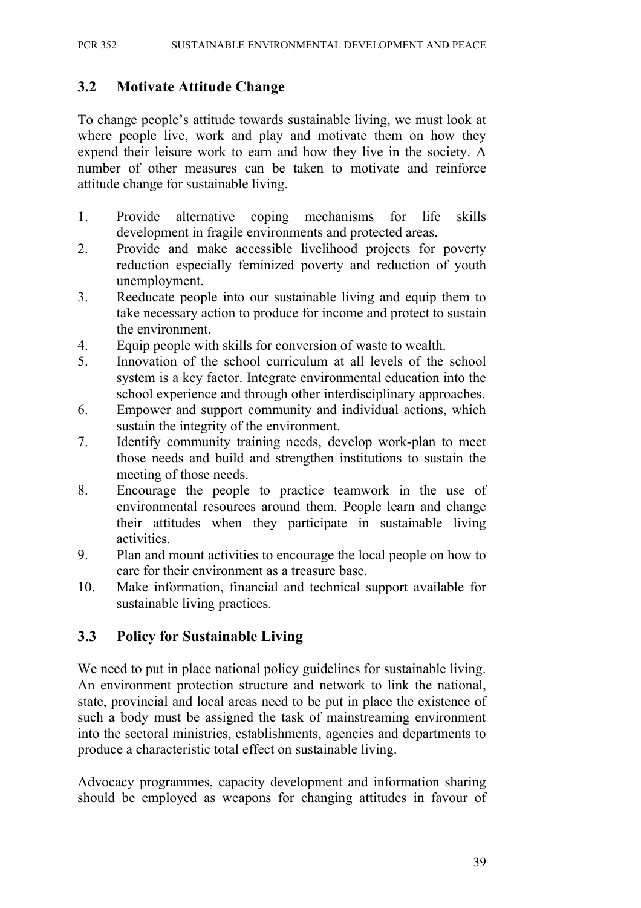## 3.2 Motivate Attitude Change

To change people's attitude towards sustainable living, we must look at where people live, work and play and motivate them on how they expend their leisure work to earn and how they live in the society. A number of other measures can be taken to motivate and reinforce attitude change for sustainable living.

1. Provide alternative coping mechanisms for life skills development in fragile environments and protected areas.
2. Provide and make accessible livelihood projects for poverty reduction especially feminized poverty and reduction of youth unemployment.
3. Reeducate people into our sustainable living and equip them to take necessary action to produce for income and protect to sustain the environment.
4. Equip people with skills for conversion of waste to wealth.
5. Innovation of the school curriculum at all levels of the school system is a key factor. Integrate environmental education into the school experience and through other interdisciplinary approaches.
6. Empower and support community and individual actions, which sustain the integrity of the environment.
7. Identify community training needs, develop work-plan to meet those needs and build and strengthen institutions to sustain the meeting of those needs.
8. Encourage the people to practice teamwork in the use of environmental resources around them. People learn and change their attitudes when they participate in sustainable living activities.
9. Plan and mount activities to encourage the local people on how to care for their environment as a treasure base.
10. Make information, financial and technical support available for sustainable living practices.

## 3.3 Policy for Sustainable Living

We need to put in place national policy guidelines for sustainable living. An environment protection structure and network to link the national, state, provincial and local areas need to be put in place the existence of such a body must be assigned the task of mainstreaming environment into the sectoral ministries, establishments, agencies and departments to produce a characteristic total effect on sustainable living.

Advocacy programmes, capacity development and information sharing should be employed as weapons for changing attitudes in favour of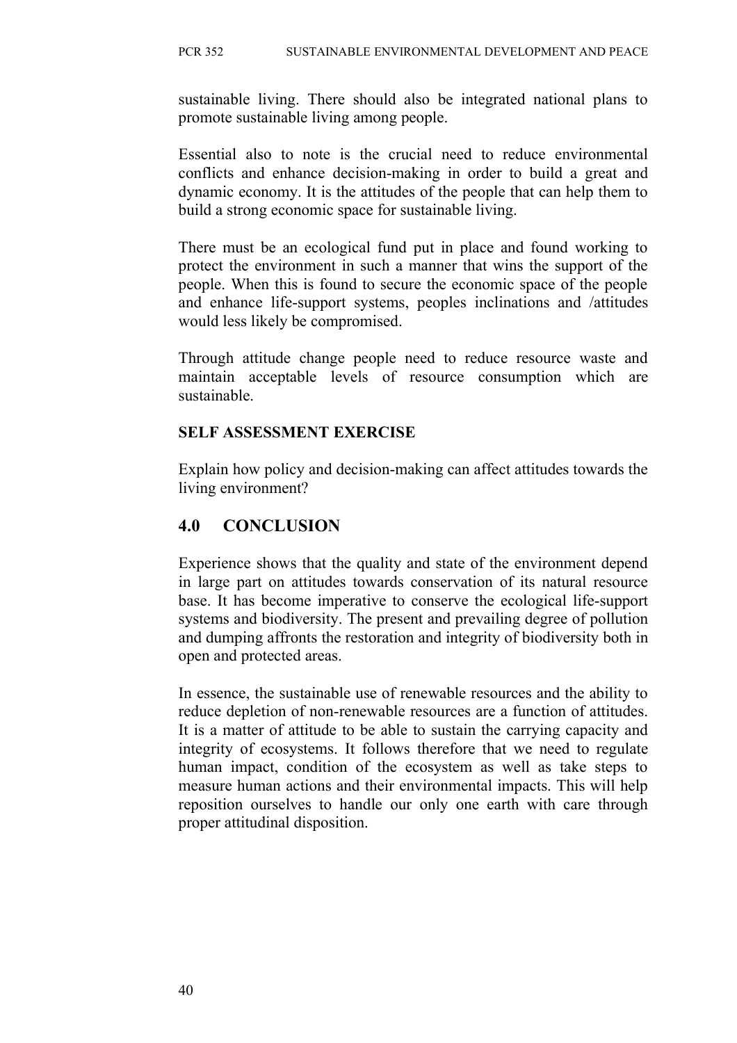sustainable living. There should also be integrated national plans to promote sustainable living among people.

Essential also to note is the crucial need to reduce environmental conflicts and enhance decision-making in order to build a great and dynamic economy. It is the attitudes of the people that can help them to build a strong economic space for sustainable living.

There must be an ecological fund put in place and found working to protect the environment in such a manner that wins the support of the people. When this is found to secure the economic space of the people and enhance life-support systems, peoples inclinations and /attitudes would less likely be compromised.

Through attitude change people need to reduce resource waste and maintain acceptable levels of resource consumption which are sustainable.

**SELF ASSESSMENT EXERCISE**

Explain how policy and decision-making can affect attitudes towards the living environment?

## 4.0 CONCLUSION

Experience shows that the quality and state of the environment depend in large part on attitudes towards conservation of its natural resource base. It has become imperative to conserve the ecological life-support systems and biodiversity. The present and prevailing degree of pollution and dumping affronts the restoration and integrity of biodiversity both in open and protected areas.

In essence, the sustainable use of renewable resources and the ability to reduce depletion of non-renewable resources are a function of attitudes. It is a matter of attitude to be able to sustain the carrying capacity and integrity of ecosystems. It follows therefore that we need to regulate human impact, condition of the ecosystem as well as take steps to measure human actions and their environmental impacts. This will help reposition ourselves to handle our only one earth with care through proper attitudinal disposition.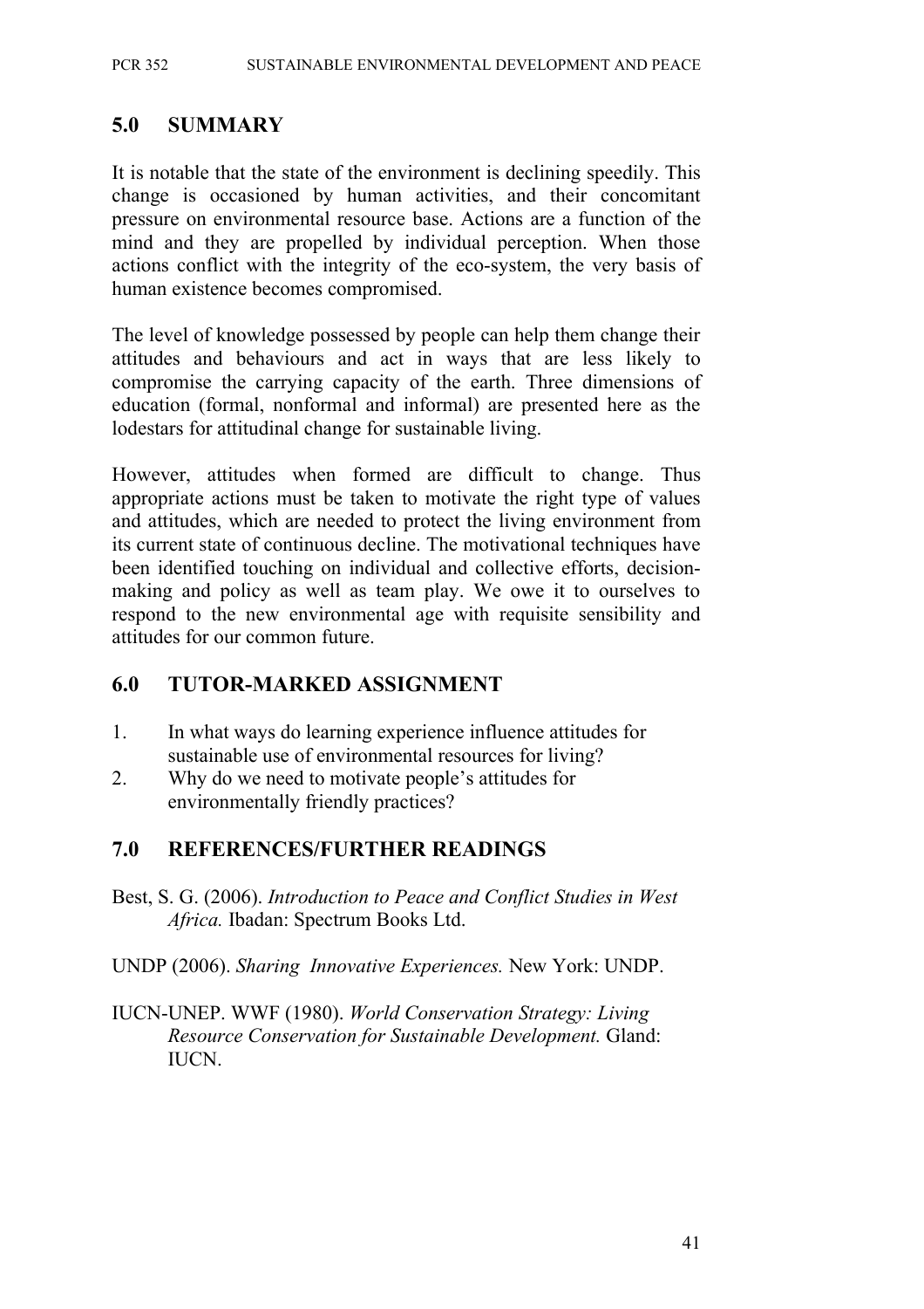## 5.0 SUMMARY

It is notable that the state of the environment is declining speedily. This change is occasioned by human activities, and their concomitant pressure on environmental resource base. Actions are a function of the mind and they are propelled by individual perception. When those actions conflict with the integrity of the eco-system, the very basis of human existence becomes compromised.

The level of knowledge possessed by people can help them change their attitudes and behaviours and act in ways that are less likely to compromise the carrying capacity of the earth. Three dimensions of education (formal, nonformal and informal) are presented here as the lodestars for attitudinal change for sustainable living.

However, attitudes when formed are difficult to change. Thus appropriate actions must be taken to motivate the right type of values and attitudes, which are needed to protect the living environment from its current state of continuous decline. The motivational techniques have been identified touching on individual and collective efforts, decision-making and policy as well as team play. We owe it to ourselves to respond to the new environmental age with requisite sensibility and attitudes for our common future.

## 6.0 TUTOR-MARKED ASSIGNMENT

1. In what ways do learning experience influence attitudes for sustainable use of environmental resources for living?
2. Why do we need to motivate people's attitudes for environmentally friendly practices?

## 7.0 REFERENCES/FURTHER READINGS

Best, S. G. (2006). *Introduction to Peace and Conflict Studies in West Africa.* Ibadan: Spectrum Books Ltd.

UNDP (2006). *Sharing Innovative Experiences.* New York: UNDP.

IUCN-UNEP. WWF (1980). *World Conservation Strategy: Living Resource Conservation for Sustainable Development.* Gland: IUCN.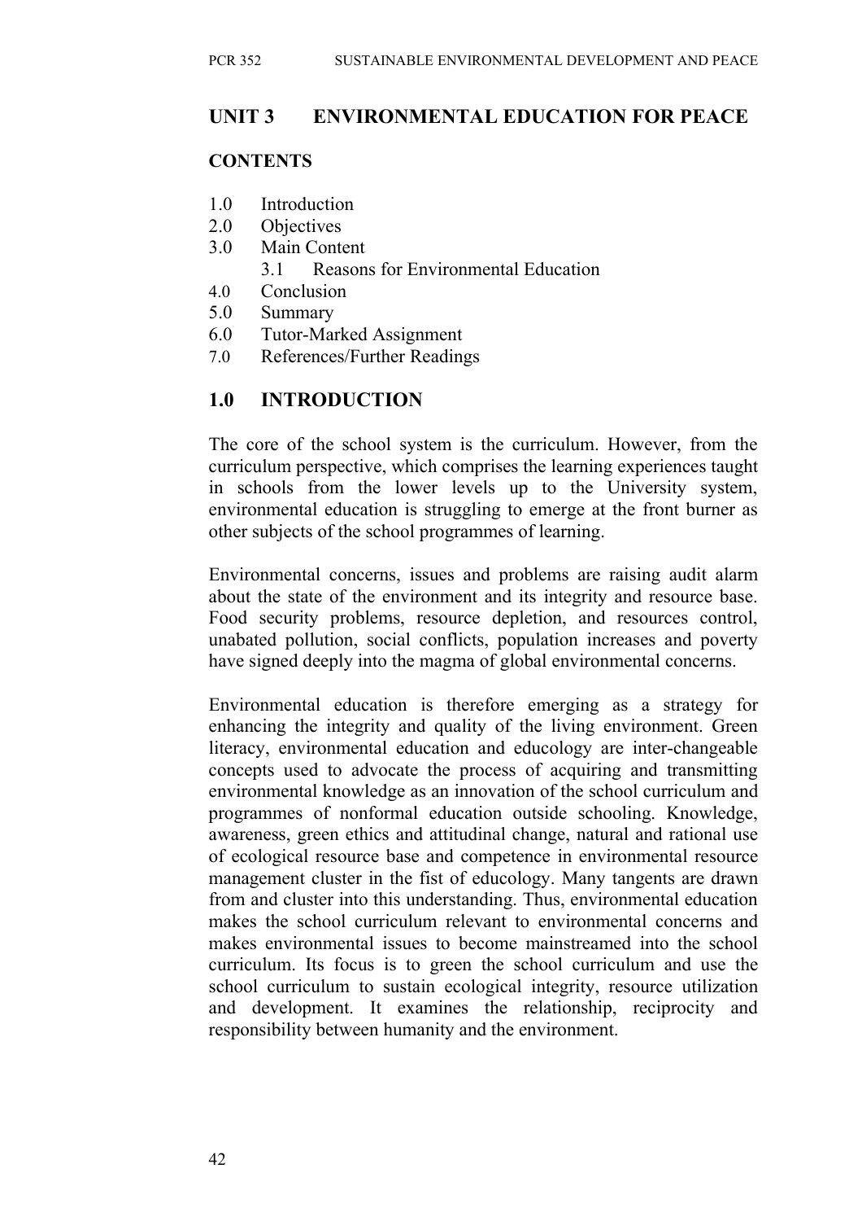## UNIT 3 ENVIRONMENTAL EDUCATION FOR PEACE

### CONTENTS

1.0 Introduction
2.0 Objectives
3.0 Main Content
   3.1 Reasons for Environmental Education
4.0 Conclusion
5.0 Summary
6.0 Tutor-Marked Assignment
7.0 References/Further Readings

## 1.0 INTRODUCTION

The core of the school system is the curriculum. However, from the curriculum perspective, which comprises the learning experiences taught in schools from the lower levels up to the University system, environmental education is struggling to emerge at the front burner as other subjects of the school programmes of learning.

Environmental concerns, issues and problems are raising audit alarm about the state of the environment and its integrity and resource base. Food security problems, resource depletion, and resources control, unabated pollution, social conflicts, population increases and poverty have signed deeply into the magma of global environmental concerns.

Environmental education is therefore emerging as a strategy for enhancing the integrity and quality of the living environment. Green literacy, environmental education and educology are inter-changeable concepts used to advocate the process of acquiring and transmitting environmental knowledge as an innovation of the school curriculum and programmes of nonformal education outside schooling. Knowledge, awareness, green ethics and attitudinal change, natural and rational use of ecological resource base and competence in environmental resource management cluster in the fist of educology. Many tangents are drawn from and cluster into this understanding. Thus, environmental education makes the school curriculum relevant to environmental concerns and makes environmental issues to become mainstreamed into the school curriculum. Its focus is to green the school curriculum and use the school curriculum to sustain ecological integrity, resource utilization and development. It examines the relationship, reciprocity and responsibility between humanity and the environment.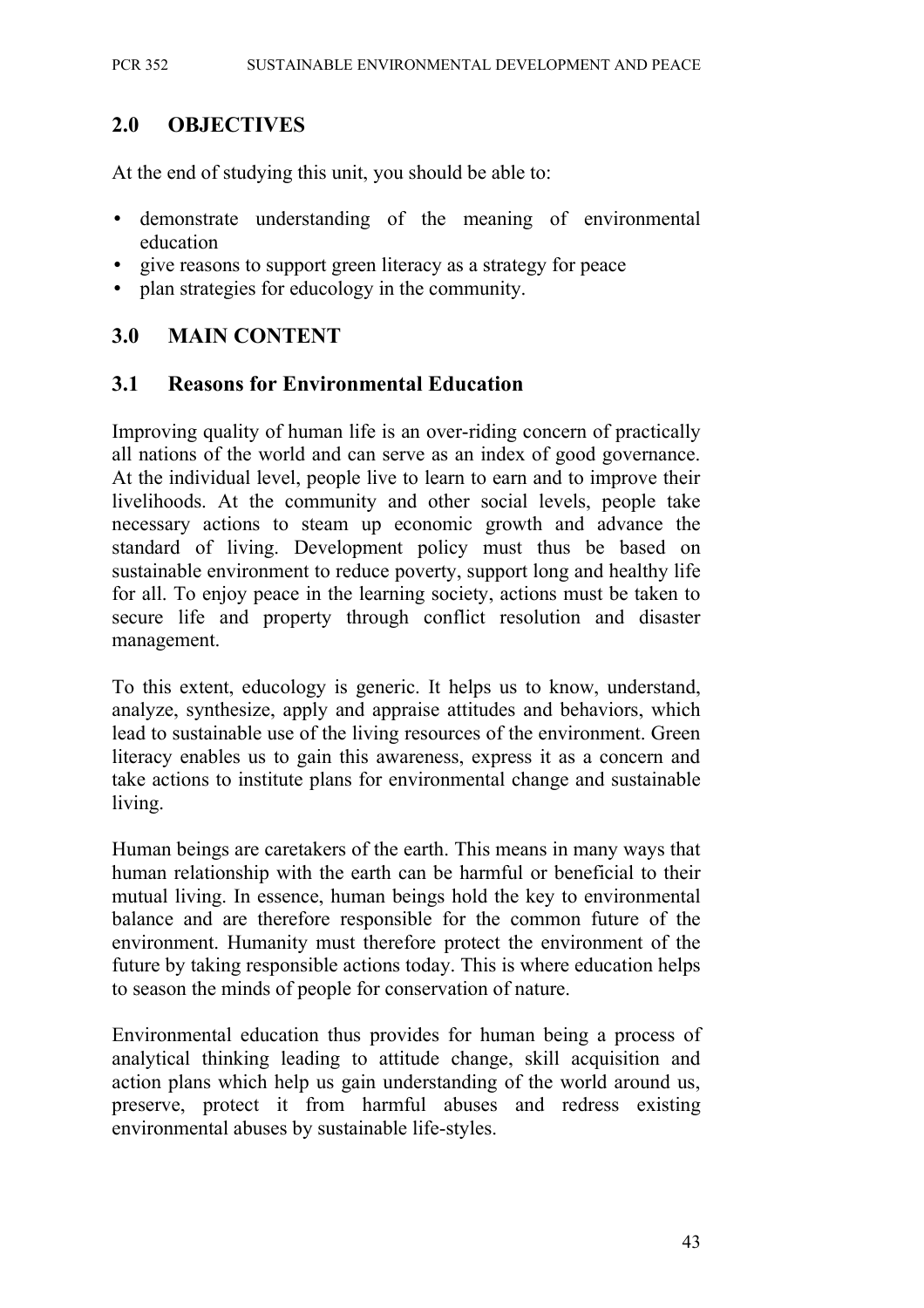## 2.0 OBJECTIVES

At the end of studying this unit, you should be able to:

- demonstrate understanding of the meaning of environmental education
- give reasons to support green literacy as a strategy for peace
- plan strategies for educology in the community.

## 3.0 MAIN CONTENT

### 3.1 Reasons for Environmental Education

Improving quality of human life is an over-riding concern of practically all nations of the world and can serve as an index of good governance. At the individual level, people live to learn to earn and to improve their livelihoods. At the community and other social levels, people take necessary actions to steam up economic growth and advance the standard of living. Development policy must thus be based on sustainable environment to reduce poverty, support long and healthy life for all. To enjoy peace in the learning society, actions must be taken to secure life and property through conflict resolution and disaster management.

To this extent, educology is generic. It helps us to know, understand, analyze, synthesize, apply and appraise attitudes and behaviors, which lead to sustainable use of the living resources of the environment. Green literacy enables us to gain this awareness, express it as a concern and take actions to institute plans for environmental change and sustainable living.

Human beings are caretakers of the earth. This means in many ways that human relationship with the earth can be harmful or beneficial to their mutual living. In essence, human beings hold the key to environmental balance and are therefore responsible for the common future of the environment. Humanity must therefore protect the environment of the future by taking responsible actions today. This is where education helps to season the minds of people for conservation of nature.

Environmental education thus provides for human being a process of analytical thinking leading to attitude change, skill acquisition and action plans which help us gain understanding of the world around us, preserve, protect it from harmful abuses and redress existing environmental abuses by sustainable life-styles.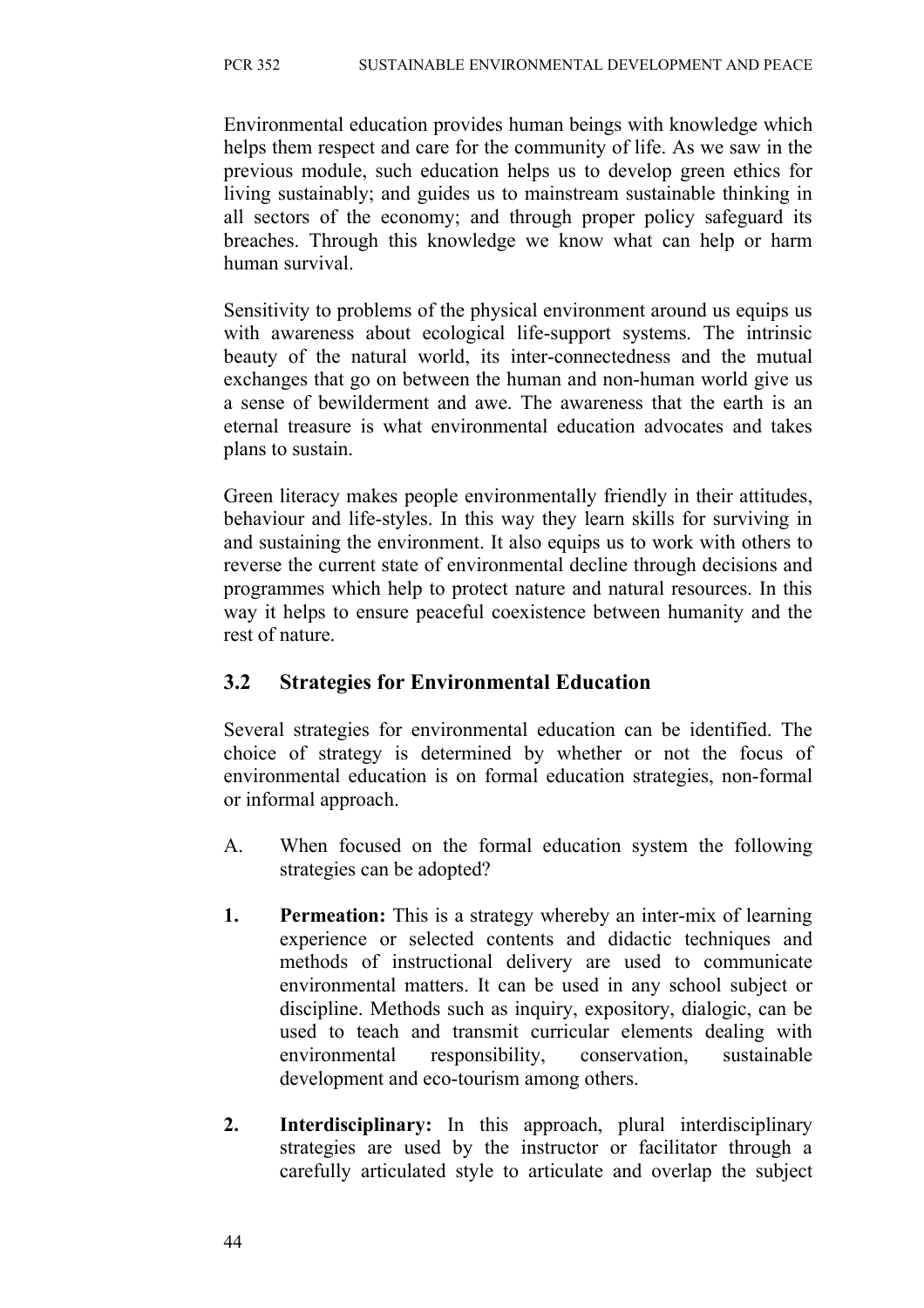Environmental education provides human beings with knowledge which helps them respect and care for the community of life. As we saw in the previous module, such education helps us to develop green ethics for living sustainably; and guides us to mainstream sustainable thinking in all sectors of the economy; and through proper policy safeguard its breaches. Through this knowledge we know what can help or harm human survival.

Sensitivity to problems of the physical environment around us equips us with awareness about ecological life-support systems. The intrinsic beauty of the natural world, its inter-connectedness and the mutual exchanges that go on between the human and non-human world give us a sense of bewilderment and awe. The awareness that the earth is an eternal treasure is what environmental education advocates and takes plans to sustain.

Green literacy makes people environmentally friendly in their attitudes, behaviour and life-styles. In this way they learn skills for surviving in and sustaining the environment. It also equips us to work with others to reverse the current state of environmental decline through decisions and programmes which help to protect nature and natural resources. In this way it helps to ensure peaceful coexistence between humanity and the rest of nature.

## 3.2 Strategies for Environmental Education

Several strategies for environmental education can be identified. The choice of strategy is determined by whether or not the focus of environmental education is on formal education strategies, non-formal or informal approach.

A. When focused on the formal education system the following strategies can be adopted?

1. **Permeation:** This is a strategy whereby an inter-mix of learning experience or selected contents and didactic techniques and methods of instructional delivery are used to communicate environmental matters. It can be used in any school subject or discipline. Methods such as inquiry, expository, dialogic, can be used to teach and transmit curricular elements dealing with environmental responsibility, conservation, sustainable development and eco-tourism among others.

2. **Interdisciplinary:** In this approach, plural interdisciplinary strategies are used by the instructor or facilitator through a carefully articulated style to articulate and overlap the subject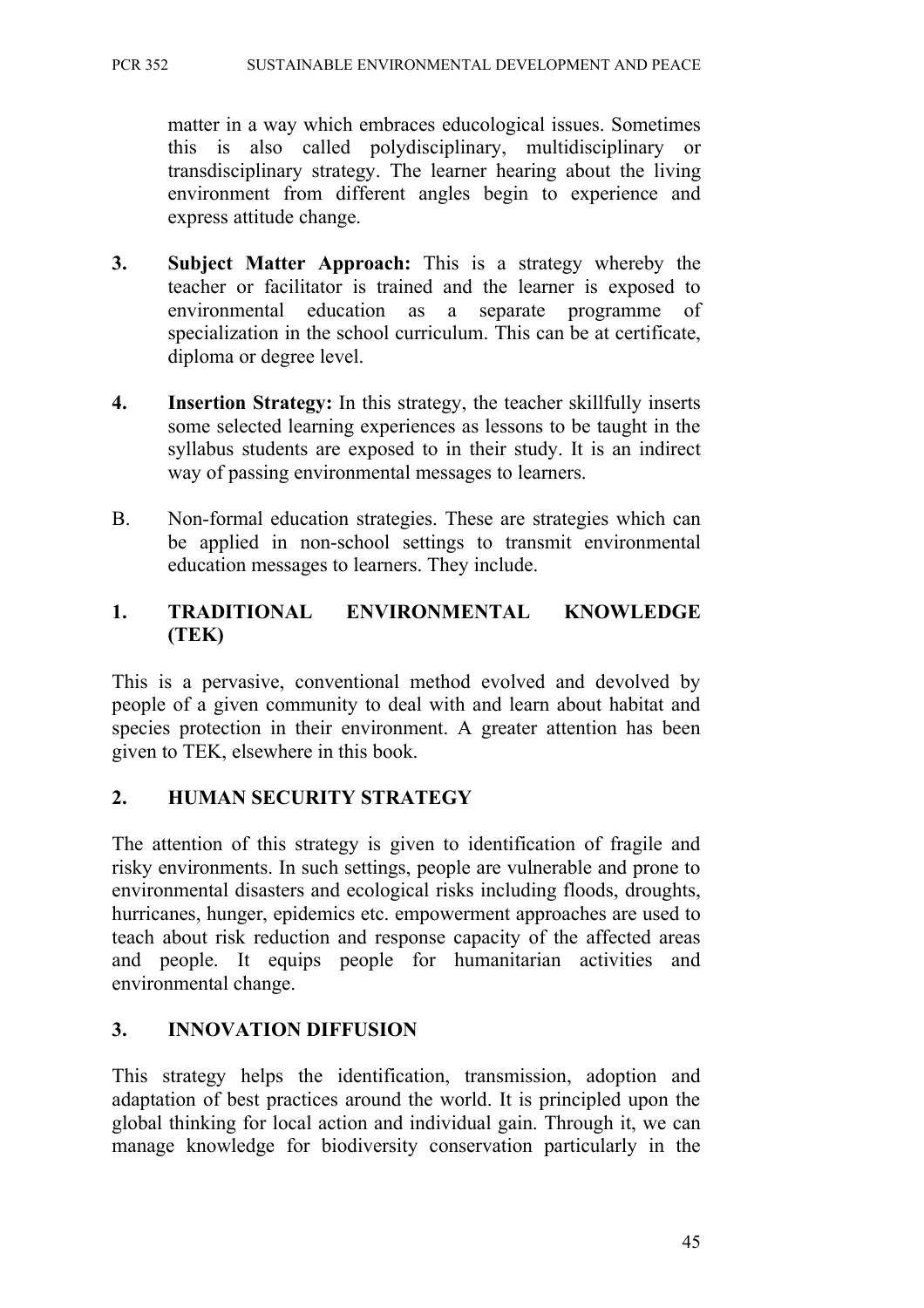matter in a way which embraces educological issues. Sometimes this is also called polydisciplinary, multidisciplinary or transdisciplinary strategy. The learner hearing about the living environment from different angles begin to experience and express attitude change.

3. **Subject Matter Approach:** This is a strategy whereby the teacher or facilitator is trained and the learner is exposed to environmental education as a separate programme of specialization in the school curriculum. This can be at certificate, diploma or degree level.

4. **Insertion Strategy:** In this strategy, the teacher skillfully inserts some selected learning experiences as lessons to be taught in the syllabus students are exposed to in their study. It is an indirect way of passing environmental messages to learners.

B. Non-formal education strategies. These are strategies which can be applied in non-school settings to transmit environmental education messages to learners. They include.

## 1. TRADITIONAL ENVIRONMENTAL KNOWLEDGE (TEK)

This is a pervasive, conventional method evolved and devolved by people of a given community to deal with and learn about habitat and species protection in their environment. A greater attention has been given to TEK, elsewhere in this book.

## 2. HUMAN SECURITY STRATEGY

The attention of this strategy is given to identification of fragile and risky environments. In such settings, people are vulnerable and prone to environmental disasters and ecological risks including floods, droughts, hurricanes, hunger, epidemics etc. empowerment approaches are used to teach about risk reduction and response capacity of the affected areas and people. It equips people for humanitarian activities and environmental change.

## 3. INNOVATION DIFFUSION

This strategy helps the identification, transmission, adoption and adaptation of best practices around the world. It is principled upon the global thinking for local action and individual gain. Through it, we can manage knowledge for biodiversity conservation particularly in the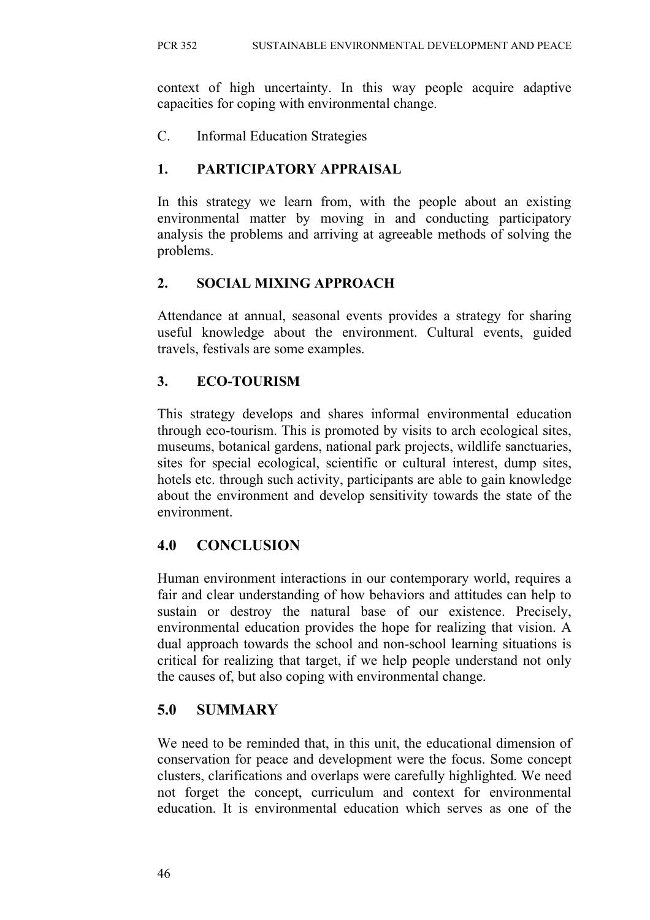context of high uncertainty. In this way people acquire adaptive capacities for coping with environmental change.

C. Informal Education Strategies

### 1. PARTICIPATORY APPRAISAL

In this strategy we learn from, with the people about an existing environmental matter by moving in and conducting participatory analysis the problems and arriving at agreeable methods of solving the problems.

### 2. SOCIAL MIXING APPROACH

Attendance at annual, seasonal events provides a strategy for sharing useful knowledge about the environment. Cultural events, guided travels, festivals are some examples.

### 3. ECO-TOURISM

This strategy develops and shares informal environmental education through eco-tourism. This is promoted by visits to arch ecological sites, museums, botanical gardens, national park projects, wildlife sanctuaries, sites for special ecological, scientific or cultural interest, dump sites, hotels etc. through such activity, participants are able to gain knowledge about the environment and develop sensitivity towards the state of the environment.

## 4.0 CONCLUSION

Human environment interactions in our contemporary world, requires a fair and clear understanding of how behaviors and attitudes can help to sustain or destroy the natural base of our existence. Precisely, environmental education provides the hope for realizing that vision. A dual approach towards the school and non-school learning situations is critical for realizing that target, if we help people understand not only the causes of, but also coping with environmental change.

## 5.0 SUMMARY

We need to be reminded that, in this unit, the educational dimension of conservation for peace and development were the focus. Some concept clusters, clarifications and overlaps were carefully highlighted. We need not forget the concept, curriculum and context for environmental education. It is environmental education which serves as one of the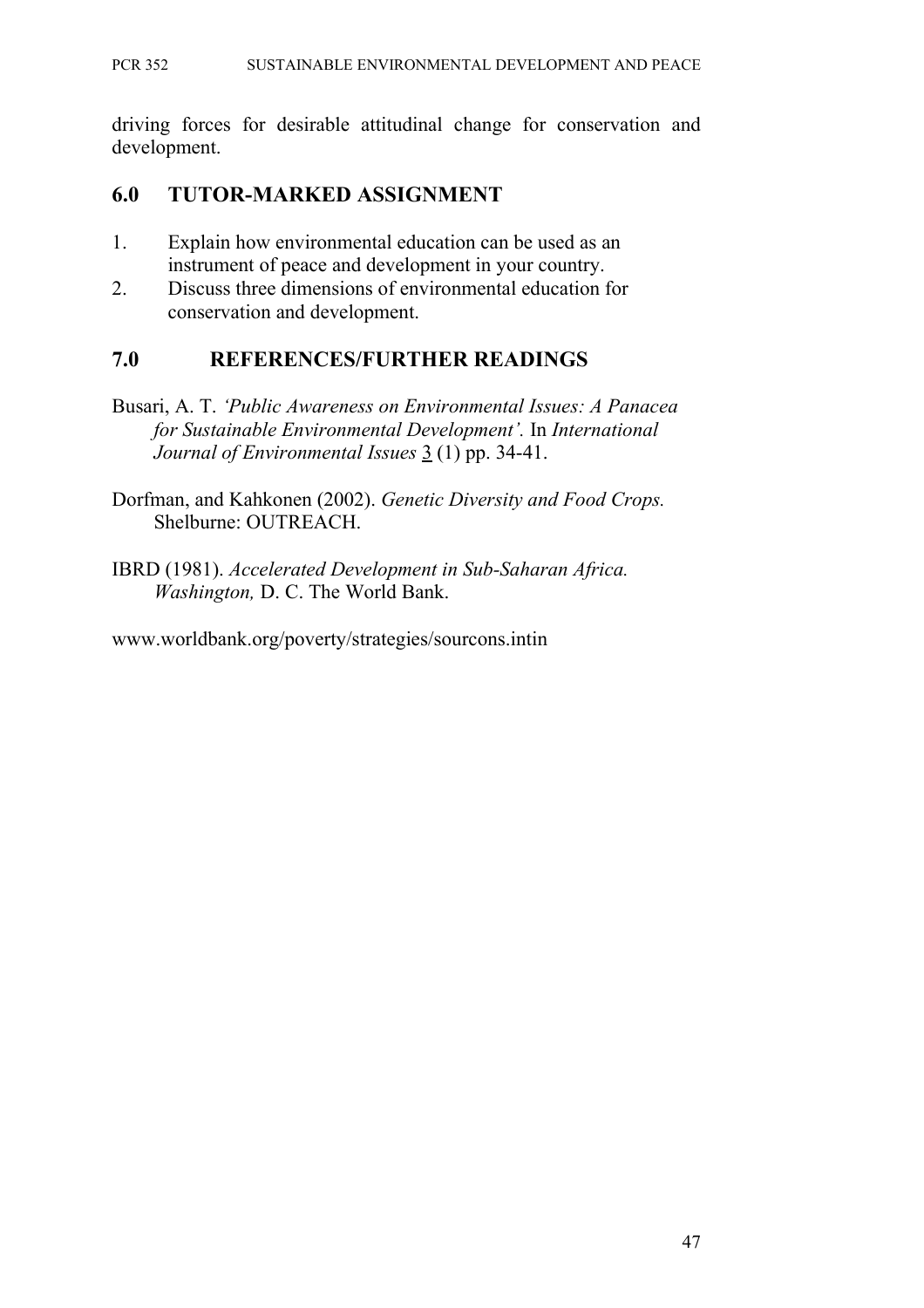driving forces for desirable attitudinal change for conservation and development.

## 6.0 TUTOR-MARKED ASSIGNMENT

1. Explain how environmental education can be used as an instrument of peace and development in your country.
2. Discuss three dimensions of environmental education for conservation and development.

## 7.0 REFERENCES/FURTHER READINGS

Busari, A. T. *'Public Awareness on Environmental Issues: A Panacea for Sustainable Environmental Development'.* In *International Journal of Environmental Issues* 3 (1) pp. 34-41.

Dorfman, and Kahkonen (2002). *Genetic Diversity and Food Crops.* Shelburne: OUTREACH.

IBRD (1981). *Accelerated Development in Sub-Saharan Africa. Washington,* D. C. The World Bank.

www.worldbank.org/poverty/strategies/sourcons.intin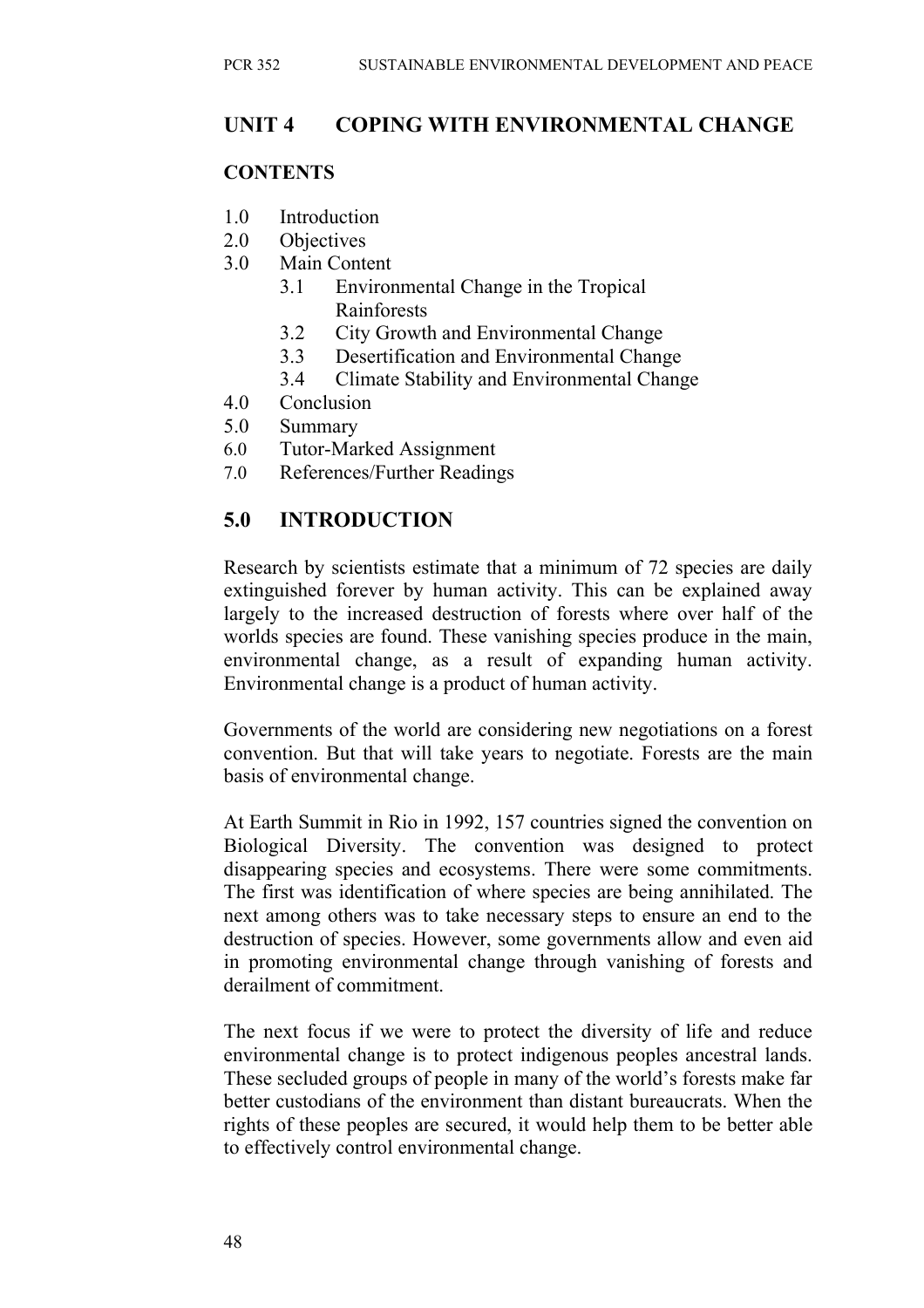## UNIT 4 COPING WITH ENVIRONMENTAL CHANGE

### CONTENTS

1.0 Introduction
2.0 Objectives
3.0 Main Content
 3.1 Environmental Change in the Tropical Rainforests
 3.2 City Growth and Environmental Change
 3.3 Desertification and Environmental Change
 3.4 Climate Stability and Environmental Change
4.0 Conclusion
5.0 Summary
6.0 Tutor-Marked Assignment
7.0 References/Further Readings

## 5.0 INTRODUCTION

Research by scientists estimate that a minimum of 72 species are daily extinguished forever by human activity. This can be explained away largely to the increased destruction of forests where over half of the worlds species are found. These vanishing species produce in the main, environmental change, as a result of expanding human activity. Environmental change is a product of human activity.

Governments of the world are considering new negotiations on a forest convention. But that will take years to negotiate. Forests are the main basis of environmental change.

At Earth Summit in Rio in 1992, 157 countries signed the convention on Biological Diversity. The convention was designed to protect disappearing species and ecosystems. There were some commitments. The first was identification of where species are being annihilated. The next among others was to take necessary steps to ensure an end to the destruction of species. However, some governments allow and even aid in promoting environmental change through vanishing of forests and derailment of commitment.

The next focus if we were to protect the diversity of life and reduce environmental change is to protect indigenous peoples ancestral lands. These secluded groups of people in many of the world's forests make far better custodians of the environment than distant bureaucrats. When the rights of these peoples are secured, it would help them to be better able to effectively control environmental change.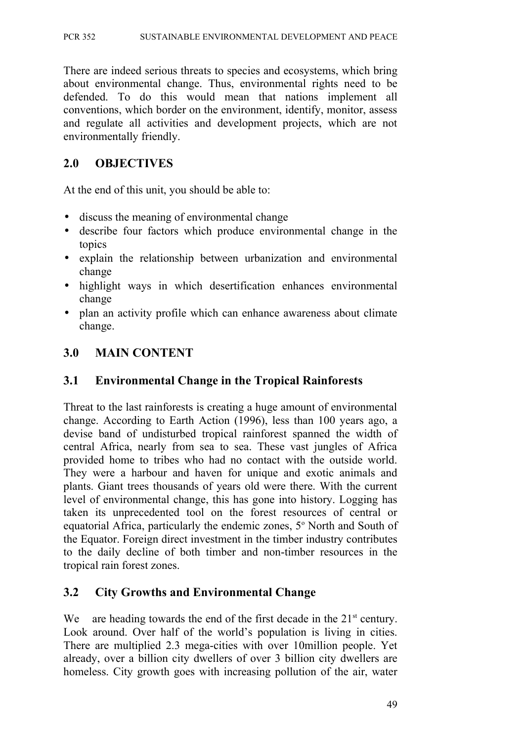There are indeed serious threats to species and ecosystems, which bring about environmental change. Thus, environmental rights need to be defended. To do this would mean that nations implement all conventions, which border on the environment, identify, monitor, assess and regulate all activities and development projects, which are not environmentally friendly.

## 2.0 OBJECTIVES

At the end of this unit, you should be able to:

- discuss the meaning of environmental change
- describe four factors which produce environmental change in the topics
- explain the relationship between urbanization and environmental change
- highlight ways in which desertification enhances environmental change
- plan an activity profile which can enhance awareness about climate change.

## 3.0 MAIN CONTENT

### 3.1 Environmental Change in the Tropical Rainforests

Threat to the last rainforests is creating a huge amount of environmental change. According to Earth Action (1996), less than 100 years ago, a devise band of undisturbed tropical rainforest spanned the width of central Africa, nearly from sea to sea. These vast jungles of Africa provided home to tribes who had no contact with the outside world. They were a harbour and haven for unique and exotic animals and plants. Giant trees thousands of years old were there. With the current level of environmental change, this has gone into history. Logging has taken its unprecedented tool on the forest resources of central or equatorial Africa, particularly the endemic zones, 5° North and South of the Equator. Foreign direct investment in the timber industry contributes to the daily decline of both timber and non-timber resources in the tropical rain forest zones.

### 3.2 City Growths and Environmental Change

We are heading towards the end of the first decade in the 21st century. Look around. Over half of the world's population is living in cities. There are multiplied 2.3 mega-cities with over 10million people. Yet already, over a billion city dwellers of over 3 billion city dwellers are homeless. City growth goes with increasing pollution of the air, water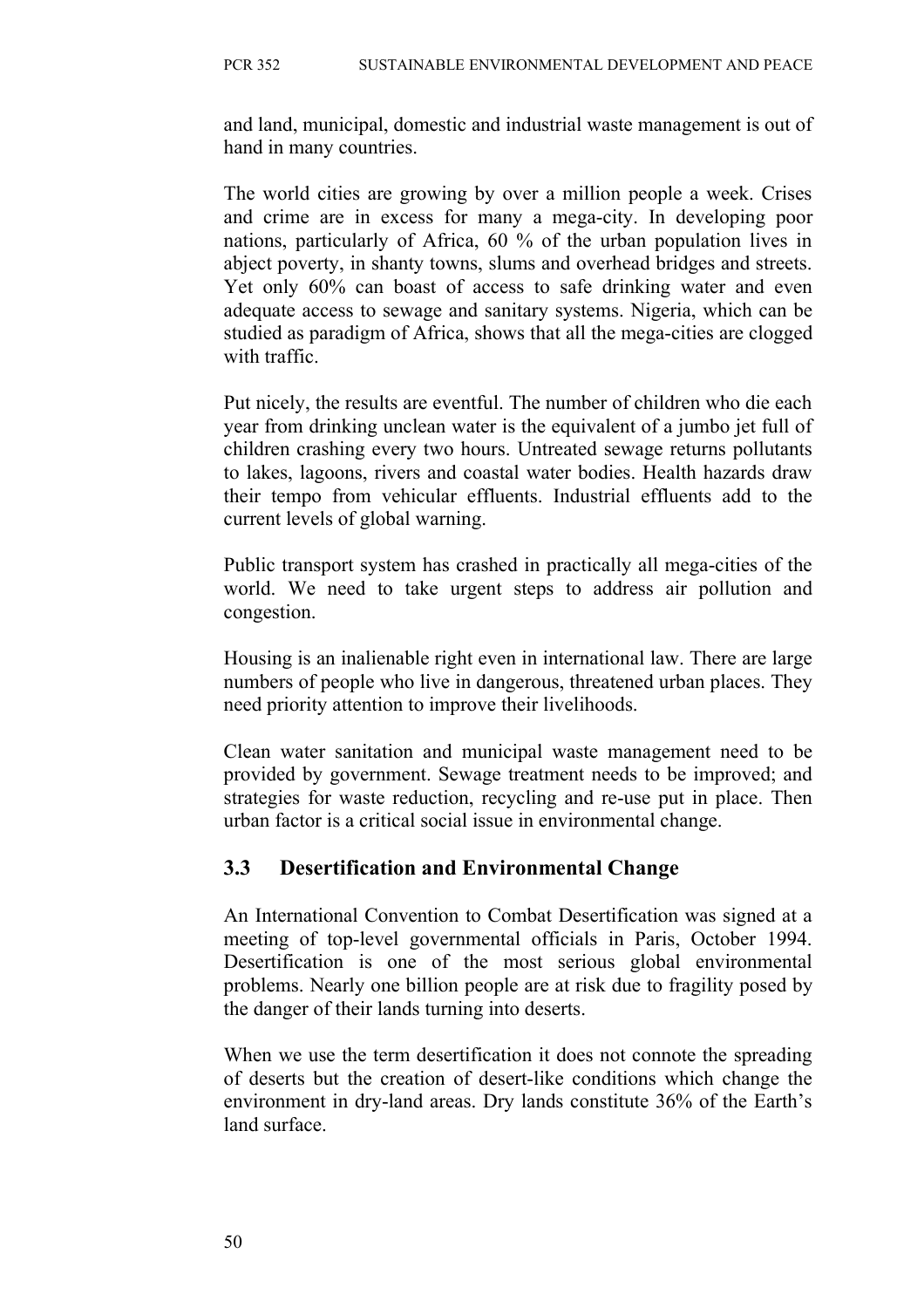and land, municipal, domestic and industrial waste management is out of hand in many countries.

The world cities are growing by over a million people a week. Crises and crime are in excess for many a mega-city. In developing poor nations, particularly of Africa, 60 % of the urban population lives in abject poverty, in shanty towns, slums and overhead bridges and streets. Yet only 60% can boast of access to safe drinking water and even adequate access to sewage and sanitary systems. Nigeria, which can be studied as paradigm of Africa, shows that all the mega-cities are clogged with traffic.

Put nicely, the results are eventful. The number of children who die each year from drinking unclean water is the equivalent of a jumbo jet full of children crashing every two hours. Untreated sewage returns pollutants to lakes, lagoons, rivers and coastal water bodies. Health hazards draw their tempo from vehicular effluents. Industrial effluents add to the current levels of global warning.

Public transport system has crashed in practically all mega-cities of the world. We need to take urgent steps to address air pollution and congestion.

Housing is an inalienable right even in international law. There are large numbers of people who live in dangerous, threatened urban places. They need priority attention to improve their livelihoods.

Clean water sanitation and municipal waste management need to be provided by government. Sewage treatment needs to be improved; and strategies for waste reduction, recycling and re-use put in place. Then urban factor is a critical social issue in environmental change.

## 3.3 Desertification and Environmental Change

An International Convention to Combat Desertification was signed at a meeting of top-level governmental officials in Paris, October 1994. Desertification is one of the most serious global environmental problems. Nearly one billion people are at risk due to fragility posed by the danger of their lands turning into deserts.

When we use the term desertification it does not connote the spreading of deserts but the creation of desert-like conditions which change the environment in dry-land areas. Dry lands constitute 36% of the Earth's land surface.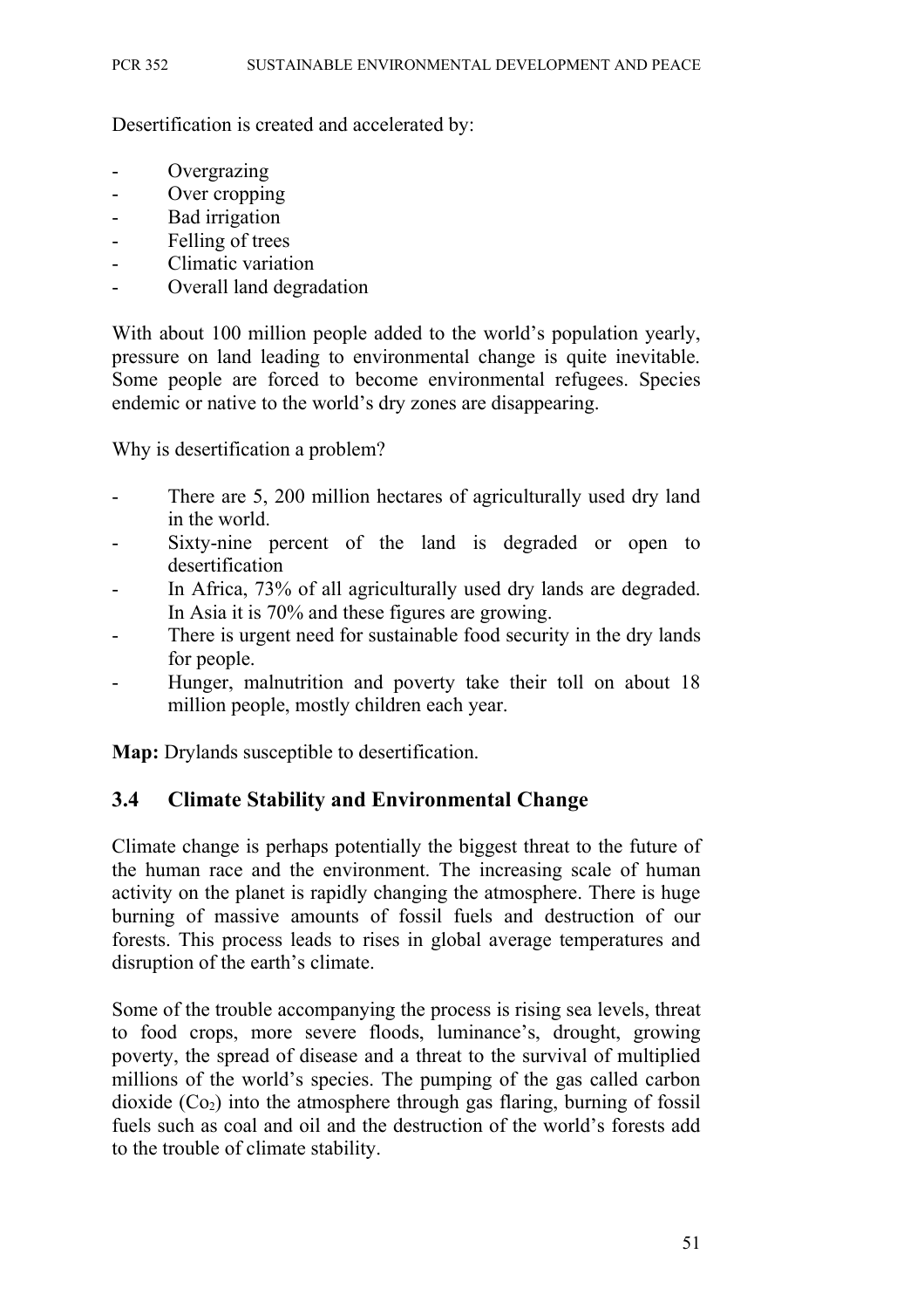Desertification is created and accelerated by:

- Overgrazing
- Over cropping
- Bad irrigation
- Felling of trees
- Climatic variation
- Overall land degradation

With about 100 million people added to the world's population yearly, pressure on land leading to environmental change is quite inevitable. Some people are forced to become environmental refugees. Species endemic or native to the world's dry zones are disappearing.

Why is desertification a problem?

- There are 5, 200 million hectares of agriculturally used dry land in the world.
- Sixty-nine percent of the land is degraded or open to desertification
- In Africa, 73% of all agriculturally used dry lands are degraded. In Asia it is 70% and these figures are growing.
- There is urgent need for sustainable food security in the dry lands for people.
- Hunger, malnutrition and poverty take their toll on about 18 million people, mostly children each year.

**Map:** Drylands susceptible to desertification.

## 3.4 Climate Stability and Environmental Change

Climate change is perhaps potentially the biggest threat to the future of the human race and the environment. The increasing scale of human activity on the planet is rapidly changing the atmosphere. There is huge burning of massive amounts of fossil fuels and destruction of our forests. This process leads to rises in global average temperatures and disruption of the earth's climate.

Some of the trouble accompanying the process is rising sea levels, threat to food crops, more severe floods, luminance's, drought, growing poverty, the spread of disease and a threat to the survival of multiplied millions of the world's species. The pumping of the gas called carbon dioxide ($Co_2$) into the atmosphere through gas flaring, burning of fossil fuels such as coal and oil and the destruction of the world's forests add to the trouble of climate stability.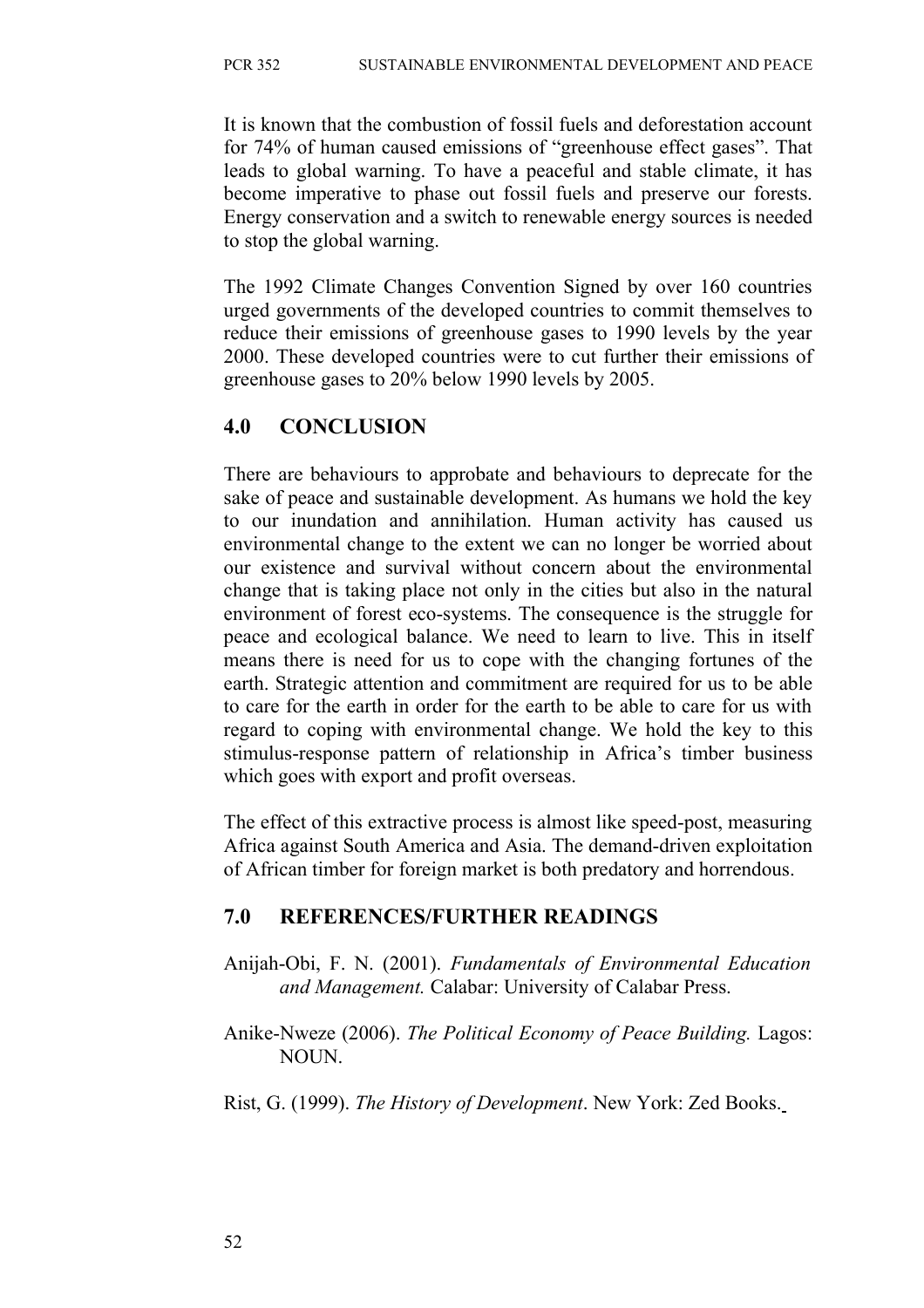It is known that the combustion of fossil fuels and deforestation account for 74% of human caused emissions of "greenhouse effect gases". That leads to global warning. To have a peaceful and stable climate, it has become imperative to phase out fossil fuels and preserve our forests. Energy conservation and a switch to renewable energy sources is needed to stop the global warning.

The 1992 Climate Changes Convention Signed by over 160 countries urged governments of the developed countries to commit themselves to reduce their emissions of greenhouse gases to 1990 levels by the year 2000. These developed countries were to cut further their emissions of greenhouse gases to 20% below 1990 levels by 2005.

## 4.0 CONCLUSION

There are behaviours to approbate and behaviours to deprecate for the sake of peace and sustainable development. As humans we hold the key to our inundation and annihilation. Human activity has caused us environmental change to the extent we can no longer be worried about our existence and survival without concern about the environmental change that is taking place not only in the cities but also in the natural environment of forest eco-systems. The consequence is the struggle for peace and ecological balance. We need to learn to live. This in itself means there is need for us to cope with the changing fortunes of the earth. Strategic attention and commitment are required for us to be able to care for the earth in order for the earth to be able to care for us with regard to coping with environmental change. We hold the key to this stimulus-response pattern of relationship in Africa's timber business which goes with export and profit overseas.

The effect of this extractive process is almost like speed-post, measuring Africa against South America and Asia. The demand-driven exploitation of African timber for foreign market is both predatory and horrendous.

## 7.0 REFERENCES/FURTHER READINGS

Anijah-Obi, F. N. (2001). *Fundamentals of Environmental Education and Management.* Calabar: University of Calabar Press.

Anike-Nweze (2006). *The Political Economy of Peace Building.* Lagos: NOUN.

Rist, G. (1999). *The History of Development*. New York: Zed Books.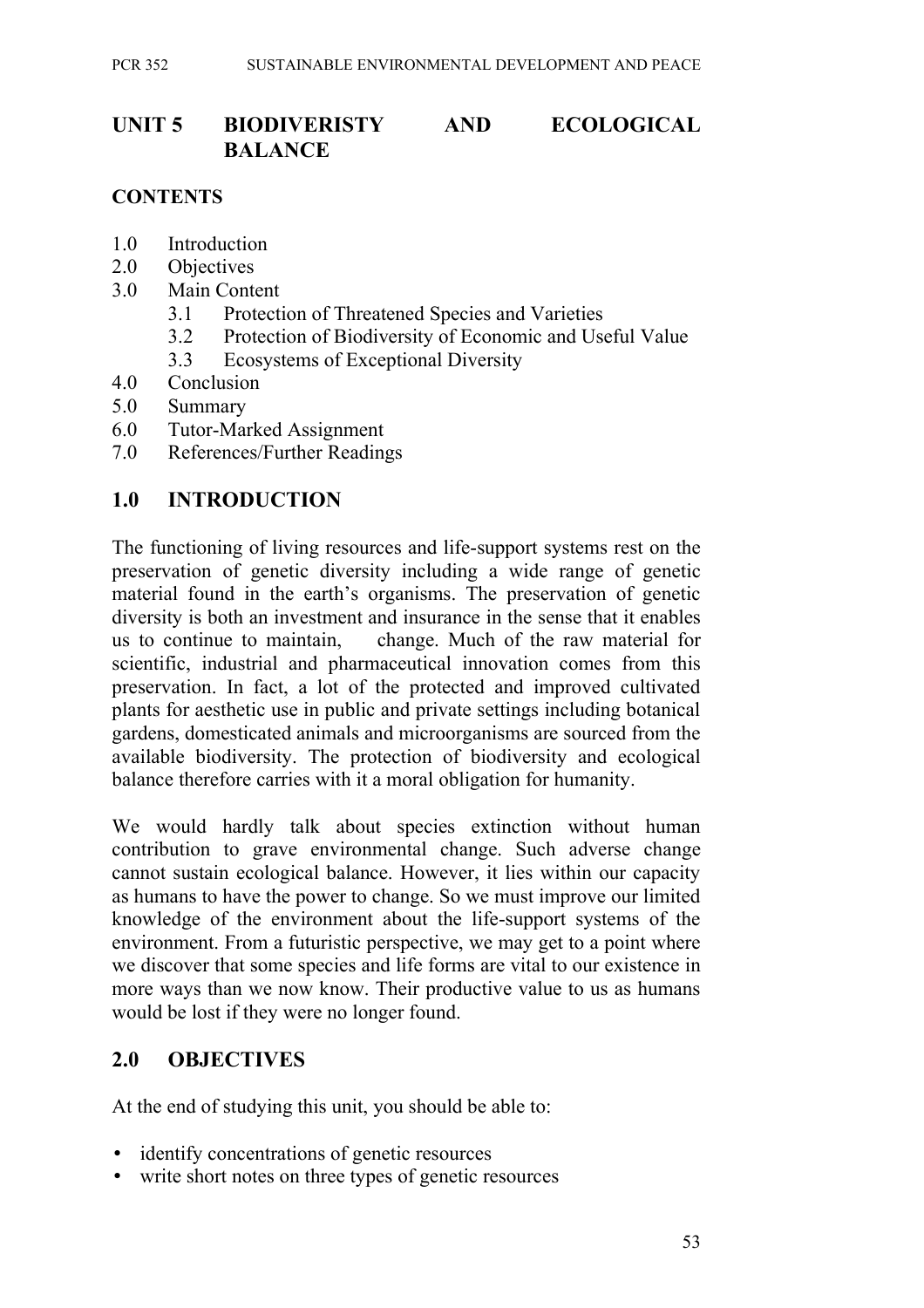# UNIT 5 BIODIVERISTY AND ECOLOGICAL BALANCE

## CONTENTS

1.0 Introduction
2.0 Objectives
3.0 Main Content
    3.1 Protection of Threatened Species and Varieties
    3.2 Protection of Biodiversity of Economic and Useful Value
    3.3 Ecosystems of Exceptional Diversity
4.0 Conclusion
5.0 Summary
6.0 Tutor-Marked Assignment
7.0 References/Further Readings

## 1.0 INTRODUCTION

The functioning of living resources and life-support systems rest on the preservation of genetic diversity including a wide range of genetic material found in the earth's organisms. The preservation of genetic diversity is both an investment and insurance in the sense that it enables us to continue to maintain, change. Much of the raw material for scientific, industrial and pharmaceutical innovation comes from this preservation. In fact, a lot of the protected and improved cultivated plants for aesthetic use in public and private settings including botanical gardens, domesticated animals and microorganisms are sourced from the available biodiversity. The protection of biodiversity and ecological balance therefore carries with it a moral obligation for humanity.

We would hardly talk about species extinction without human contribution to grave environmental change. Such adverse change cannot sustain ecological balance. However, it lies within our capacity as humans to have the power to change. So we must improve our limited knowledge of the environment about the life-support systems of the environment. From a futuristic perspective, we may get to a point where we discover that some species and life forms are vital to our existence in more ways than we now know. Their productive value to us as humans would be lost if they were no longer found.

## 2.0 OBJECTIVES

At the end of studying this unit, you should be able to:

- identify concentrations of genetic resources
- write short notes on three types of genetic resources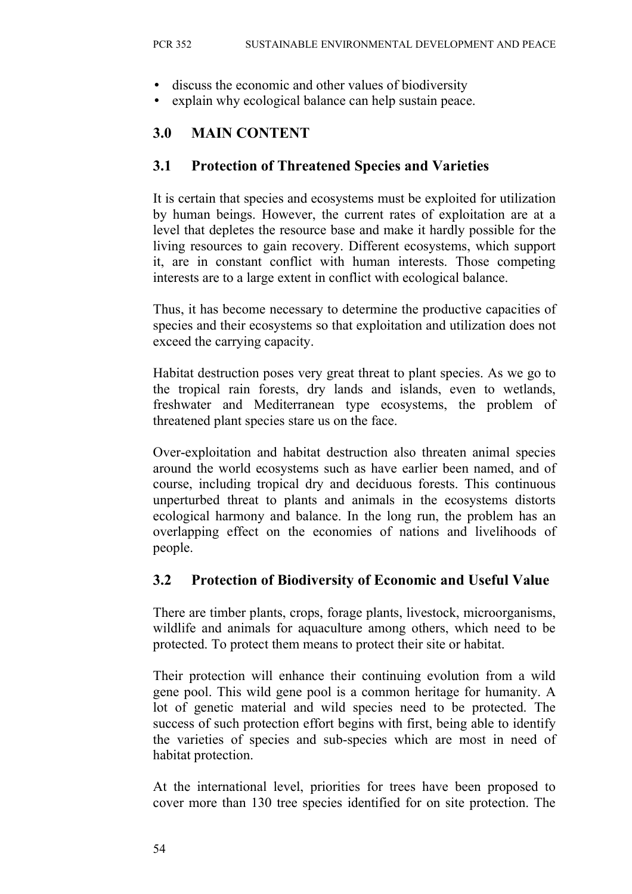- discuss the economic and other values of biodiversity
- explain why ecological balance can help sustain peace.

## 3.0 MAIN CONTENT

### 3.1 Protection of Threatened Species and Varieties

It is certain that species and ecosystems must be exploited for utilization by human beings. However, the current rates of exploitation are at a level that depletes the resource base and make it hardly possible for the living resources to gain recovery. Different ecosystems, which support it, are in constant conflict with human interests. Those competing interests are to a large extent in conflict with ecological balance.

Thus, it has become necessary to determine the productive capacities of species and their ecosystems so that exploitation and utilization does not exceed the carrying capacity.

Habitat destruction poses very great threat to plant species. As we go to the tropical rain forests, dry lands and islands, even to wetlands, freshwater and Mediterranean type ecosystems, the problem of threatened plant species stare us on the face.

Over-exploitation and habitat destruction also threaten animal species around the world ecosystems such as have earlier been named, and of course, including tropical dry and deciduous forests. This continuous unperturbed threat to plants and animals in the ecosystems distorts ecological harmony and balance. In the long run, the problem has an overlapping effect on the economies of nations and livelihoods of people.

### 3.2 Protection of Biodiversity of Economic and Useful Value

There are timber plants, crops, forage plants, livestock, microorganisms, wildlife and animals for aquaculture among others, which need to be protected. To protect them means to protect their site or habitat.

Their protection will enhance their continuing evolution from a wild gene pool. This wild gene pool is a common heritage for humanity. A lot of genetic material and wild species need to be protected. The success of such protection effort begins with first, being able to identify the varieties of species and sub-species which are most in need of habitat protection.

At the international level, priorities for trees have been proposed to cover more than 130 tree species identified for on site protection. The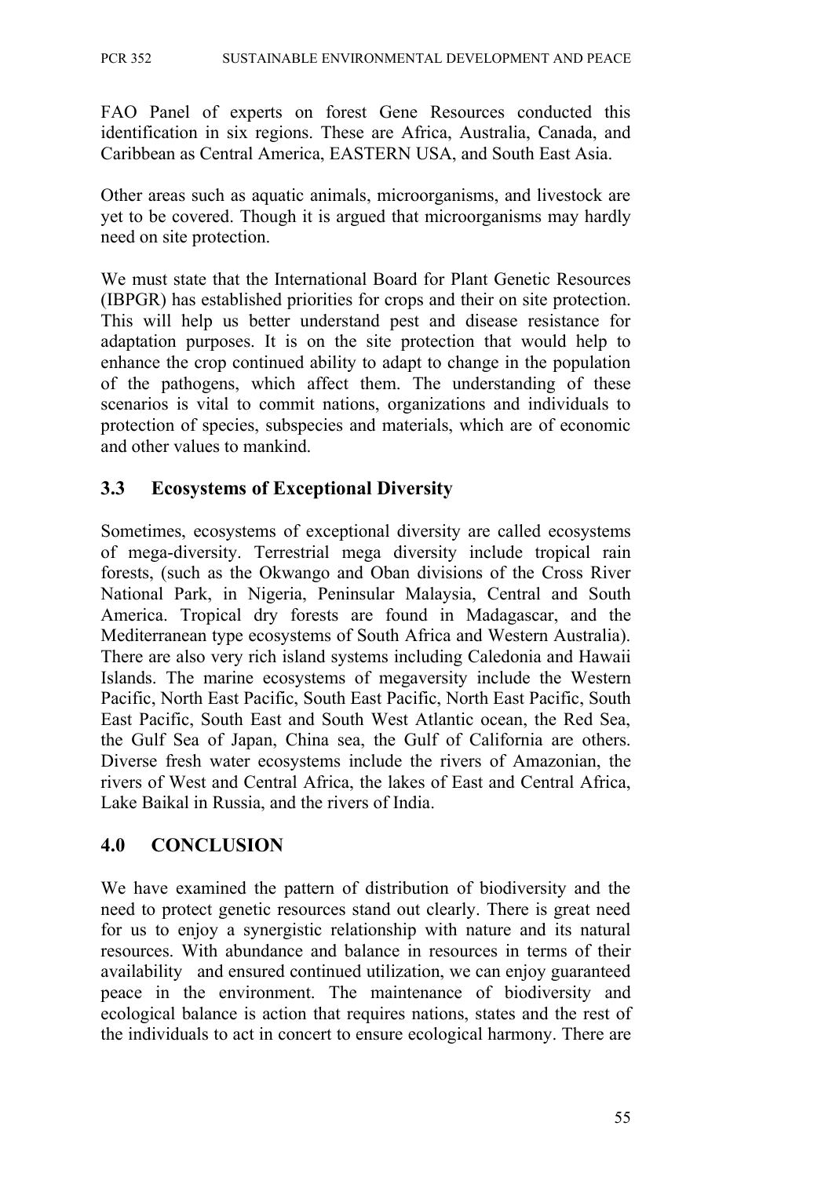FAO Panel of experts on forest Gene Resources conducted this identification in six regions. These are Africa, Australia, Canada, and Caribbean as Central America, EASTERN USA, and South East Asia.

Other areas such as aquatic animals, microorganisms, and livestock are yet to be covered. Though it is argued that microorganisms may hardly need on site protection.

We must state that the International Board for Plant Genetic Resources (IBPGR) has established priorities for crops and their on site protection. This will help us better understand pest and disease resistance for adaptation purposes. It is on the site protection that would help to enhance the crop continued ability to adapt to change in the population of the pathogens, which affect them. The understanding of these scenarios is vital to commit nations, organizations and individuals to protection of species, subspecies and materials, which are of economic and other values to mankind.

## 3.3 Ecosystems of Exceptional Diversity

Sometimes, ecosystems of exceptional diversity are called ecosystems of mega-diversity. Terrestrial mega diversity include tropical rain forests, (such as the Okwango and Oban divisions of the Cross River National Park, in Nigeria, Peninsular Malaysia, Central and South America. Tropical dry forests are found in Madagascar, and the Mediterranean type ecosystems of South Africa and Western Australia). There are also very rich island systems including Caledonia and Hawaii Islands. The marine ecosystems of megaversity include the Western Pacific, North East Pacific, South East Pacific, North East Pacific, South East Pacific, South East and South West Atlantic ocean, the Red Sea, the Gulf Sea of Japan, China sea, the Gulf of California are others. Diverse fresh water ecosystems include the rivers of Amazonian, the rivers of West and Central Africa, the lakes of East and Central Africa, Lake Baikal in Russia, and the rivers of India.

## 4.0 CONCLUSION

We have examined the pattern of distribution of biodiversity and the need to protect genetic resources stand out clearly. There is great need for us to enjoy a synergistic relationship with nature and its natural resources. With abundance and balance in resources in terms of their availability and ensured continued utilization, we can enjoy guaranteed peace in the environment. The maintenance of biodiversity and ecological balance is action that requires nations, states and the rest of the individuals to act in concert to ensure ecological harmony. There are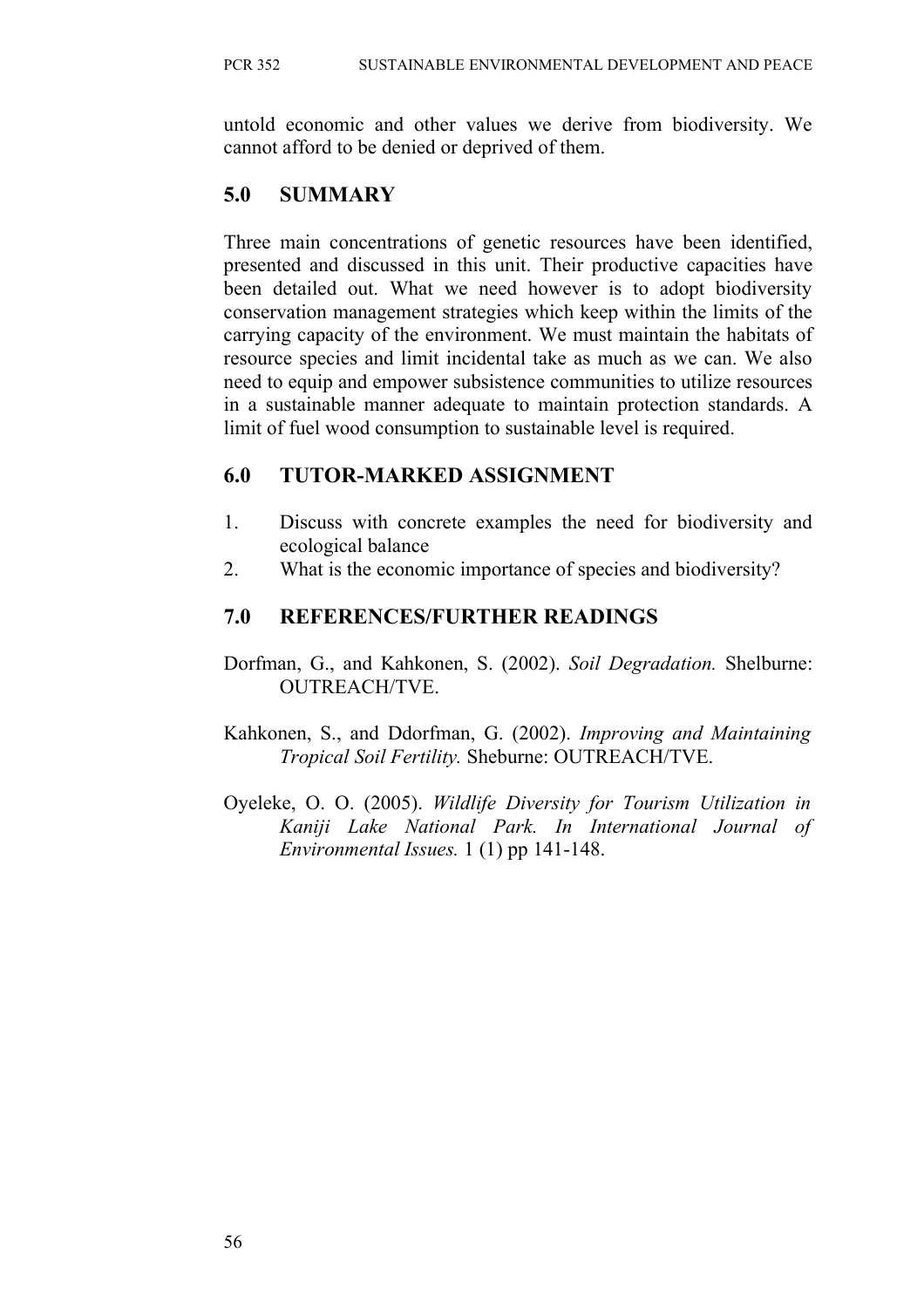untold economic and other values we derive from biodiversity. We cannot afford to be denied or deprived of them.

## 5.0 SUMMARY

Three main concentrations of genetic resources have been identified, presented and discussed in this unit. Their productive capacities have been detailed out. What we need however is to adopt biodiversity conservation management strategies which keep within the limits of the carrying capacity of the environment. We must maintain the habitats of resource species and limit incidental take as much as we can. We also need to equip and empower subsistence communities to utilize resources in a sustainable manner adequate to maintain protection standards. A limit of fuel wood consumption to sustainable level is required.

## 6.0 TUTOR-MARKED ASSIGNMENT

1. Discuss with concrete examples the need for biodiversity and ecological balance
2. What is the economic importance of species and biodiversity?

## 7.0 REFERENCES/FURTHER READINGS

Dorfman, G., and Kahkonen, S. (2002). *Soil Degradation.* Shelburne: OUTREACH/TVE.

Kahkonen, S., and Ddorfman, G. (2002). *Improving and Maintaining Tropical Soil Fertility.* Sheburne: OUTREACH/TVE.

Oyeleke, O. O. (2005). *Wildlife Diversity for Tourism Utilization in Kaniji Lake National Park. In International Journal of Environmental Issues.* 1 (1) pp 141-148.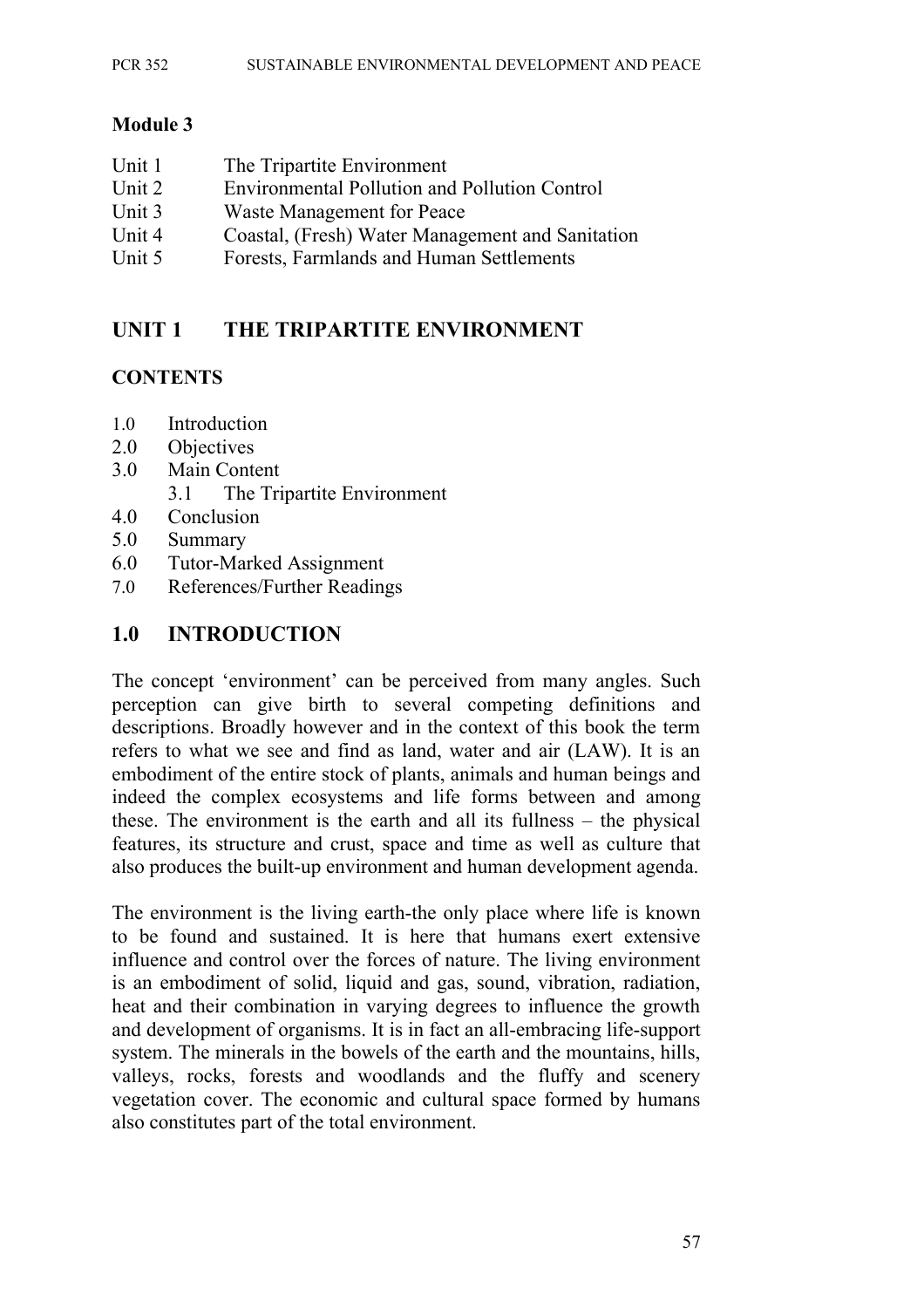## Module 3

Unit 1 The Tripartite Environment
Unit 2 Environmental Pollution and Pollution Control
Unit 3 Waste Management for Peace
Unit 4 Coastal, (Fresh) Water Management and Sanitation
Unit 5 Forests, Farmlands and Human Settlements

# UNIT 1 THE TRIPARTITE ENVIRONMENT

## CONTENTS

1.0 Introduction
2.0 Objectives
3.0 Main Content
    3.1 The Tripartite Environment
4.0 Conclusion
5.0 Summary
6.0 Tutor-Marked Assignment
7.0 References/Further Readings

## 1.0 INTRODUCTION

The concept 'environment' can be perceived from many angles. Such perception can give birth to several competing definitions and descriptions. Broadly however and in the context of this book the term refers to what we see and find as land, water and air (LAW). It is an embodiment of the entire stock of plants, animals and human beings and indeed the complex ecosystems and life forms between and among these. The environment is the earth and all its fullness – the physical features, its structure and crust, space and time as well as culture that also produces the built-up environment and human development agenda.

The environment is the living earth-the only place where life is known to be found and sustained. It is here that humans exert extensive influence and control over the forces of nature. The living environment is an embodiment of solid, liquid and gas, sound, vibration, radiation, heat and their combination in varying degrees to influence the growth and development of organisms. It is in fact an all-embracing life-support system. The minerals in the bowels of the earth and the mountains, hills, valleys, rocks, forests and woodlands and the fluffy and scenery vegetation cover. The economic and cultural space formed by humans also constitutes part of the total environment.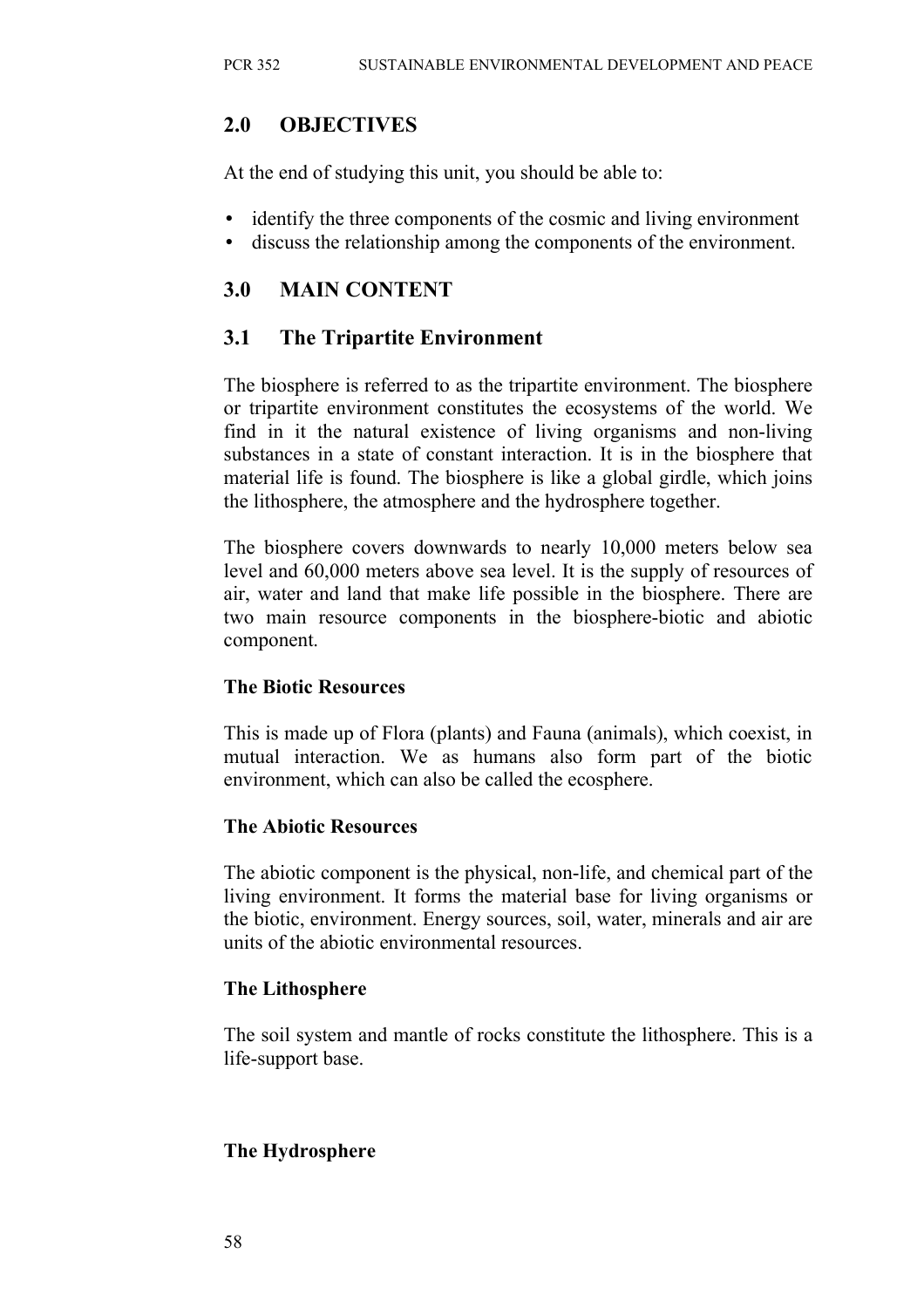## 2.0 OBJECTIVES

At the end of studying this unit, you should be able to:

- identify the three components of the cosmic and living environment
- discuss the relationship among the components of the environment.

## 3.0 MAIN CONTENT

### 3.1 The Tripartite Environment

The biosphere is referred to as the tripartite environment. The biosphere or tripartite environment constitutes the ecosystems of the world. We find in it the natural existence of living organisms and non-living substances in a state of constant interaction. It is in the biosphere that material life is found. The biosphere is like a global girdle, which joins the lithosphere, the atmosphere and the hydrosphere together.

The biosphere covers downwards to nearly 10,000 meters below sea level and 60,000 meters above sea level. It is the supply of resources of air, water and land that make life possible in the biosphere. There are two main resource components in the biosphere-biotic and abiotic component.

**The Biotic Resources**

This is made up of Flora (plants) and Fauna (animals), which coexist, in mutual interaction. We as humans also form part of the biotic environment, which can also be called the ecosphere.

**The Abiotic Resources**

The abiotic component is the physical, non-life, and chemical part of the living environment. It forms the material base for living organisms or the biotic, environment. Energy sources, soil, water, minerals and air are units of the abiotic environmental resources.

**The Lithosphere**

The soil system and mantle of rocks constitute the lithosphere. This is a life-support base.

**The Hydrosphere**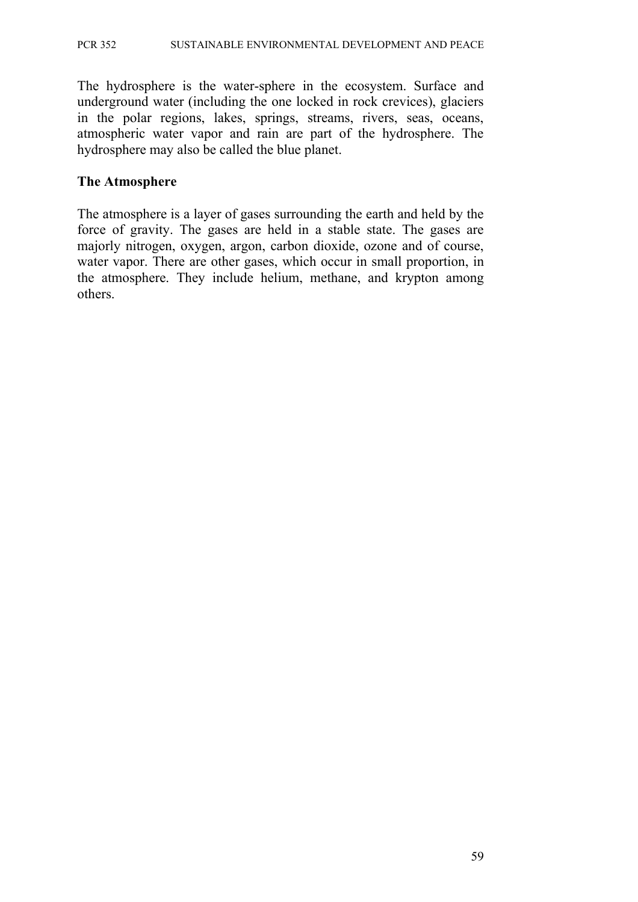The hydrosphere is the water-sphere in the ecosystem. Surface and underground water (including the one locked in rock crevices), glaciers in the polar regions, lakes, springs, streams, rivers, seas, oceans, atmospheric water vapor and rain are part of the hydrosphere. The hydrosphere may also be called the blue planet.

## The Atmosphere

The atmosphere is a layer of gases surrounding the earth and held by the force of gravity. The gases are held in a stable state. The gases are majorly nitrogen, oxygen, argon, carbon dioxide, ozone and of course, water vapor. There are other gases, which occur in small proportion, in the atmosphere. They include helium, methane, and krypton among others.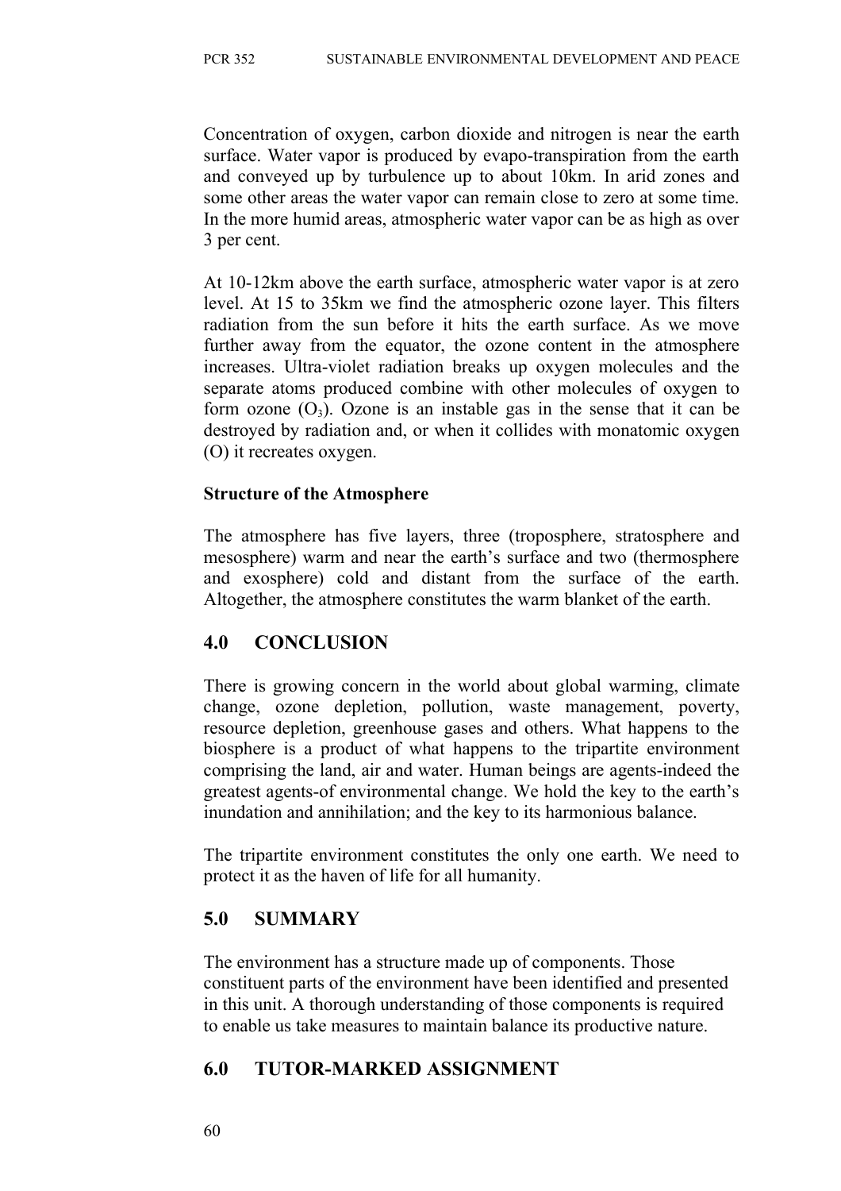Concentration of oxygen, carbon dioxide and nitrogen is near the earth surface. Water vapor is produced by evapo-transpiration from the earth and conveyed up by turbulence up to about 10km. In arid zones and some other areas the water vapor can remain close to zero at some time. In the more humid areas, atmospheric water vapor can be as high as over 3 per cent.

At 10-12km above the earth surface, atmospheric water vapor is at zero level. At 15 to 35km we find the atmospheric ozone layer. This filters radiation from the sun before it hits the earth surface. As we move further away from the equator, the ozone content in the atmosphere increases. Ultra-violet radiation breaks up oxygen molecules and the separate atoms produced combine with other molecules of oxygen to form ozone ($O_3$). Ozone is an instable gas in the sense that it can be destroyed by radiation and, or when it collides with monatomic oxygen (O) it recreates oxygen.

**Structure of the Atmosphere**

The atmosphere has five layers, three (troposphere, stratosphere and mesosphere) warm and near the earth's surface and two (thermosphere and exosphere) cold and distant from the surface of the earth. Altogether, the atmosphere constitutes the warm blanket of the earth.

## 4.0 CONCLUSION

There is growing concern in the world about global warming, climate change, ozone depletion, pollution, waste management, poverty, resource depletion, greenhouse gases and others. What happens to the biosphere is a product of what happens to the tripartite environment comprising the land, air and water. Human beings are agents-indeed the greatest agents-of environmental change. We hold the key to the earth's inundation and annihilation; and the key to its harmonious balance.

The tripartite environment constitutes the only one earth. We need to protect it as the haven of life for all humanity.

## 5.0 SUMMARY

The environment has a structure made up of components. Those constituent parts of the environment have been identified and presented in this unit. A thorough understanding of those components is required to enable us take measures to maintain balance its productive nature.

## 6.0 TUTOR-MARKED ASSIGNMENT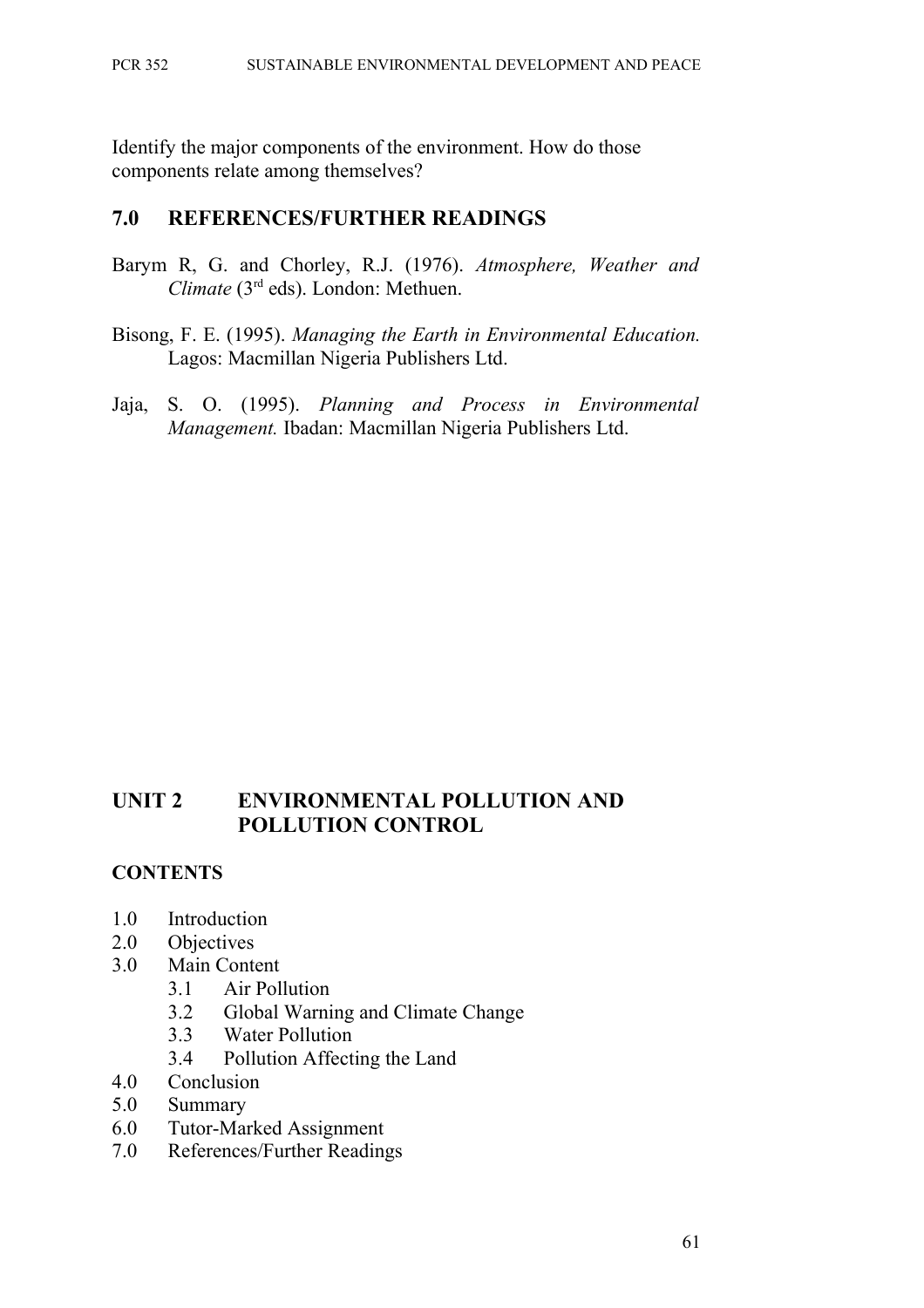Identify the major components of the environment. How do those components relate among themselves?

## 7.0 REFERENCES/FURTHER READINGS

Barym R, G. and Chorley, R.J. (1976). *Atmosphere, Weather and Climate* (3rd eds). London: Methuen.

Bisong, F. E. (1995). *Managing the Earth in Environmental Education.* Lagos: Macmillan Nigeria Publishers Ltd.

Jaja, S. O. (1995). *Planning and Process in Environmental Management.* Ibadan: Macmillan Nigeria Publishers Ltd.

# UNIT 2 ENVIRONMENTAL POLLUTION AND POLLUTION CONTROL

**CONTENTS**

- 1.0 Introduction
- 2.0 Objectives
- 3.0 Main Content
    - 3.1 Air Pollution
    - 3.2 Global Warning and Climate Change
    - 3.3 Water Pollution
    - 3.4 Pollution Affecting the Land
- 4.0 Conclusion
- 5.0 Summary
- 6.0 Tutor-Marked Assignment
- 7.0 References/Further Readings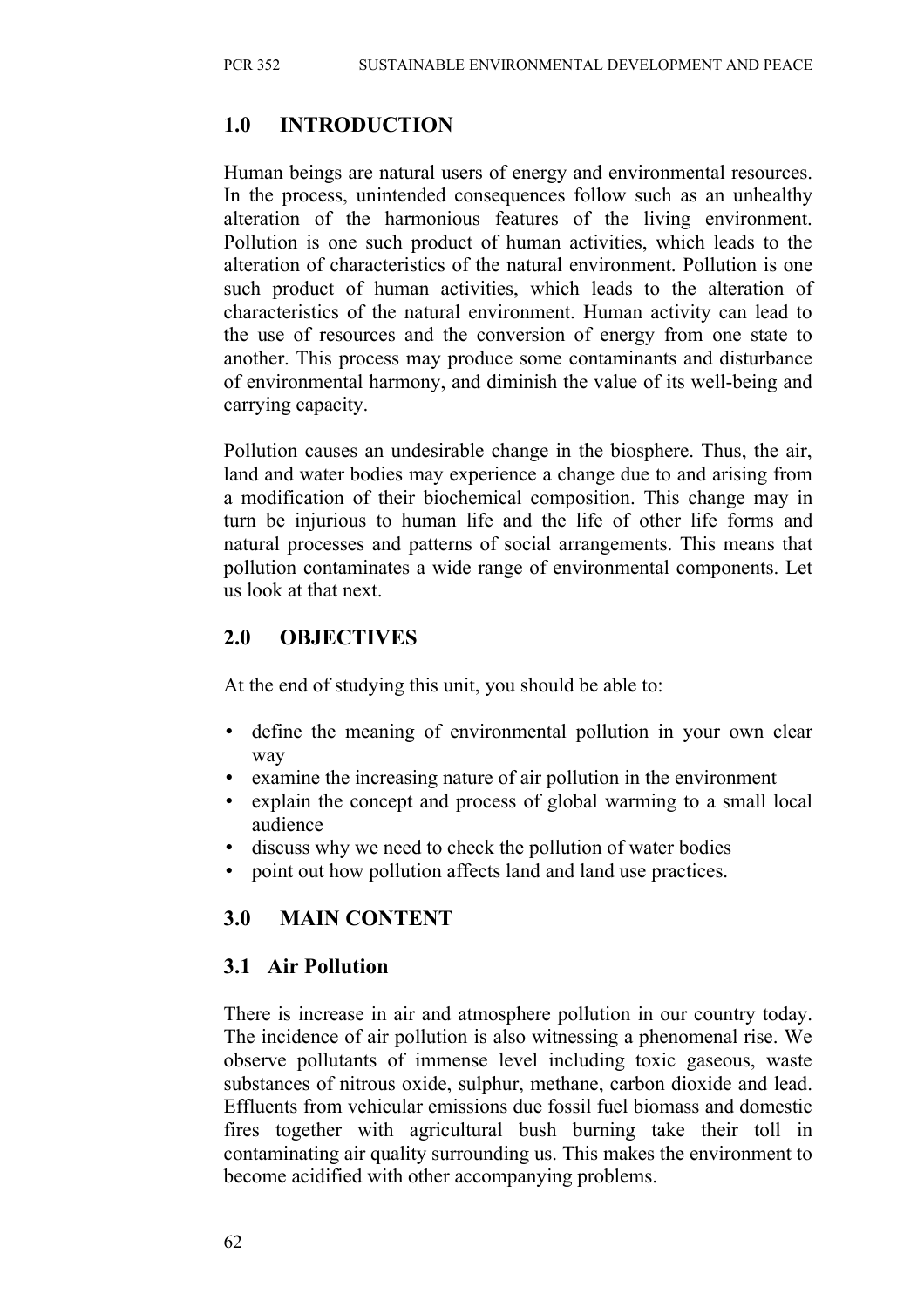## 1.0 INTRODUCTION

Human beings are natural users of energy and environmental resources. In the process, unintended consequences follow such as an unhealthy alteration of the harmonious features of the living environment. Pollution is one such product of human activities, which leads to the alteration of characteristics of the natural environment. Pollution is one such product of human activities, which leads to the alteration of characteristics of the natural environment. Human activity can lead to the use of resources and the conversion of energy from one state to another. This process may produce some contaminants and disturbance of environmental harmony, and diminish the value of its well-being and carrying capacity.

Pollution causes an undesirable change in the biosphere. Thus, the air, land and water bodies may experience a change due to and arising from a modification of their biochemical composition. This change may in turn be injurious to human life and the life of other life forms and natural processes and patterns of social arrangements. This means that pollution contaminates a wide range of environmental components. Let us look at that next.

## 2.0 OBJECTIVES

At the end of studying this unit, you should be able to:

- define the meaning of environmental pollution in your own clear way
- examine the increasing nature of air pollution in the environment
- explain the concept and process of global warming to a small local audience
- discuss why we need to check the pollution of water bodies
- point out how pollution affects land and land use practices.

## 3.0 MAIN CONTENT

### 3.1 Air Pollution

There is increase in air and atmosphere pollution in our country today. The incidence of air pollution is also witnessing a phenomenal rise. We observe pollutants of immense level including toxic gaseous, waste substances of nitrous oxide, sulphur, methane, carbon dioxide and lead. Effluents from vehicular emissions due fossil fuel biomass and domestic fires together with agricultural bush burning take their toll in contaminating air quality surrounding us. This makes the environment to become acidified with other accompanying problems.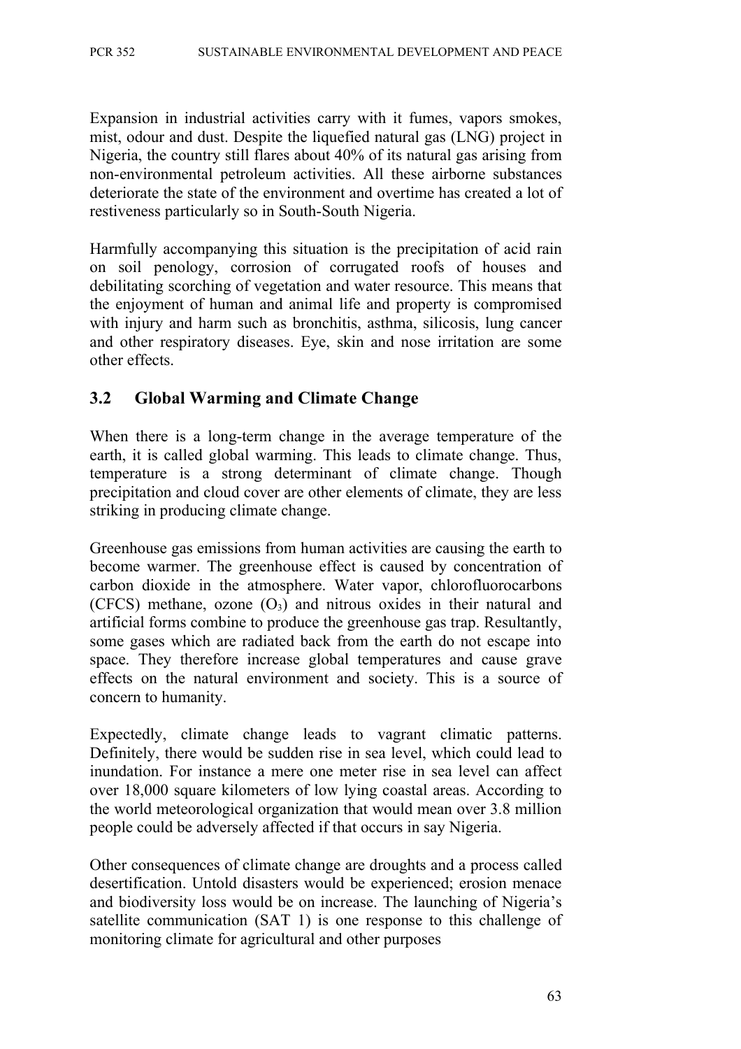Expansion in industrial activities carry with it fumes, vapors smokes, mist, odour and dust. Despite the liquefied natural gas (LNG) project in Nigeria, the country still flares about 40% of its natural gas arising from non-environmental petroleum activities. All these airborne substances deteriorate the state of the environment and overtime has created a lot of restiveness particularly so in South-South Nigeria.

Harmfully accompanying this situation is the precipitation of acid rain on soil penology, corrosion of corrugated roofs of houses and debilitating scorching of vegetation and water resource. This means that the enjoyment of human and animal life and property is compromised with injury and harm such as bronchitis, asthma, silicosis, lung cancer and other respiratory diseases. Eye, skin and nose irritation are some other effects.

## 3.2 Global Warming and Climate Change

When there is a long-term change in the average temperature of the earth, it is called global warming. This leads to climate change. Thus, temperature is a strong determinant of climate change. Though precipitation and cloud cover are other elements of climate, they are less striking in producing climate change.

Greenhouse gas emissions from human activities are causing the earth to become warmer. The greenhouse effect is caused by concentration of carbon dioxide in the atmosphere. Water vapor, chlorofluorocarbons (CFCS) methane, ozone ($O_3$) and nitrous oxides in their natural and artificial forms combine to produce the greenhouse gas trap. Resultantly, some gases which are radiated back from the earth do not escape into space. They therefore increase global temperatures and cause grave effects on the natural environment and society. This is a source of concern to humanity.

Expectedly, climate change leads to vagrant climatic patterns. Definitely, there would be sudden rise in sea level, which could lead to inundation. For instance a mere one meter rise in sea level can affect over 18,000 square kilometers of low lying coastal areas. According to the world meteorological organization that would mean over 3.8 million people could be adversely affected if that occurs in say Nigeria.

Other consequences of climate change are droughts and a process called desertification. Untold disasters would be experienced; erosion menace and biodiversity loss would be on increase. The launching of Nigeria's satellite communication (SAT 1) is one response to this challenge of monitoring climate for agricultural and other purposes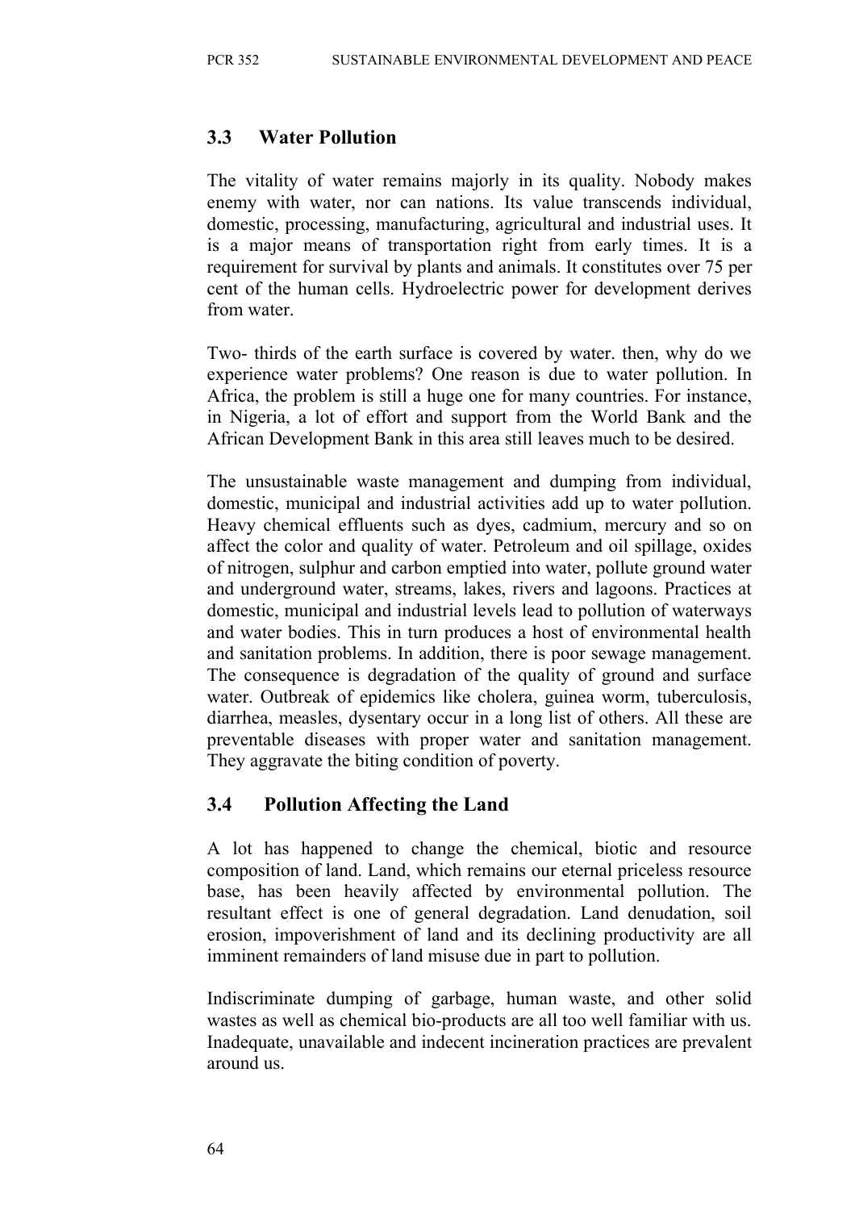## 3.3 Water Pollution

The vitality of water remains majorly in its quality. Nobody makes enemy with water, nor can nations. Its value transcends individual, domestic, processing, manufacturing, agricultural and industrial uses. It is a major means of transportation right from early times. It is a requirement for survival by plants and animals. It constitutes over 75 per cent of the human cells. Hydroelectric power for development derives from water.

Two- thirds of the earth surface is covered by water. then, why do we experience water problems? One reason is due to water pollution. In Africa, the problem is still a huge one for many countries. For instance, in Nigeria, a lot of effort and support from the World Bank and the African Development Bank in this area still leaves much to be desired.

The unsustainable waste management and dumping from individual, domestic, municipal and industrial activities add up to water pollution. Heavy chemical effluents such as dyes, cadmium, mercury and so on affect the color and quality of water. Petroleum and oil spillage, oxides of nitrogen, sulphur and carbon emptied into water, pollute ground water and underground water, streams, lakes, rivers and lagoons. Practices at domestic, municipal and industrial levels lead to pollution of waterways and water bodies. This in turn produces a host of environmental health and sanitation problems. In addition, there is poor sewage management. The consequence is degradation of the quality of ground and surface water. Outbreak of epidemics like cholera, guinea worm, tuberculosis, diarrhea, measles, dysentary occur in a long list of others. All these are preventable diseases with proper water and sanitation management. They aggravate the biting condition of poverty.

## 3.4 Pollution Affecting the Land

A lot has happened to change the chemical, biotic and resource composition of land. Land, which remains our eternal priceless resource base, has been heavily affected by environmental pollution. The resultant effect is one of general degradation. Land denudation, soil erosion, impoverishment of land and its declining productivity are all imminent remainders of land misuse due in part to pollution.

Indiscriminate dumping of garbage, human waste, and other solid wastes as well as chemical bio-products are all too well familiar with us. Inadequate, unavailable and indecent incineration practices are prevalent around us.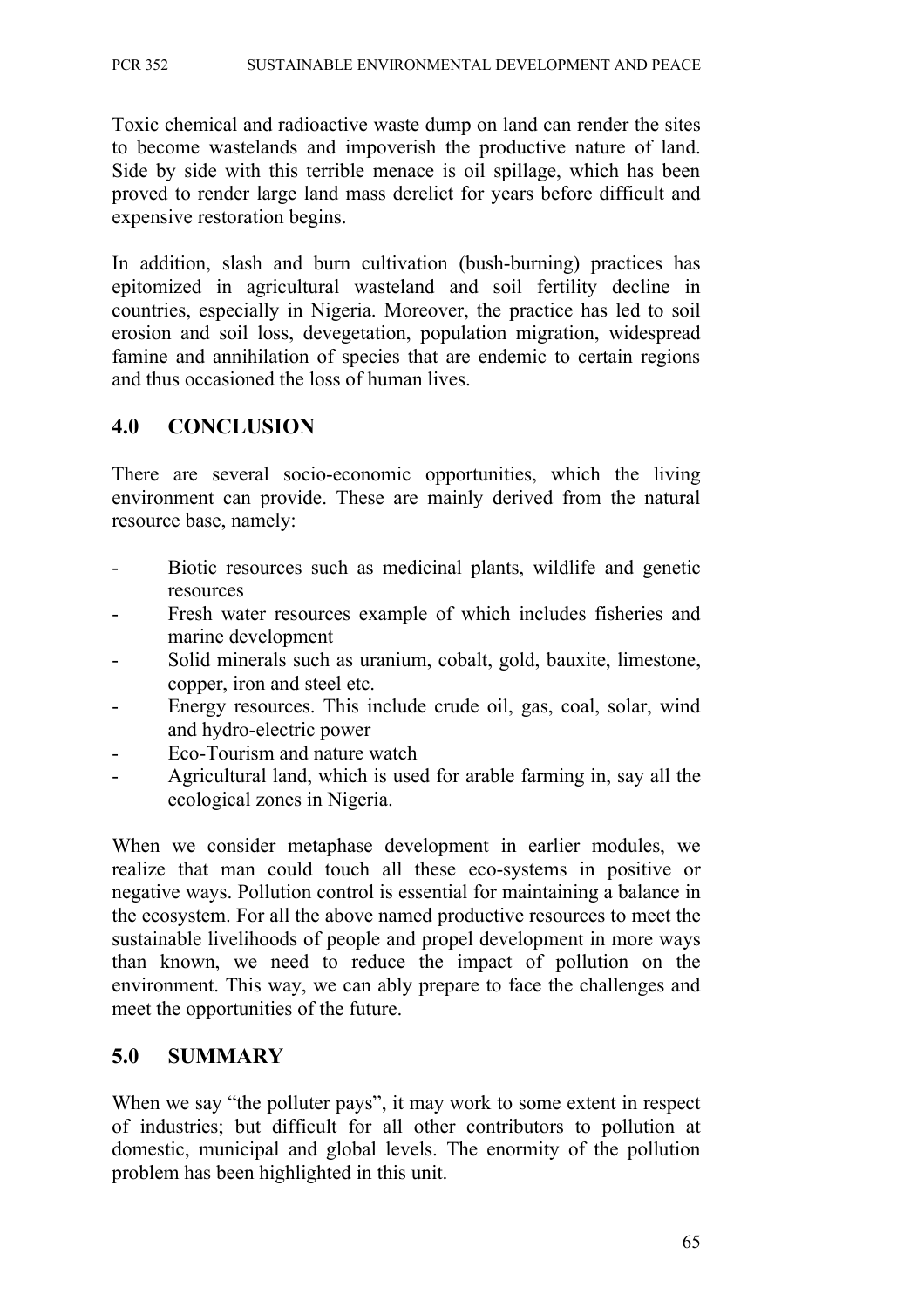Toxic chemical and radioactive waste dump on land can render the sites to become wastelands and impoverish the productive nature of land. Side by side with this terrible menace is oil spillage, which has been proved to render large land mass derelict for years before difficult and expensive restoration begins.

In addition, slash and burn cultivation (bush-burning) practices has epitomized in agricultural wasteland and soil fertility decline in countries, especially in Nigeria. Moreover, the practice has led to soil erosion and soil loss, devegetation, population migration, widespread famine and annihilation of species that are endemic to certain regions and thus occasioned the loss of human lives.

## 4.0 CONCLUSION

There are several socio-economic opportunities, which the living environment can provide. These are mainly derived from the natural resource base, namely:

- Biotic resources such as medicinal plants, wildlife and genetic resources
- Fresh water resources example of which includes fisheries and marine development
- Solid minerals such as uranium, cobalt, gold, bauxite, limestone, copper, iron and steel etc.
- Energy resources. This include crude oil, gas, coal, solar, wind and hydro-electric power
- Eco-Tourism and nature watch
- Agricultural land, which is used for arable farming in, say all the ecological zones in Nigeria.

When we consider metaphase development in earlier modules, we realize that man could touch all these eco-systems in positive or negative ways. Pollution control is essential for maintaining a balance in the ecosystem. For all the above named productive resources to meet the sustainable livelihoods of people and propel development in more ways than known, we need to reduce the impact of pollution on the environment. This way, we can ably prepare to face the challenges and meet the opportunities of the future.

## 5.0 SUMMARY

When we say "the polluter pays", it may work to some extent in respect of industries; but difficult for all other contributors to pollution at domestic, municipal and global levels. The enormity of the pollution problem has been highlighted in this unit.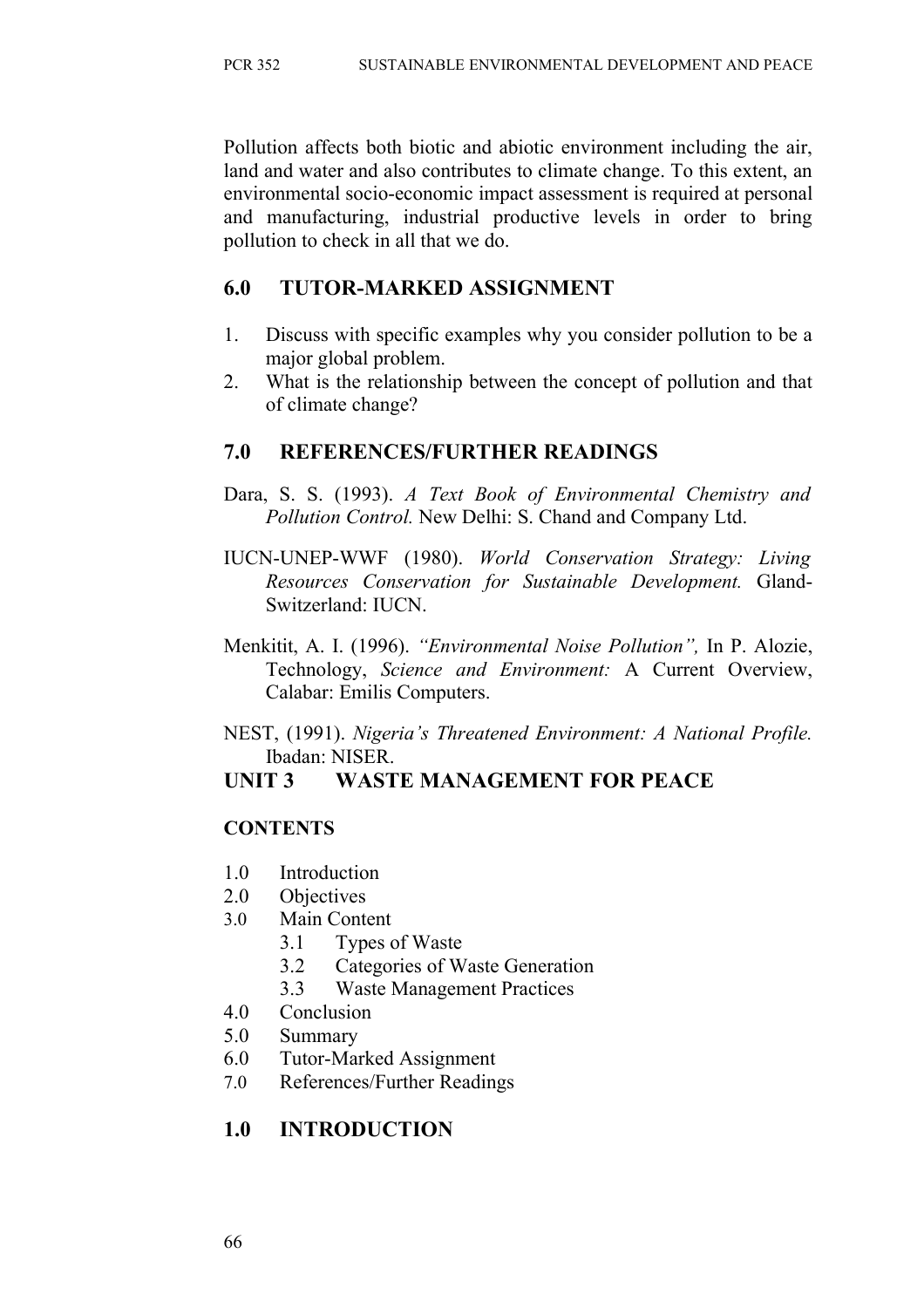Pollution affects both biotic and abiotic environment including the air, land and water and also contributes to climate change. To this extent, an environmental socio-economic impact assessment is required at personal and manufacturing, industrial productive levels in order to bring pollution to check in all that we do.

## 6.0 TUTOR-MARKED ASSIGNMENT

1. Discuss with specific examples why you consider pollution to be a major global problem.
2. What is the relationship between the concept of pollution and that of climate change?

## 7.0 REFERENCES/FURTHER READINGS

Dara, S. S. (1993). *A Text Book of Environmental Chemistry and Pollution Control.* New Delhi: S. Chand and Company Ltd.

IUCN-UNEP-WWF (1980). *World Conservation Strategy: Living Resources Conservation for Sustainable Development.* Gland-Switzerland: IUCN.

Menkitit, A. I. (1996). *"Environmental Noise Pollution",* In P. Alozie, Technology, *Science and Environment:* A Current Overview, Calabar: Emilis Computers.

NEST, (1991). *Nigeria's Threatened Environment: A National Profile.* Ibadan: NISER.

# UNIT 3 WASTE MANAGEMENT FOR PEACE

**CONTENTS**

- 1.0 Introduction
- 2.0 Objectives
- 3.0 Main Content
  - 3.1 Types of Waste
  - 3.2 Categories of Waste Generation
  - 3.3 Waste Management Practices
- 4.0 Conclusion
- 5.0 Summary
- 6.0 Tutor-Marked Assignment
- 7.0 References/Further Readings

## 1.0 INTRODUCTION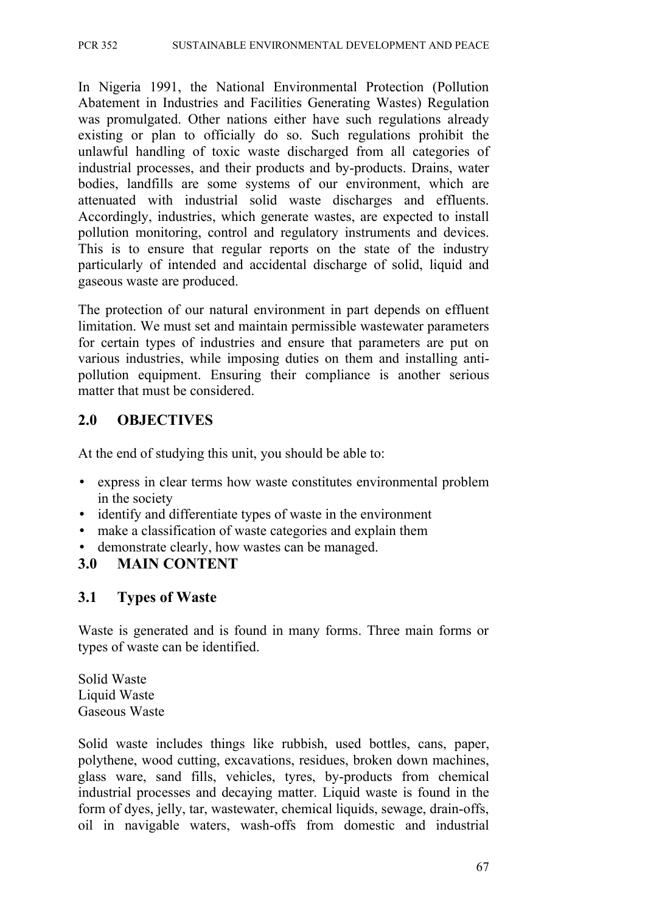In Nigeria 1991, the National Environmental Protection (Pollution Abatement in Industries and Facilities Generating Wastes) Regulation was promulgated. Other nations either have such regulations already existing or plan to officially do so. Such regulations prohibit the unlawful handling of toxic waste discharged from all categories of industrial processes, and their products and by-products. Drains, water bodies, landfills are some systems of our environment, which are attenuated with industrial solid waste discharges and effluents. Accordingly, industries, which generate wastes, are expected to install pollution monitoring, control and regulatory instruments and devices. This is to ensure that regular reports on the state of the industry particularly of intended and accidental discharge of solid, liquid and gaseous waste are produced.

The protection of our natural environment in part depends on effluent limitation. We must set and maintain permissible wastewater parameters for certain types of industries and ensure that parameters are put on various industries, while imposing duties on them and installing anti-pollution equipment. Ensuring their compliance is another serious matter that must be considered.

## 2.0 OBJECTIVES

At the end of studying this unit, you should be able to:

- express in clear terms how waste constitutes environmental problem in the society
- identify and differentiate types of waste in the environment
- make a classification of waste categories and explain them
- demonstrate clearly, how wastes can be managed.

## 3.0 MAIN CONTENT

### 3.1 Types of Waste

Waste is generated and is found in many forms. Three main forms or types of waste can be identified.

Solid Waste
Liquid Waste
Gaseous Waste

Solid waste includes things like rubbish, used bottles, cans, paper, polythene, wood cutting, excavations, residues, broken down machines, glass ware, sand fills, vehicles, tyres, by-products from chemical industrial processes and decaying matter. Liquid waste is found in the form of dyes, jelly, tar, wastewater, chemical liquids, sewage, drain-offs, oil in navigable waters, wash-offs from domestic and industrial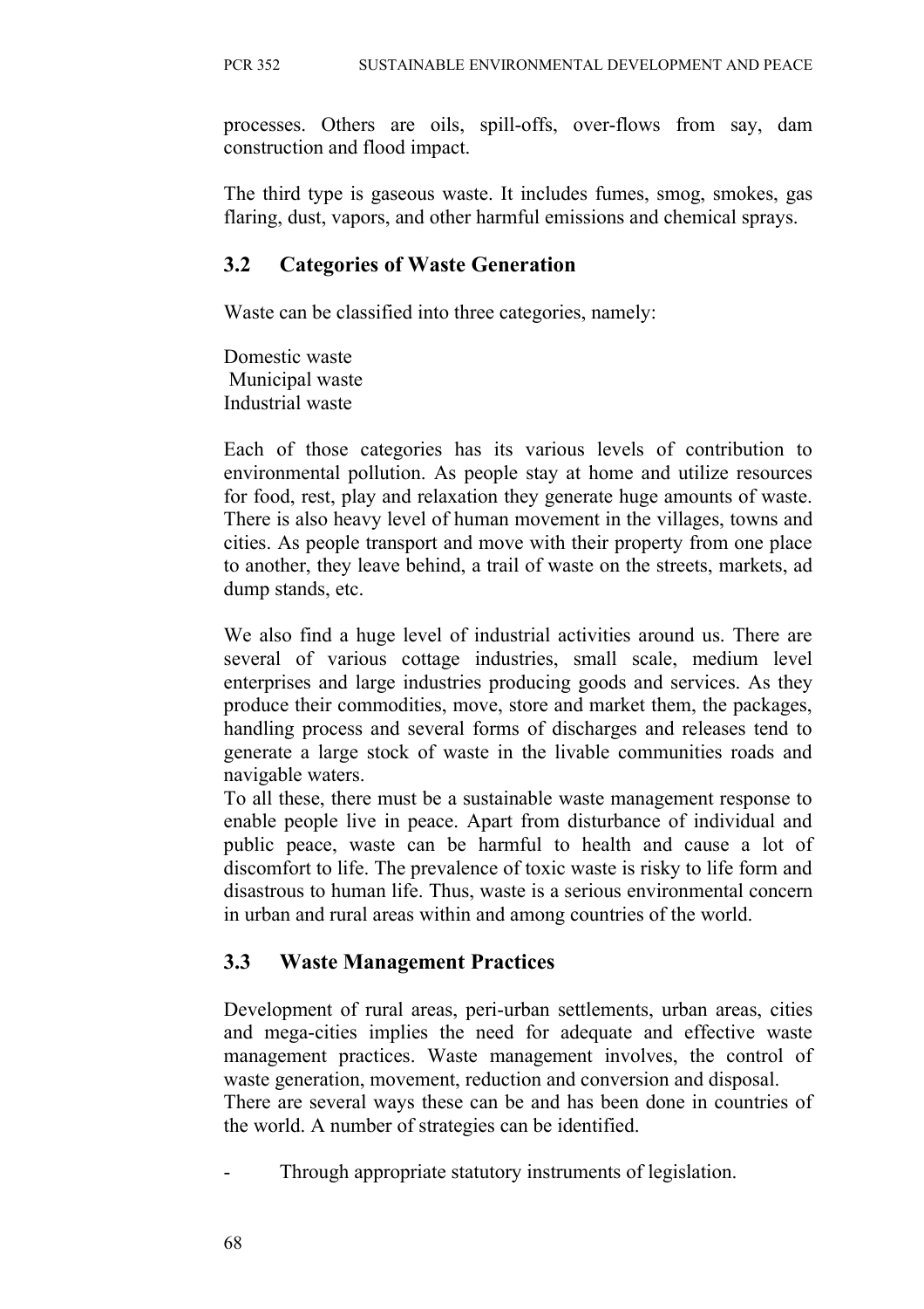processes. Others are oils, spill-offs, over-flows from say, dam construction and flood impact.

The third type is gaseous waste. It includes fumes, smog, smokes, gas flaring, dust, vapors, and other harmful emissions and chemical sprays.

## 3.2 Categories of Waste Generation

Waste can be classified into three categories, namely:

Domestic waste
Municipal waste
Industrial waste

Each of those categories has its various levels of contribution to environmental pollution. As people stay at home and utilize resources for food, rest, play and relaxation they generate huge amounts of waste. There is also heavy level of human movement in the villages, towns and cities. As people transport and move with their property from one place to another, they leave behind, a trail of waste on the streets, markets, ad dump stands, etc.

We also find a huge level of industrial activities around us. There are several of various cottage industries, small scale, medium level enterprises and large industries producing goods and services. As they produce their commodities, move, store and market them, the packages, handling process and several forms of discharges and releases tend to generate a large stock of waste in the livable communities roads and navigable waters.
To all these, there must be a sustainable waste management response to enable people live in peace. Apart from disturbance of individual and public peace, waste can be harmful to health and cause a lot of discomfort to life. The prevalence of toxic waste is risky to life form and disastrous to human life. Thus, waste is a serious environmental concern in urban and rural areas within and among countries of the world.

## 3.3 Waste Management Practices

Development of rural areas, peri-urban settlements, urban areas, cities and mega-cities implies the need for adequate and effective waste management practices. Waste management involves, the control of waste generation, movement, reduction and conversion and disposal.
There are several ways these can be and has been done in countries of the world. A number of strategies can be identified.

- Through appropriate statutory instruments of legislation.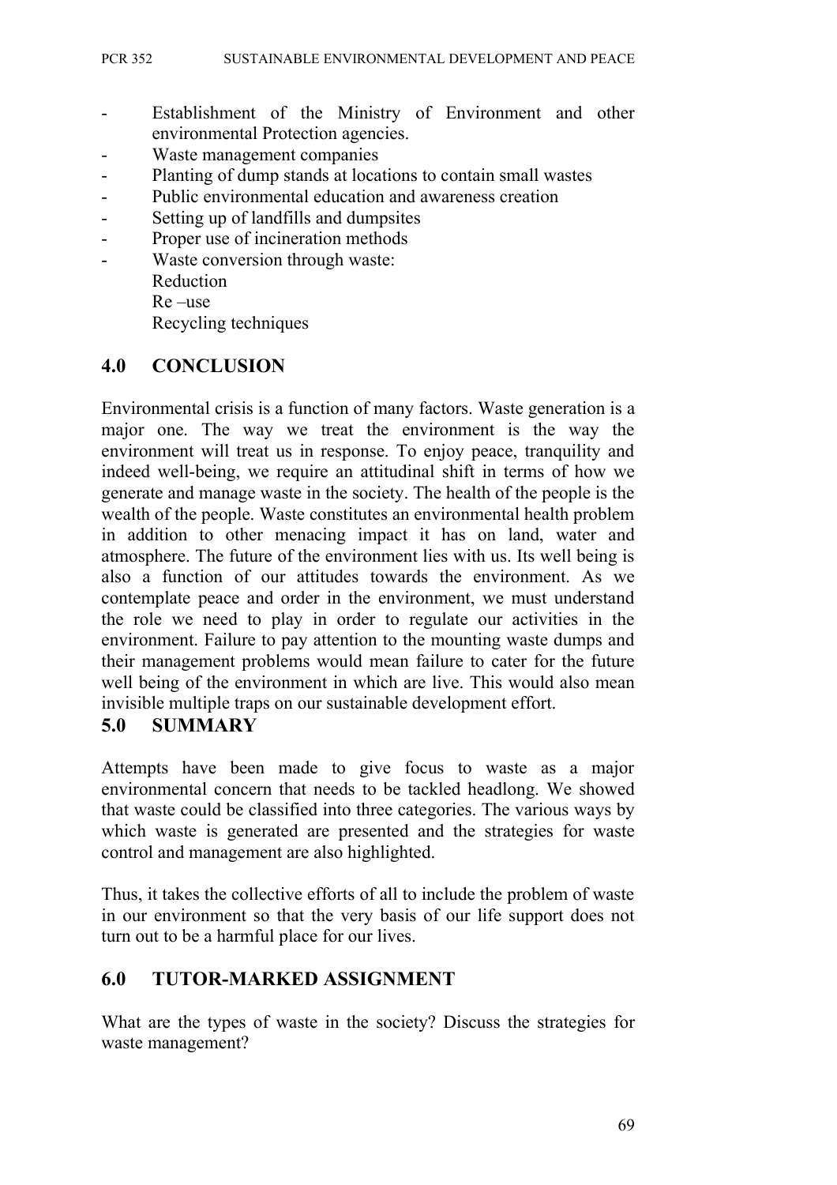- Establishment of the Ministry of Environment and other environmental Protection agencies.
- Waste management companies
- Planting of dump stands at locations to contain small wastes
- Public environmental education and awareness creation
- Setting up of landfills and dumpsites
- Proper use of incineration methods
- Waste conversion through waste:
  Reduction
  Re –use
  Recycling techniques

## 4.0 CONCLUSION

Environmental crisis is a function of many factors. Waste generation is a major one. The way we treat the environment is the way the environment will treat us in response. To enjoy peace, tranquility and indeed well-being, we require an attitudinal shift in terms of how we generate and manage waste in the society. The health of the people is the wealth of the people. Waste constitutes an environmental health problem in addition to other menacing impact it has on land, water and atmosphere. The future of the environment lies with us. Its well being is also a function of our attitudes towards the environment. As we contemplate peace and order in the environment, we must understand the role we need to play in order to regulate our activities in the environment. Failure to pay attention to the mounting waste dumps and their management problems would mean failure to cater for the future well being of the environment in which are live. This would also mean invisible multiple traps on our sustainable development effort.

## 5.0 SUMMARY

Attempts have been made to give focus to waste as a major environmental concern that needs to be tackled headlong. We showed that waste could be classified into three categories. The various ways by which waste is generated are presented and the strategies for waste control and management are also highlighted.

Thus, it takes the collective efforts of all to include the problem of waste in our environment so that the very basis of our life support does not turn out to be a harmful place for our lives.

## 6.0 TUTOR-MARKED ASSIGNMENT

What are the types of waste in the society? Discuss the strategies for waste management?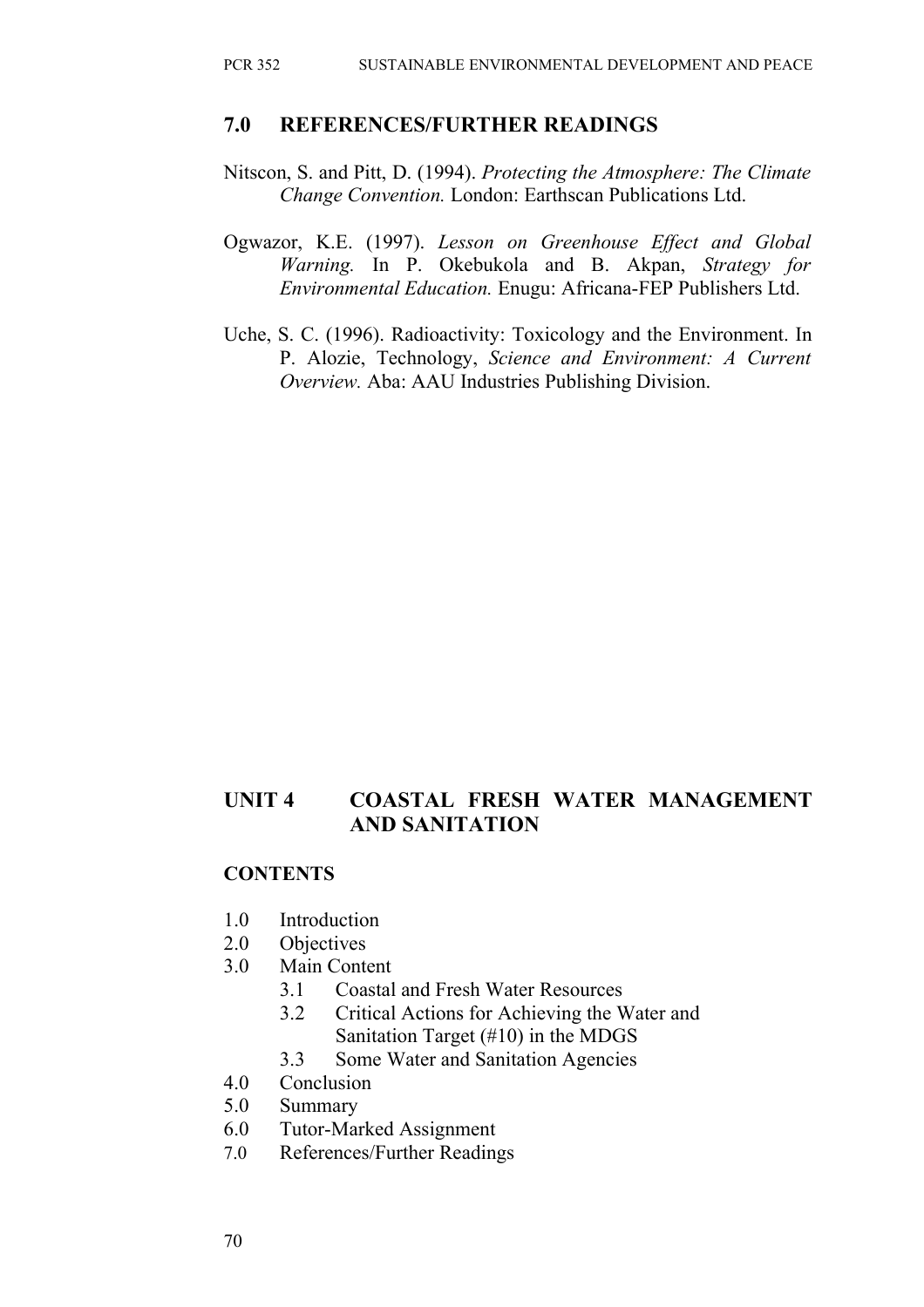## 7.0 REFERENCES/FURTHER READINGS

Nitscon, S. and Pitt, D. (1994). *Protecting the Atmosphere: The Climate Change Convention.* London: Earthscan Publications Ltd.

Ogwazor, K.E. (1997). *Lesson on Greenhouse Effect and Global Warning.* In P. Okebukola and B. Akpan, *Strategy for Environmental Education.* Enugu: Africana-FEP Publishers Ltd.

Uche, S. C. (1996). Radioactivity: Toxicology and the Environment. In P. Alozie, Technology, *Science and Environment: A Current Overview.* Aba: AAU Industries Publishing Division.

# UNIT 4 COASTAL FRESH WATER MANAGEMENT AND SANITATION

## CONTENTS

1.0 Introduction
2.0 Objectives
3.0 Main Content
   3.1 Coastal and Fresh Water Resources
   3.2 Critical Actions for Achieving the Water and Sanitation Target (#10) in the MDGS
   3.3 Some Water and Sanitation Agencies
4.0 Conclusion
5.0 Summary
6.0 Tutor-Marked Assignment
7.0 References/Further Readings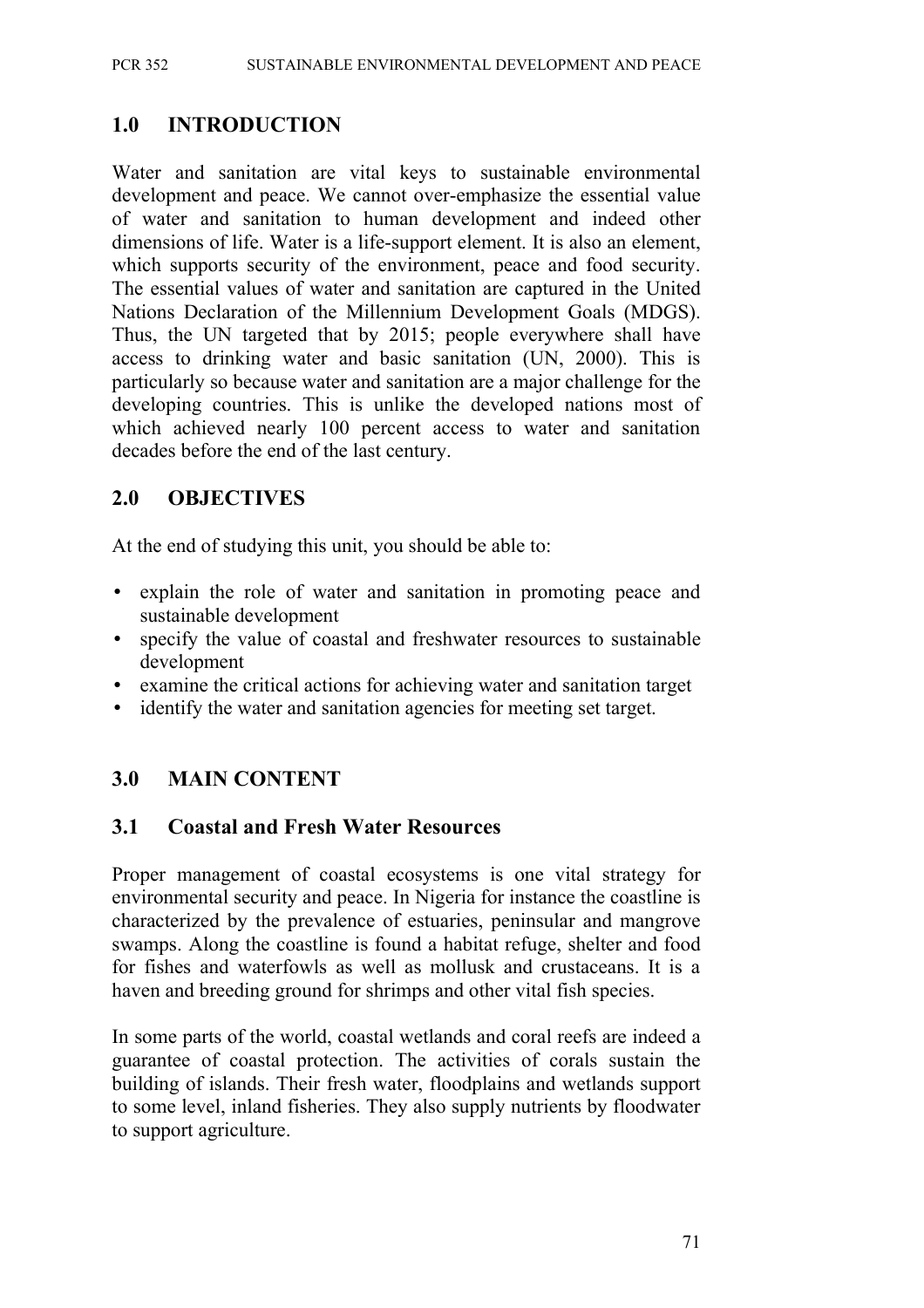## 1.0 INTRODUCTION

Water and sanitation are vital keys to sustainable environmental development and peace. We cannot over-emphasize the essential value of water and sanitation to human development and indeed other dimensions of life. Water is a life-support element. It is also an element, which supports security of the environment, peace and food security. The essential values of water and sanitation are captured in the United Nations Declaration of the Millennium Development Goals (MDGS). Thus, the UN targeted that by 2015; people everywhere shall have access to drinking water and basic sanitation (UN, 2000). This is particularly so because water and sanitation are a major challenge for the developing countries. This is unlike the developed nations most of which achieved nearly 100 percent access to water and sanitation decades before the end of the last century.

## 2.0 OBJECTIVES

At the end of studying this unit, you should be able to:

- explain the role of water and sanitation in promoting peace and sustainable development
- specify the value of coastal and freshwater resources to sustainable development
- examine the critical actions for achieving water and sanitation target
- identify the water and sanitation agencies for meeting set target.

## 3.0 MAIN CONTENT

### 3.1 Coastal and Fresh Water Resources

Proper management of coastal ecosystems is one vital strategy for environmental security and peace. In Nigeria for instance the coastline is characterized by the prevalence of estuaries, peninsular and mangrove swamps. Along the coastline is found a habitat refuge, shelter and food for fishes and waterfowls as well as mollusk and crustaceans. It is a haven and breeding ground for shrimps and other vital fish species.

In some parts of the world, coastal wetlands and coral reefs are indeed a guarantee of coastal protection. The activities of corals sustain the building of islands. Their fresh water, floodplains and wetlands support to some level, inland fisheries. They also supply nutrients by floodwater to support agriculture.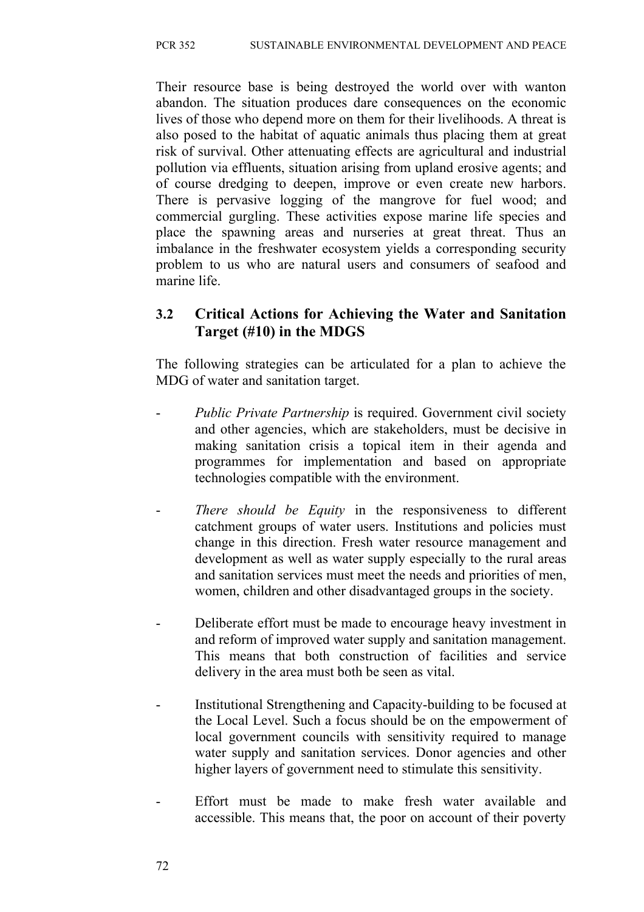Their resource base is being destroyed the world over with wanton abandon. The situation produces dare consequences on the economic lives of those who depend more on them for their livelihoods. A threat is also posed to the habitat of aquatic animals thus placing them at great risk of survival. Other attenuating effects are agricultural and industrial pollution via effluents, situation arising from upland erosive agents; and of course dredging to deepen, improve or even create new harbors. There is pervasive logging of the mangrove for fuel wood; and commercial gurgling. These activities expose marine life species and place the spawning areas and nurseries at great threat. Thus an imbalance in the freshwater ecosystem yields a corresponding security problem to us who are natural users and consumers of seafood and marine life.

### 3.2 Critical Actions for Achieving the Water and Sanitation Target (#10) in the MDGS

The following strategies can be articulated for a plan to achieve the MDG of water and sanitation target.

- *Public Private Partnership* is required. Government civil society and other agencies, which are stakeholders, must be decisive in making sanitation crisis a topical item in their agenda and programmes for implementation and based on appropriate technologies compatible with the environment.

- *There should be Equity* in the responsiveness to different catchment groups of water users. Institutions and policies must change in this direction. Fresh water resource management and development as well as water supply especially to the rural areas and sanitation services must meet the needs and priorities of men, women, children and other disadvantaged groups in the society.

- Deliberate effort must be made to encourage heavy investment in and reform of improved water supply and sanitation management. This means that both construction of facilities and service delivery in the area must both be seen as vital.

- Institutional Strengthening and Capacity-building to be focused at the Local Level. Such a focus should be on the empowerment of local government councils with sensitivity required to manage water supply and sanitation services. Donor agencies and other higher layers of government need to stimulate this sensitivity.

- Effort must be made to make fresh water available and accessible. This means that, the poor on account of their poverty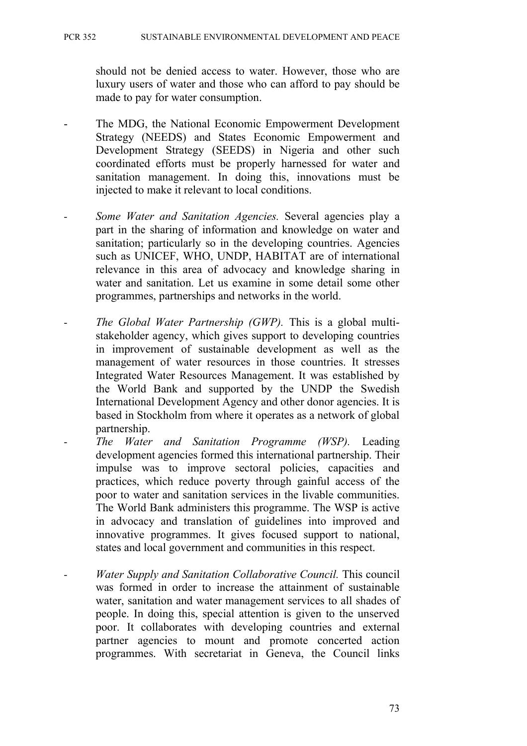should not be denied access to water. However, those who are luxury users of water and those who can afford to pay should be made to pay for water consumption.

- The MDG, the National Economic Empowerment Development Strategy (NEEDS) and States Economic Empowerment and Development Strategy (SEEDS) in Nigeria and other such coordinated efforts must be properly harnessed for water and sanitation management. In doing this, innovations must be injected to make it relevant to local conditions.

- *Some Water and Sanitation Agencies.* Several agencies play a part in the sharing of information and knowledge on water and sanitation; particularly so in the developing countries. Agencies such as UNICEF, WHO, UNDP, HABITAT are of international relevance in this area of advocacy and knowledge sharing in water and sanitation. Let us examine in some detail some other programmes, partnerships and networks in the world.

- *The Global Water Partnership (GWP).* This is a global multi-stakeholder agency, which gives support to developing countries in improvement of sustainable development as well as the management of water resources in those countries. It stresses Integrated Water Resources Management. It was established by the World Bank and supported by the UNDP the Swedish International Development Agency and other donor agencies. It is based in Stockholm from where it operates as a network of global partnership.

- *The Water and Sanitation Programme (WSP).* Leading development agencies formed this international partnership. Their impulse was to improve sectoral policies, capacities and practices, which reduce poverty through gainful access of the poor to water and sanitation services in the livable communities. The World Bank administers this programme. The WSP is active in advocacy and translation of guidelines into improved and innovative programmes. It gives focused support to national, states and local government and communities in this respect.

- *Water Supply and Sanitation Collaborative Council.* This council was formed in order to increase the attainment of sustainable water, sanitation and water management services to all shades of people. In doing this, special attention is given to the unserved poor. It collaborates with developing countries and external partner agencies to mount and promote concerted action programmes. With secretariat in Geneva, the Council links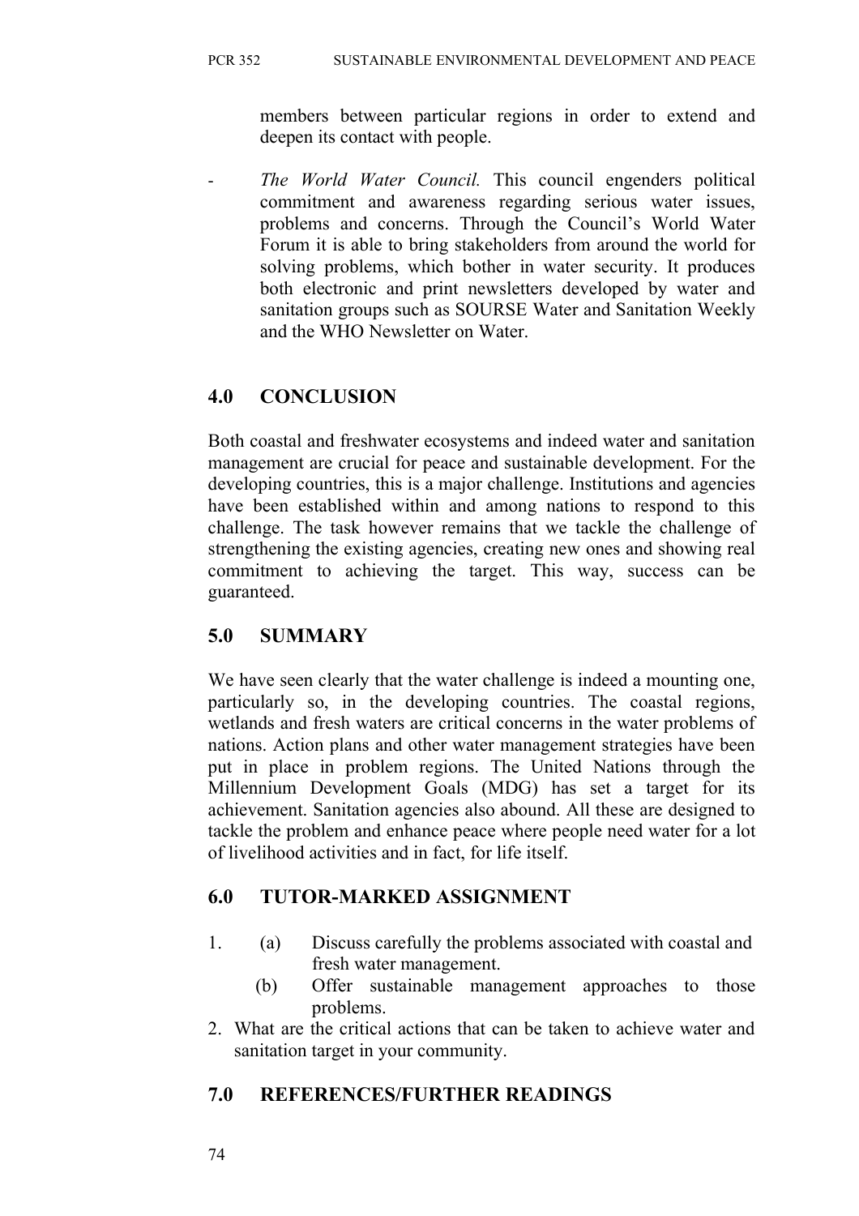members between particular regions in order to extend and deepen its contact with people.

- *The World Water Council.* This council engenders political commitment and awareness regarding serious water issues, problems and concerns. Through the Council's World Water Forum it is able to bring stakeholders from around the world for solving problems, which bother in water security. It produces both electronic and print newsletters developed by water and sanitation groups such as SOURSE Water and Sanitation Weekly and the WHO Newsletter on Water.

## 4.0 CONCLUSION

Both coastal and freshwater ecosystems and indeed water and sanitation management are crucial for peace and sustainable development. For the developing countries, this is a major challenge. Institutions and agencies have been established within and among nations to respond to this challenge. The task however remains that we tackle the challenge of strengthening the existing agencies, creating new ones and showing real commitment to achieving the target. This way, success can be guaranteed.

## 5.0 SUMMARY

We have seen clearly that the water challenge is indeed a mounting one, particularly so, in the developing countries. The coastal regions, wetlands and fresh waters are critical concerns in the water problems of nations. Action plans and other water management strategies have been put in place in problem regions. The United Nations through the Millennium Development Goals (MDG) has set a target for its achievement. Sanitation agencies also abound. All these are designed to tackle the problem and enhance peace where people need water for a lot of livelihood activities and in fact, for life itself.

## 6.0 TUTOR-MARKED ASSIGNMENT

1. (a) Discuss carefully the problems associated with coastal and fresh water management.
   (b) Offer sustainable management approaches to those problems.
2. What are the critical actions that can be taken to achieve water and sanitation target in your community.

## 7.0 REFERENCES/FURTHER READINGS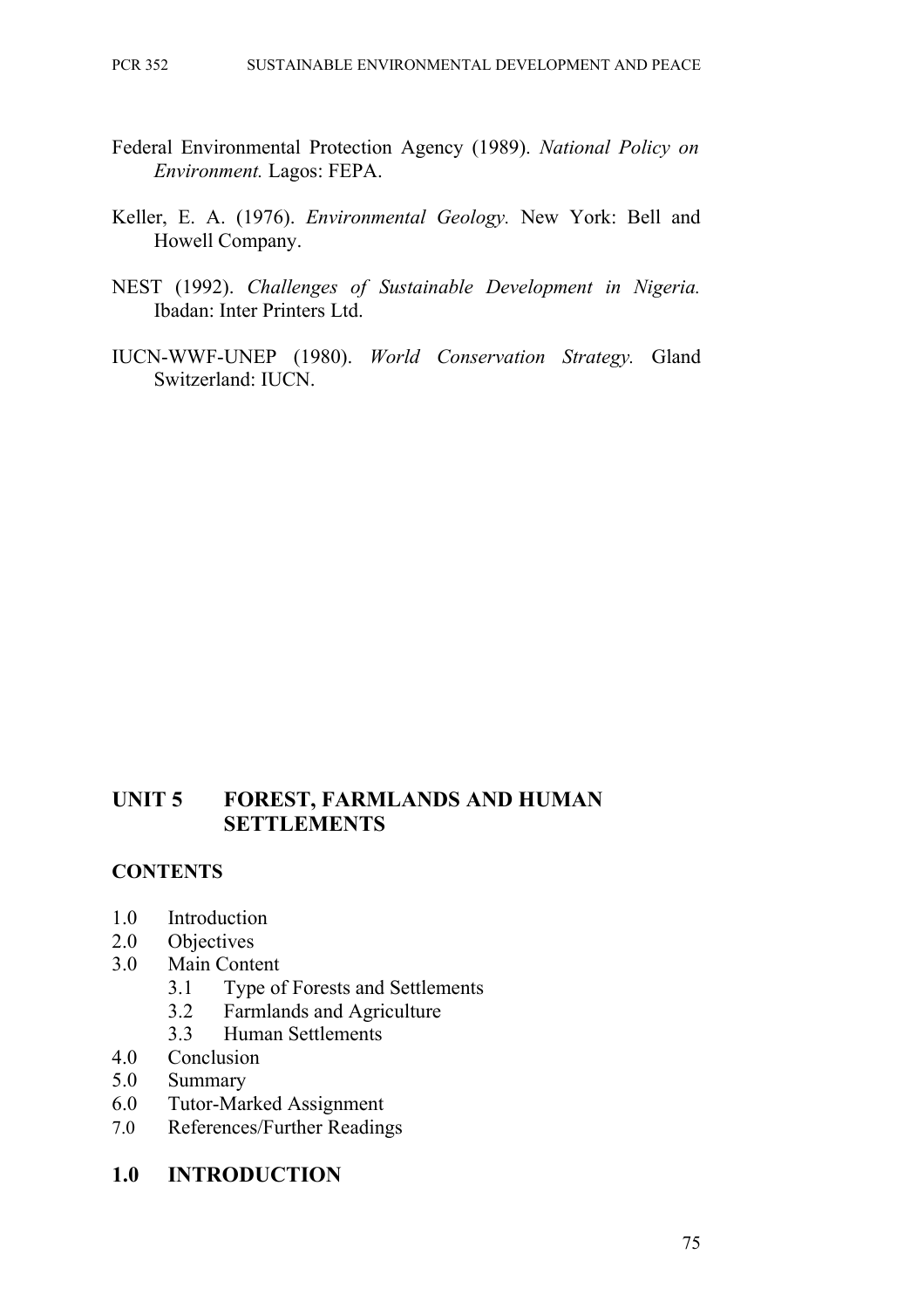Federal Environmental Protection Agency (1989). *National Policy on Environment.* Lagos: FEPA.

Keller, E. A. (1976). *Environmental Geology.* New York: Bell and Howell Company.

NEST (1992). *Challenges of Sustainable Development in Nigeria.* Ibadan: Inter Printers Ltd.

IUCN-WWF-UNEP (1980). *World Conservation Strategy.* Gland Switzerland: IUCN.

# UNIT 5 FOREST, FARMLANDS AND HUMAN SETTLEMENTS

## CONTENTS

- 1.0 Introduction
- 2.0 Objectives
- 3.0 Main Content
    - 3.1 Type of Forests and Settlements
    - 3.2 Farmlands and Agriculture
    - 3.3 Human Settlements
- 4.0 Conclusion
- 5.0 Summary
- 6.0 Tutor-Marked Assignment
- 7.0 References/Further Readings

## 1.0 INTRODUCTION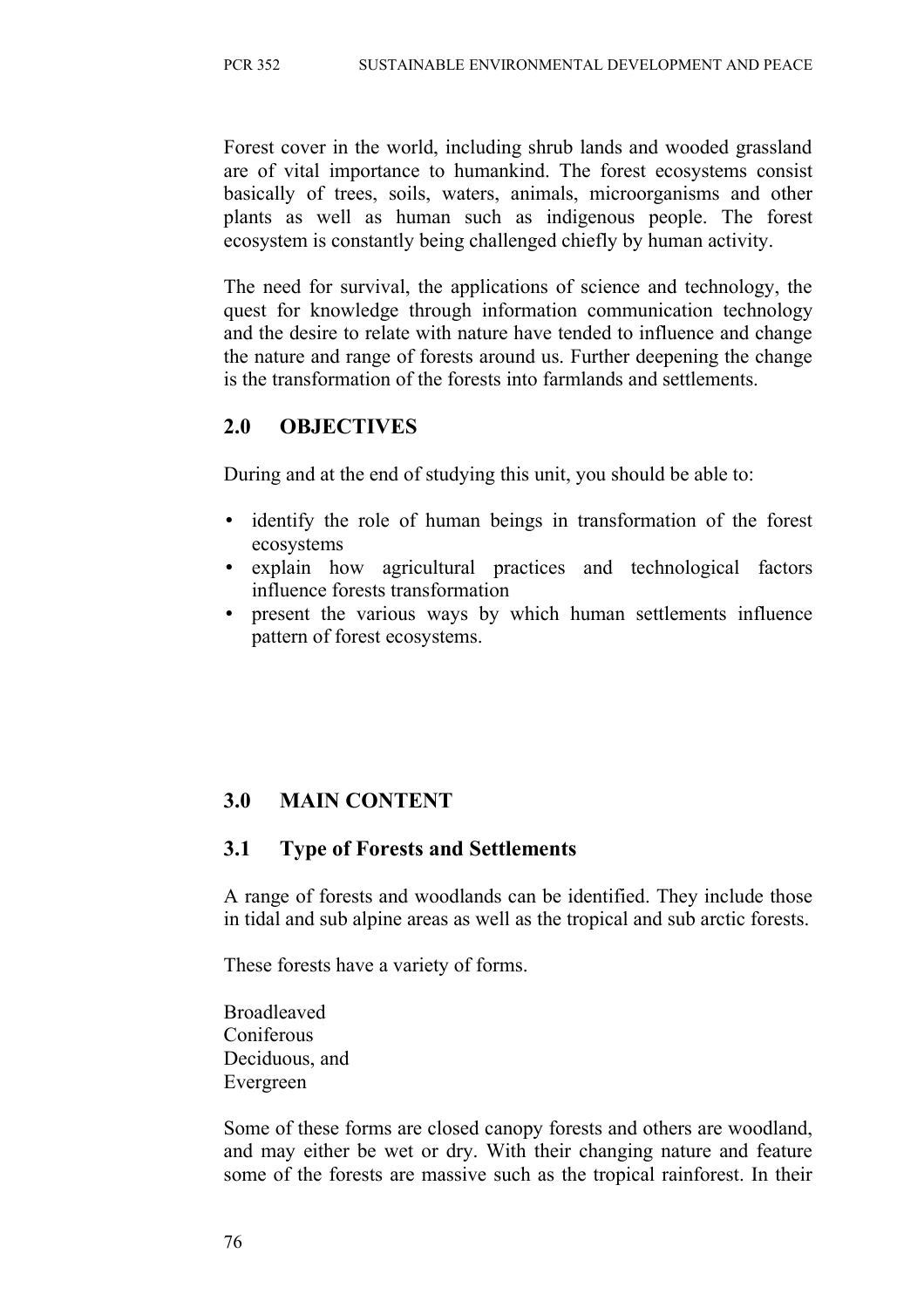Forest cover in the world, including shrub lands and wooded grassland are of vital importance to humankind. The forest ecosystems consist basically of trees, soils, waters, animals, microorganisms and other plants as well as human such as indigenous people. The forest ecosystem is constantly being challenged chiefly by human activity.

The need for survival, the applications of science and technology, the quest for knowledge through information communication technology and the desire to relate with nature have tended to influence and change the nature and range of forests around us. Further deepening the change is the transformation of the forests into farmlands and settlements.

## 2.0 OBJECTIVES

During and at the end of studying this unit, you should be able to:

- identify the role of human beings in transformation of the forest ecosystems
- explain how agricultural practices and technological factors influence forests transformation
- present the various ways by which human settlements influence pattern of forest ecosystems.

## 3.0 MAIN CONTENT

### 3.1 Type of Forests and Settlements

A range of forests and woodlands can be identified. They include those in tidal and sub alpine areas as well as the tropical and sub arctic forests.

These forests have a variety of forms.

Broadleaved
Coniferous
Deciduous, and
Evergreen

Some of these forms are closed canopy forests and others are woodland, and may either be wet or dry. With their changing nature and feature some of the forests are massive such as the tropical rainforest. In their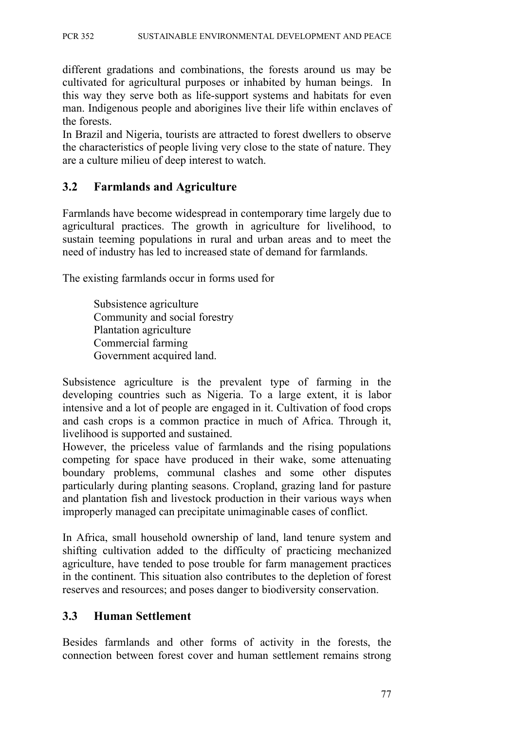different gradations and combinations, the forests around us may be cultivated for agricultural purposes or inhabited by human beings. In this way they serve both as life-support systems and habitats for even man. Indigenous people and aborigines live their life within enclaves of the forests.

In Brazil and Nigeria, tourists are attracted to forest dwellers to observe the characteristics of people living very close to the state of nature. They are a culture milieu of deep interest to watch.

## 3.2 Farmlands and Agriculture

Farmlands have become widespread in contemporary time largely due to agricultural practices. The growth in agriculture for livelihood, to sustain teeming populations in rural and urban areas and to meet the need of industry has led to increased state of demand for farmlands.

The existing farmlands occur in forms used for

- Subsistence agriculture
- Community and social forestry
- Plantation agriculture
- Commercial farming
- Government acquired land.

Subsistence agriculture is the prevalent type of farming in the developing countries such as Nigeria. To a large extent, it is labor intensive and a lot of people are engaged in it. Cultivation of food crops and cash crops is a common practice in much of Africa. Through it, livelihood is supported and sustained.

However, the priceless value of farmlands and the rising populations competing for space have produced in their wake, some attenuating boundary problems, communal clashes and some other disputes particularly during planting seasons. Cropland, grazing land for pasture and plantation fish and livestock production in their various ways when improperly managed can precipitate unimaginable cases of conflict.

In Africa, small household ownership of land, land tenure system and shifting cultivation added to the difficulty of practicing mechanized agriculture, have tended to pose trouble for farm management practices in the continent. This situation also contributes to the depletion of forest reserves and resources; and poses danger to biodiversity conservation.

## 3.3 Human Settlement

Besides farmlands and other forms of activity in the forests, the connection between forest cover and human settlement remains strong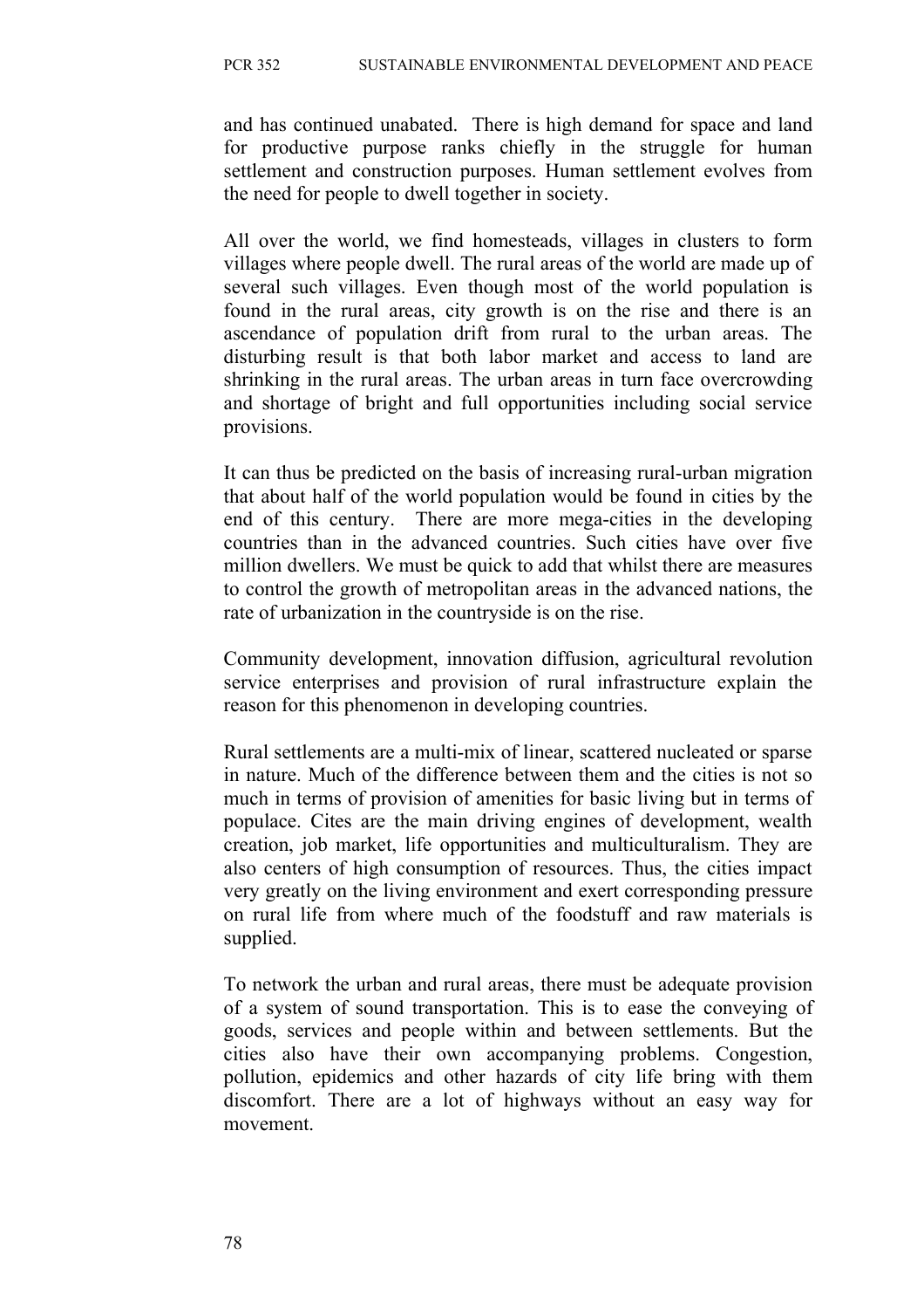and has continued unabated. There is high demand for space and land for productive purpose ranks chiefly in the struggle for human settlement and construction purposes. Human settlement evolves from the need for people to dwell together in society.

All over the world, we find homesteads, villages in clusters to form villages where people dwell. The rural areas of the world are made up of several such villages. Even though most of the world population is found in the rural areas, city growth is on the rise and there is an ascendance of population drift from rural to the urban areas. The disturbing result is that both labor market and access to land are shrinking in the rural areas. The urban areas in turn face overcrowding and shortage of bright and full opportunities including social service provisions.

It can thus be predicted on the basis of increasing rural-urban migration that about half of the world population would be found in cities by the end of this century. There are more mega-cities in the developing countries than in the advanced countries. Such cities have over five million dwellers. We must be quick to add that whilst there are measures to control the growth of metropolitan areas in the advanced nations, the rate of urbanization in the countryside is on the rise.

Community development, innovation diffusion, agricultural revolution service enterprises and provision of rural infrastructure explain the reason for this phenomenon in developing countries.

Rural settlements are a multi-mix of linear, scattered nucleated or sparse in nature. Much of the difference between them and the cities is not so much in terms of provision of amenities for basic living but in terms of populace. Cites are the main driving engines of development, wealth creation, job market, life opportunities and multiculturalism. They are also centers of high consumption of resources. Thus, the cities impact very greatly on the living environment and exert corresponding pressure on rural life from where much of the foodstuff and raw materials is supplied.

To network the urban and rural areas, there must be adequate provision of a system of sound transportation. This is to ease the conveying of goods, services and people within and between settlements. But the cities also have their own accompanying problems. Congestion, pollution, epidemics and other hazards of city life bring with them discomfort. There are a lot of highways without an easy way for movement.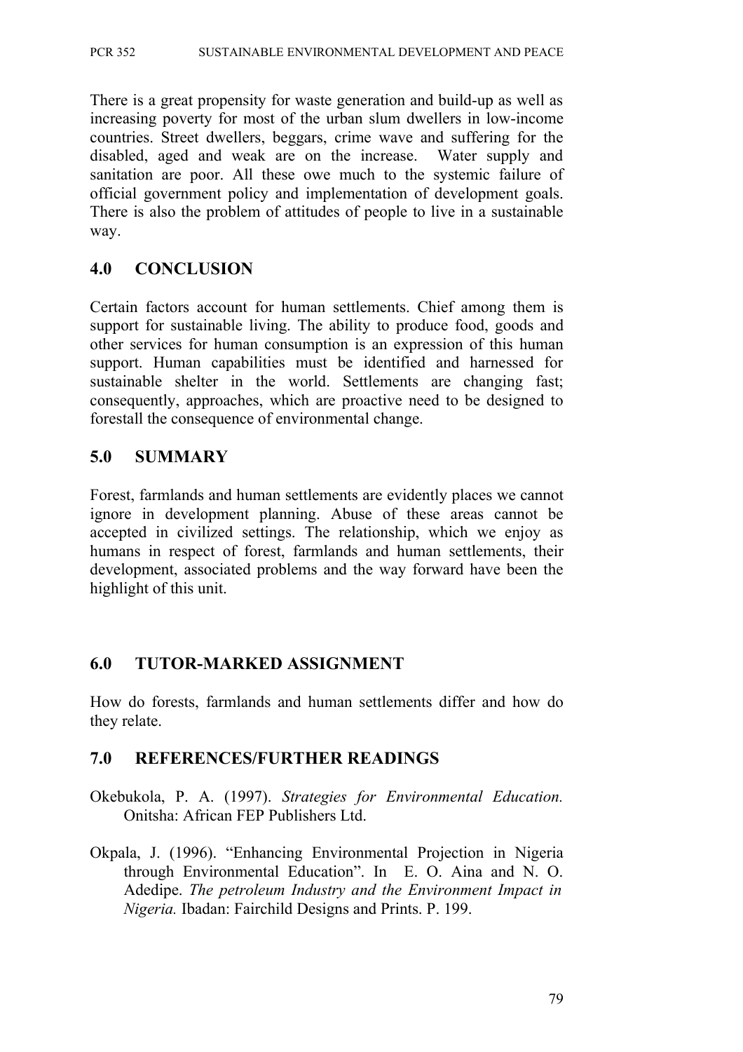There is a great propensity for waste generation and build-up as well as increasing poverty for most of the urban slum dwellers in low-income countries. Street dwellers, beggars, crime wave and suffering for the disabled, aged and weak are on the increase. Water supply and sanitation are poor. All these owe much to the systemic failure of official government policy and implementation of development goals. There is also the problem of attitudes of people to live in a sustainable way.

## 4.0 CONCLUSION

Certain factors account for human settlements. Chief among them is support for sustainable living. The ability to produce food, goods and other services for human consumption is an expression of this human support. Human capabilities must be identified and harnessed for sustainable shelter in the world. Settlements are changing fast; consequently, approaches, which are proactive need to be designed to forestall the consequence of environmental change.

## 5.0 SUMMARY

Forest, farmlands and human settlements are evidently places we cannot ignore in development planning. Abuse of these areas cannot be accepted in civilized settings. The relationship, which we enjoy as humans in respect of forest, farmlands and human settlements, their development, associated problems and the way forward have been the highlight of this unit.

## 6.0 TUTOR-MARKED ASSIGNMENT

How do forests, farmlands and human settlements differ and how do they relate.

## 7.0 REFERENCES/FURTHER READINGS

Okebukola, P. A. (1997). *Strategies for Environmental Education.* Onitsha: African FEP Publishers Ltd.

Okpala, J. (1996). "Enhancing Environmental Projection in Nigeria through Environmental Education". In E. O. Aina and N. O. Adedipe. *The petroleum Industry and the Environment Impact in Nigeria.* Ibadan: Fairchild Designs and Prints. P. 199.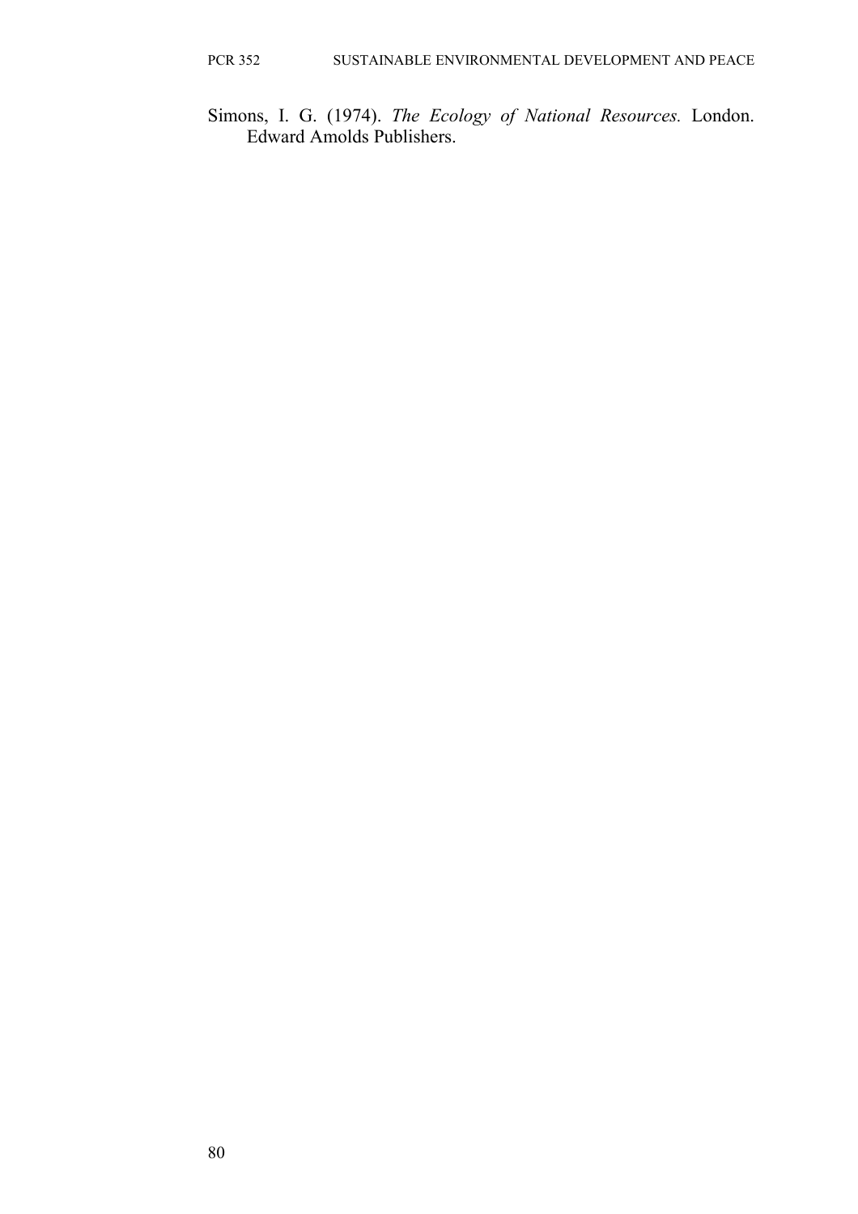Simons, I. G. (1974). *The Ecology of National Resources.* London. Edward Amolds Publishers.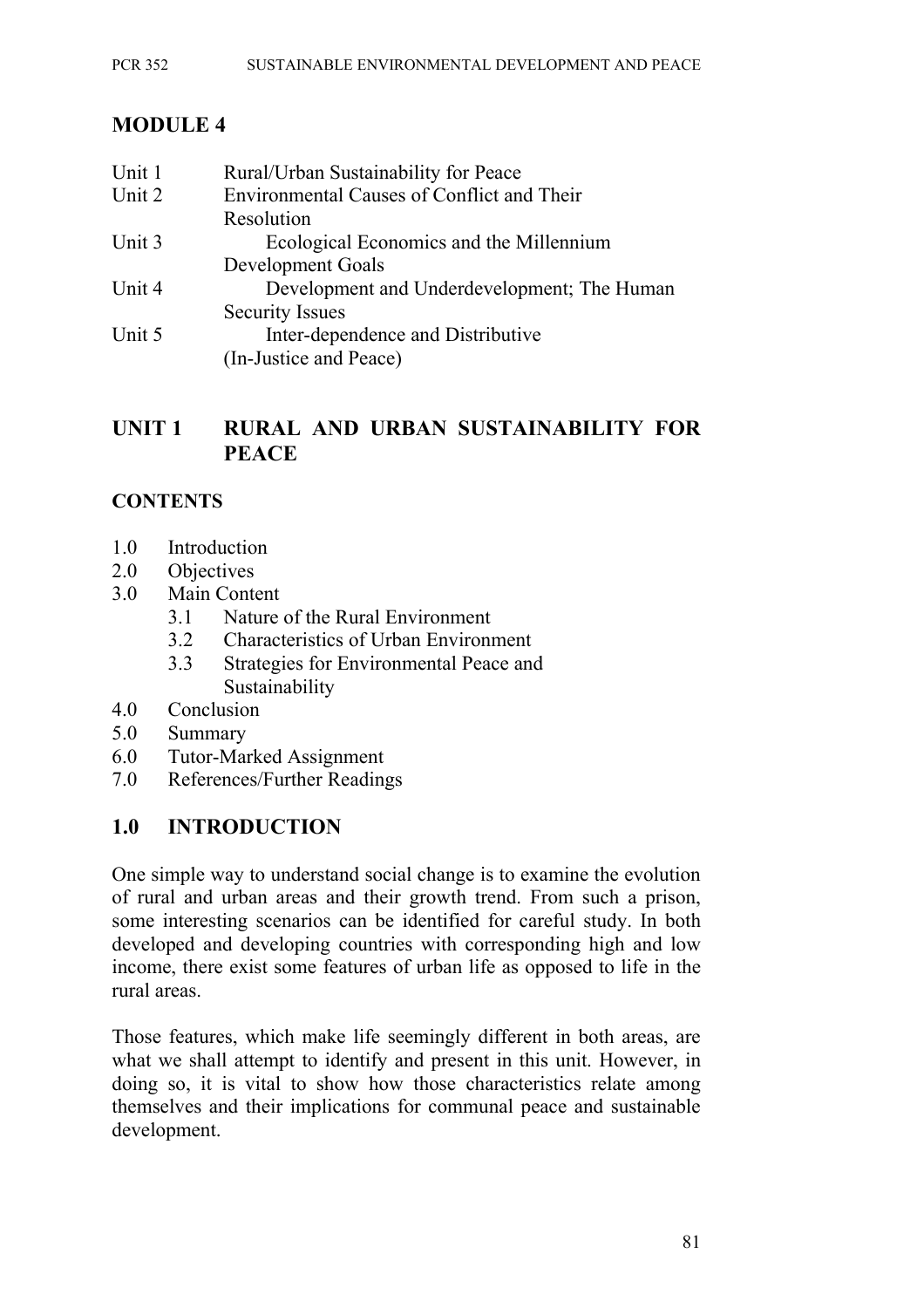# MODULE 4

| | |
|---|---|
| Unit 1 | Rural/Urban Sustainability for Peace |
| Unit 2 | Environmental Causes of Conflict and Their Resolution |
| Unit 3 | Ecological Economics and the Millennium Development Goals |
| Unit 4 | Development and Underdevelopment; The Human Security Issues |
| Unit 5 | Inter-dependence and Distributive (In-Justice and Peace) |

## UNIT 1 RURAL AND URBAN SUSTAINABILITY FOR PEACE

### CONTENTS

- 1.0 Introduction
- 2.0 Objectives
- 3.0 Main Content
    - 3.1 Nature of the Rural Environment
    - 3.2 Characteristics of Urban Environment
    - 3.3 Strategies for Environmental Peace and Sustainability
- 4.0 Conclusion
- 5.0 Summary
- 6.0 Tutor-Marked Assignment
- 7.0 References/Further Readings

### 1.0 INTRODUCTION

One simple way to understand social change is to examine the evolution of rural and urban areas and their growth trend. From such a prison, some interesting scenarios can be identified for careful study. In both developed and developing countries with corresponding high and low income, there exist some features of urban life as opposed to life in the rural areas.

Those features, which make life seemingly different in both areas, are what we shall attempt to identify and present in this unit. However, in doing so, it is vital to show how those characteristics relate among themselves and their implications for communal peace and sustainable development.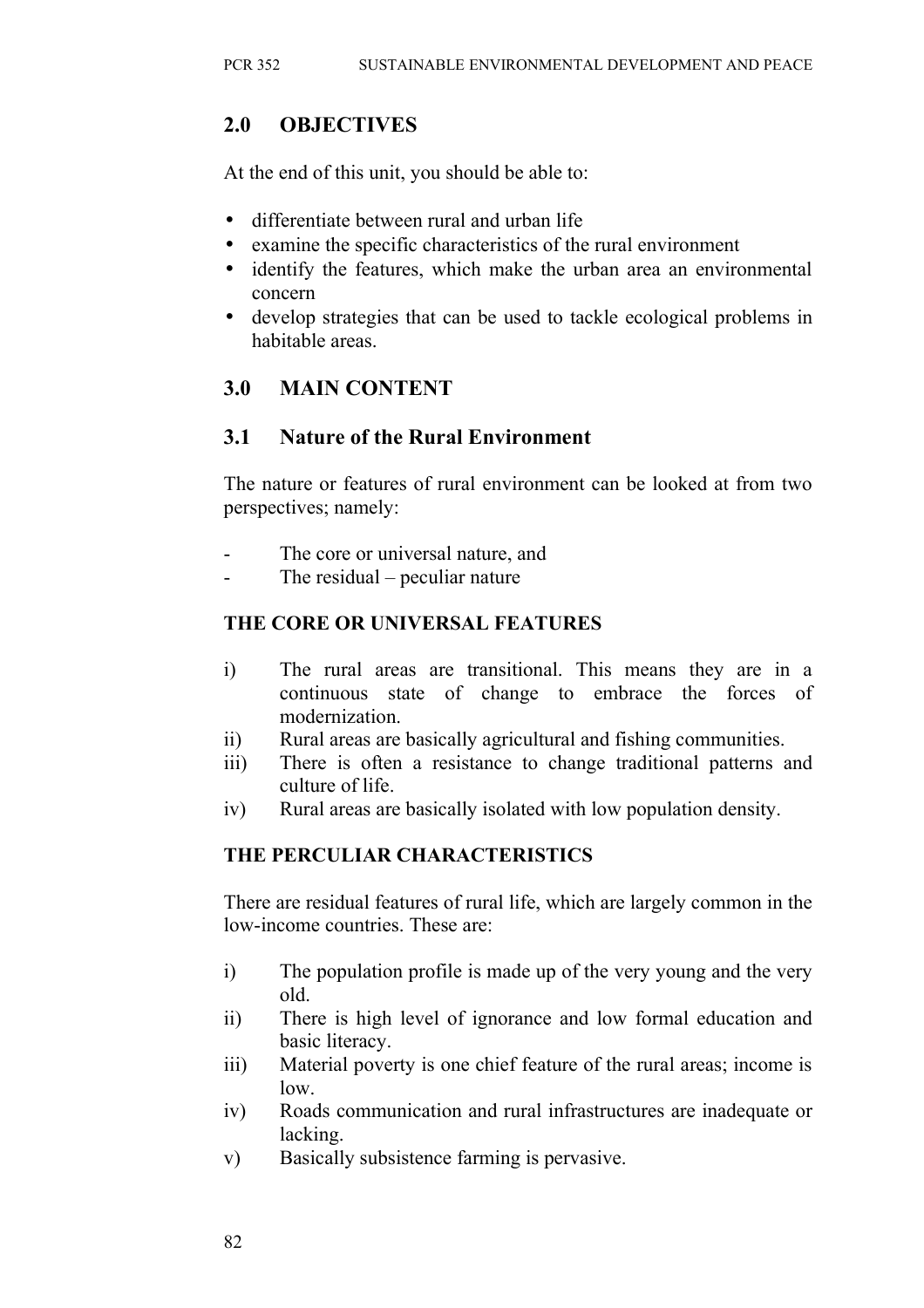## 2.0 OBJECTIVES

At the end of this unit, you should be able to:

- differentiate between rural and urban life
- examine the specific characteristics of the rural environment
- identify the features, which make the urban area an environmental concern
- develop strategies that can be used to tackle ecological problems in habitable areas.

## 3.0 MAIN CONTENT

### 3.1 Nature of the Rural Environment

The nature or features of rural environment can be looked at from two perspectives; namely:

- The core or universal nature, and
- The residual – peculiar nature

**THE CORE OR UNIVERSAL FEATURES**

i) The rural areas are transitional. This means they are in a continuous state of change to embrace the forces of modernization.
ii) Rural areas are basically agricultural and fishing communities.
iii) There is often a resistance to change traditional patterns and culture of life.
iv) Rural areas are basically isolated with low population density.

**THE PERCULIAR CHARACTERISTICS**

There are residual features of rural life, which are largely common in the low-income countries. These are:

i) The population profile is made up of the very young and the very old.
ii) There is high level of ignorance and low formal education and basic literacy.
iii) Material poverty is one chief feature of the rural areas; income is low.
iv) Roads communication and rural infrastructures are inadequate or lacking.
v) Basically subsistence farming is pervasive.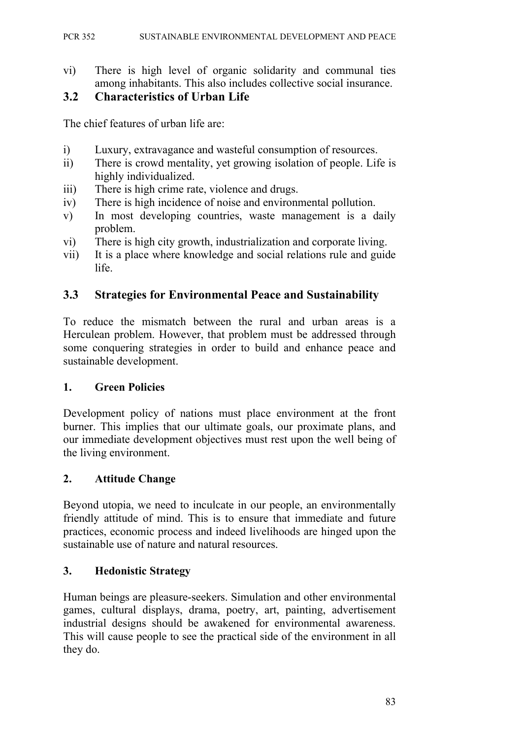vi) There is high level of organic solidarity and communal ties among inhabitants. This also includes collective social insurance.

### 3.2 Characteristics of Urban Life

The chief features of urban life are:

i) Luxury, extravagance and wasteful consumption of resources.
ii) There is crowd mentality, yet growing isolation of people. Life is highly individualized.
iii) There is high crime rate, violence and drugs.
iv) There is high incidence of noise and environmental pollution.
v) In most developing countries, waste management is a daily problem.
vi) There is high city growth, industrialization and corporate living.
vii) It is a place where knowledge and social relations rule and guide life.

### 3.3 Strategies for Environmental Peace and Sustainability

To reduce the mismatch between the rural and urban areas is a Herculean problem. However, that problem must be addressed through some conquering strategies in order to build and enhance peace and sustainable development.

#### 1. Green Policies

Development policy of nations must place environment at the front burner. This implies that our ultimate goals, our proximate plans, and our immediate development objectives must rest upon the well being of the living environment.

#### 2. Attitude Change

Beyond utopia, we need to inculcate in our people, an environmentally friendly attitude of mind. This is to ensure that immediate and future practices, economic process and indeed livelihoods are hinged upon the sustainable use of nature and natural resources.

#### 3. Hedonistic Strategy

Human beings are pleasure-seekers. Simulation and other environmental games, cultural displays, drama, poetry, art, painting, advertisement industrial designs should be awakened for environmental awareness. This will cause people to see the practical side of the environment in all they do.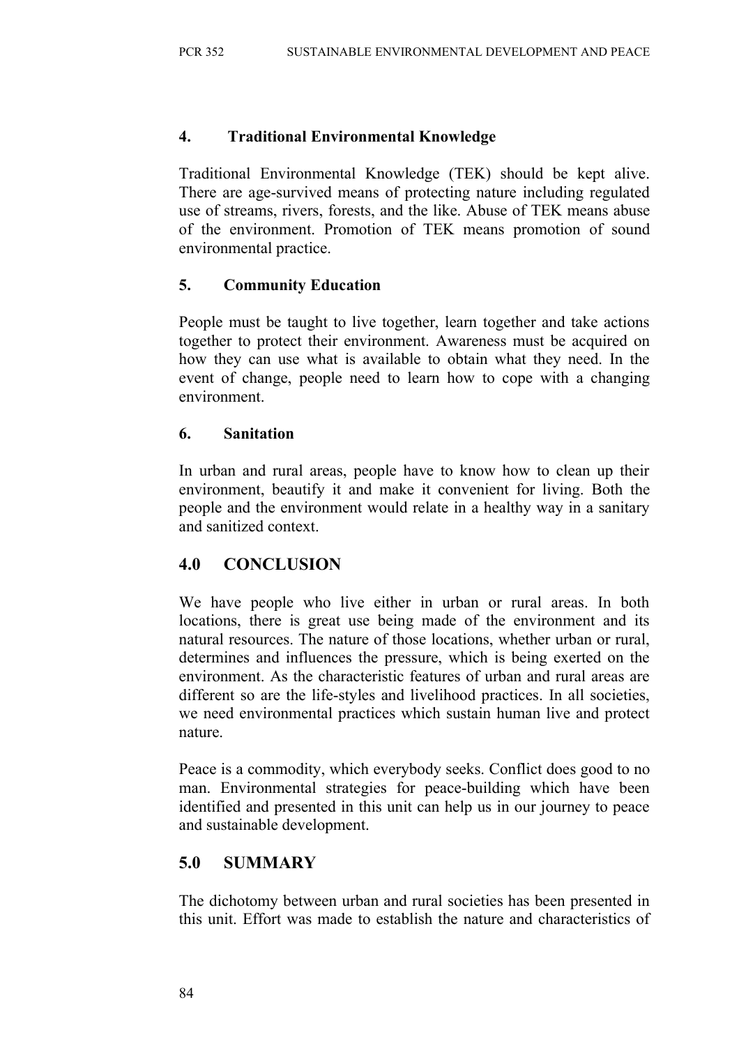### 4. Traditional Environmental Knowledge

Traditional Environmental Knowledge (TEK) should be kept alive. There are age-survived means of protecting nature including regulated use of streams, rivers, forests, and the like. Abuse of TEK means abuse of the environment. Promotion of TEK means promotion of sound environmental practice.

### 5. Community Education

People must be taught to live together, learn together and take actions together to protect their environment. Awareness must be acquired on how they can use what is available to obtain what they need. In the event of change, people need to learn how to cope with a changing environment.

### 6. Sanitation

In urban and rural areas, people have to know how to clean up their environment, beautify it and make it convenient for living. Both the people and the environment would relate in a healthy way in a sanitary and sanitized context.

## 4.0 CONCLUSION

We have people who live either in urban or rural areas. In both locations, there is great use being made of the environment and its natural resources. The nature of those locations, whether urban or rural, determines and influences the pressure, which is being exerted on the environment. As the characteristic features of urban and rural areas are different so are the life-styles and livelihood practices. In all societies, we need environmental practices which sustain human live and protect nature.

Peace is a commodity, which everybody seeks. Conflict does good to no man. Environmental strategies for peace-building which have been identified and presented in this unit can help us in our journey to peace and sustainable development.

## 5.0 SUMMARY

The dichotomy between urban and rural societies has been presented in this unit. Effort was made to establish the nature and characteristics of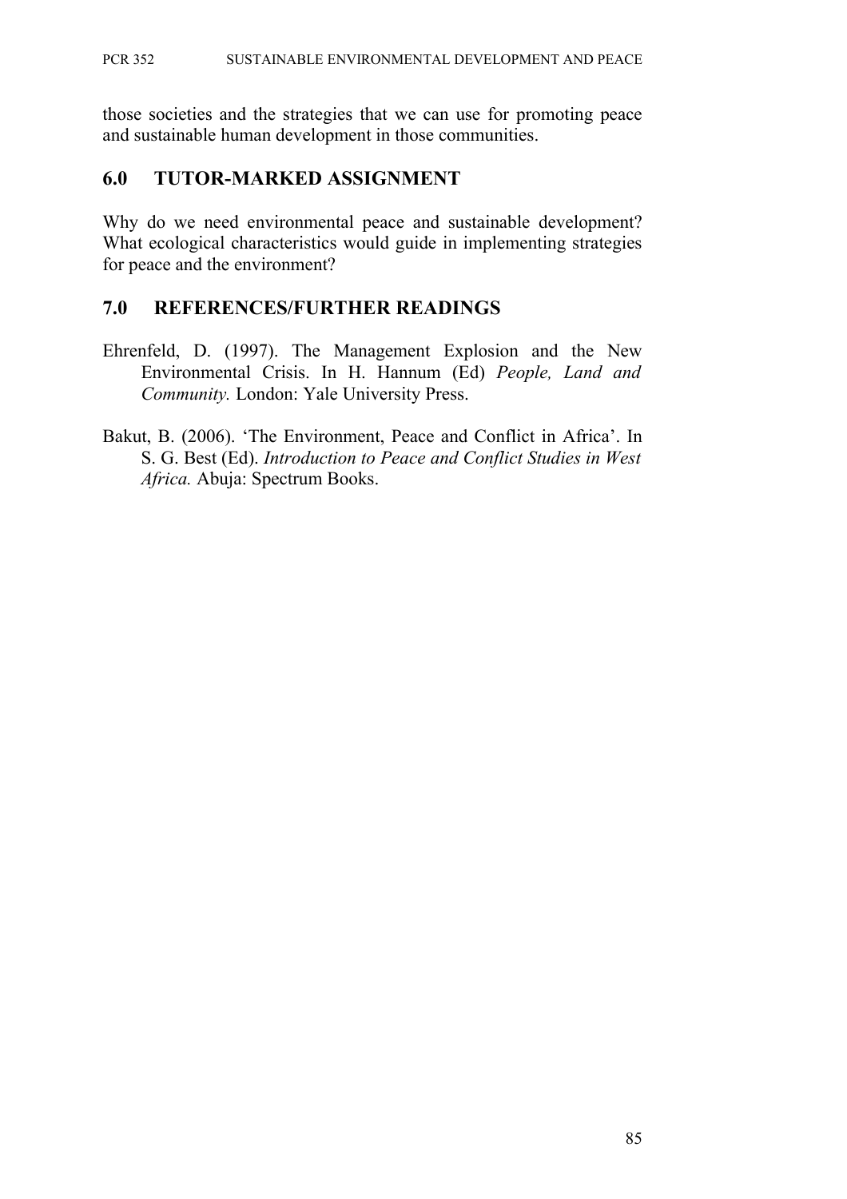those societies and the strategies that we can use for promoting peace and sustainable human development in those communities.

## 6.0 TUTOR-MARKED ASSIGNMENT

Why do we need environmental peace and sustainable development? What ecological characteristics would guide in implementing strategies for peace and the environment?

## 7.0 REFERENCES/FURTHER READINGS

Ehrenfeld, D. (1997). The Management Explosion and the New Environmental Crisis. In H. Hannum (Ed) *People, Land and Community.* London: Yale University Press.

Bakut, B. (2006). 'The Environment, Peace and Conflict in Africa'. In S. G. Best (Ed). *Introduction to Peace and Conflict Studies in West Africa.* Abuja: Spectrum Books.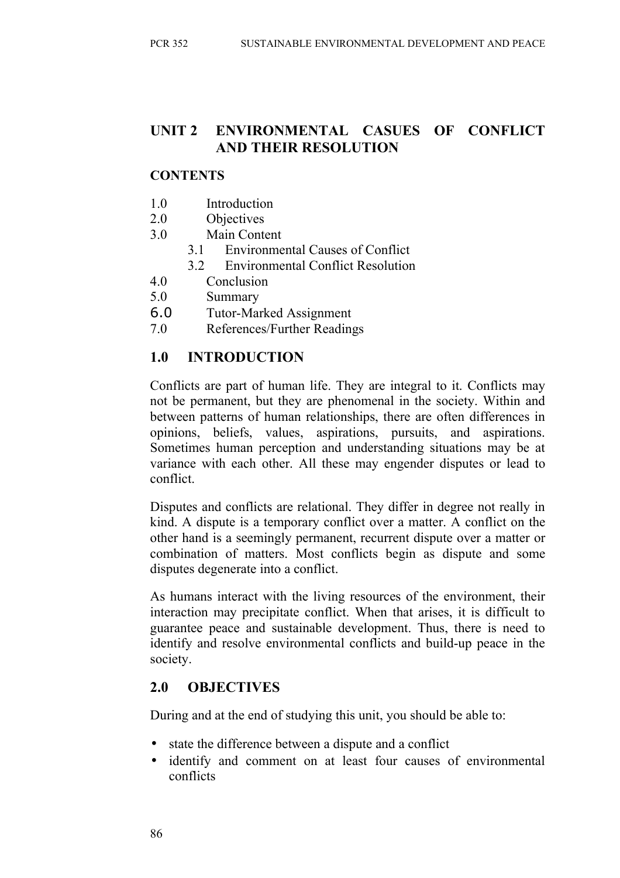## UNIT 2 ENVIRONMENTAL CASUES OF CONFLICT AND THEIR RESOLUTION

### CONTENTS

1.0 Introduction
2.0 Objectives
3.0 Main Content
 3.1 Environmental Causes of Conflict
 3.2 Environmental Conflict Resolution
4.0 Conclusion
5.0 Summary
6.0 Tutor-Marked Assignment
7.0 References/Further Readings

## 1.0 INTRODUCTION

Conflicts are part of human life. They are integral to it. Conflicts may not be permanent, but they are phenomenal in the society. Within and between patterns of human relationships, there are often differences in opinions, beliefs, values, aspirations, pursuits, and aspirations. Sometimes human perception and understanding situations may be at variance with each other. All these may engender disputes or lead to conflict.

Disputes and conflicts are relational. They differ in degree not really in kind. A dispute is a temporary conflict over a matter. A conflict on the other hand is a seemingly permanent, recurrent dispute over a matter or combination of matters. Most conflicts begin as dispute and some disputes degenerate into a conflict.

As humans interact with the living resources of the environment, their interaction may precipitate conflict. When that arises, it is difficult to guarantee peace and sustainable development. Thus, there is need to identify and resolve environmental conflicts and build-up peace in the society.

## 2.0 OBJECTIVES

During and at the end of studying this unit, you should be able to:

- state the difference between a dispute and a conflict
- identify and comment on at least four causes of environmental conflicts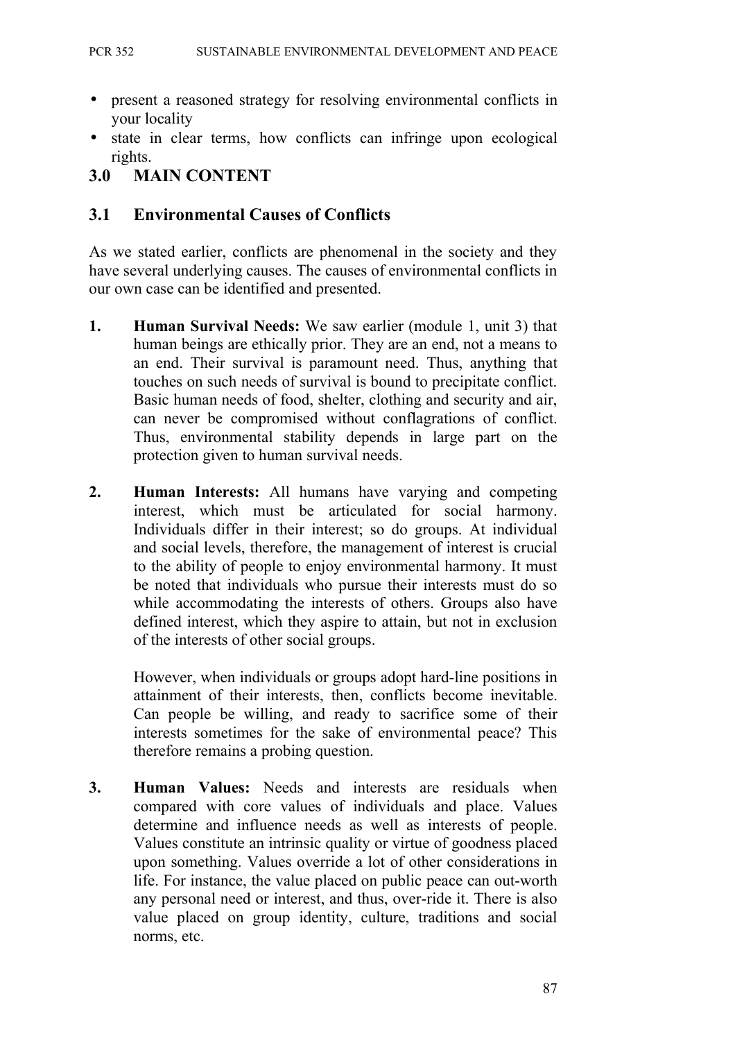- present a reasoned strategy for resolving environmental conflicts in your locality
- state in clear terms, how conflicts can infringe upon ecological rights.

## 3.0 MAIN CONTENT

### 3.1 Environmental Causes of Conflicts

As we stated earlier, conflicts are phenomenal in the society and they have several underlying causes. The causes of environmental conflicts in our own case can be identified and presented.

1. **Human Survival Needs:** We saw earlier (module 1, unit 3) that human beings are ethically prior. They are an end, not a means to an end. Their survival is paramount need. Thus, anything that touches on such needs of survival is bound to precipitate conflict. Basic human needs of food, shelter, clothing and security and air, can never be compromised without conflagrations of conflict. Thus, environmental stability depends in large part on the protection given to human survival needs.

2. **Human Interests:** All humans have varying and competing interest, which must be articulated for social harmony. Individuals differ in their interest; so do groups. At individual and social levels, therefore, the management of interest is crucial to the ability of people to enjoy environmental harmony. It must be noted that individuals who pursue their interests must do so while accommodating the interests of others. Groups also have defined interest, which they aspire to attain, but not in exclusion of the interests of other social groups.

   However, when individuals or groups adopt hard-line positions in attainment of their interests, then, conflicts become inevitable. Can people be willing, and ready to sacrifice some of their interests sometimes for the sake of environmental peace? This therefore remains a probing question.

3. **Human Values:** Needs and interests are residuals when compared with core values of individuals and place. Values determine and influence needs as well as interests of people. Values constitute an intrinsic quality or virtue of goodness placed upon something. Values override a lot of other considerations in life. For instance, the value placed on public peace can out-worth any personal need or interest, and thus, over-ride it. There is also value placed on group identity, culture, traditions and social norms, etc.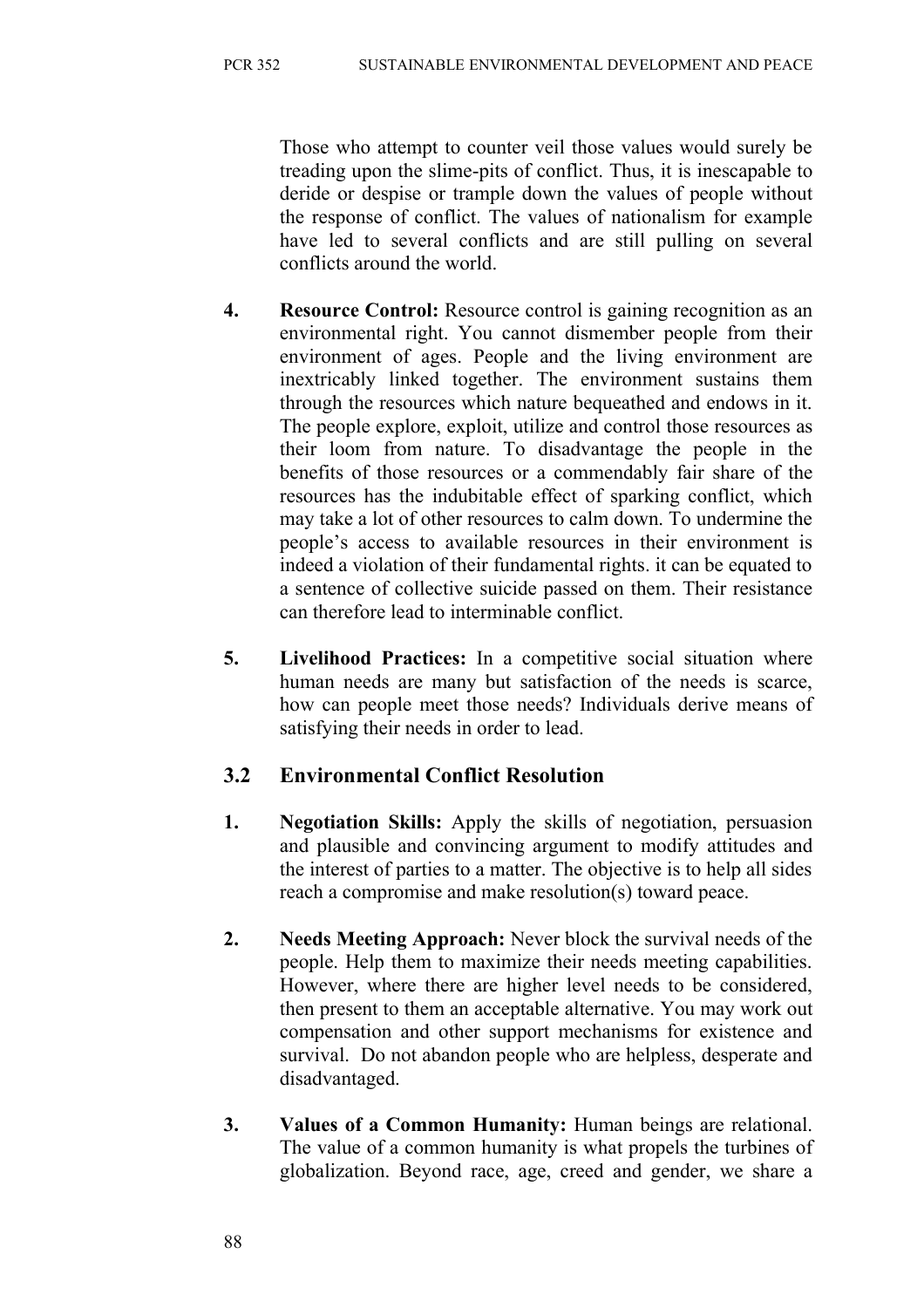Those who attempt to counter veil those values would surely be treading upon the slime-pits of conflict. Thus, it is inescapable to deride or despise or trample down the values of people without the response of conflict. The values of nationalism for example have led to several conflicts and are still pulling on several conflicts around the world.

4. **Resource Control:** Resource control is gaining recognition as an environmental right. You cannot dismember people from their environment of ages. People and the living environment are inextricably linked together. The environment sustains them through the resources which nature bequeathed and endows in it. The people explore, exploit, utilize and control those resources as their loom from nature. To disadvantage the people in the benefits of those resources or a commendably fair share of the resources has the indubitable effect of sparking conflict, which may take a lot of other resources to calm down. To undermine the people's access to available resources in their environment is indeed a violation of their fundamental rights. it can be equated to a sentence of collective suicide passed on them. Their resistance can therefore lead to interminable conflict.

5. **Livelihood Practices:** In a competitive social situation where human needs are many but satisfaction of the needs is scarce, how can people meet those needs? Individuals derive means of satisfying their needs in order to lead.

## 3.2 Environmental Conflict Resolution

1. **Negotiation Skills:** Apply the skills of negotiation, persuasion and plausible and convincing argument to modify attitudes and the interest of parties to a matter. The objective is to help all sides reach a compromise and make resolution(s) toward peace.

2. **Needs Meeting Approach:** Never block the survival needs of the people. Help them to maximize their needs meeting capabilities. However, where there are higher level needs to be considered, then present to them an acceptable alternative. You may work out compensation and other support mechanisms for existence and survival. Do not abandon people who are helpless, desperate and disadvantaged.

3. **Values of a Common Humanity:** Human beings are relational. The value of a common humanity is what propels the turbines of globalization. Beyond race, age, creed and gender, we share a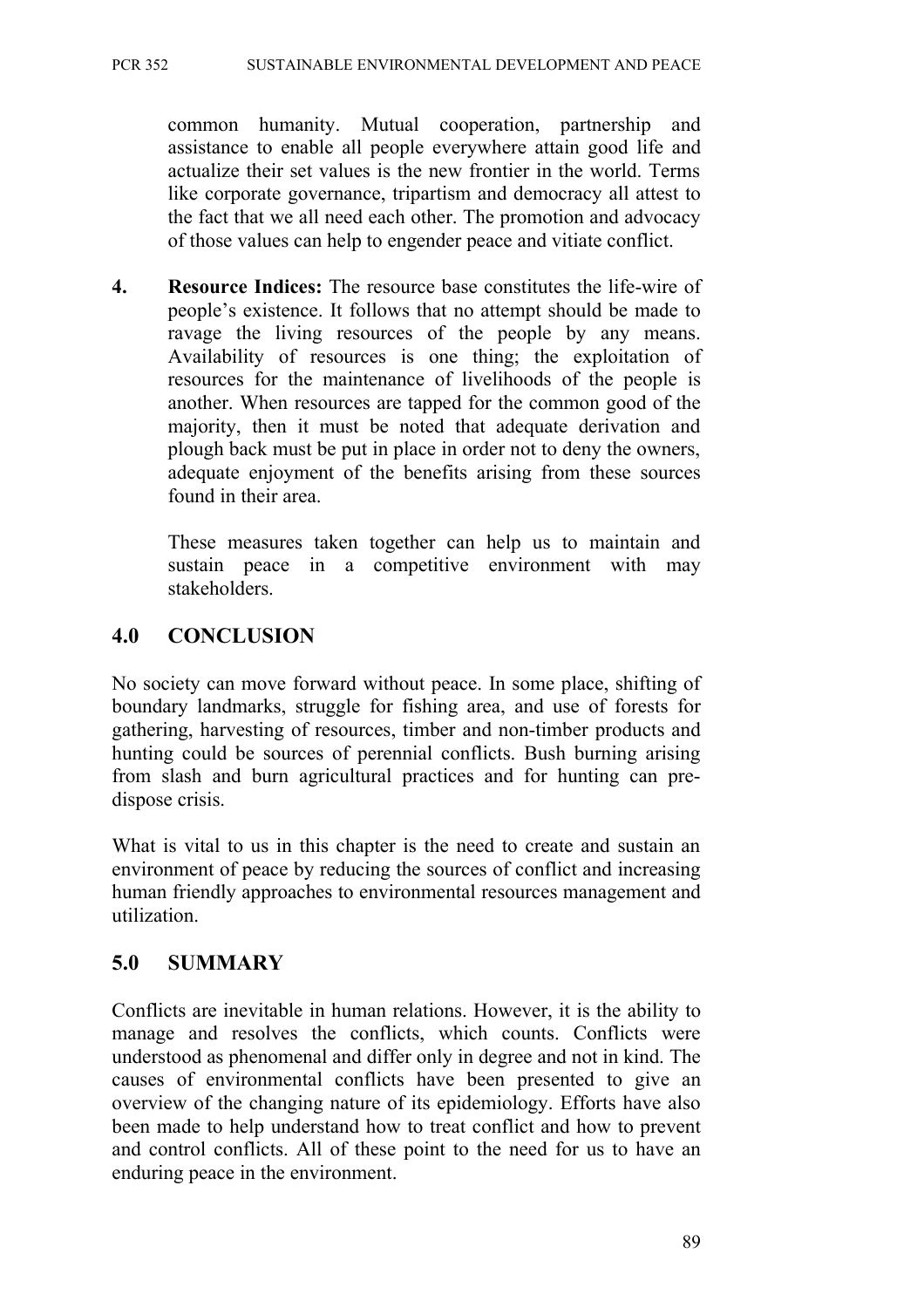common humanity. Mutual cooperation, partnership and assistance to enable all people everywhere attain good life and actualize their set values is the new frontier in the world. Terms like corporate governance, tripartism and democracy all attest to the fact that we all need each other. The promotion and advocacy of those values can help to engender peace and vitiate conflict.

4. **Resource Indices:** The resource base constitutes the life-wire of people's existence. It follows that no attempt should be made to ravage the living resources of the people by any means. Availability of resources is one thing; the exploitation of resources for the maintenance of livelihoods of the people is another. When resources are tapped for the common good of the majority, then it must be noted that adequate derivation and plough back must be put in place in order not to deny the owners, adequate enjoyment of the benefits arising from these sources found in their area.

   These measures taken together can help us to maintain and sustain peace in a competitive environment with may stakeholders.

## 4.0 CONCLUSION

No society can move forward without peace. In some place, shifting of boundary landmarks, struggle for fishing area, and use of forests for gathering, harvesting of resources, timber and non-timber products and hunting could be sources of perennial conflicts. Bush burning arising from slash and burn agricultural practices and for hunting can pre-dispose crisis.

What is vital to us in this chapter is the need to create and sustain an environment of peace by reducing the sources of conflict and increasing human friendly approaches to environmental resources management and utilization.

## 5.0 SUMMARY

Conflicts are inevitable in human relations. However, it is the ability to manage and resolves the conflicts, which counts. Conflicts were understood as phenomenal and differ only in degree and not in kind. The causes of environmental conflicts have been presented to give an overview of the changing nature of its epidemiology. Efforts have also been made to help understand how to treat conflict and how to prevent and control conflicts. All of these point to the need for us to have an enduring peace in the environment.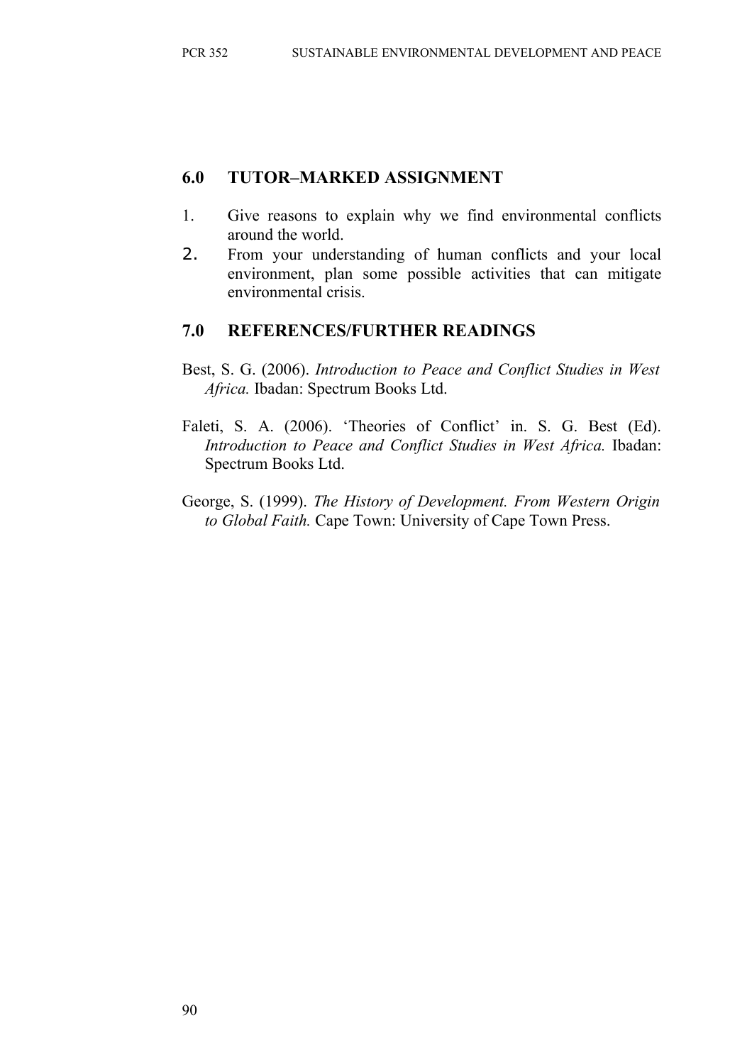## 6.0 TUTOR–MARKED ASSIGNMENT

1. Give reasons to explain why we find environmental conflicts around the world.
2. From your understanding of human conflicts and your local environment, plan some possible activities that can mitigate environmental crisis.

## 7.0 REFERENCES/FURTHER READINGS

Best, S. G. (2006). *Introduction to Peace and Conflict Studies in West Africa.* Ibadan: Spectrum Books Ltd.

Faleti, S. A. (2006). 'Theories of Conflict' in. S. G. Best (Ed). *Introduction to Peace and Conflict Studies in West Africa.* Ibadan: Spectrum Books Ltd.

George, S. (1999). *The History of Development. From Western Origin to Global Faith.* Cape Town: University of Cape Town Press.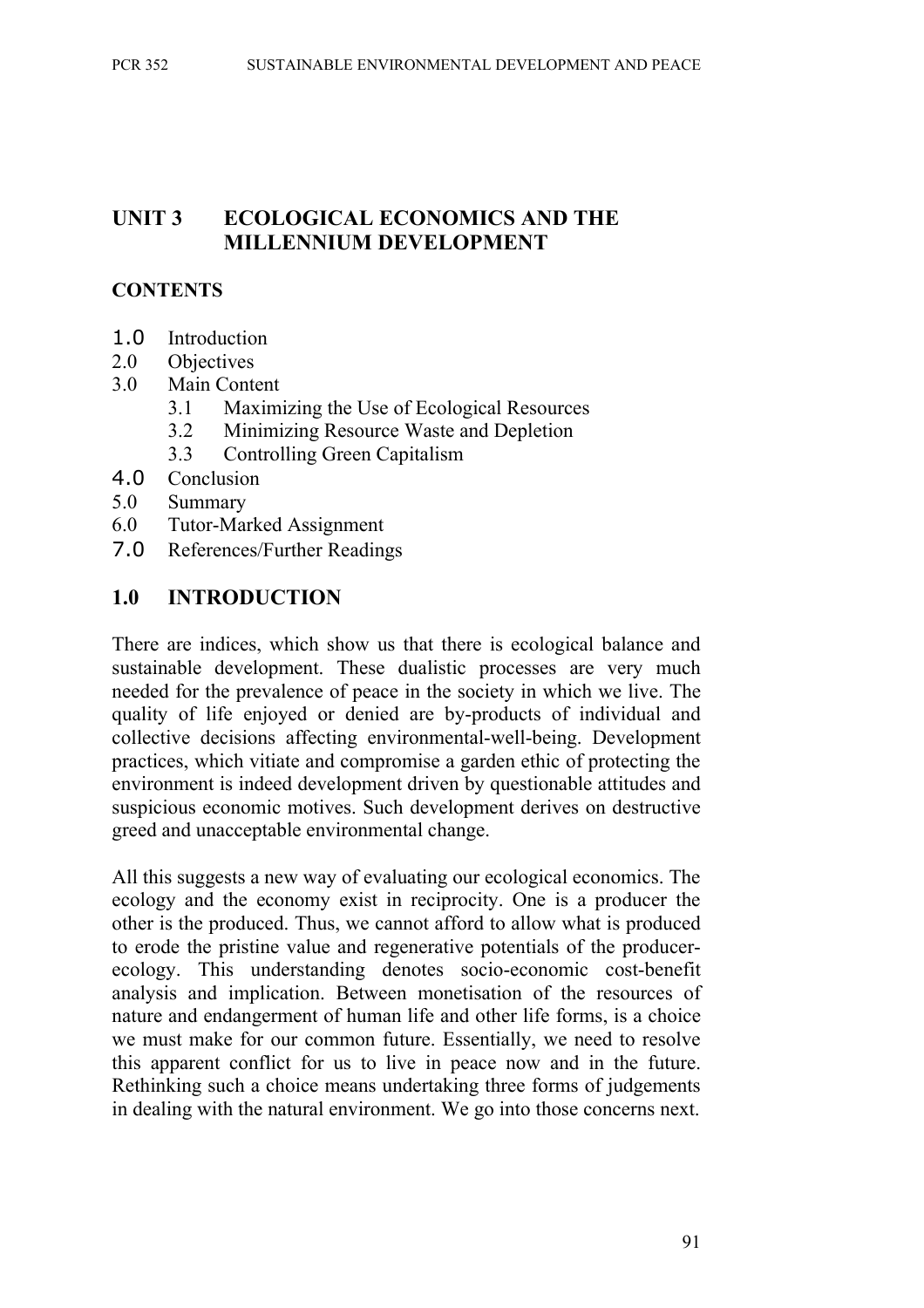# UNIT 3 ECOLOGICAL ECONOMICS AND THE MILLENNIUM DEVELOPMENT

## CONTENTS

1.0 Introduction
2.0 Objectives
3.0 Main Content
  3.1 Maximizing the Use of Ecological Resources
  3.2 Minimizing Resource Waste and Depletion
  3.3 Controlling Green Capitalism
4.0 Conclusion
5.0 Summary
6.0 Tutor-Marked Assignment
7.0 References/Further Readings

## 1.0 INTRODUCTION

There are indices, which show us that there is ecological balance and sustainable development. These dualistic processes are very much needed for the prevalence of peace in the society in which we live. The quality of life enjoyed or denied are by-products of individual and collective decisions affecting environmental-well-being. Development practices, which vitiate and compromise a garden ethic of protecting the environment is indeed development driven by questionable attitudes and suspicious economic motives. Such development derives on destructive greed and unacceptable environmental change.

All this suggests a new way of evaluating our ecological economics. The ecology and the economy exist in reciprocity. One is a producer the other is the produced. Thus, we cannot afford to allow what is produced to erode the pristine value and regenerative potentials of the producer-ecology. This understanding denotes socio-economic cost-benefit analysis and implication. Between monetisation of the resources of nature and endangerment of human life and other life forms, is a choice we must make for our common future. Essentially, we need to resolve this apparent conflict for us to live in peace now and in the future. Rethinking such a choice means undertaking three forms of judgements in dealing with the natural environment. We go into those concerns next.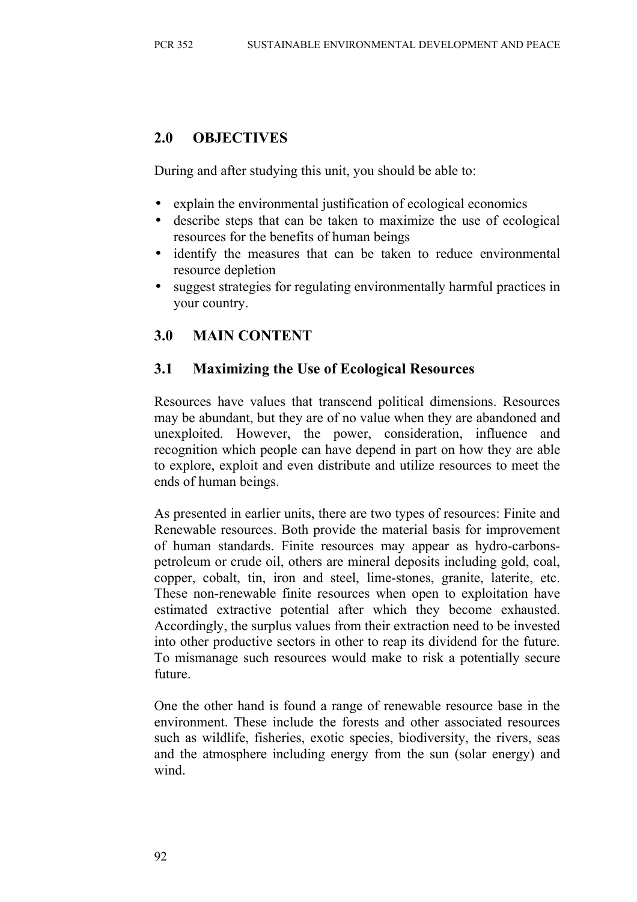## 2.0 OBJECTIVES

During and after studying this unit, you should be able to:

- explain the environmental justification of ecological economics
- describe steps that can be taken to maximize the use of ecological resources for the benefits of human beings
- identify the measures that can be taken to reduce environmental resource depletion
- suggest strategies for regulating environmentally harmful practices in your country.

## 3.0 MAIN CONTENT

### 3.1 Maximizing the Use of Ecological Resources

Resources have values that transcend political dimensions. Resources may be abundant, but they are of no value when they are abandoned and unexploited. However, the power, consideration, influence and recognition which people can have depend in part on how they are able to explore, exploit and even distribute and utilize resources to meet the ends of human beings.

As presented in earlier units, there are two types of resources: Finite and Renewable resources. Both provide the material basis for improvement of human standards. Finite resources may appear as hydro-carbons-petroleum or crude oil, others are mineral deposits including gold, coal, copper, cobalt, tin, iron and steel, lime-stones, granite, laterite, etc. These non-renewable finite resources when open to exploitation have estimated extractive potential after which they become exhausted. Accordingly, the surplus values from their extraction need to be invested into other productive sectors in other to reap its dividend for the future. To mismanage such resources would make to risk a potentially secure future.

One the other hand is found a range of renewable resource base in the environment. These include the forests and other associated resources such as wildlife, fisheries, exotic species, biodiversity, the rivers, seas and the atmosphere including energy from the sun (solar energy) and wind.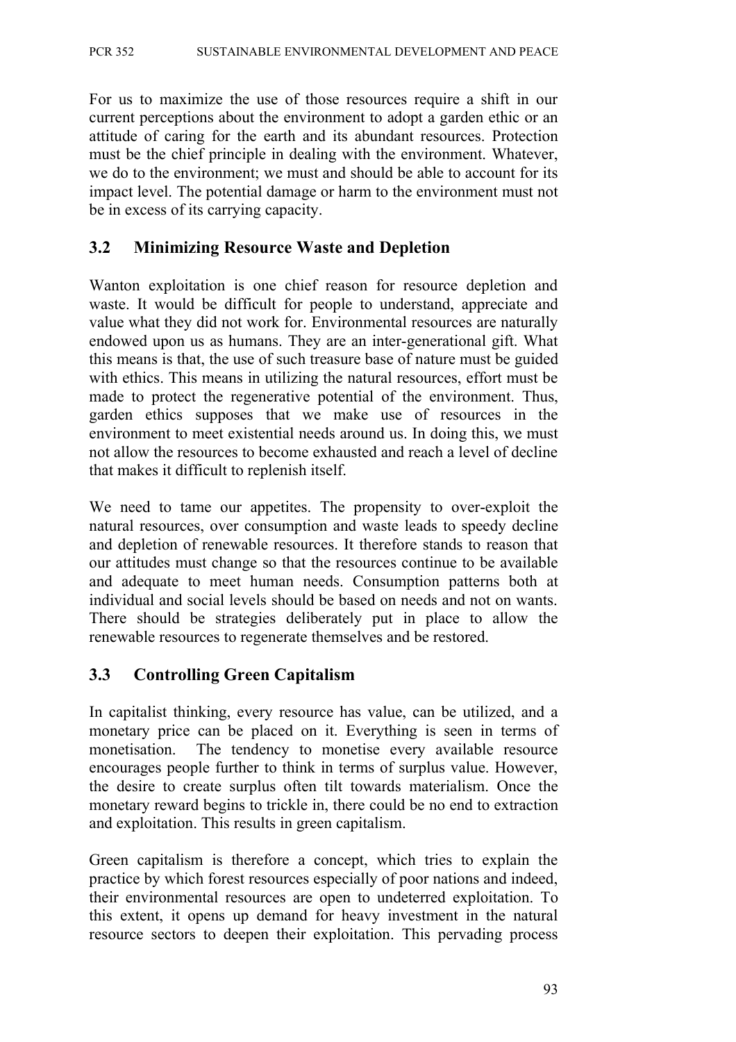For us to maximize the use of those resources require a shift in our current perceptions about the environment to adopt a garden ethic or an attitude of caring for the earth and its abundant resources. Protection must be the chief principle in dealing with the environment. Whatever, we do to the environment; we must and should be able to account for its impact level. The potential damage or harm to the environment must not be in excess of its carrying capacity.

## 3.2 Minimizing Resource Waste and Depletion

Wanton exploitation is one chief reason for resource depletion and waste. It would be difficult for people to understand, appreciate and value what they did not work for. Environmental resources are naturally endowed upon us as humans. They are an inter-generational gift. What this means is that, the use of such treasure base of nature must be guided with ethics. This means in utilizing the natural resources, effort must be made to protect the regenerative potential of the environment. Thus, garden ethics supposes that we make use of resources in the environment to meet existential needs around us. In doing this, we must not allow the resources to become exhausted and reach a level of decline that makes it difficult to replenish itself.

We need to tame our appetites. The propensity to over-exploit the natural resources, over consumption and waste leads to speedy decline and depletion of renewable resources. It therefore stands to reason that our attitudes must change so that the resources continue to be available and adequate to meet human needs. Consumption patterns both at individual and social levels should be based on needs and not on wants. There should be strategies deliberately put in place to allow the renewable resources to regenerate themselves and be restored.

## 3.3 Controlling Green Capitalism

In capitalist thinking, every resource has value, can be utilized, and a monetary price can be placed on it. Everything is seen in terms of monetisation. The tendency to monetise every available resource encourages people further to think in terms of surplus value. However, the desire to create surplus often tilt towards materialism. Once the monetary reward begins to trickle in, there could be no end to extraction and exploitation. This results in green capitalism.

Green capitalism is therefore a concept, which tries to explain the practice by which forest resources especially of poor nations and indeed, their environmental resources are open to undeterred exploitation. To this extent, it opens up demand for heavy investment in the natural resource sectors to deepen their exploitation. This pervading process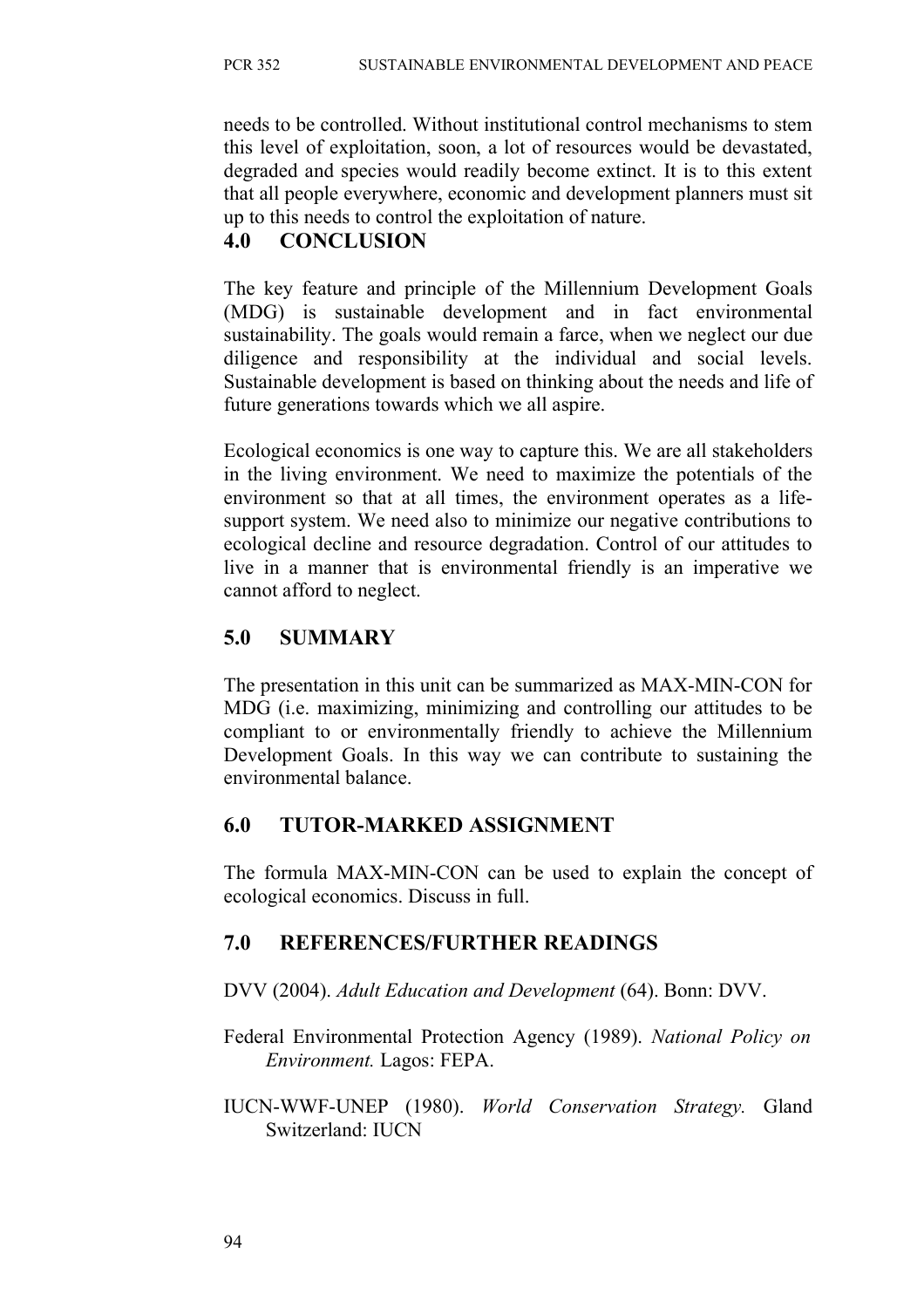needs to be controlled. Without institutional control mechanisms to stem this level of exploitation, soon, a lot of resources would be devastated, degraded and species would readily become extinct. It is to this extent that all people everywhere, economic and development planners must sit up to this needs to control the exploitation of nature.

## 4.0 CONCLUSION

The key feature and principle of the Millennium Development Goals (MDG) is sustainable development and in fact environmental sustainability. The goals would remain a farce, when we neglect our due diligence and responsibility at the individual and social levels. Sustainable development is based on thinking about the needs and life of future generations towards which we all aspire.

Ecological economics is one way to capture this. We are all stakeholders in the living environment. We need to maximize the potentials of the environment so that at all times, the environment operates as a life-support system. We need also to minimize our negative contributions to ecological decline and resource degradation. Control of our attitudes to live in a manner that is environmental friendly is an imperative we cannot afford to neglect.

## 5.0 SUMMARY

The presentation in this unit can be summarized as MAX-MIN-CON for MDG (i.e. maximizing, minimizing and controlling our attitudes to be compliant to or environmentally friendly to achieve the Millennium Development Goals. In this way we can contribute to sustaining the environmental balance.

## 6.0 TUTOR-MARKED ASSIGNMENT

The formula MAX-MIN-CON can be used to explain the concept of ecological economics. Discuss in full.

## 7.0 REFERENCES/FURTHER READINGS

DVV (2004). *Adult Education and Development* (64). Bonn: DVV.

Federal Environmental Protection Agency (1989). *National Policy on Environment.* Lagos: FEPA.

IUCN-WWF-UNEP (1980). *World Conservation Strategy.* Gland Switzerland: IUCN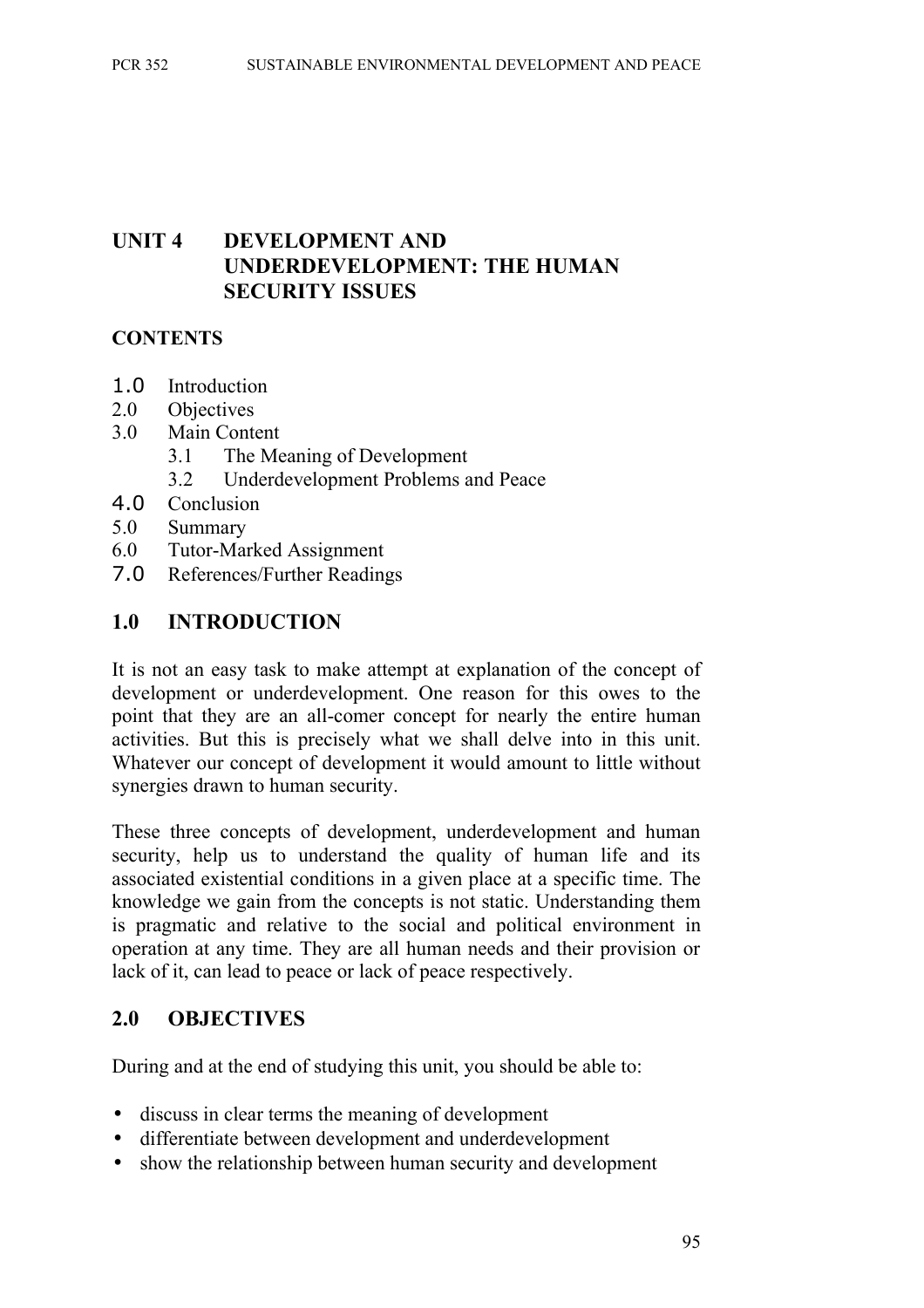# UNIT 4 DEVELOPMENT AND UNDERDEVELOPMENT: THE HUMAN SECURITY ISSUES

## CONTENTS

1.0 Introduction
2.0 Objectives
3.0 Main Content
  3.1 The Meaning of Development
  3.2 Underdevelopment Problems and Peace
4.0 Conclusion
5.0 Summary
6.0 Tutor-Marked Assignment
7.0 References/Further Readings

## 1.0 INTRODUCTION

It is not an easy task to make attempt at explanation of the concept of development or underdevelopment. One reason for this owes to the point that they are an all-comer concept for nearly the entire human activities. But this is precisely what we shall delve into in this unit. Whatever our concept of development it would amount to little without synergies drawn to human security.

These three concepts of development, underdevelopment and human security, help us to understand the quality of human life and its associated existential conditions in a given place at a specific time. The knowledge we gain from the concepts is not static. Understanding them is pragmatic and relative to the social and political environment in operation at any time. They are all human needs and their provision or lack of it, can lead to peace or lack of peace respectively.

## 2.0 OBJECTIVES

During and at the end of studying this unit, you should be able to:

- discuss in clear terms the meaning of development
- differentiate between development and underdevelopment
- show the relationship between human security and development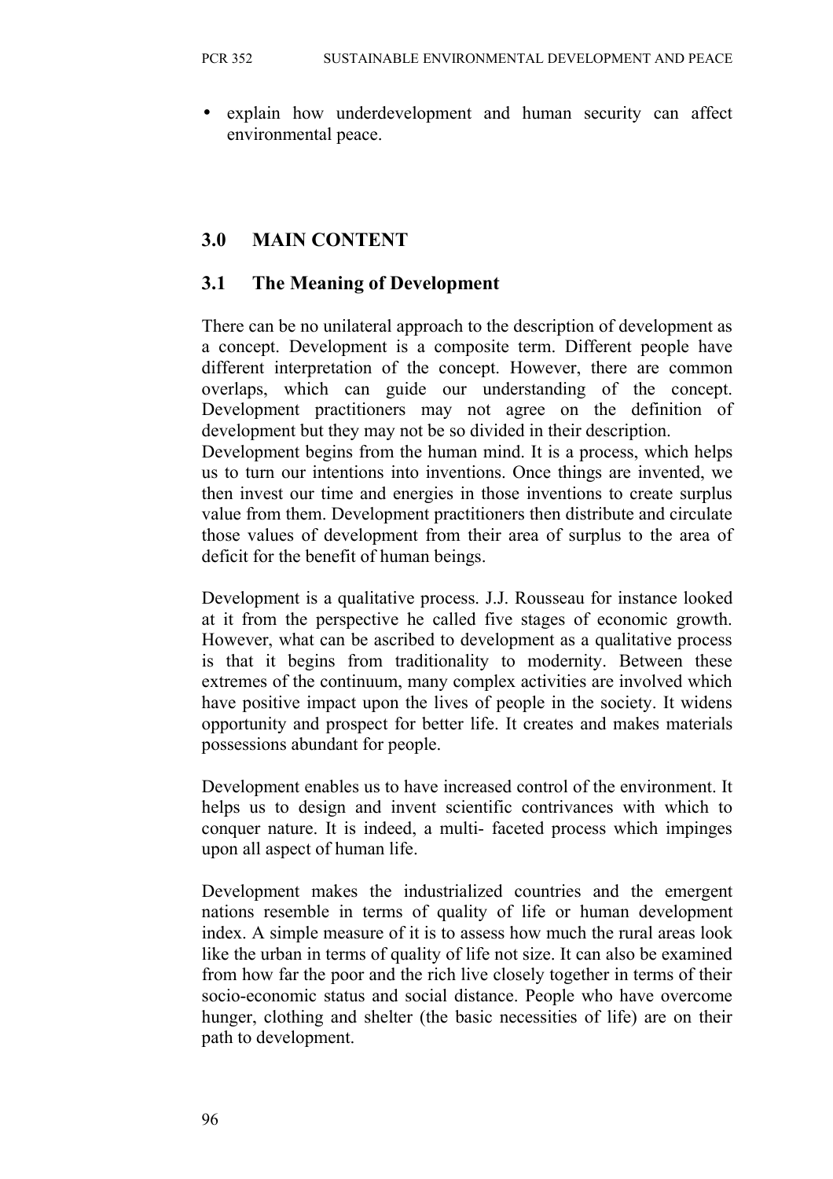- explain how underdevelopment and human security can affect environmental peace.

## 3.0 MAIN CONTENT

### 3.1 The Meaning of Development

There can be no unilateral approach to the description of development as a concept. Development is a composite term. Different people have different interpretation of the concept. However, there are common overlaps, which can guide our understanding of the concept. Development practitioners may not agree on the definition of development but they may not be so divided in their description.

Development begins from the human mind. It is a process, which helps us to turn our intentions into inventions. Once things are invented, we then invest our time and energies in those inventions to create surplus value from them. Development practitioners then distribute and circulate those values of development from their area of surplus to the area of deficit for the benefit of human beings.

Development is a qualitative process. J.J. Rousseau for instance looked at it from the perspective he called five stages of economic growth. However, what can be ascribed to development as a qualitative process is that it begins from traditionality to modernity. Between these extremes of the continuum, many complex activities are involved which have positive impact upon the lives of people in the society. It widens opportunity and prospect for better life. It creates and makes materials possessions abundant for people.

Development enables us to have increased control of the environment. It helps us to design and invent scientific contrivances with which to conquer nature. It is indeed, a multi- faceted process which impinges upon all aspect of human life.

Development makes the industrialized countries and the emergent nations resemble in terms of quality of life or human development index. A simple measure of it is to assess how much the rural areas look like the urban in terms of quality of life not size. It can also be examined from how far the poor and the rich live closely together in terms of their socio-economic status and social distance. People who have overcome hunger, clothing and shelter (the basic necessities of life) are on their path to development.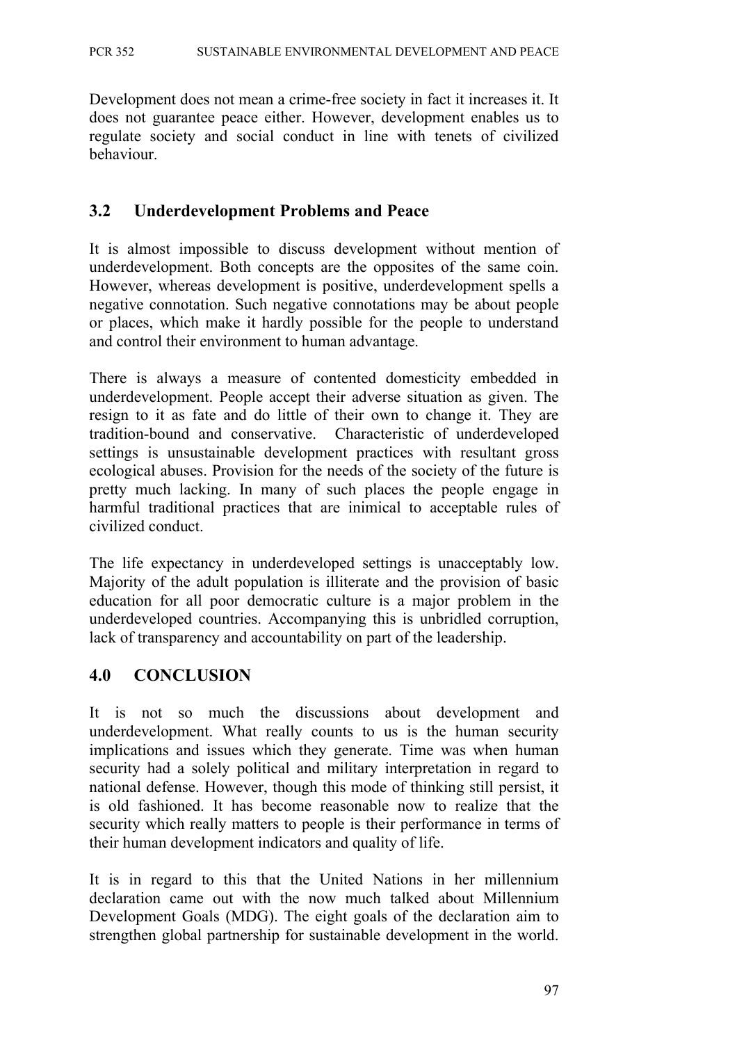Development does not mean a crime-free society in fact it increases it. It does not guarantee peace either. However, development enables us to regulate society and social conduct in line with tenets of civilized behaviour.

## 3.2 Underdevelopment Problems and Peace

It is almost impossible to discuss development without mention of underdevelopment. Both concepts are the opposites of the same coin. However, whereas development is positive, underdevelopment spells a negative connotation. Such negative connotations may be about people or places, which make it hardly possible for the people to understand and control their environment to human advantage.

There is always a measure of contented domesticity embedded in underdevelopment. People accept their adverse situation as given. The resign to it as fate and do little of their own to change it. They are tradition-bound and conservative. Characteristic of underdeveloped settings is unsustainable development practices with resultant gross ecological abuses. Provision for the needs of the society of the future is pretty much lacking. In many of such places the people engage in harmful traditional practices that are inimical to acceptable rules of civilized conduct.

The life expectancy in underdeveloped settings is unacceptably low. Majority of the adult population is illiterate and the provision of basic education for all poor democratic culture is a major problem in the underdeveloped countries. Accompanying this is unbridled corruption, lack of transparency and accountability on part of the leadership.

# 4.0 CONCLUSION

It is not so much the discussions about development and underdevelopment. What really counts to us is the human security implications and issues which they generate. Time was when human security had a solely political and military interpretation in regard to national defense. However, though this mode of thinking still persist, it is old fashioned. It has become reasonable now to realize that the security which really matters to people is their performance in terms of their human development indicators and quality of life.

It is in regard to this that the United Nations in her millennium declaration came out with the now much talked about Millennium Development Goals (MDG). The eight goals of the declaration aim to strengthen global partnership for sustainable development in the world.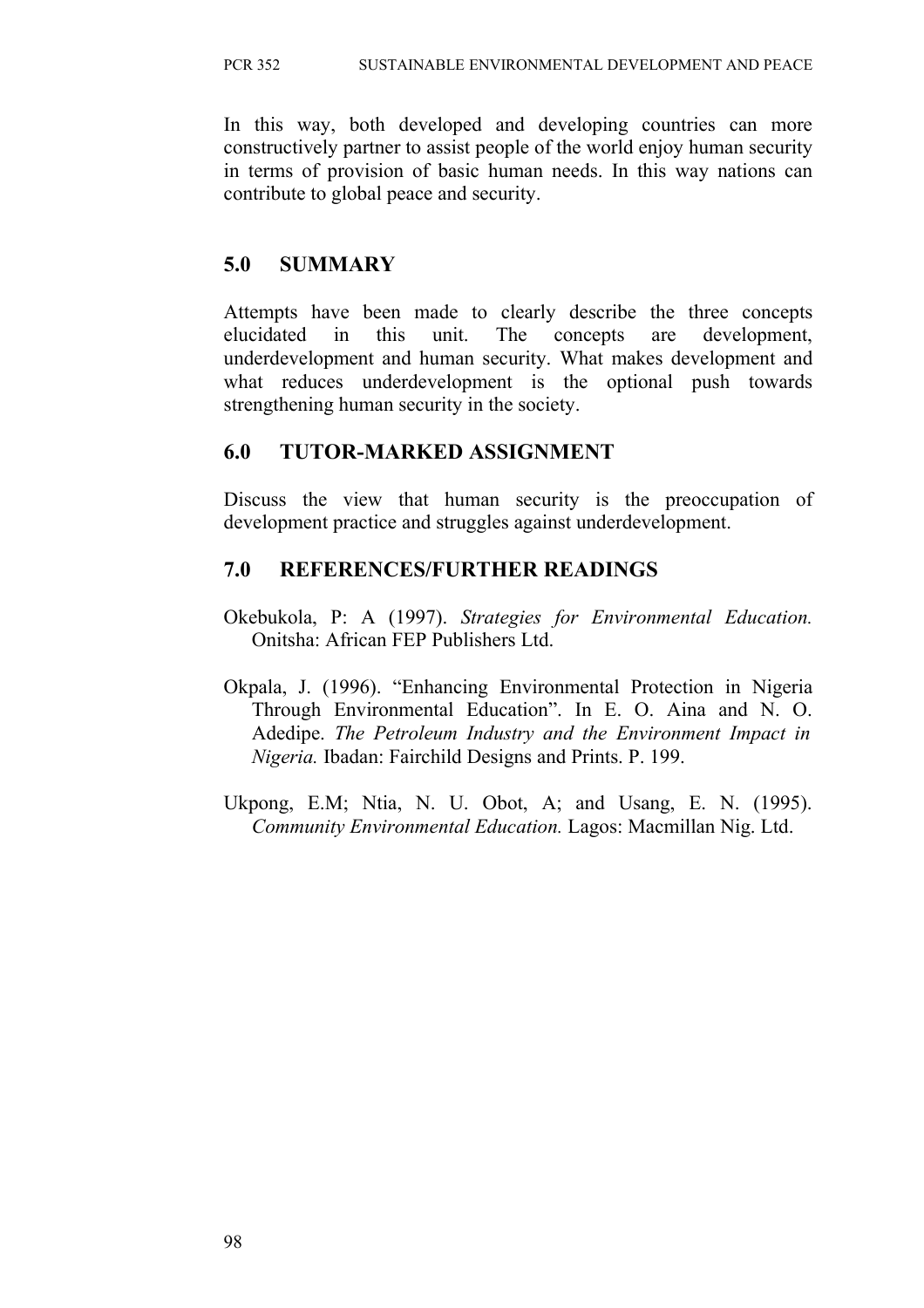In this way, both developed and developing countries can more constructively partner to assist people of the world enjoy human security in terms of provision of basic human needs. In this way nations can contribute to global peace and security.

## 5.0 SUMMARY

Attempts have been made to clearly describe the three concepts elucidated in this unit. The concepts are development, underdevelopment and human security. What makes development and what reduces underdevelopment is the optional push towards strengthening human security in the society.

## 6.0 TUTOR-MARKED ASSIGNMENT

Discuss the view that human security is the preoccupation of development practice and struggles against underdevelopment.

## 7.0 REFERENCES/FURTHER READINGS

Okebukola, P: A (1997). *Strategies for Environmental Education.* Onitsha: African FEP Publishers Ltd.

Okpala, J. (1996). "Enhancing Environmental Protection in Nigeria Through Environmental Education". In E. O. Aina and N. O. Adedipe. *The Petroleum Industry and the Environment Impact in Nigeria.* Ibadan: Fairchild Designs and Prints. P. 199.

Ukpong, E.M; Ntia, N. U. Obot, A; and Usang, E. N. (1995). *Community Environmental Education.* Lagos: Macmillan Nig. Ltd.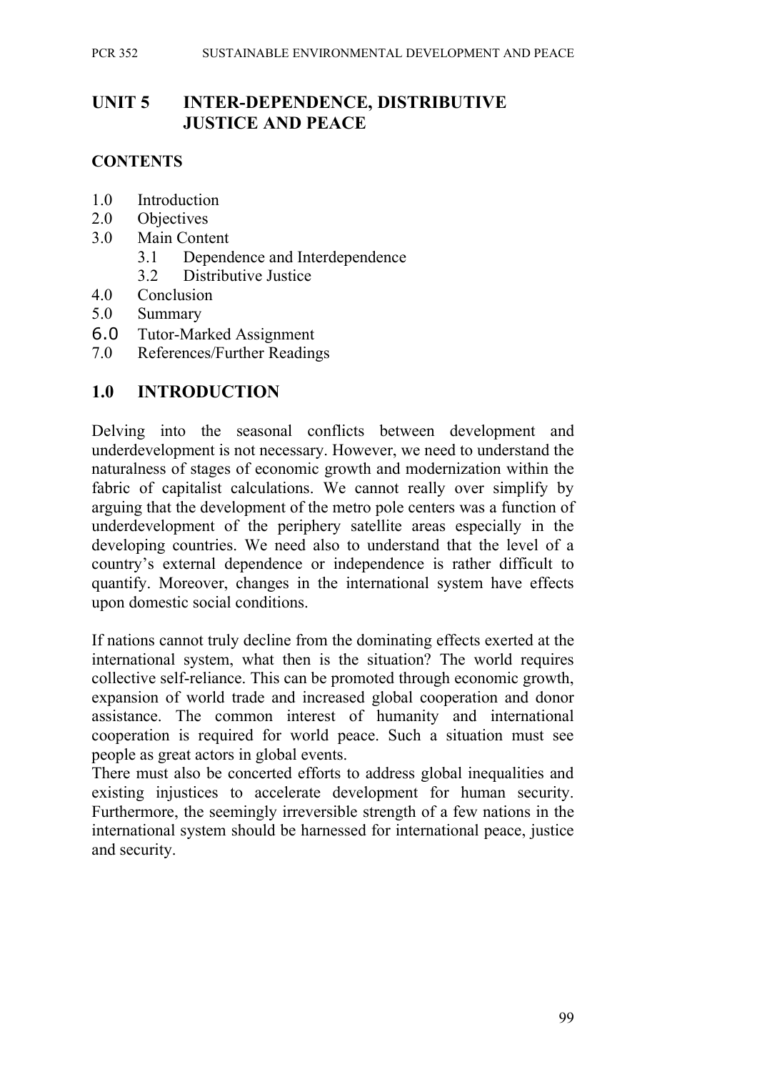# UNIT 5 INTER-DEPENDENCE, DISTRIBUTIVE JUSTICE AND PEACE

## CONTENTS

1.0 Introduction
2.0 Objectives
3.0 Main Content
    3.1 Dependence and Interdependence
    3.2 Distributive Justice
4.0 Conclusion
5.0 Summary
6.0 Tutor-Marked Assignment
7.0 References/Further Readings

## 1.0 INTRODUCTION

Delving into the seasonal conflicts between development and underdevelopment is not necessary. However, we need to understand the naturalness of stages of economic growth and modernization within the fabric of capitalist calculations. We cannot really over simplify by arguing that the development of the metro pole centers was a function of underdevelopment of the periphery satellite areas especially in the developing countries. We need also to understand that the level of a country's external dependence or independence is rather difficult to quantify. Moreover, changes in the international system have effects upon domestic social conditions.

If nations cannot truly decline from the dominating effects exerted at the international system, what then is the situation? The world requires collective self-reliance. This can be promoted through economic growth, expansion of world trade and increased global cooperation and donor assistance. The common interest of humanity and international cooperation is required for world peace. Such a situation must see people as great actors in global events.
There must also be concerted efforts to address global inequalities and existing injustices to accelerate development for human security. Furthermore, the seemingly irreversible strength of a few nations in the international system should be harnessed for international peace, justice and security.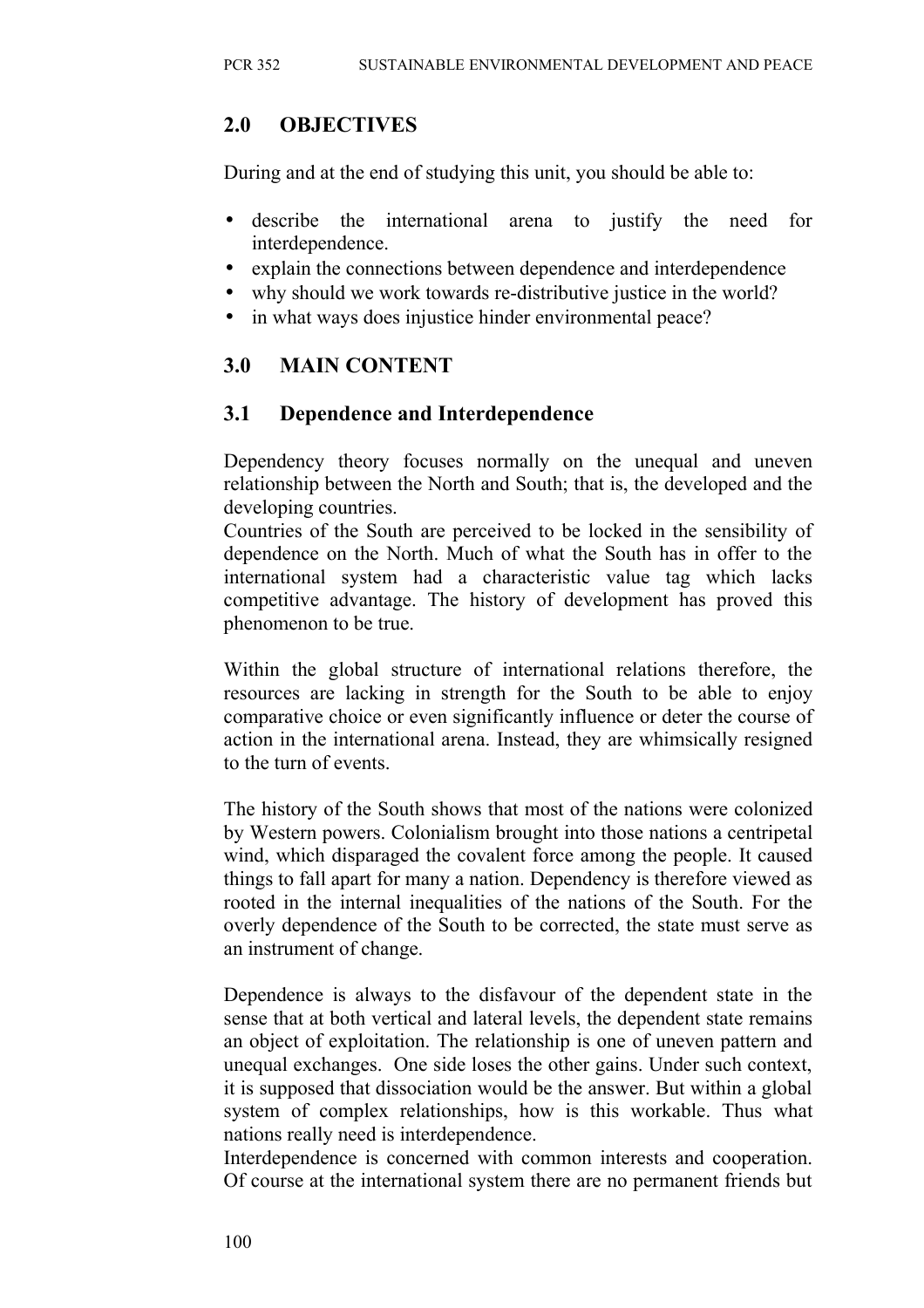## 2.0 OBJECTIVES

During and at the end of studying this unit, you should be able to:

- describe the international arena to justify the need for interdependence.
- explain the connections between dependence and interdependence
- why should we work towards re-distributive justice in the world?
- in what ways does injustice hinder environmental peace?

## 3.0 MAIN CONTENT

### 3.1 Dependence and Interdependence

Dependency theory focuses normally on the unequal and uneven relationship between the North and South; that is, the developed and the developing countries.
Countries of the South are perceived to be locked in the sensibility of dependence on the North. Much of what the South has in offer to the international system had a characteristic value tag which lacks competitive advantage. The history of development has proved this phenomenon to be true.

Within the global structure of international relations therefore, the resources are lacking in strength for the South to be able to enjoy comparative choice or even significantly influence or deter the course of action in the international arena. Instead, they are whimsically resigned to the turn of events.

The history of the South shows that most of the nations were colonized by Western powers. Colonialism brought into those nations a centripetal wind, which disparaged the covalent force among the people. It caused things to fall apart for many a nation. Dependency is therefore viewed as rooted in the internal inequalities of the nations of the South. For the overly dependence of the South to be corrected, the state must serve as an instrument of change.

Dependence is always to the disfavour of the dependent state in the sense that at both vertical and lateral levels, the dependent state remains an object of exploitation. The relationship is one of uneven pattern and unequal exchanges. One side loses the other gains. Under such context, it is supposed that dissociation would be the answer. But within a global system of complex relationships, how is this workable. Thus what nations really need is interdependence.
Interdependence is concerned with common interests and cooperation. Of course at the international system there are no permanent friends but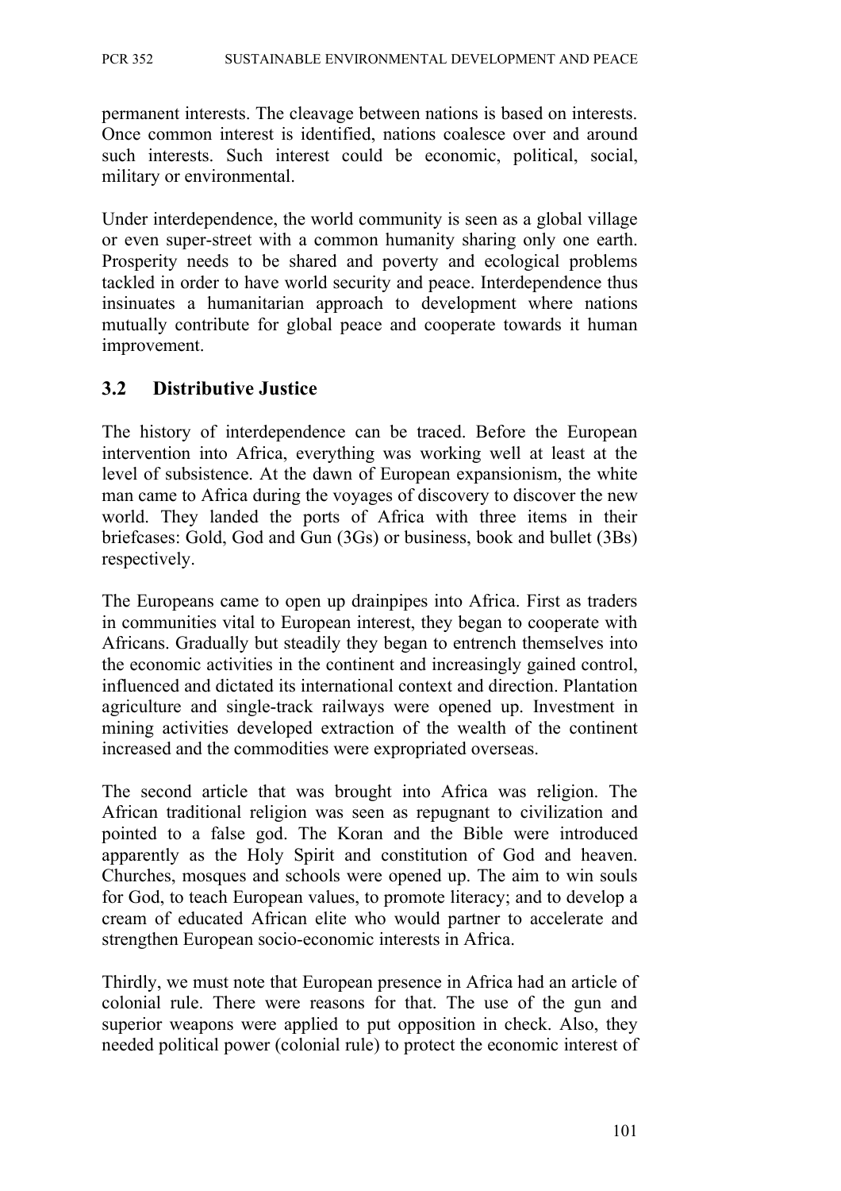permanent interests. The cleavage between nations is based on interests. Once common interest is identified, nations coalesce over and around such interests. Such interest could be economic, political, social, military or environmental.

Under interdependence, the world community is seen as a global village or even super-street with a common humanity sharing only one earth. Prosperity needs to be shared and poverty and ecological problems tackled in order to have world security and peace. Interdependence thus insinuates a humanitarian approach to development where nations mutually contribute for global peace and cooperate towards it human improvement.

## 3.2 Distributive Justice

The history of interdependence can be traced. Before the European intervention into Africa, everything was working well at least at the level of subsistence. At the dawn of European expansionism, the white man came to Africa during the voyages of discovery to discover the new world. They landed the ports of Africa with three items in their briefcases: Gold, God and Gun (3Gs) or business, book and bullet (3Bs) respectively.

The Europeans came to open up drainpipes into Africa. First as traders in communities vital to European interest, they began to cooperate with Africans. Gradually but steadily they began to entrench themselves into the economic activities in the continent and increasingly gained control, influenced and dictated its international context and direction. Plantation agriculture and single-track railways were opened up. Investment in mining activities developed extraction of the wealth of the continent increased and the commodities were expropriated overseas.

The second article that was brought into Africa was religion. The African traditional religion was seen as repugnant to civilization and pointed to a false god. The Koran and the Bible were introduced apparently as the Holy Spirit and constitution of God and heaven. Churches, mosques and schools were opened up. The aim to win souls for God, to teach European values, to promote literacy; and to develop a cream of educated African elite who would partner to accelerate and strengthen European socio-economic interests in Africa.

Thirdly, we must note that European presence in Africa had an article of colonial rule. There were reasons for that. The use of the gun and superior weapons were applied to put opposition in check. Also, they needed political power (colonial rule) to protect the economic interest of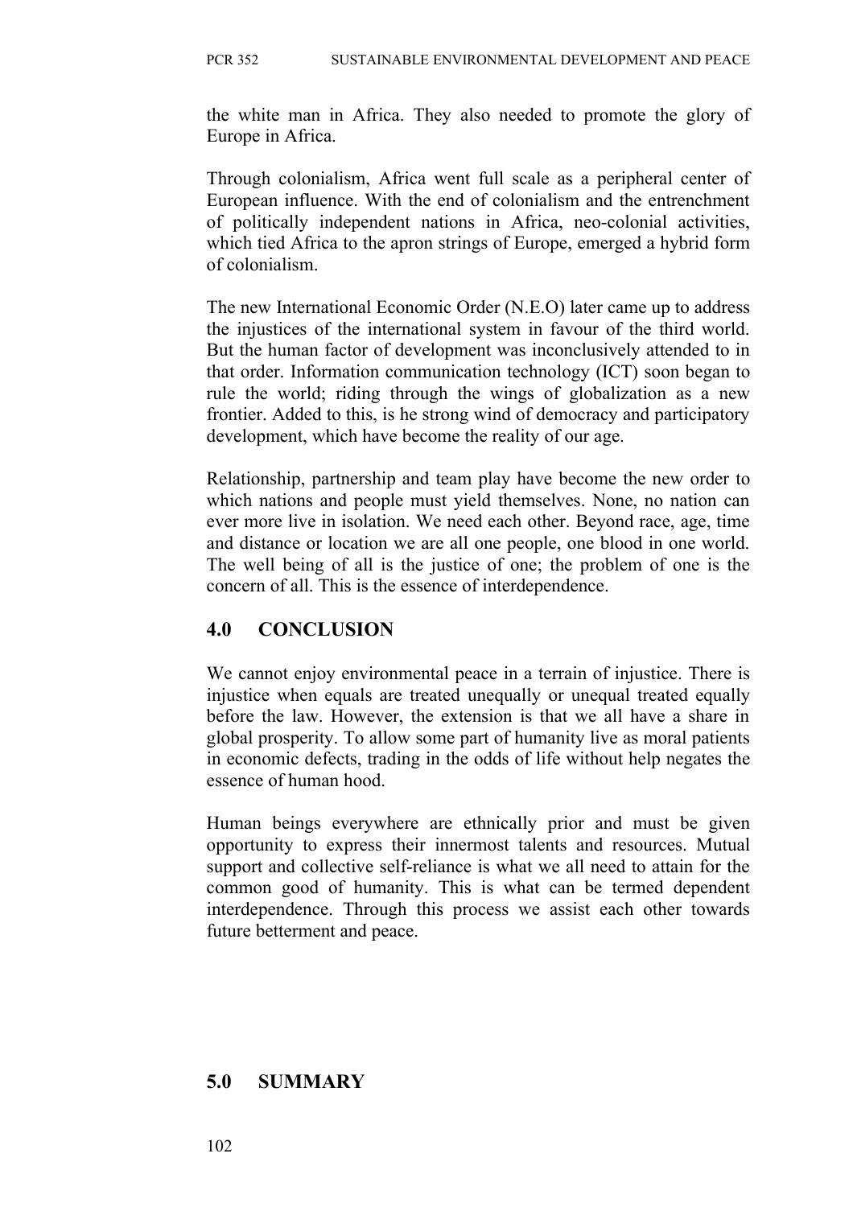the white man in Africa. They also needed to promote the glory of Europe in Africa.

Through colonialism, Africa went full scale as a peripheral center of European influence. With the end of colonialism and the entrenchment of politically independent nations in Africa, neo-colonial activities, which tied Africa to the apron strings of Europe, emerged a hybrid form of colonialism.

The new International Economic Order (N.E.O) later came up to address the injustices of the international system in favour of the third world. But the human factor of development was inconclusively attended to in that order. Information communication technology (ICT) soon began to rule the world; riding through the wings of globalization as a new frontier. Added to this, is he strong wind of democracy and participatory development, which have become the reality of our age.

Relationship, partnership and team play have become the new order to which nations and people must yield themselves. None, no nation can ever more live in isolation. We need each other. Beyond race, age, time and distance or location we are all one people, one blood in one world. The well being of all is the justice of one; the problem of one is the concern of all. This is the essence of interdependence.

## 4.0 CONCLUSION

We cannot enjoy environmental peace in a terrain of injustice. There is injustice when equals are treated unequally or unequal treated equally before the law. However, the extension is that we all have a share in global prosperity. To allow some part of humanity live as moral patients in economic defects, trading in the odds of life without help negates the essence of human hood.

Human beings everywhere are ethnically prior and must be given opportunity to express their innermost talents and resources. Mutual support and collective self-reliance is what we all need to attain for the common good of humanity. This is what can be termed dependent interdependence. Through this process we assist each other towards future betterment and peace.

## 5.0 SUMMARY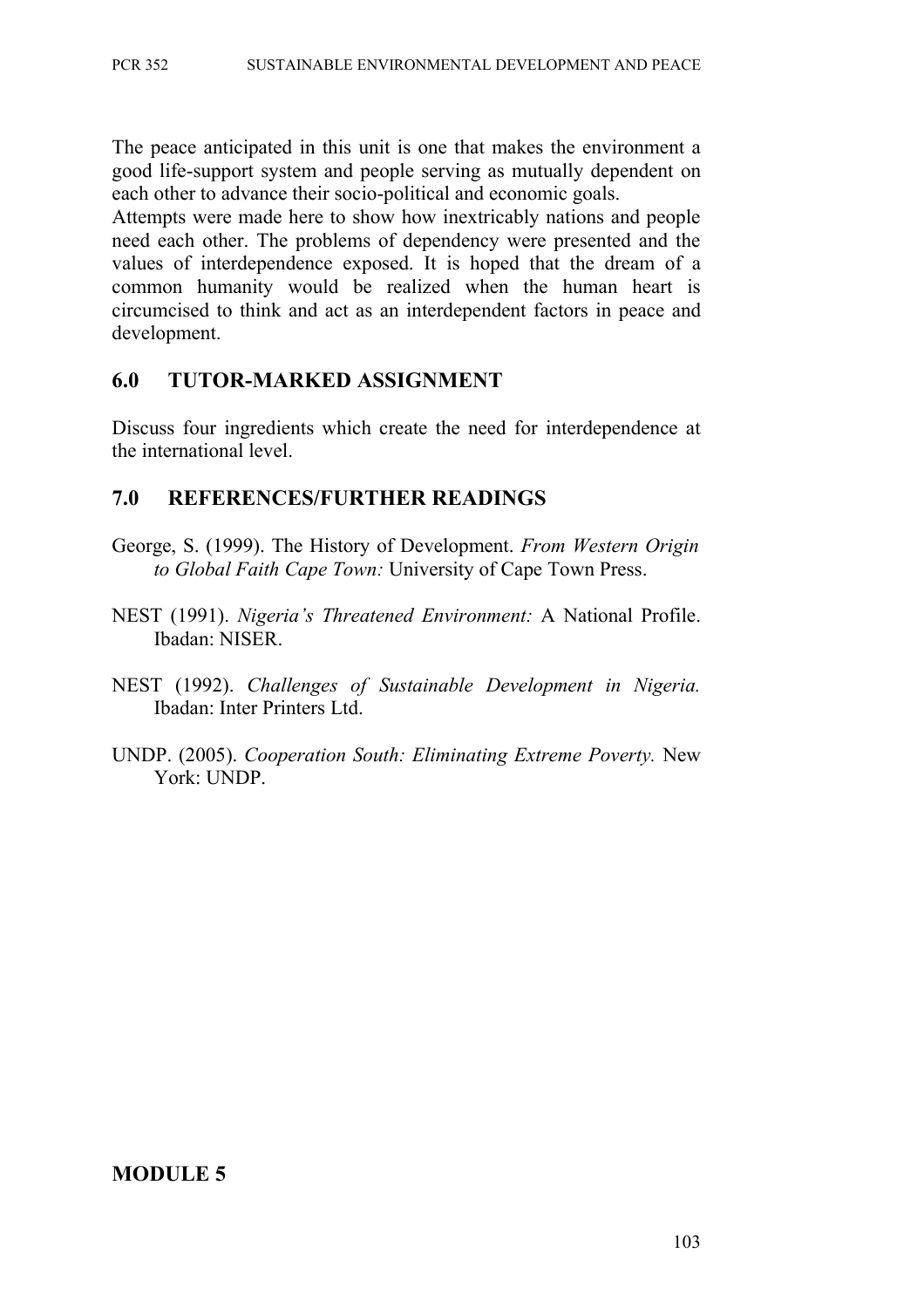The peace anticipated in this unit is one that makes the environment a good life-support system and people serving as mutually dependent on each other to advance their socio-political and economic goals.

Attempts were made here to show how inextricably nations and people need each other. The problems of dependency were presented and the values of interdependence exposed. It is hoped that the dream of a common humanity would be realized when the human heart is circumcised to think and act as an interdependent factors in peace and development.

## 6.0 TUTOR-MARKED ASSIGNMENT

Discuss four ingredients which create the need for interdependence at the international level.

## 7.0 REFERENCES/FURTHER READINGS

George, S. (1999). The History of Development. *From Western Origin to Global Faith Cape Town:* University of Cape Town Press.

NEST (1991). *Nigeria's Threatened Environment:* A National Profile. Ibadan: NISER.

NEST (1992). *Challenges of Sustainable Development in Nigeria.* Ibadan: Inter Printers Ltd.

UNDP. (2005). *Cooperation South: Eliminating Extreme Poverty.* New York: UNDP.

# MODULE 5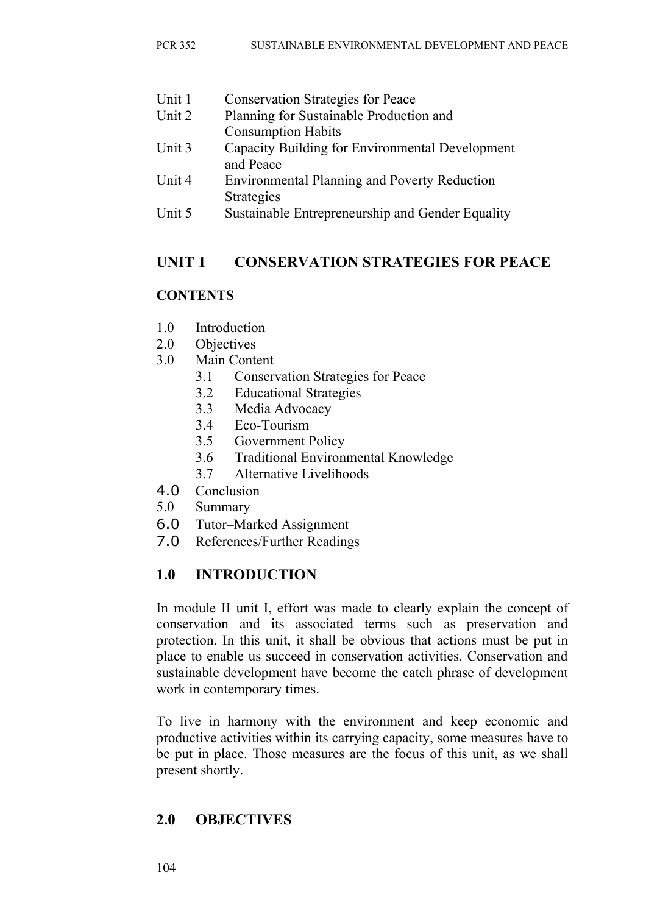| | |
|---|---|
| Unit 1 | Conservation Strategies for Peace |
| Unit 2 | Planning for Sustainable Production and Consumption Habits |
| Unit 3 | Capacity Building for Environmental Development and Peace |
| Unit 4 | Environmental Planning and Poverty Reduction Strategies |
| Unit 5 | Sustainable Entrepreneurship and Gender Equality |

## UNIT 1 CONSERVATION STRATEGIES FOR PEACE

**CONTENTS**

- 1.0 Introduction
- 2.0 Objectives
- 3.0 Main Content
  - 3.1 Conservation Strategies for Peace
  - 3.2 Educational Strategies
  - 3.3 Media Advocacy
  - 3.4 Eco-Tourism
  - 3.5 Government Policy
  - 3.6 Traditional Environmental Knowledge
  - 3.7 Alternative Livelihoods
- 4.0 Conclusion
- 5.0 Summary
- 6.0 Tutor–Marked Assignment
- 7.0 References/Further Readings

## 1.0 INTRODUCTION

In module II unit I, effort was made to clearly explain the concept of conservation and its associated terms such as preservation and protection. In this unit, it shall be obvious that actions must be put in place to enable us succeed in conservation activities. Conservation and sustainable development have become the catch phrase of development work in contemporary times.

To live in harmony with the environment and keep economic and productive activities within its carrying capacity, some measures have to be put in place. Those measures are the focus of this unit, as we shall present shortly.

## 2.0 OBJECTIVES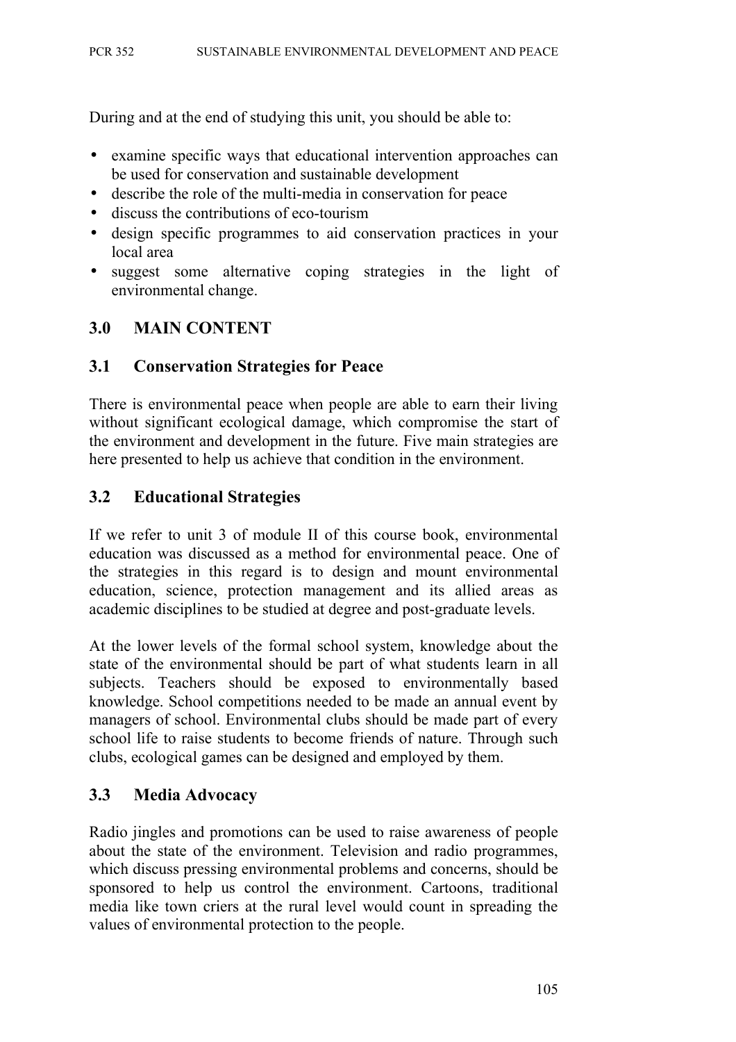During and at the end of studying this unit, you should be able to:

- examine specific ways that educational intervention approaches can be used for conservation and sustainable development
- describe the role of the multi-media in conservation for peace
- discuss the contributions of eco-tourism
- design specific programmes to aid conservation practices in your local area
- suggest some alternative coping strategies in the light of environmental change.

## 3.0 MAIN CONTENT

### 3.1 Conservation Strategies for Peace

There is environmental peace when people are able to earn their living without significant ecological damage, which compromise the start of the environment and development in the future. Five main strategies are here presented to help us achieve that condition in the environment.

### 3.2 Educational Strategies

If we refer to unit 3 of module II of this course book, environmental education was discussed as a method for environmental peace. One of the strategies in this regard is to design and mount environmental education, science, protection management and its allied areas as academic disciplines to be studied at degree and post-graduate levels.

At the lower levels of the formal school system, knowledge about the state of the environmental should be part of what students learn in all subjects. Teachers should be exposed to environmentally based knowledge. School competitions needed to be made an annual event by managers of school. Environmental clubs should be made part of every school life to raise students to become friends of nature. Through such clubs, ecological games can be designed and employed by them.

### 3.3 Media Advocacy

Radio jingles and promotions can be used to raise awareness of people about the state of the environment. Television and radio programmes, which discuss pressing environmental problems and concerns, should be sponsored to help us control the environment. Cartoons, traditional media like town criers at the rural level would count in spreading the values of environmental protection to the people.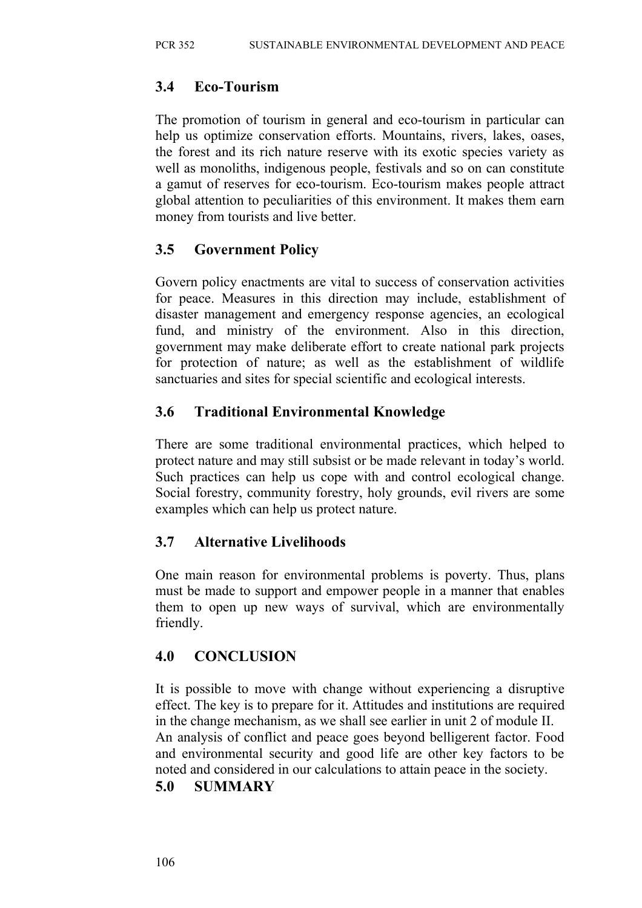## 3.4 Eco-Tourism

The promotion of tourism in general and eco-tourism in particular can help us optimize conservation efforts. Mountains, rivers, lakes, oases, the forest and its rich nature reserve with its exotic species variety as well as monoliths, indigenous people, festivals and so on can constitute a gamut of reserves for eco-tourism. Eco-tourism makes people attract global attention to peculiarities of this environment. It makes them earn money from tourists and live better.

## 3.5 Government Policy

Govern policy enactments are vital to success of conservation activities for peace. Measures in this direction may include, establishment of disaster management and emergency response agencies, an ecological fund, and ministry of the environment. Also in this direction, government may make deliberate effort to create national park projects for protection of nature; as well as the establishment of wildlife sanctuaries and sites for special scientific and ecological interests.

## 3.6 Traditional Environmental Knowledge

There are some traditional environmental practices, which helped to protect nature and may still subsist or be made relevant in today's world. Such practices can help us cope with and control ecological change. Social forestry, community forestry, holy grounds, evil rivers are some examples which can help us protect nature.

## 3.7 Alternative Livelihoods

One main reason for environmental problems is poverty. Thus, plans must be made to support and empower people in a manner that enables them to open up new ways of survival, which are environmentally friendly.

# 4.0 CONCLUSION

It is possible to move with change without experiencing a disruptive effect. The key is to prepare for it. Attitudes and institutions are required in the change mechanism, as we shall see earlier in unit 2 of module II. An analysis of conflict and peace goes beyond belligerent factor. Food and environmental security and good life are other key factors to be noted and considered in our calculations to attain peace in the society.

# 5.0 SUMMARY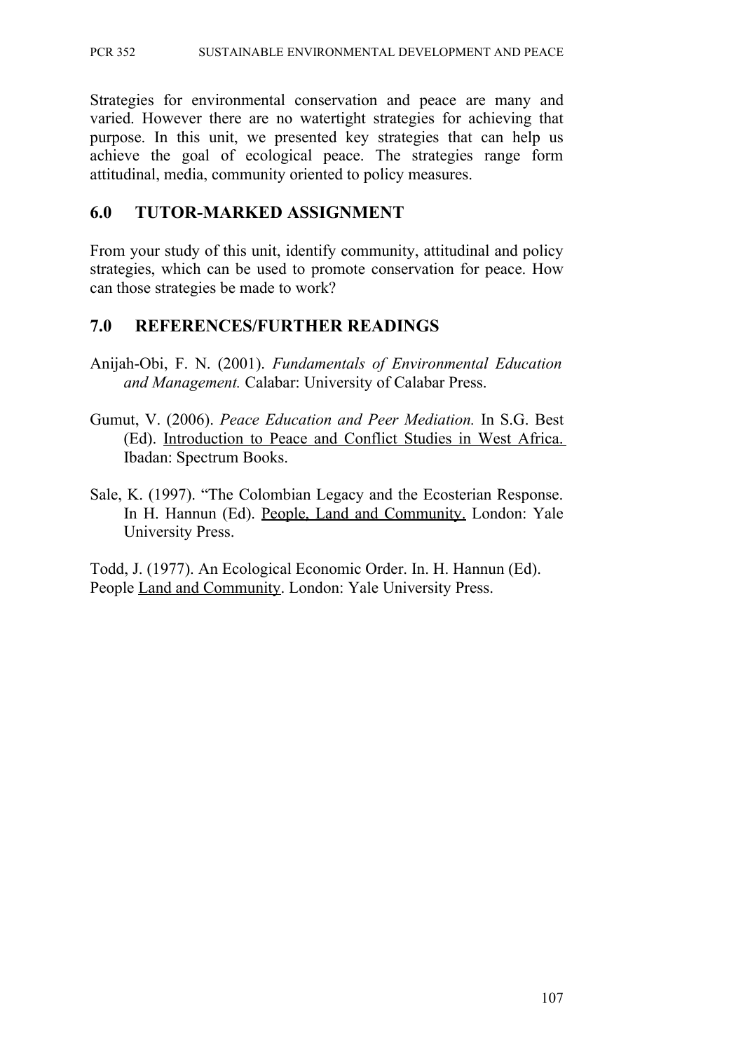Strategies for environmental conservation and peace are many and varied. However there are no watertight strategies for achieving that purpose. In this unit, we presented key strategies that can help us achieve the goal of ecological peace. The strategies range form attitudinal, media, community oriented to policy measures.

## 6.0 TUTOR-MARKED ASSIGNMENT

From your study of this unit, identify community, attitudinal and policy strategies, which can be used to promote conservation for peace. How can those strategies be made to work?

## 7.0 REFERENCES/FURTHER READINGS

Anijah-Obi, F. N. (2001). *Fundamentals of Environmental Education and Management.* Calabar: University of Calabar Press.

Gumut, V. (2006). *Peace Education and Peer Mediation.* In S.G. Best (Ed). Introduction to Peace and Conflict Studies in West Africa. Ibadan: Spectrum Books.

Sale, K. (1997). "The Colombian Legacy and the Ecosterian Response. In H. Hannun (Ed). People, Land and Community. London: Yale University Press.

Todd, J. (1977). An Ecological Economic Order. In. H. Hannun (Ed). People Land and Community. London: Yale University Press.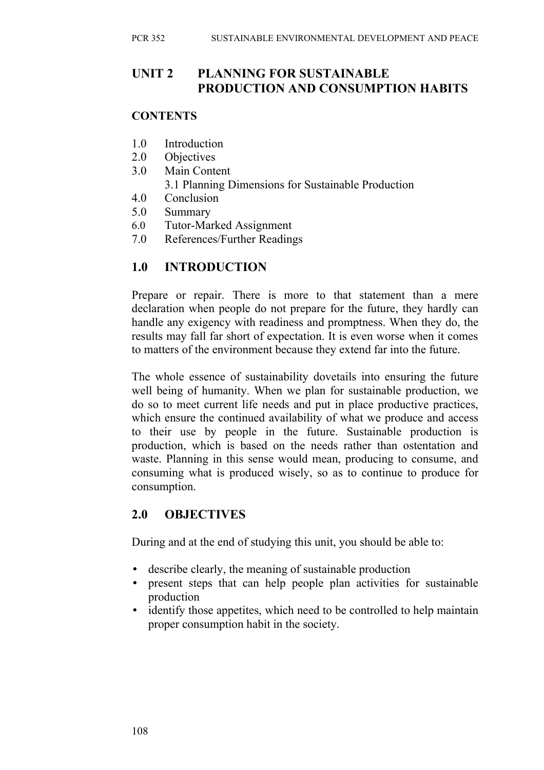## UNIT 2 PLANNING FOR SUSTAINABLE PRODUCTION AND CONSUMPTION HABITS

**CONTENTS**

1.0 Introduction
2.0 Objectives
3.0 Main Content
  3.1 Planning Dimensions for Sustainable Production
4.0 Conclusion
5.0 Summary
6.0 Tutor-Marked Assignment
7.0 References/Further Readings

## 1.0 INTRODUCTION

Prepare or repair. There is more to that statement than a mere declaration when people do not prepare for the future, they hardly can handle any exigency with readiness and promptness. When they do, the results may fall far short of expectation. It is even worse when it comes to matters of the environment because they extend far into the future.

The whole essence of sustainability dovetails into ensuring the future well being of humanity. When we plan for sustainable production, we do so to meet current life needs and put in place productive practices, which ensure the continued availability of what we produce and access to their use by people in the future. Sustainable production is production, which is based on the needs rather than ostentation and waste. Planning in this sense would mean, producing to consume, and consuming what is produced wisely, so as to continue to produce for consumption.

## 2.0 OBJECTIVES

During and at the end of studying this unit, you should be able to:

- describe clearly, the meaning of sustainable production
- present steps that can help people plan activities for sustainable production
- identify those appetites, which need to be controlled to help maintain proper consumption habit in the society.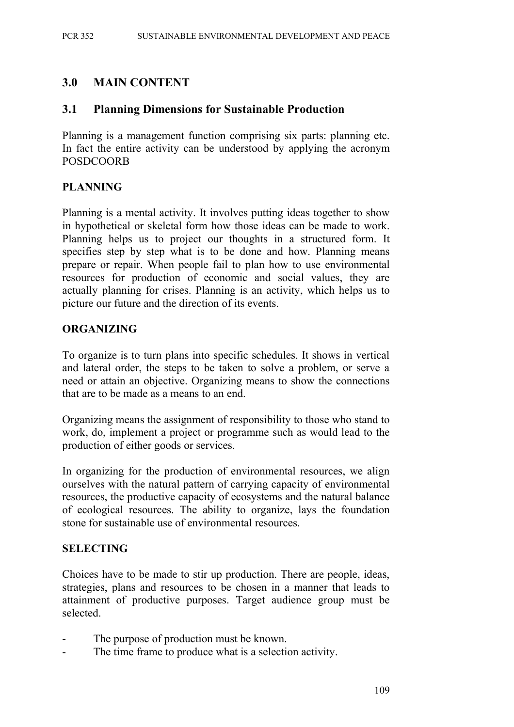## 3.0 MAIN CONTENT

### 3.1 Planning Dimensions for Sustainable Production

Planning is a management function comprising six parts: planning etc. In fact the entire activity can be understood by applying the acronym POSDCOORB

**PLANNING**

Planning is a mental activity. It involves putting ideas together to show in hypothetical or skeletal form how those ideas can be made to work. Planning helps us to project our thoughts in a structured form. It specifies step by step what is to be done and how. Planning means prepare or repair. When people fail to plan how to use environmental resources for production of economic and social values, they are actually planning for crises. Planning is an activity, which helps us to picture our future and the direction of its events.

**ORGANIZING**

To organize is to turn plans into specific schedules. It shows in vertical and lateral order, the steps to be taken to solve a problem, or serve a need or attain an objective. Organizing means to show the connections that are to be made as a means to an end.

Organizing means the assignment of responsibility to those who stand to work, do, implement a project or programme such as would lead to the production of either goods or services.

In organizing for the production of environmental resources, we align ourselves with the natural pattern of carrying capacity of environmental resources, the productive capacity of ecosystems and the natural balance of ecological resources. The ability to organize, lays the foundation stone for sustainable use of environmental resources.

**SELECTING**

Choices have to be made to stir up production. There are people, ideas, strategies, plans and resources to be chosen in a manner that leads to attainment of productive purposes. Target audience group must be selected.

- The purpose of production must be known.
- The time frame to produce what is a selection activity.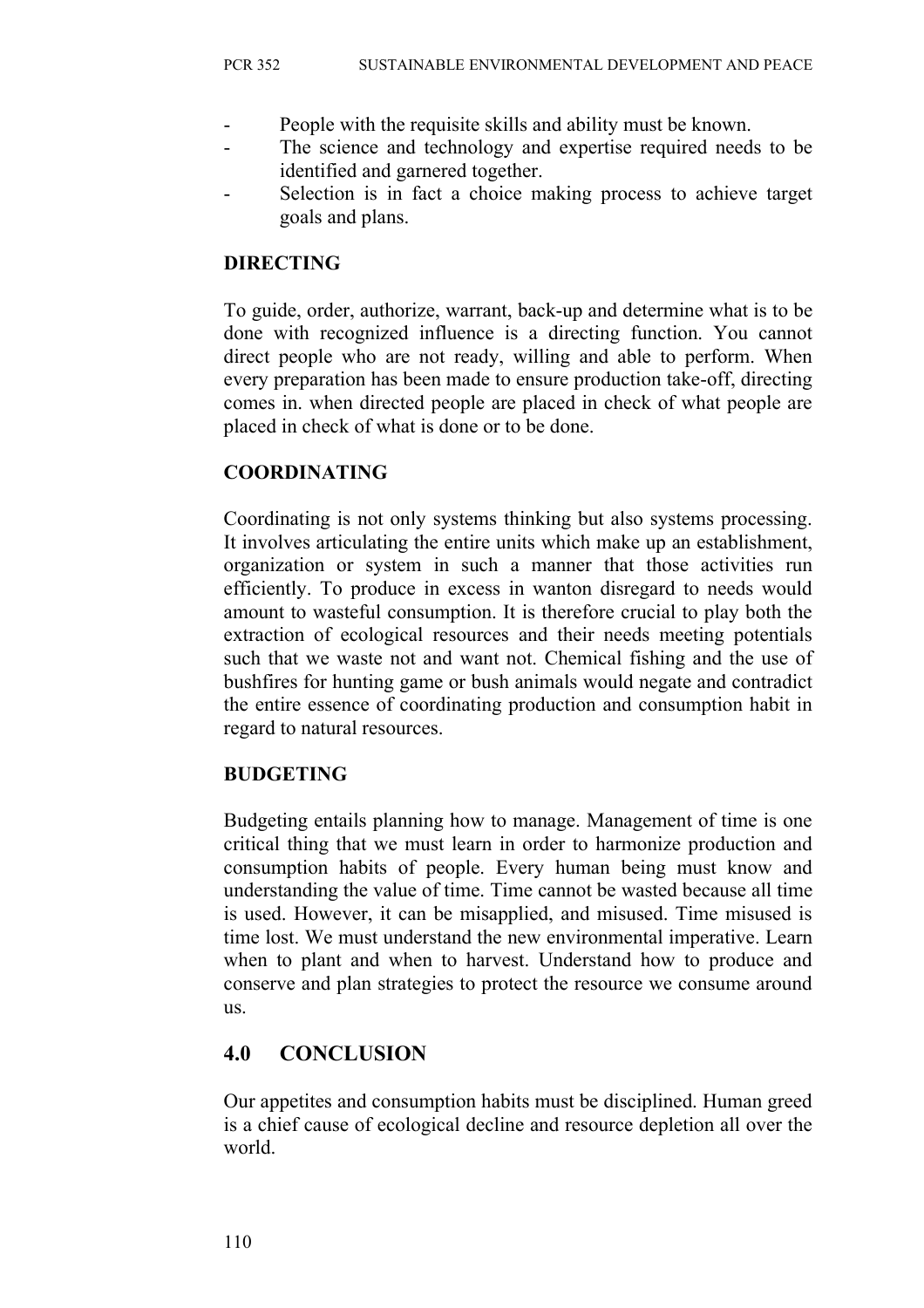- People with the requisite skills and ability must be known.
- The science and technology and expertise required needs to be identified and garnered together.
- Selection is in fact a choice making process to achieve target goals and plans.

**DIRECTING**

To guide, order, authorize, warrant, back-up and determine what is to be done with recognized influence is a directing function. You cannot direct people who are not ready, willing and able to perform. When every preparation has been made to ensure production take-off, directing comes in. when directed people are placed in check of what people are placed in check of what is done or to be done.

**COORDINATING**

Coordinating is not only systems thinking but also systems processing. It involves articulating the entire units which make up an establishment, organization or system in such a manner that those activities run efficiently. To produce in excess in wanton disregard to needs would amount to wasteful consumption. It is therefore crucial to play both the extraction of ecological resources and their needs meeting potentials such that we waste not and want not. Chemical fishing and the use of bushfires for hunting game or bush animals would negate and contradict the entire essence of coordinating production and consumption habit in regard to natural resources.

**BUDGETING**

Budgeting entails planning how to manage. Management of time is one critical thing that we must learn in order to harmonize production and consumption habits of people. Every human being must know and understanding the value of time. Time cannot be wasted because all time is used. However, it can be misapplied, and misused. Time misused is time lost. We must understand the new environmental imperative. Learn when to plant and when to harvest. Understand how to produce and conserve and plan strategies to protect the resource we consume around us.

## 4.0 CONCLUSION

Our appetites and consumption habits must be disciplined. Human greed is a chief cause of ecological decline and resource depletion all over the world.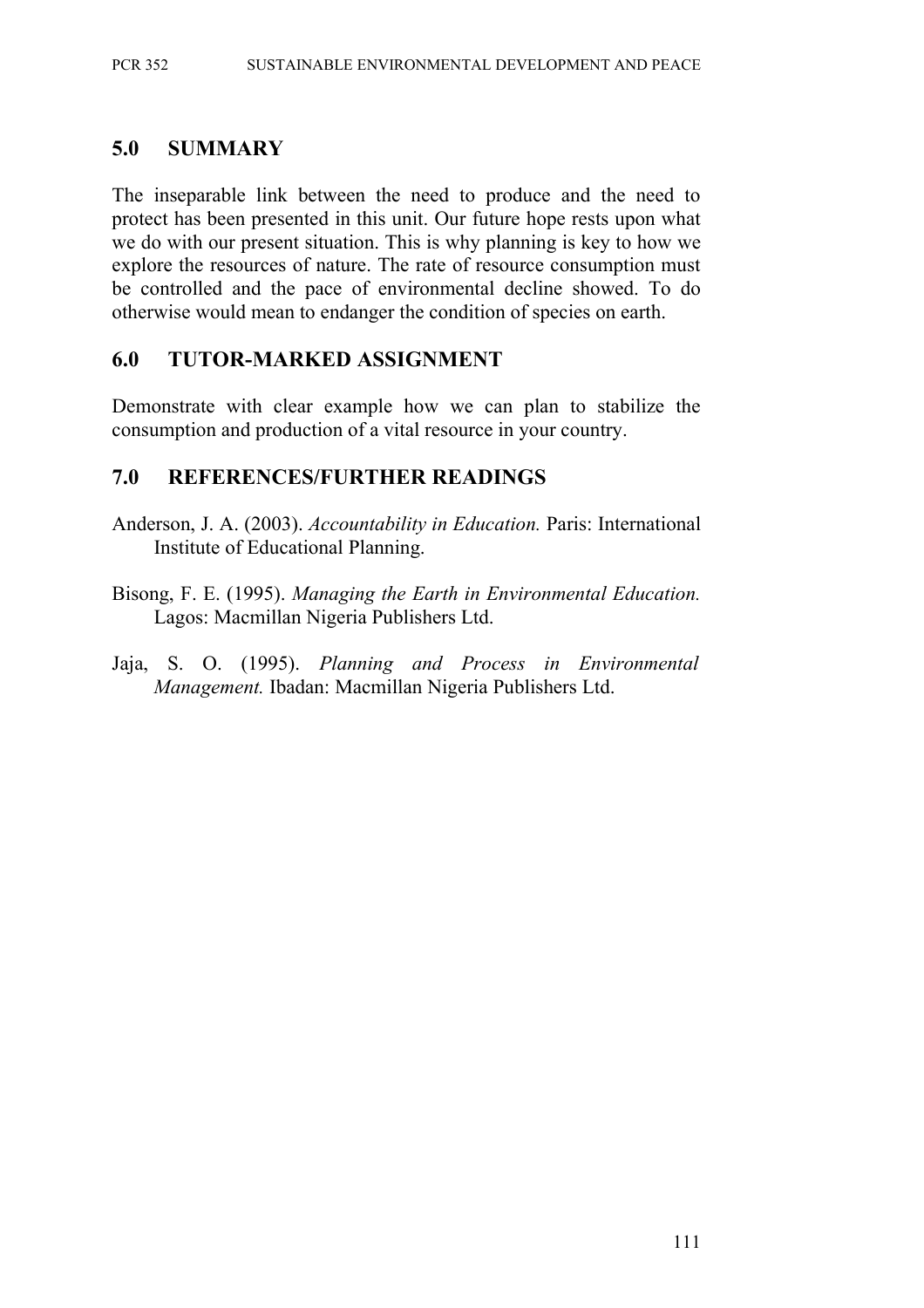## 5.0 SUMMARY

The inseparable link between the need to produce and the need to protect has been presented in this unit. Our future hope rests upon what we do with our present situation. This is why planning is key to how we explore the resources of nature. The rate of resource consumption must be controlled and the pace of environmental decline showed. To do otherwise would mean to endanger the condition of species on earth.

## 6.0 TUTOR-MARKED ASSIGNMENT

Demonstrate with clear example how we can plan to stabilize the consumption and production of a vital resource in your country.

## 7.0 REFERENCES/FURTHER READINGS

Anderson, J. A. (2003). *Accountability in Education.* Paris: International Institute of Educational Planning.

Bisong, F. E. (1995). *Managing the Earth in Environmental Education.* Lagos: Macmillan Nigeria Publishers Ltd.

Jaja, S. O. (1995). *Planning and Process in Environmental Management.* Ibadan: Macmillan Nigeria Publishers Ltd.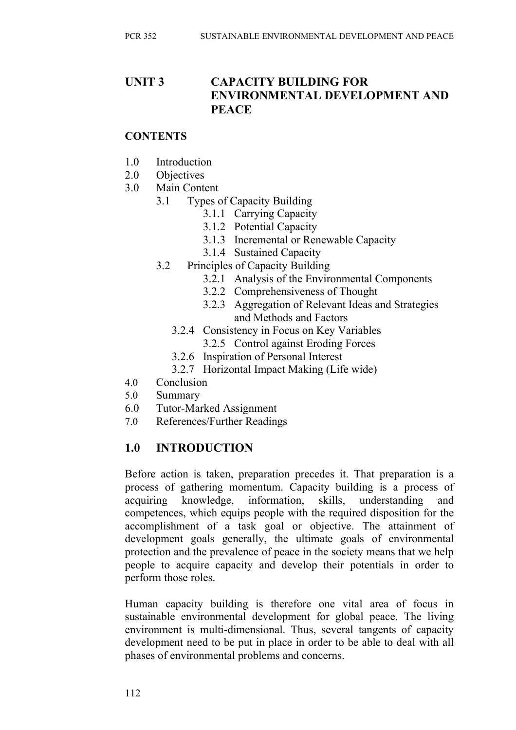# UNIT 3 CAPACITY BUILDING FOR ENVIRONMENTAL DEVELOPMENT AND PEACE

## CONTENTS

1.0 Introduction
2.0 Objectives
3.0 Main Content
- 3.1 Types of Capacity Building
  - 3.1.1 Carrying Capacity
  - 3.1.2 Potential Capacity
  - 3.1.3 Incremental or Renewable Capacity
  - 3.1.4 Sustained Capacity
- 3.2 Principles of Capacity Building
  - 3.2.1 Analysis of the Environmental Components
  - 3.2.2 Comprehensiveness of Thought
  - 3.2.3 Aggregation of Relevant Ideas and Strategies and Methods and Factors
  - 3.2.4 Consistency in Focus on Key Variables
  - 3.2.5 Control against Eroding Forces
  - 3.2.6 Inspiration of Personal Interest
  - 3.2.7 Horizontal Impact Making (Life wide)

4.0 Conclusion
5.0 Summary
6.0 Tutor-Marked Assignment
7.0 References/Further Readings

## 1.0 INTRODUCTION

Before action is taken, preparation precedes it. That preparation is a process of gathering momentum. Capacity building is a process of acquiring knowledge, information, skills, understanding and competences, which equips people with the required disposition for the accomplishment of a task goal or objective. The attainment of development goals generally, the ultimate goals of environmental protection and the prevalence of peace in the society means that we help people to acquire capacity and develop their potentials in order to perform those roles.

Human capacity building is therefore one vital area of focus in sustainable environmental development for global peace. The living environment is multi-dimensional. Thus, several tangents of capacity development need to be put in place in order to be able to deal with all phases of environmental problems and concerns.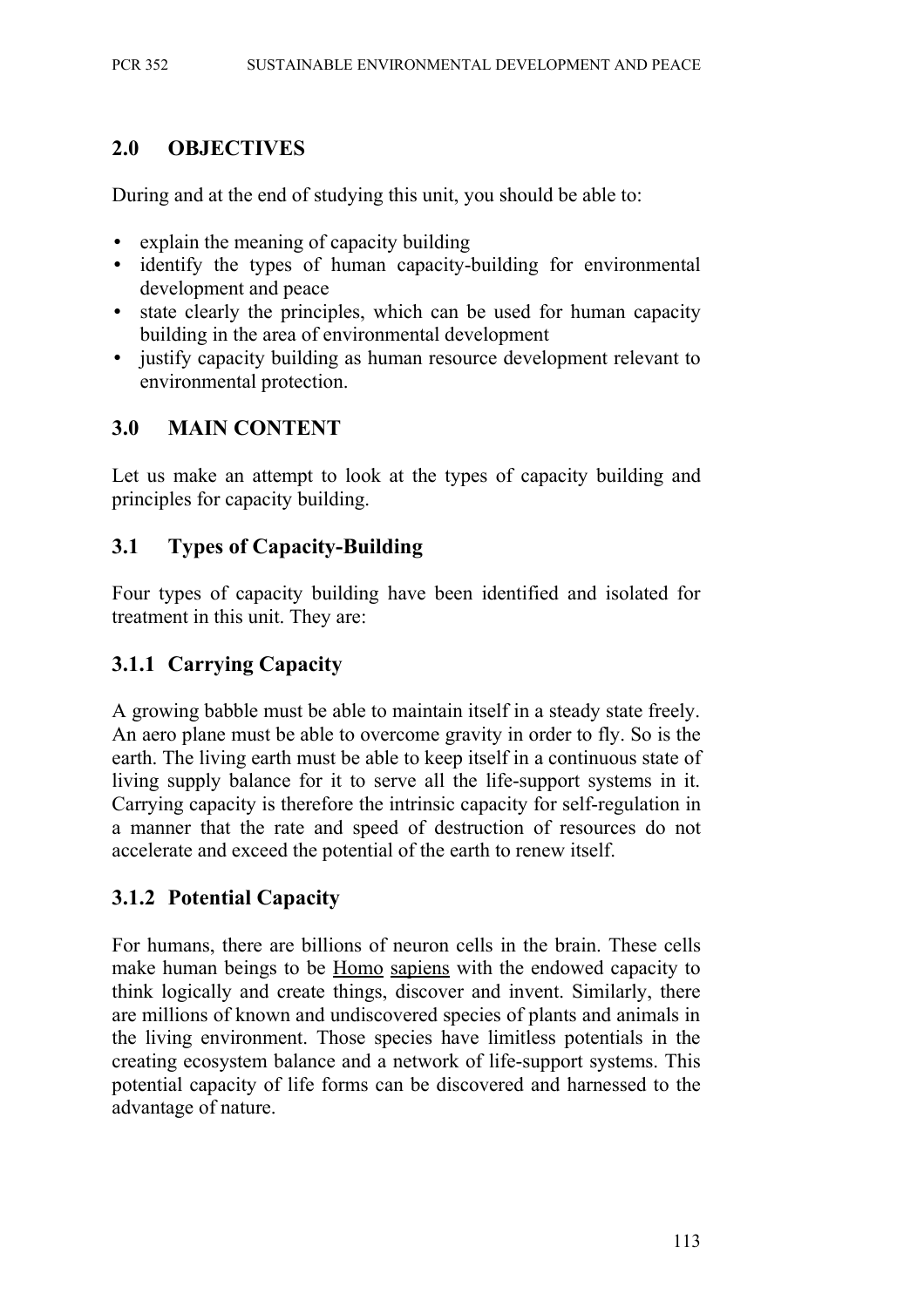## 2.0 OBJECTIVES

During and at the end of studying this unit, you should be able to:

- explain the meaning of capacity building
- identify the types of human capacity-building for environmental development and peace
- state clearly the principles, which can be used for human capacity building in the area of environmental development
- justify capacity building as human resource development relevant to environmental protection.

## 3.0 MAIN CONTENT

Let us make an attempt to look at the types of capacity building and principles for capacity building.

### 3.1 Types of Capacity-Building

Four types of capacity building have been identified and isolated for treatment in this unit. They are:

#### 3.1.1 Carrying Capacity

A growing babble must be able to maintain itself in a steady state freely. An aero plane must be able to overcome gravity in order to fly. So is the earth. The living earth must be able to keep itself in a continuous state of living supply balance for it to serve all the life-support systems in it. Carrying capacity is therefore the intrinsic capacity for self-regulation in a manner that the rate and speed of destruction of resources do not accelerate and exceed the potential of the earth to renew itself.

#### 3.1.2 Potential Capacity

For humans, there are billions of neuron cells in the brain. These cells make human beings to be Homo sapiens with the endowed capacity to think logically and create things, discover and invent. Similarly, there are millions of known and undiscovered species of plants and animals in the living environment. Those species have limitless potentials in the creating ecosystem balance and a network of life-support systems. This potential capacity of life forms can be discovered and harnessed to the advantage of nature.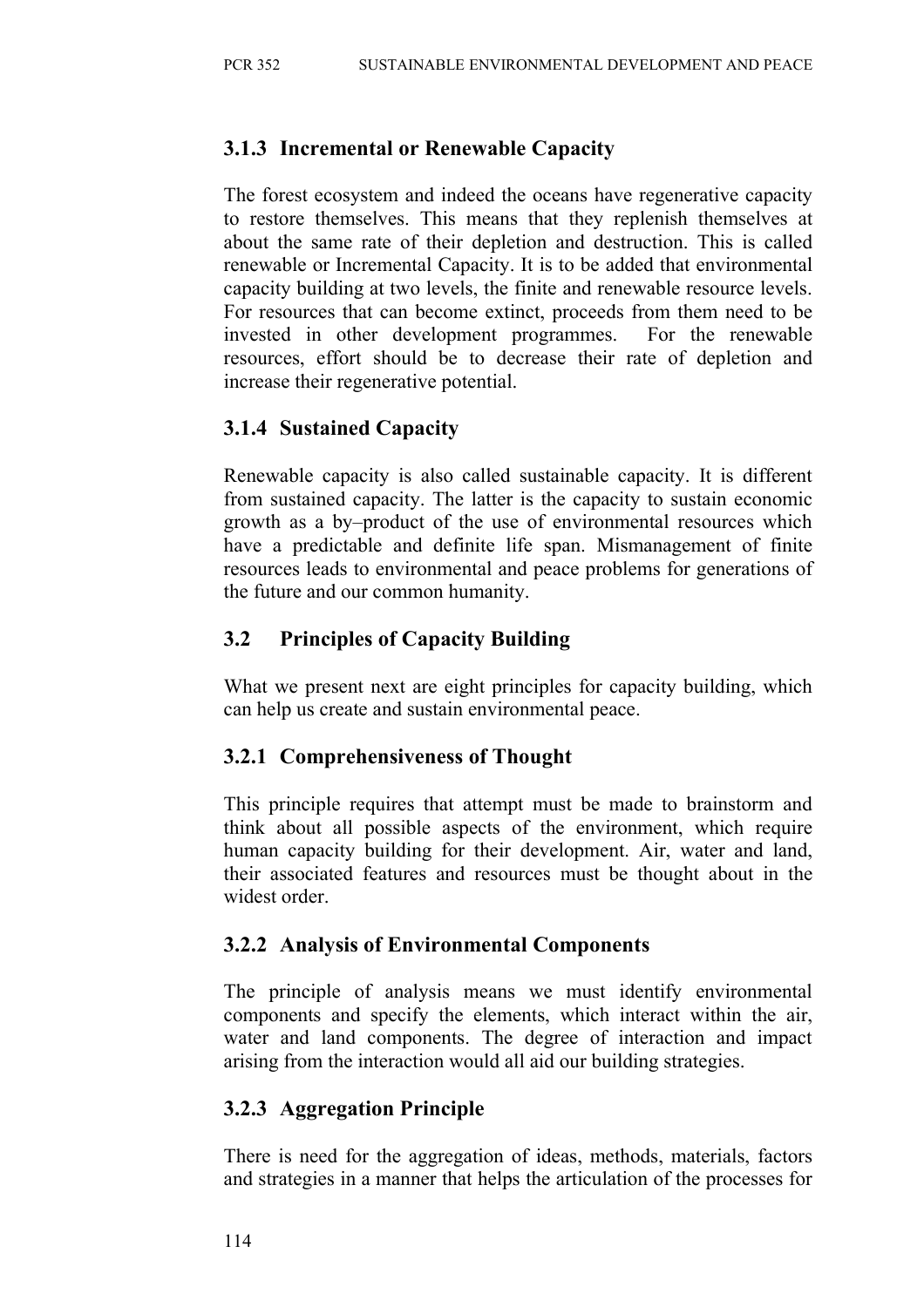### 3.1.3 Incremental or Renewable Capacity

The forest ecosystem and indeed the oceans have regenerative capacity to restore themselves. This means that they replenish themselves at about the same rate of their depletion and destruction. This is called renewable or Incremental Capacity. It is to be added that environmental capacity building at two levels, the finite and renewable resource levels. For resources that can become extinct, proceeds from them need to be invested in other development programmes. For the renewable resources, effort should be to decrease their rate of depletion and increase their regenerative potential.

### 3.1.4 Sustained Capacity

Renewable capacity is also called sustainable capacity. It is different from sustained capacity. The latter is the capacity to sustain economic growth as a by–product of the use of environmental resources which have a predictable and definite life span. Mismanagement of finite resources leads to environmental and peace problems for generations of the future and our common humanity.

## 3.2 Principles of Capacity Building

What we present next are eight principles for capacity building, which can help us create and sustain environmental peace.

### 3.2.1 Comprehensiveness of Thought

This principle requires that attempt must be made to brainstorm and think about all possible aspects of the environment, which require human capacity building for their development. Air, water and land, their associated features and resources must be thought about in the widest order.

### 3.2.2 Analysis of Environmental Components

The principle of analysis means we must identify environmental components and specify the elements, which interact within the air, water and land components. The degree of interaction and impact arising from the interaction would all aid our building strategies.

### 3.2.3 Aggregation Principle

There is need for the aggregation of ideas, methods, materials, factors and strategies in a manner that helps the articulation of the processes for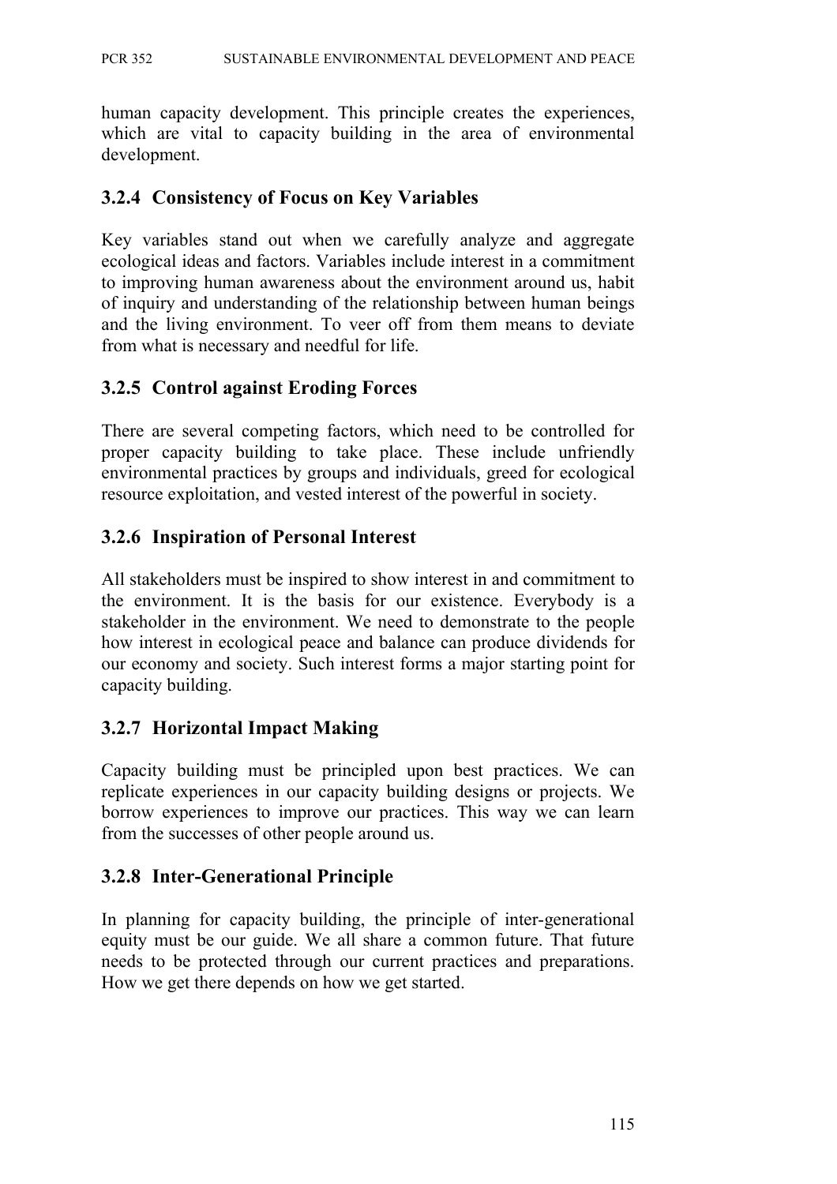human capacity development. This principle creates the experiences, which are vital to capacity building in the area of environmental development.

### 3.2.4 Consistency of Focus on Key Variables

Key variables stand out when we carefully analyze and aggregate ecological ideas and factors. Variables include interest in a commitment to improving human awareness about the environment around us, habit of inquiry and understanding of the relationship between human beings and the living environment. To veer off from them means to deviate from what is necessary and needful for life.

### 3.2.5 Control against Eroding Forces

There are several competing factors, which need to be controlled for proper capacity building to take place. These include unfriendly environmental practices by groups and individuals, greed for ecological resource exploitation, and vested interest of the powerful in society.

### 3.2.6 Inspiration of Personal Interest

All stakeholders must be inspired to show interest in and commitment to the environment. It is the basis for our existence. Everybody is a stakeholder in the environment. We need to demonstrate to the people how interest in ecological peace and balance can produce dividends for our economy and society. Such interest forms a major starting point for capacity building.

### 3.2.7 Horizontal Impact Making

Capacity building must be principled upon best practices. We can replicate experiences in our capacity building designs or projects. We borrow experiences to improve our practices. This way we can learn from the successes of other people around us.

### 3.2.8 Inter-Generational Principle

In planning for capacity building, the principle of inter-generational equity must be our guide. We all share a common future. That future needs to be protected through our current practices and preparations. How we get there depends on how we get started.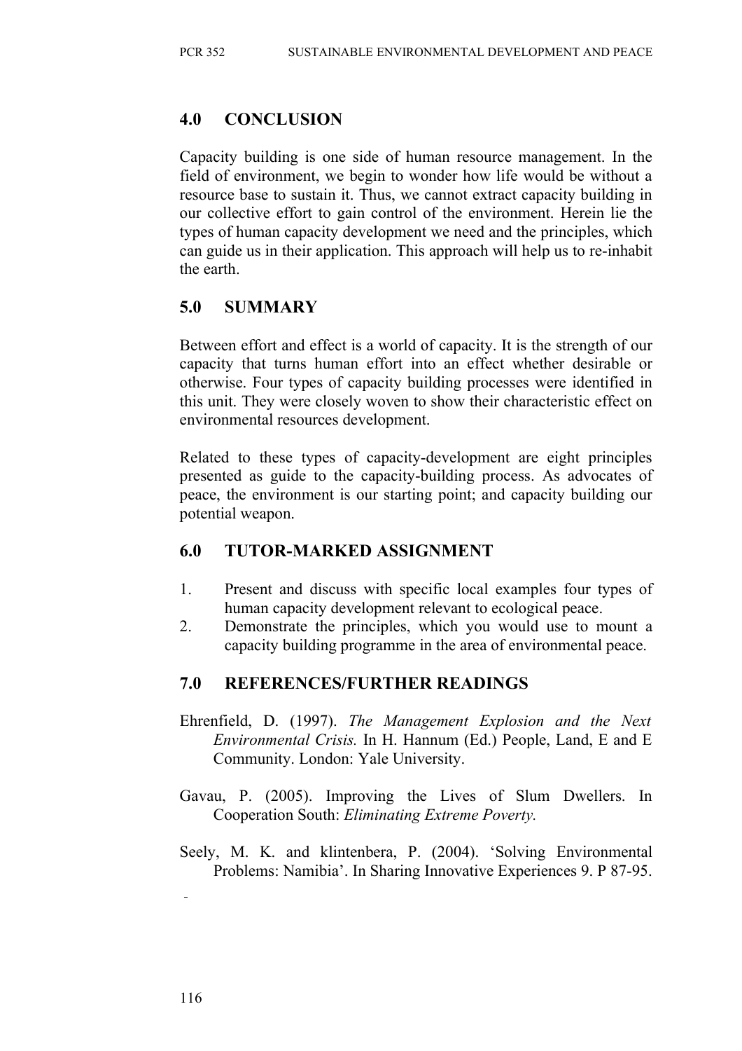## 4.0 CONCLUSION

Capacity building is one side of human resource management. In the field of environment, we begin to wonder how life would be without a resource base to sustain it. Thus, we cannot extract capacity building in our collective effort to gain control of the environment. Herein lie the types of human capacity development we need and the principles, which can guide us in their application. This approach will help us to re-inhabit the earth.

## 5.0 SUMMARY

Between effort and effect is a world of capacity. It is the strength of our capacity that turns human effort into an effect whether desirable or otherwise. Four types of capacity building processes were identified in this unit. They were closely woven to show their characteristic effect on environmental resources development.

Related to these types of capacity-development are eight principles presented as guide to the capacity-building process. As advocates of peace, the environment is our starting point; and capacity building our potential weapon.

## 6.0 TUTOR-MARKED ASSIGNMENT

1. Present and discuss with specific local examples four types of human capacity development relevant to ecological peace.
2. Demonstrate the principles, which you would use to mount a capacity building programme in the area of environmental peace.

## 7.0 REFERENCES/FURTHER READINGS

Ehrenfield, D. (1997). *The Management Explosion and the Next Environmental Crisis.* In H. Hannum (Ed.) People, Land, E and E Community. London: Yale University.

Gavau, P. (2005). Improving the Lives of Slum Dwellers. In Cooperation South: *Eliminating Extreme Poverty.*

Seely, M. K. and klintenbera, P. (2004). 'Solving Environmental Problems: Namibia'. In Sharing Innovative Experiences 9. P 87-95.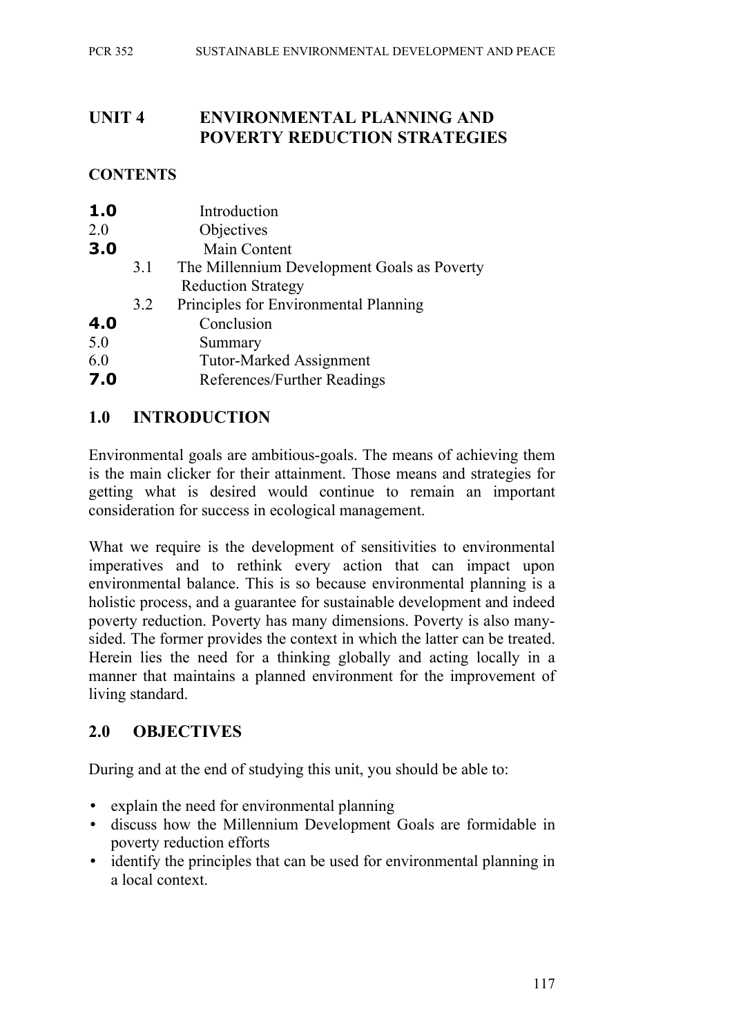# UNIT 4 ENVIRONMENTAL PLANNING AND POVERTY REDUCTION STRATEGIES

## CONTENTS

- **1.0** Introduction
- 2.0 Objectives
- **3.0** Main Content
  - 3.1 The Millennium Development Goals as Poverty Reduction Strategy
  - 3.2 Principles for Environmental Planning
- **4.0** Conclusion
- 5.0 Summary
- 6.0 Tutor-Marked Assignment
- **7.0** References/Further Readings

## 1.0 INTRODUCTION

Environmental goals are ambitious-goals. The means of achieving them is the main clicker for their attainment. Those means and strategies for getting what is desired would continue to remain an important consideration for success in ecological management.

What we require is the development of sensitivities to environmental imperatives and to rethink every action that can impact upon environmental balance. This is so because environmental planning is a holistic process, and a guarantee for sustainable development and indeed poverty reduction. Poverty has many dimensions. Poverty is also many-sided. The former provides the context in which the latter can be treated. Herein lies the need for a thinking globally and acting locally in a manner that maintains a planned environment for the improvement of living standard.

## 2.0 OBJECTIVES

During and at the end of studying this unit, you should be able to:

- explain the need for environmental planning
- discuss how the Millennium Development Goals are formidable in poverty reduction efforts
- identify the principles that can be used for environmental planning in a local context.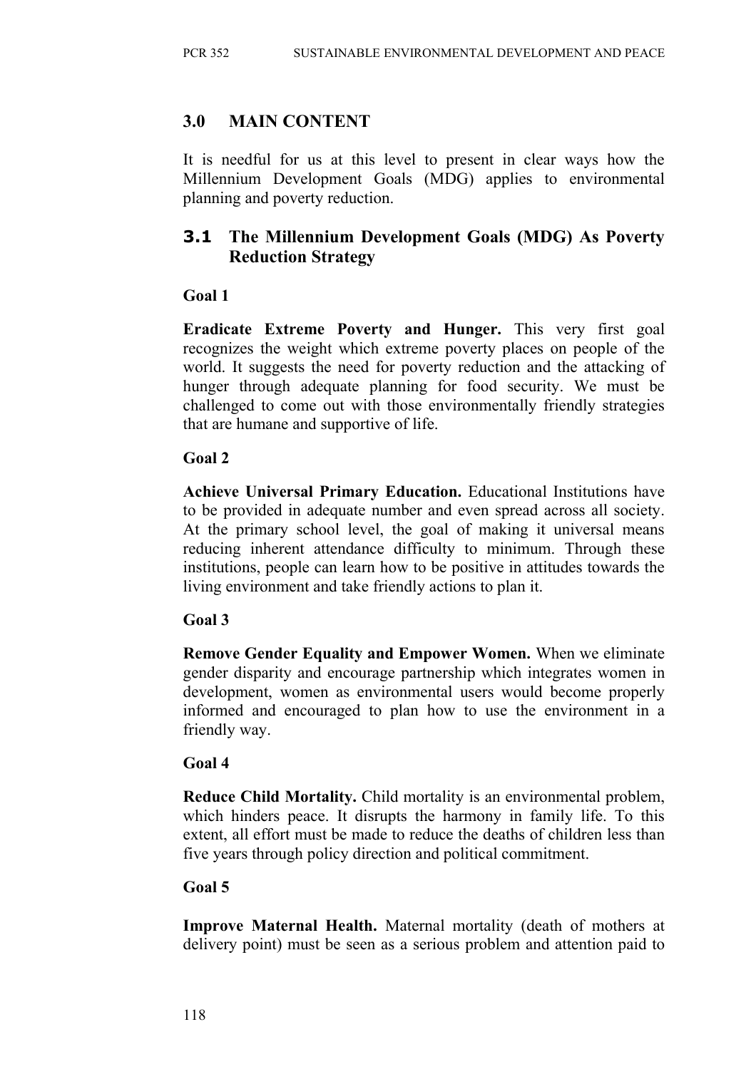## 3.0 MAIN CONTENT

It is needful for us at this level to present in clear ways how the Millennium Development Goals (MDG) applies to environmental planning and poverty reduction.

### 3.1 The Millennium Development Goals (MDG) As Poverty Reduction Strategy

**Goal 1**

**Eradicate Extreme Poverty and Hunger.** This very first goal recognizes the weight which extreme poverty places on people of the world. It suggests the need for poverty reduction and the attacking of hunger through adequate planning for food security. We must be challenged to come out with those environmentally friendly strategies that are humane and supportive of life.

**Goal 2**

**Achieve Universal Primary Education.** Educational Institutions have to be provided in adequate number and even spread across all society. At the primary school level, the goal of making it universal means reducing inherent attendance difficulty to minimum. Through these institutions, people can learn how to be positive in attitudes towards the living environment and take friendly actions to plan it.

**Goal 3**

**Remove Gender Equality and Empower Women.** When we eliminate gender disparity and encourage partnership which integrates women in development, women as environmental users would become properly informed and encouraged to plan how to use the environment in a friendly way.

**Goal 4**

**Reduce Child Mortality.** Child mortality is an environmental problem, which hinders peace. It disrupts the harmony in family life. To this extent, all effort must be made to reduce the deaths of children less than five years through policy direction and political commitment.

**Goal 5**

**Improve Maternal Health.** Maternal mortality (death of mothers at delivery point) must be seen as a serious problem and attention paid to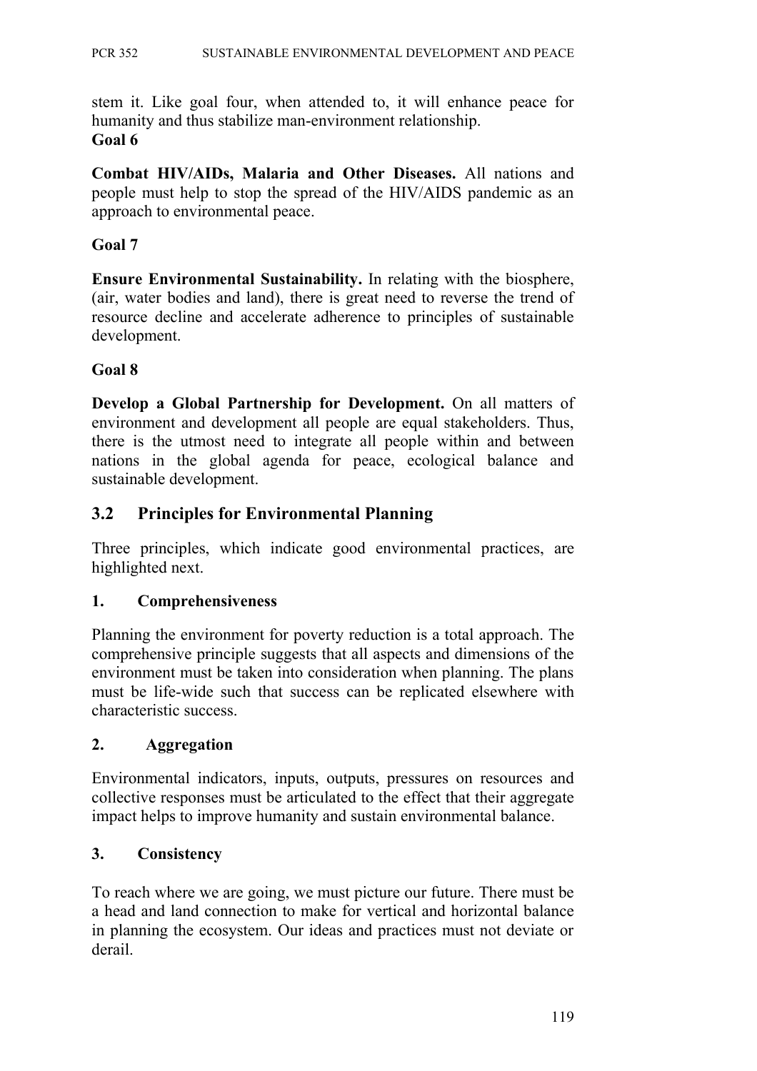stem it. Like goal four, when attended to, it will enhance peace for humanity and thus stabilize man-environment relationship.

**Goal 6**

**Combat HIV/AIDs, Malaria and Other Diseases.** All nations and people must help to stop the spread of the HIV/AIDS pandemic as an approach to environmental peace.

**Goal 7**

**Ensure Environmental Sustainability.** In relating with the biosphere, (air, water bodies and land), there is great need to reverse the trend of resource decline and accelerate adherence to principles of sustainable development.

**Goal 8**

**Develop a Global Partnership for Development.** On all matters of environment and development all people are equal stakeholders. Thus, there is the utmost need to integrate all people within and between nations in the global agenda for peace, ecological balance and sustainable development.

## 3.2 Principles for Environmental Planning

Three principles, which indicate good environmental practices, are highlighted next.

### 1. Comprehensiveness

Planning the environment for poverty reduction is a total approach. The comprehensive principle suggests that all aspects and dimensions of the environment must be taken into consideration when planning. The plans must be life-wide such that success can be replicated elsewhere with characteristic success.

### 2. Aggregation

Environmental indicators, inputs, outputs, pressures on resources and collective responses must be articulated to the effect that their aggregate impact helps to improve humanity and sustain environmental balance.

### 3. Consistency

To reach where we are going, we must picture our future. There must be a head and land connection to make for vertical and horizontal balance in planning the ecosystem. Our ideas and practices must not deviate or derail.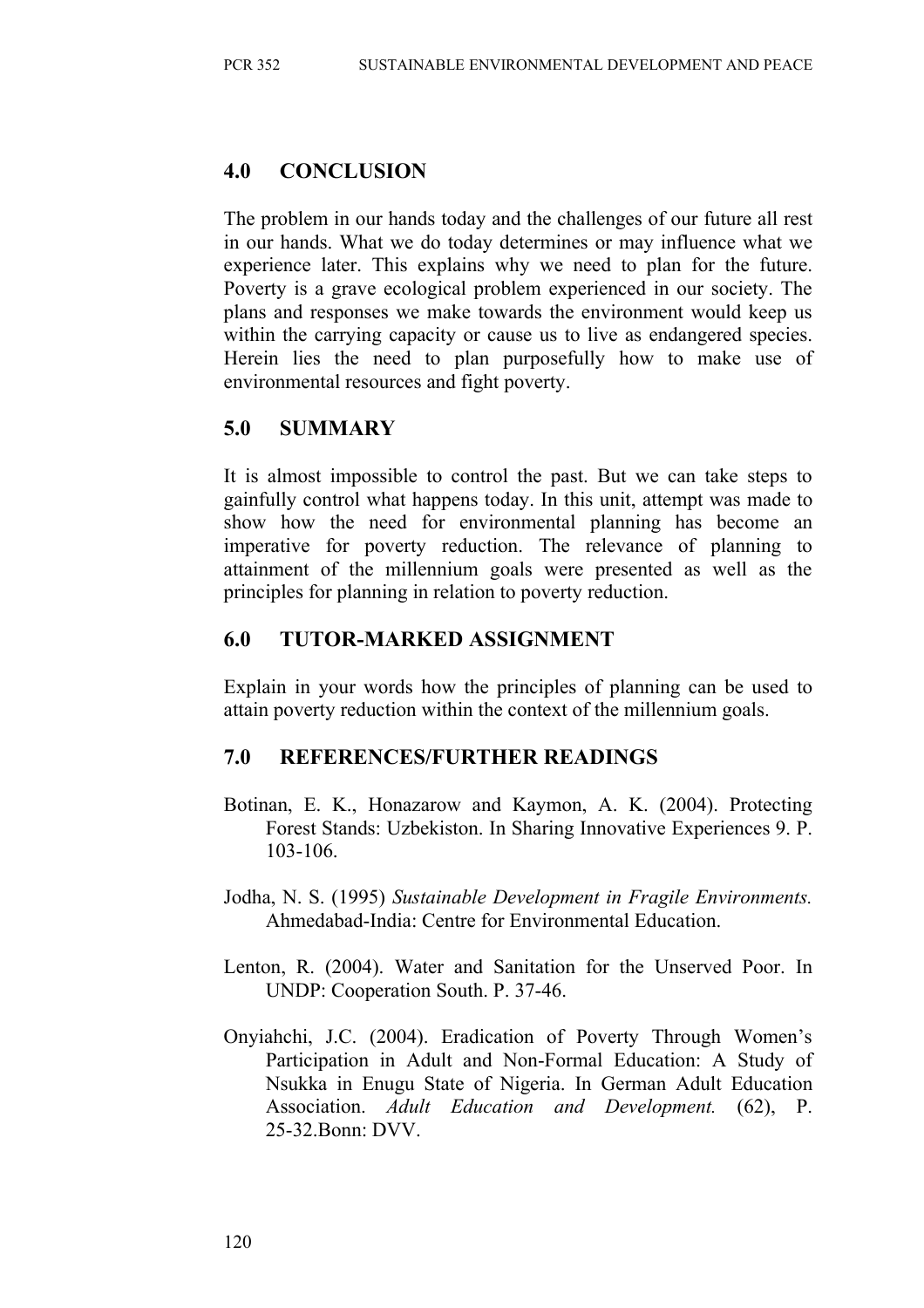## 4.0 CONCLUSION

The problem in our hands today and the challenges of our future all rest in our hands. What we do today determines or may influence what we experience later. This explains why we need to plan for the future. Poverty is a grave ecological problem experienced in our society. The plans and responses we make towards the environment would keep us within the carrying capacity or cause us to live as endangered species. Herein lies the need to plan purposefully how to make use of environmental resources and fight poverty.

## 5.0 SUMMARY

It is almost impossible to control the past. But we can take steps to gainfully control what happens today. In this unit, attempt was made to show how the need for environmental planning has become an imperative for poverty reduction. The relevance of planning to attainment of the millennium goals were presented as well as the principles for planning in relation to poverty reduction.

## 6.0 TUTOR-MARKED ASSIGNMENT

Explain in your words how the principles of planning can be used to attain poverty reduction within the context of the millennium goals.

## 7.0 REFERENCES/FURTHER READINGS

Botinan, E. K., Honazarow and Kaymon, A. K. (2004). Protecting Forest Stands: Uzbekiston. In Sharing Innovative Experiences 9. P. 103-106.

Jodha, N. S. (1995) *Sustainable Development in Fragile Environments.* Ahmedabad-India: Centre for Environmental Education.

Lenton, R. (2004). Water and Sanitation for the Unserved Poor. In UNDP: Cooperation South. P. 37-46.

Onyiahchi, J.C. (2004). Eradication of Poverty Through Women's Participation in Adult and Non-Formal Education: A Study of Nsukka in Enugu State of Nigeria. In German Adult Education Association. *Adult Education and Development.* (62), P. 25-32.Bonn: DVV.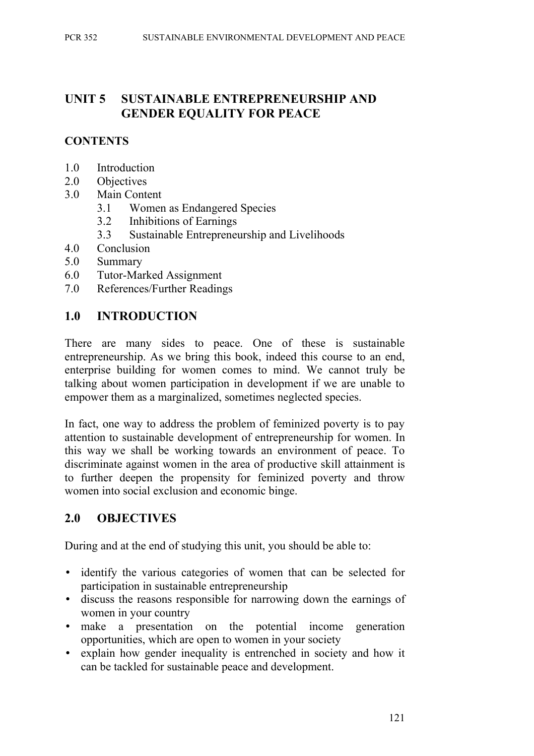# UNIT 5 SUSTAINABLE ENTREPRENEURSHIP AND GENDER EQUALITY FOR PEACE

## CONTENTS

- 1.0 Introduction
- 2.0 Objectives
- 3.0 Main Content
  - 3.1 Women as Endangered Species
  - 3.2 Inhibitions of Earnings
  - 3.3 Sustainable Entrepreneurship and Livelihoods
- 4.0 Conclusion
- 5.0 Summary
- 6.0 Tutor-Marked Assignment
- 7.0 References/Further Readings

## 1.0 INTRODUCTION

There are many sides to peace. One of these is sustainable entrepreneurship. As we bring this book, indeed this course to an end, enterprise building for women comes to mind. We cannot truly be talking about women participation in development if we are unable to empower them as a marginalized, sometimes neglected species.

In fact, one way to address the problem of feminized poverty is to pay attention to sustainable development of entrepreneurship for women. In this way we shall be working towards an environment of peace. To discriminate against women in the area of productive skill attainment is to further deepen the propensity for feminized poverty and throw women into social exclusion and economic binge.

## 2.0 OBJECTIVES

During and at the end of studying this unit, you should be able to:

- identify the various categories of women that can be selected for participation in sustainable entrepreneurship
- discuss the reasons responsible for narrowing down the earnings of women in your country
- make a presentation on the potential income generation opportunities, which are open to women in your society
- explain how gender inequality is entrenched in society and how it can be tackled for sustainable peace and development.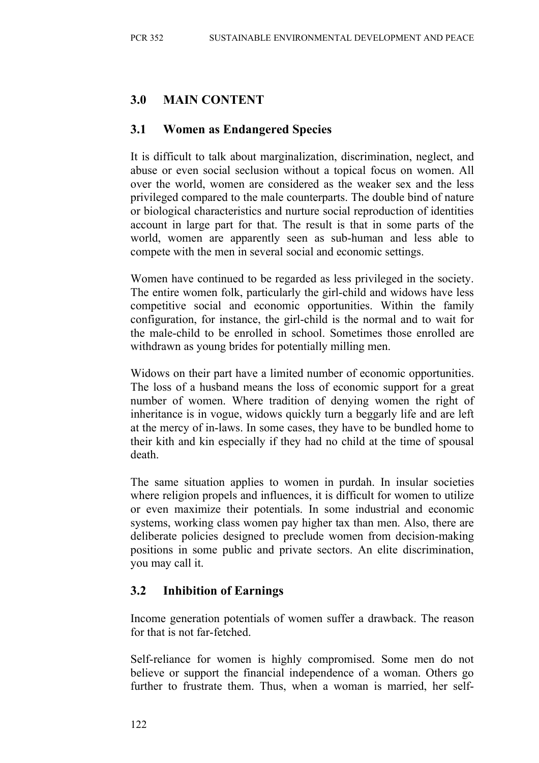## 3.0 MAIN CONTENT

### 3.1 Women as Endangered Species

It is difficult to talk about marginalization, discrimination, neglect, and abuse or even social seclusion without a topical focus on women. All over the world, women are considered as the weaker sex and the less privileged compared to the male counterparts. The double bind of nature or biological characteristics and nurture social reproduction of identities account in large part for that. The result is that in some parts of the world, women are apparently seen as sub-human and less able to compete with the men in several social and economic settings.

Women have continued to be regarded as less privileged in the society. The entire women folk, particularly the girl-child and widows have less competitive social and economic opportunities. Within the family configuration, for instance, the girl-child is the normal and to wait for the male-child to be enrolled in school. Sometimes those enrolled are withdrawn as young brides for potentially milling men.

Widows on their part have a limited number of economic opportunities. The loss of a husband means the loss of economic support for a great number of women. Where tradition of denying women the right of inheritance is in vogue, widows quickly turn a beggarly life and are left at the mercy of in-laws. In some cases, they have to be bundled home to their kith and kin especially if they had no child at the time of spousal death.

The same situation applies to women in purdah. In insular societies where religion propels and influences, it is difficult for women to utilize or even maximize their potentials. In some industrial and economic systems, working class women pay higher tax than men. Also, there are deliberate policies designed to preclude women from decision-making positions in some public and private sectors. An elite discrimination, you may call it.

### 3.2 Inhibition of Earnings

Income generation potentials of women suffer a drawback. The reason for that is not far-fetched.

Self-reliance for women is highly compromised. Some men do not believe or support the financial independence of a woman. Others go further to frustrate them. Thus, when a woman is married, her self-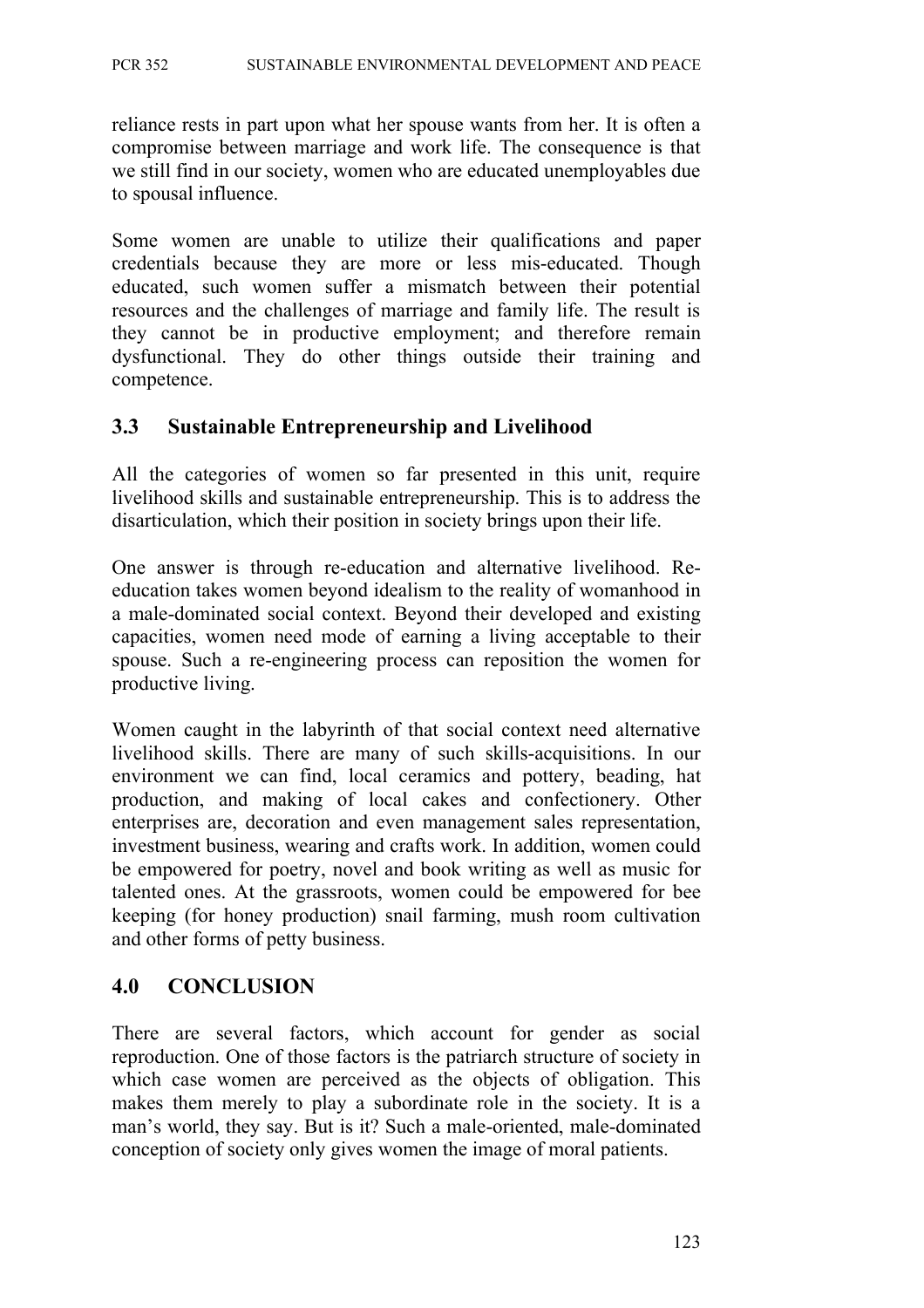reliance rests in part upon what her spouse wants from her. It is often a compromise between marriage and work life. The consequence is that we still find in our society, women who are educated unemployables due to spousal influence.

Some women are unable to utilize their qualifications and paper credentials because they are more or less mis-educated. Though educated, such women suffer a mismatch between their potential resources and the challenges of marriage and family life. The result is they cannot be in productive employment; and therefore remain dysfunctional. They do other things outside their training and competence.

### 3.3 Sustainable Entrepreneurship and Livelihood

All the categories of women so far presented in this unit, require livelihood skills and sustainable entrepreneurship. This is to address the disarticulation, which their position in society brings upon their life.

One answer is through re-education and alternative livelihood. Re-education takes women beyond idealism to the reality of womanhood in a male-dominated social context. Beyond their developed and existing capacities, women need mode of earning a living acceptable to their spouse. Such a re-engineering process can reposition the women for productive living.

Women caught in the labyrinth of that social context need alternative livelihood skills. There are many of such skills-acquisitions. In our environment we can find, local ceramics and pottery, beading, hat production, and making of local cakes and confectionery. Other enterprises are, decoration and even management sales representation, investment business, wearing and crafts work. In addition, women could be empowered for poetry, novel and book writing as well as music for talented ones. At the grassroots, women could be empowered for bee keeping (for honey production) snail farming, mush room cultivation and other forms of petty business.

## 4.0 CONCLUSION

There are several factors, which account for gender as social reproduction. One of those factors is the patriarch structure of society in which case women are perceived as the objects of obligation. This makes them merely to play a subordinate role in the society. It is a man's world, they say. But is it? Such a male-oriented, male-dominated conception of society only gives women the image of moral patients.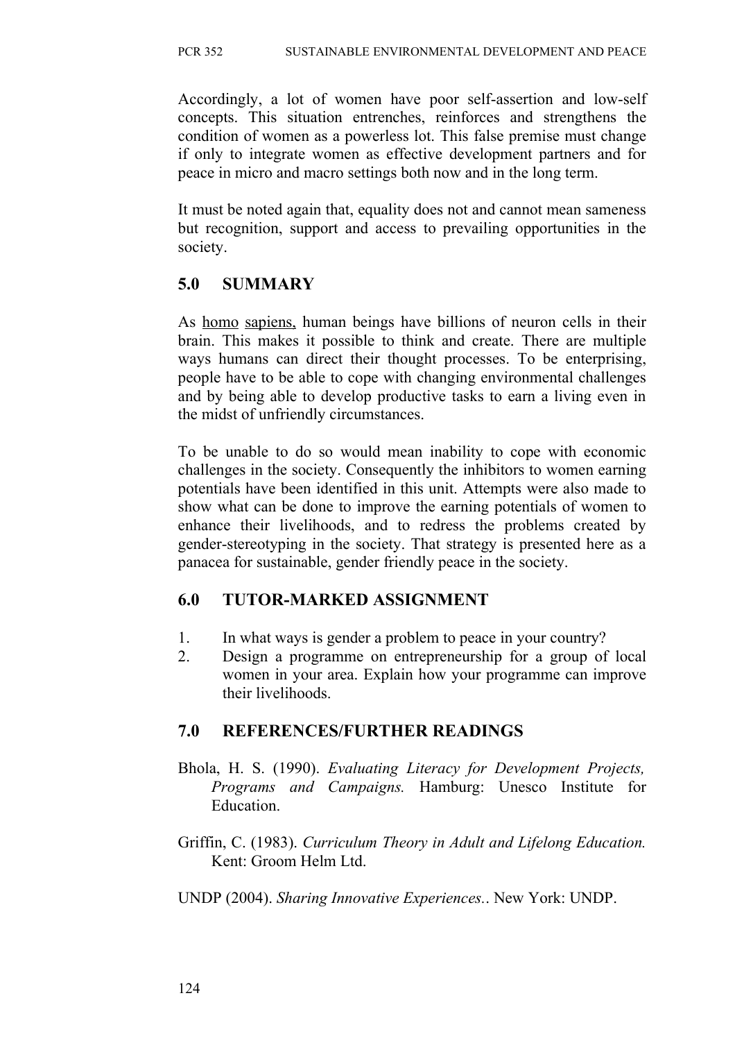Accordingly, a lot of women have poor self-assertion and low-self concepts. This situation entrenches, reinforces and strengthens the condition of women as a powerless lot. This false premise must change if only to integrate women as effective development partners and for peace in micro and macro settings both now and in the long term.

It must be noted again that, equality does not and cannot mean sameness but recognition, support and access to prevailing opportunities in the society.

## 5.0 SUMMARY

As homo sapiens, human beings have billions of neuron cells in their brain. This makes it possible to think and create. There are multiple ways humans can direct their thought processes. To be enterprising, people have to be able to cope with changing environmental challenges and by being able to develop productive tasks to earn a living even in the midst of unfriendly circumstances.

To be unable to do so would mean inability to cope with economic challenges in the society. Consequently the inhibitors to women earning potentials have been identified in this unit. Attempts were also made to show what can be done to improve the earning potentials of women to enhance their livelihoods, and to redress the problems created by gender-stereotyping in the society. That strategy is presented here as a panacea for sustainable, gender friendly peace in the society.

## 6.0 TUTOR-MARKED ASSIGNMENT

1. In what ways is gender a problem to peace in your country?
2. Design a programme on entrepreneurship for a group of local women in your area. Explain how your programme can improve their livelihoods.

## 7.0 REFERENCES/FURTHER READINGS

Bhola, H. S. (1990). *Evaluating Literacy for Development Projects, Programs and Campaigns.* Hamburg: Unesco Institute for Education.

Griffin, C. (1983). *Curriculum Theory in Adult and Lifelong Education.* Kent: Groom Helm Ltd.

UNDP (2004). *Sharing Innovative Experiences.*. New York: UNDP.